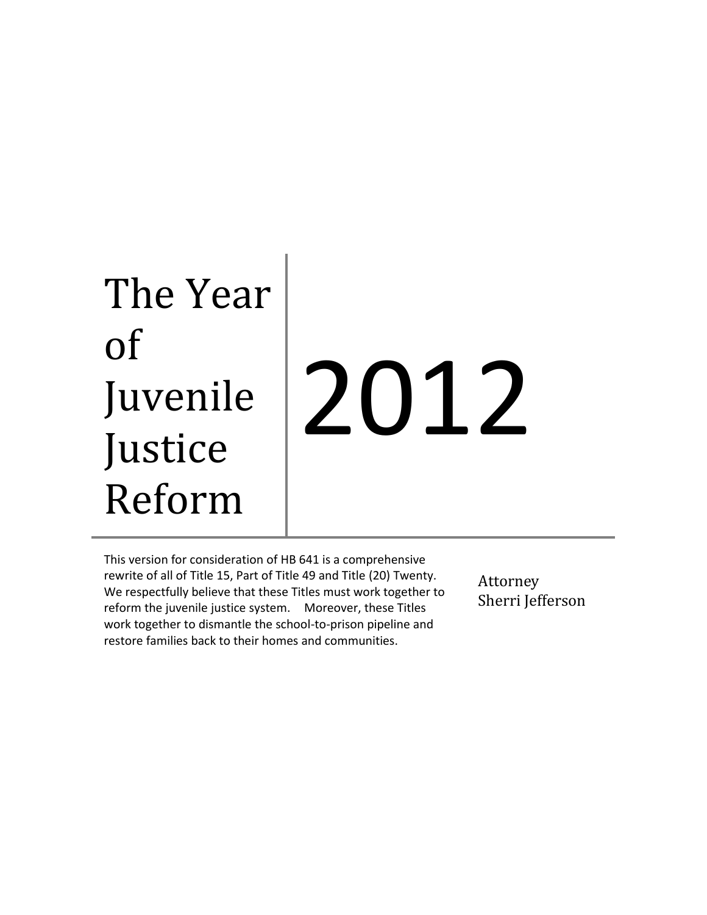# The Year of Juvenile Justice Reform

# 2012

This version for consideration of HB 641 is a comprehensive rewrite of all of Title 15, Part of Title 49 and Title (20) Twenty. We respectfully believe that these Titles must work together to reform the juvenile justice system. Moreover, these Titles work together to dismantle the school-to-prison pipeline and restore families back to their homes and communities.

Attorney
Sherri Jefferson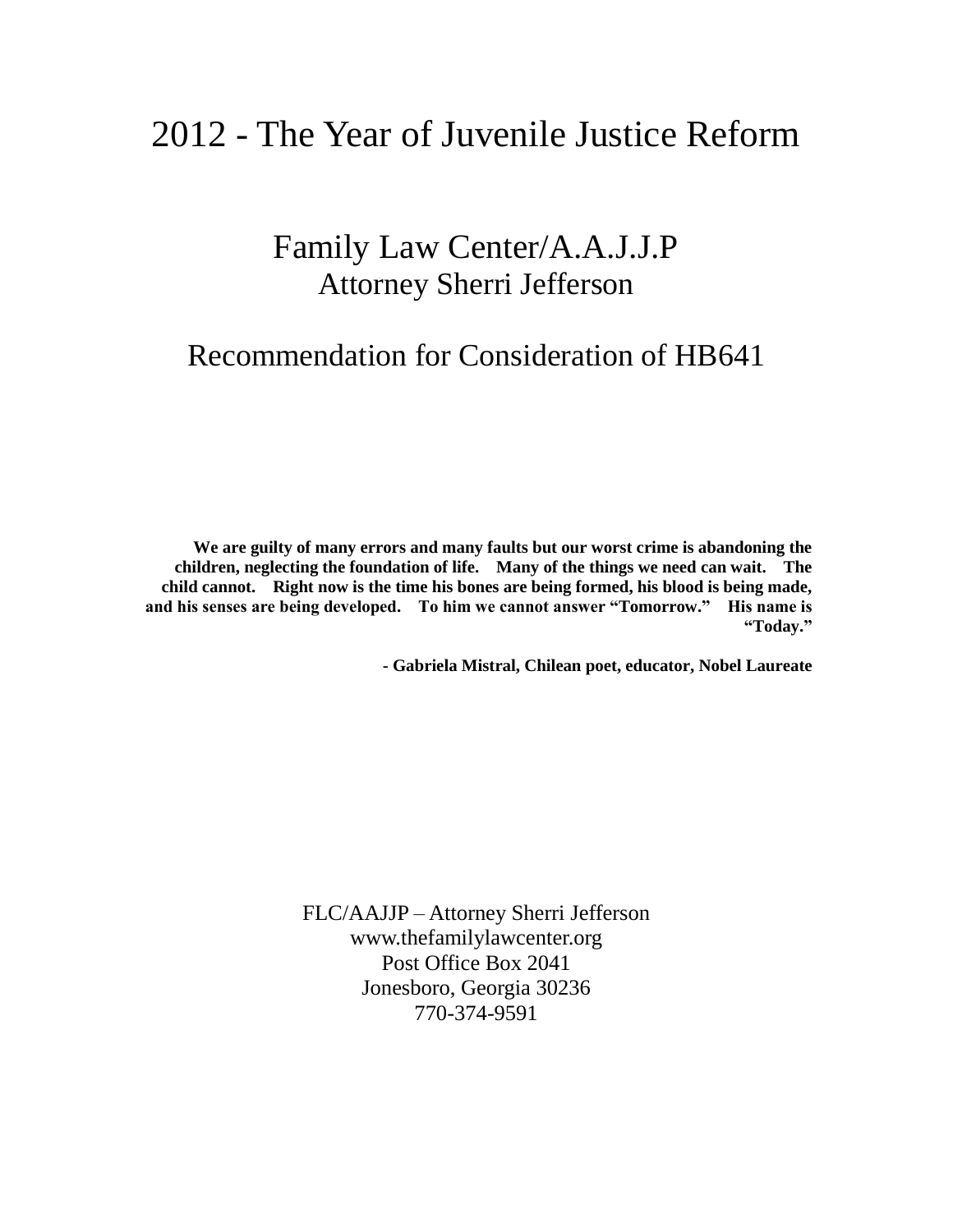# 2012 - The Year of Juvenile Justice Reform

## Family Law Center/A.A.J.J.P

Attorney Sherri Jefferson

## Recommendation for Consideration of HB641

**We are guilty of many errors and many faults but our worst crime is abandoning the children, neglecting the foundation of life. Many of the things we need can wait. The child cannot. Right now is the time his bones are being formed, his blood is being made, and his senses are being developed. To him we cannot answer "Tomorrow." His name is "Today."**

**- Gabriela Mistral, Chilean poet, educator, Nobel Laureate**

FLC/AAJJP – Attorney Sherri Jefferson
www.thefamilylawcenter.org
Post Office Box 2041
Jonesboro, Georgia 30236
770-374-9591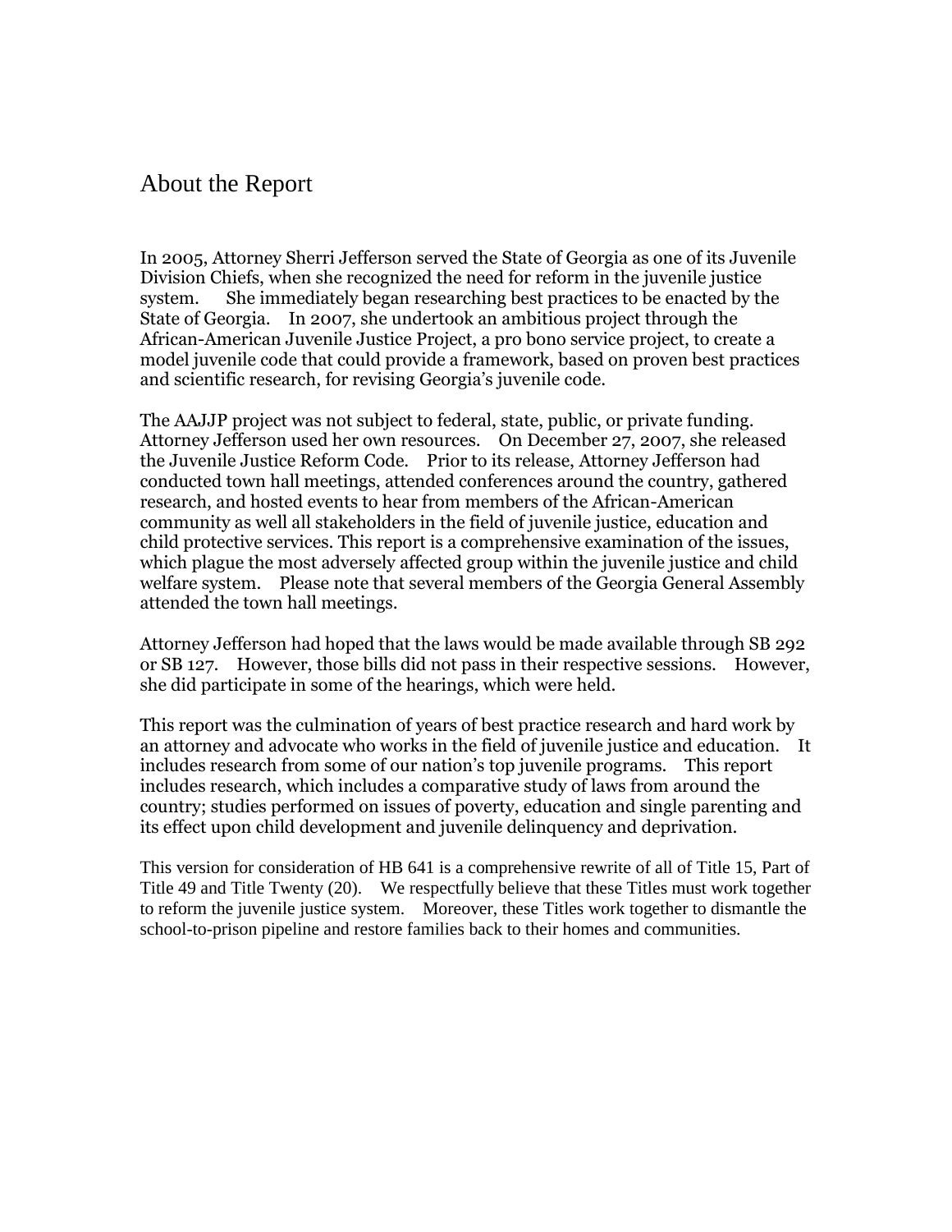# About the Report

In 2005, Attorney Sherri Jefferson served the State of Georgia as one of its Juvenile Division Chiefs, when she recognized the need for reform in the juvenile justice system. She immediately began researching best practices to be enacted by the State of Georgia. In 2007, she undertook an ambitious project through the African-American Juvenile Justice Project, a pro bono service project, to create a model juvenile code that could provide a framework, based on proven best practices and scientific research, for revising Georgia's juvenile code.

The AAJJP project was not subject to federal, state, public, or private funding. Attorney Jefferson used her own resources. On December 27, 2007, she released the Juvenile Justice Reform Code. Prior to its release, Attorney Jefferson had conducted town hall meetings, attended conferences around the country, gathered research, and hosted events to hear from members of the African-American community as well all stakeholders in the field of juvenile justice, education and child protective services. This report is a comprehensive examination of the issues, which plague the most adversely affected group within the juvenile justice and child welfare system. Please note that several members of the Georgia General Assembly attended the town hall meetings.

Attorney Jefferson had hoped that the laws would be made available through SB 292 or SB 127. However, those bills did not pass in their respective sessions. However, she did participate in some of the hearings, which were held.

This report was the culmination of years of best practice research and hard work by an attorney and advocate who works in the field of juvenile justice and education. It includes research from some of our nation's top juvenile programs. This report includes research, which includes a comparative study of laws from around the country; studies performed on issues of poverty, education and single parenting and its effect upon child development and juvenile delinquency and deprivation.

This version for consideration of HB 641 is a comprehensive rewrite of all of Title 15, Part of Title 49 and Title Twenty (20). We respectfully believe that these Titles must work together to reform the juvenile justice system. Moreover, these Titles work together to dismantle the school-to-prison pipeline and restore families back to their homes and communities.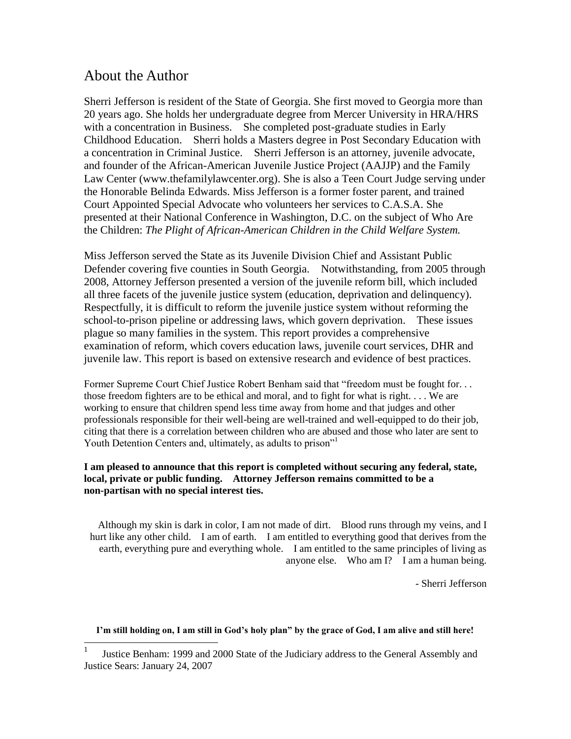# About the Author

Sherri Jefferson is resident of the State of Georgia. She first moved to Georgia more than 20 years ago. She holds her undergraduate degree from Mercer University in HRA/HRS with a concentration in Business. She completed post-graduate studies in Early Childhood Education. Sherri holds a Masters degree in Post Secondary Education with a concentration in Criminal Justice. Sherri Jefferson is an attorney, juvenile advocate, and founder of the African-American Juvenile Justice Project (AAJJP) and the Family Law Center (www.thefamilylawcenter.org). She is also a Teen Court Judge serving under the Honorable Belinda Edwards. Miss Jefferson is a former foster parent, and trained Court Appointed Special Advocate who volunteers her services to C.A.S.A. She presented at their National Conference in Washington, D.C. on the subject of Who Are the Children: *The Plight of African-American Children in the Child Welfare System.*

Miss Jefferson served the State as its Juvenile Division Chief and Assistant Public Defender covering five counties in South Georgia. Notwithstanding, from 2005 through 2008, Attorney Jefferson presented a version of the juvenile reform bill, which included all three facets of the juvenile justice system (education, deprivation and delinquency). Respectfully, it is difficult to reform the juvenile justice system without reforming the school-to-prison pipeline or addressing laws, which govern deprivation. These issues plague so many families in the system. This report provides a comprehensive examination of reform, which covers education laws, juvenile court services, DHR and juvenile law. This report is based on extensive research and evidence of best practices.

Former Supreme Court Chief Justice Robert Benham said that "freedom must be fought for. . . those freedom fighters are to be ethical and moral, and to fight for what is right. . . . We are working to ensure that children spend less time away from home and that judges and other professionals responsible for their well-being are well-trained and well-equipped to do their job, citing that there is a correlation between children who are abused and those who later are sent to Youth Detention Centers and, ultimately, as adults to prison"[1]

**I am pleased to announce that this report is completed without securing any federal, state, local, private or public funding. Attorney Jefferson remains committed to be a non-partisan with no special interest ties.**

> Although my skin is dark in color, I am not made of dirt. Blood runs through my veins, and I hurt like any other child. I am of earth. I am entitled to everything good that derives from the earth, everything pure and everything whole. I am entitled to the same principles of living as anyone else. Who am I? I am a human being.
>
> - Sherri Jefferson

**I'm still holding on, I am still in God's holy plan" by the grace of God, I am alive and still here!**

---

[1] Justice Benham: 1999 and 2000 State of the Judiciary address to the General Assembly and Justice Sears: January 24, 2007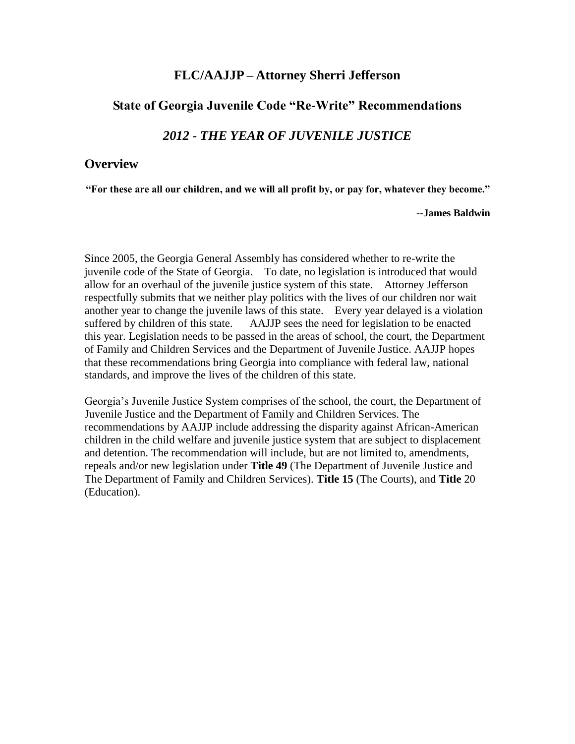# FLC/AAJJP – Attorney Sherri Jefferson

## State of Georgia Juvenile Code "Re-Write" Recommendations

## *2012 - THE YEAR OF JUVENILE JUSTICE*

## Overview

**"For these are all our children, and we will all profit by, or pay for, whatever they become."**

**--James Baldwin**

Since 2005, the Georgia General Assembly has considered whether to re-write the juvenile code of the State of Georgia. To date, no legislation is introduced that would allow for an overhaul of the juvenile justice system of this state. Attorney Jefferson respectfully submits that we neither play politics with the lives of our children nor wait another year to change the juvenile laws of this state. Every year delayed is a violation suffered by children of this state. AAJJP sees the need for legislation to be enacted this year. Legislation needs to be passed in the areas of school, the court, the Department of Family and Children Services and the Department of Juvenile Justice. AAJJP hopes that these recommendations bring Georgia into compliance with federal law, national standards, and improve the lives of the children of this state.

Georgia's Juvenile Justice System comprises of the school, the court, the Department of Juvenile Justice and the Department of Family and Children Services. The recommendations by AAJJP include addressing the disparity against African-American children in the child welfare and juvenile justice system that are subject to displacement and detention. The recommendation will include, but are not limited to, amendments, repeals and/or new legislation under **Title 49** (The Department of Juvenile Justice and The Department of Family and Children Services). **Title 15** (The Courts), and **Title** 20 (Education).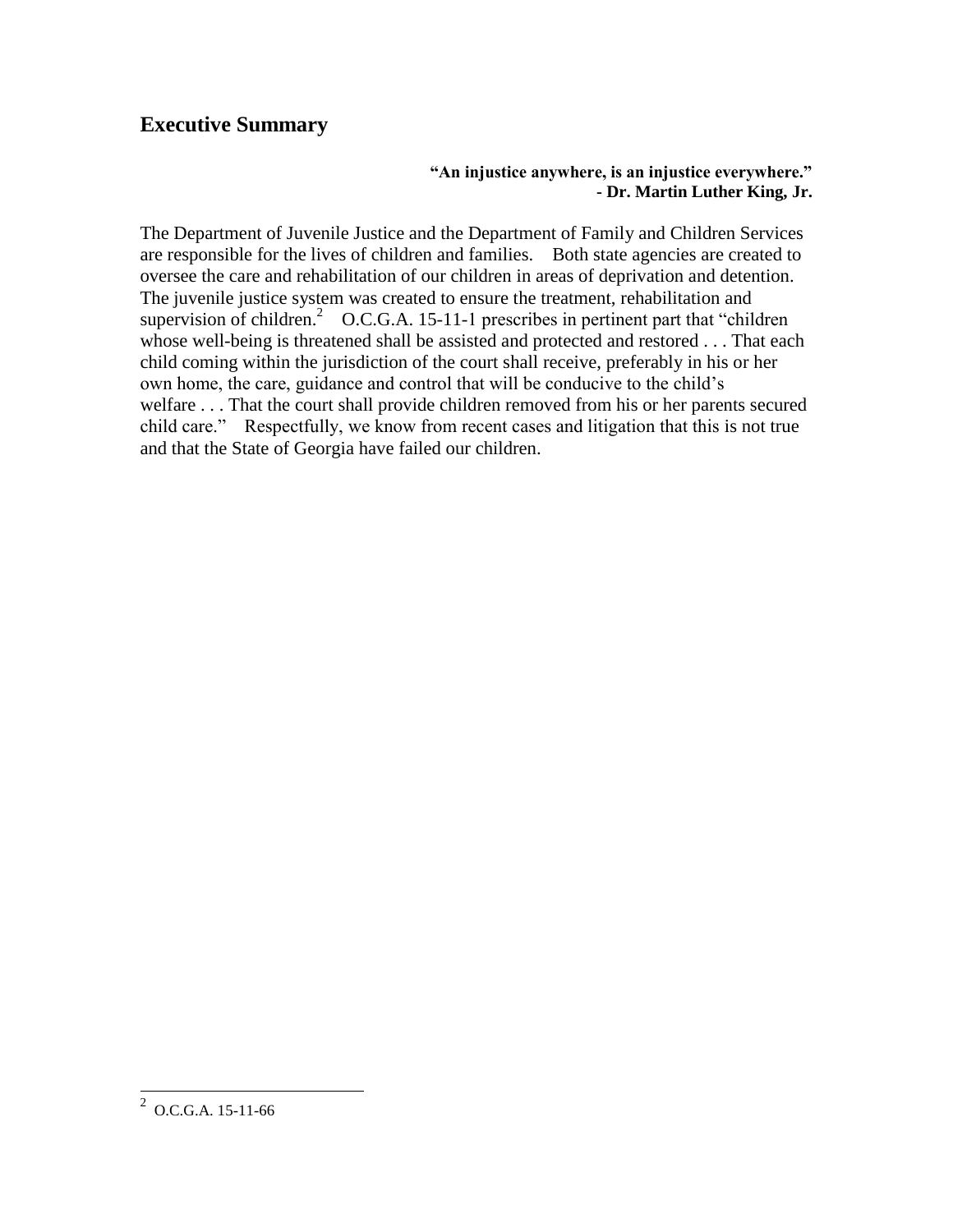## Executive Summary

**"An injustice anywhere, is an injustice everywhere."**
**- Dr. Martin Luther King, Jr.**

The Department of Juvenile Justice and the Department of Family and Children Services are responsible for the lives of children and families. Both state agencies are created to oversee the care and rehabilitation of our children in areas of deprivation and detention. The juvenile justice system was created to ensure the treatment, rehabilitation and supervision of children.[2] O.C.G.A. 15-11-1 prescribes in pertinent part that "children whose well-being is threatened shall be assisted and protected and restored . . . That each child coming within the jurisdiction of the court shall receive, preferably in his or her own home, the care, guidance and control that will be conducive to the child's welfare . . . That the court shall provide children removed from his or her parents secured child care." Respectfully, we know from recent cases and litigation that this is not true and that the State of Georgia have failed our children.

---

[2] O.C.G.A. 15-11-66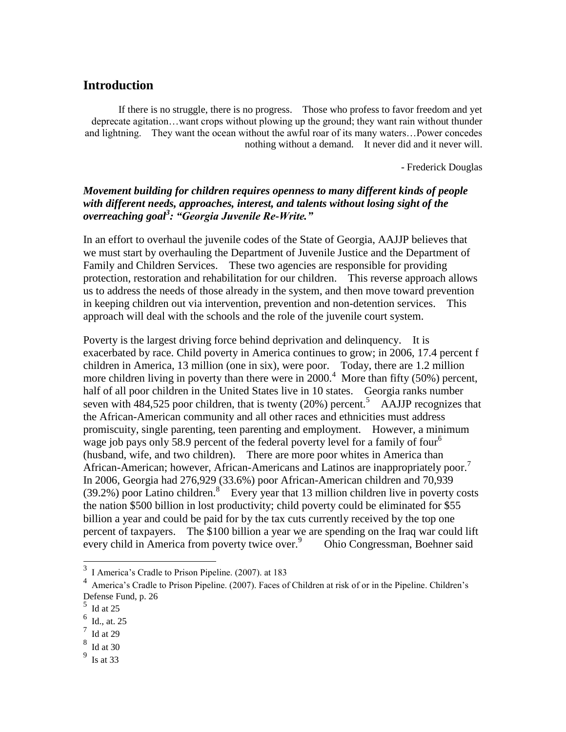## Introduction

> If there is no struggle, there is no progress. Those who profess to favor freedom and yet deprecate agitation…want crops without plowing up the ground; they want rain without thunder and lightning. They want the ocean without the awful roar of its many waters…Power concedes nothing without a demand. It never did and it never will.
>
> \- Frederick Douglas

***Movement building for children requires openness to many different kinds of people with different needs, approaches, interest, and talents without losing sight of the overreaching goal[3]: "Georgia Juvenile Re-Write."***

In an effort to overhaul the juvenile codes of the State of Georgia, AAJJP believes that we must start by overhauling the Department of Juvenile Justice and the Department of Family and Children Services. These two agencies are responsible for providing protection, restoration and rehabilitation for our children. This reverse approach allows us to address the needs of those already in the system, and then move toward prevention in keeping children out via intervention, prevention and non-detention services. This approach will deal with the schools and the role of the juvenile court system.

Poverty is the largest driving force behind deprivation and delinquency. It is exacerbated by race. Child poverty in America continues to grow; in 2006, 17.4 percent f children in America, 13 million (one in six), were poor. Today, there are 1.2 million more children living in poverty than there were in 2000.[4] More than fifty (50%) percent, half of all poor children in the United States live in 10 states. Georgia ranks number seven with 484,525 poor children, that is twenty (20%) percent.[5] AAJJP recognizes that the African-American community and all other races and ethnicities must address promiscuity, single parenting, teen parenting and employment. However, a minimum wage job pays only 58.9 percent of the federal poverty level for a family of four[6] (husband, wife, and two children). There are more poor whites in America than African-American; however, African-Americans and Latinos are inappropriately poor.[7] In 2006, Georgia had 276,929 (33.6%) poor African-American children and 70,939 (39.2%) poor Latino children.[8] Every year that 13 million children live in poverty costs the nation $500 billion in lost productivity; child poverty could be eliminated for $55 billion a year and could be paid for by the tax cuts currently received by the top one percent of taxpayers. The $100 billion a year we are spending on the Iraq war could lift every child in America from poverty twice over.[9] Ohio Congressman, Boehner said

---

[3] I America's Cradle to Prison Pipeline. (2007). at 183

[4] America's Cradle to Prison Pipeline. (2007). Faces of Children at risk of or in the Pipeline. Children's Defense Fund, p. 26

[5] Id at 25

[6] Id., at. 25

[7] Id at 29

[8] Id at 30

[9] Is at 33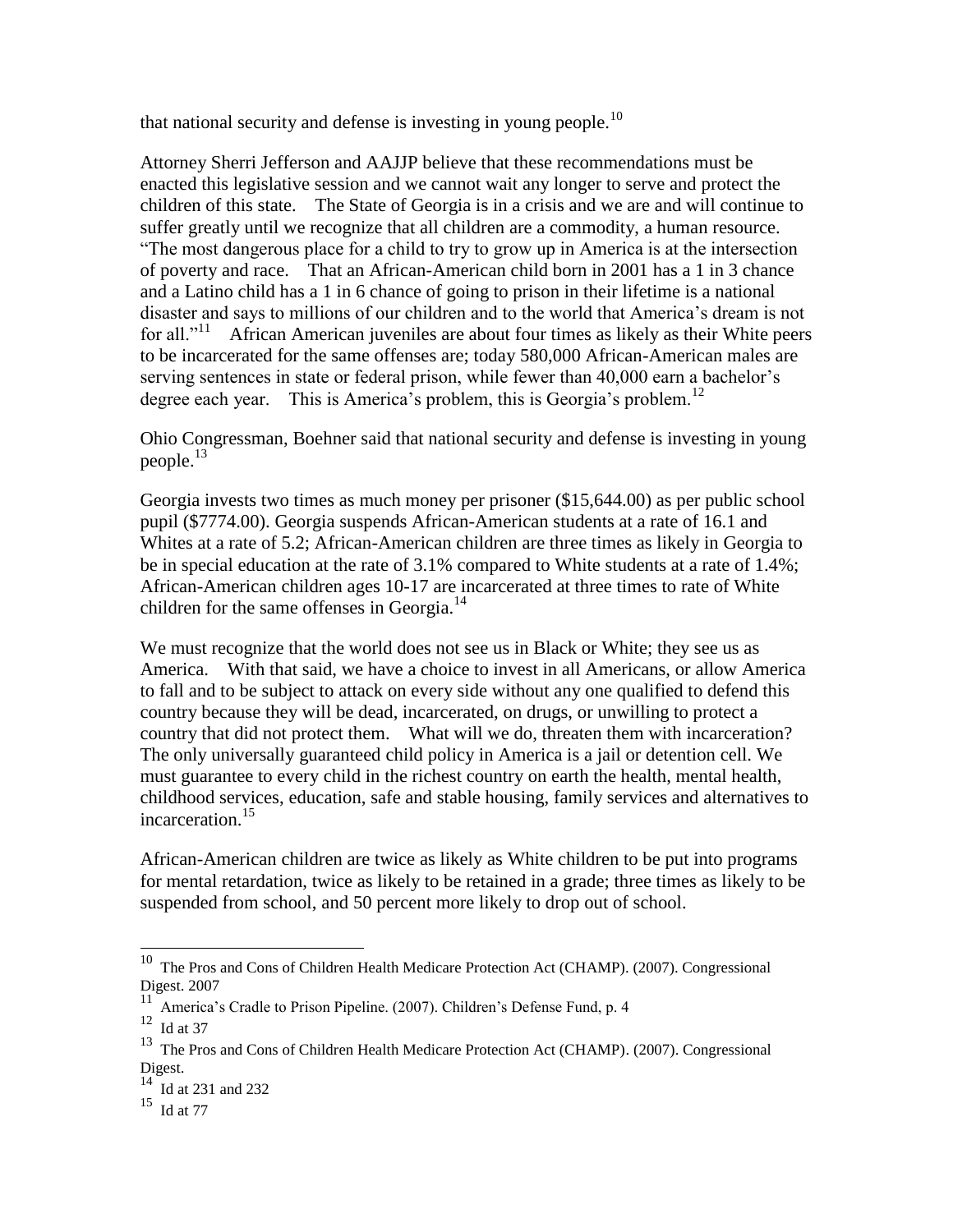that national security and defense is investing in young people.[10]

Attorney Sherri Jefferson and AAJJP believe that these recommendations must be enacted this legislative session and we cannot wait any longer to serve and protect the children of this state. The State of Georgia is in a crisis and we are and will continue to suffer greatly until we recognize that all children are a commodity, a human resource. "The most dangerous place for a child to try to grow up in America is at the intersection of poverty and race. That an African-American child born in 2001 has a 1 in 3 chance and a Latino child has a 1 in 6 chance of going to prison in their lifetime is a national disaster and says to millions of our children and to the world that America's dream is not for all."[11] African American juveniles are about four times as likely as their White peers to be incarcerated for the same offenses are; today 580,000 African-American males are serving sentences in state or federal prison, while fewer than 40,000 earn a bachelor's degree each year. This is America's problem, this is Georgia's problem.[12]

Ohio Congressman, Boehner said that national security and defense is investing in young people.[13]

Georgia invests two times as much money per prisoner ($15,644.00) as per public school pupil ($7774.00). Georgia suspends African-American students at a rate of 16.1 and Whites at a rate of 5.2; African-American children are three times as likely in Georgia to be in special education at the rate of 3.1% compared to White students at a rate of 1.4%; African-American children ages 10-17 are incarcerated at three times to rate of White children for the same offenses in Georgia.[14]

We must recognize that the world does not see us in Black or White; they see us as America. With that said, we have a choice to invest in all Americans, or allow America to fall and to be subject to attack on every side without any one qualified to defend this country because they will be dead, incarcerated, on drugs, or unwilling to protect a country that did not protect them. What will we do, threaten them with incarceration? The only universally guaranteed child policy in America is a jail or detention cell. We must guarantee to every child in the richest country on earth the health, mental health, childhood services, education, safe and stable housing, family services and alternatives to incarceration.[15]

African-American children are twice as likely as White children to be put into programs for mental retardation, twice as likely to be retained in a grade; three times as likely to be suspended from school, and 50 percent more likely to drop out of school.

---

[10] The Pros and Cons of Children Health Medicare Protection Act (CHAMP). (2007). Congressional Digest. 2007

[11] America's Cradle to Prison Pipeline. (2007). Children's Defense Fund, p. 4

[12] Id at 37

[13] The Pros and Cons of Children Health Medicare Protection Act (CHAMP). (2007). Congressional Digest.

[14] Id at 231 and 232

[15] Id at 77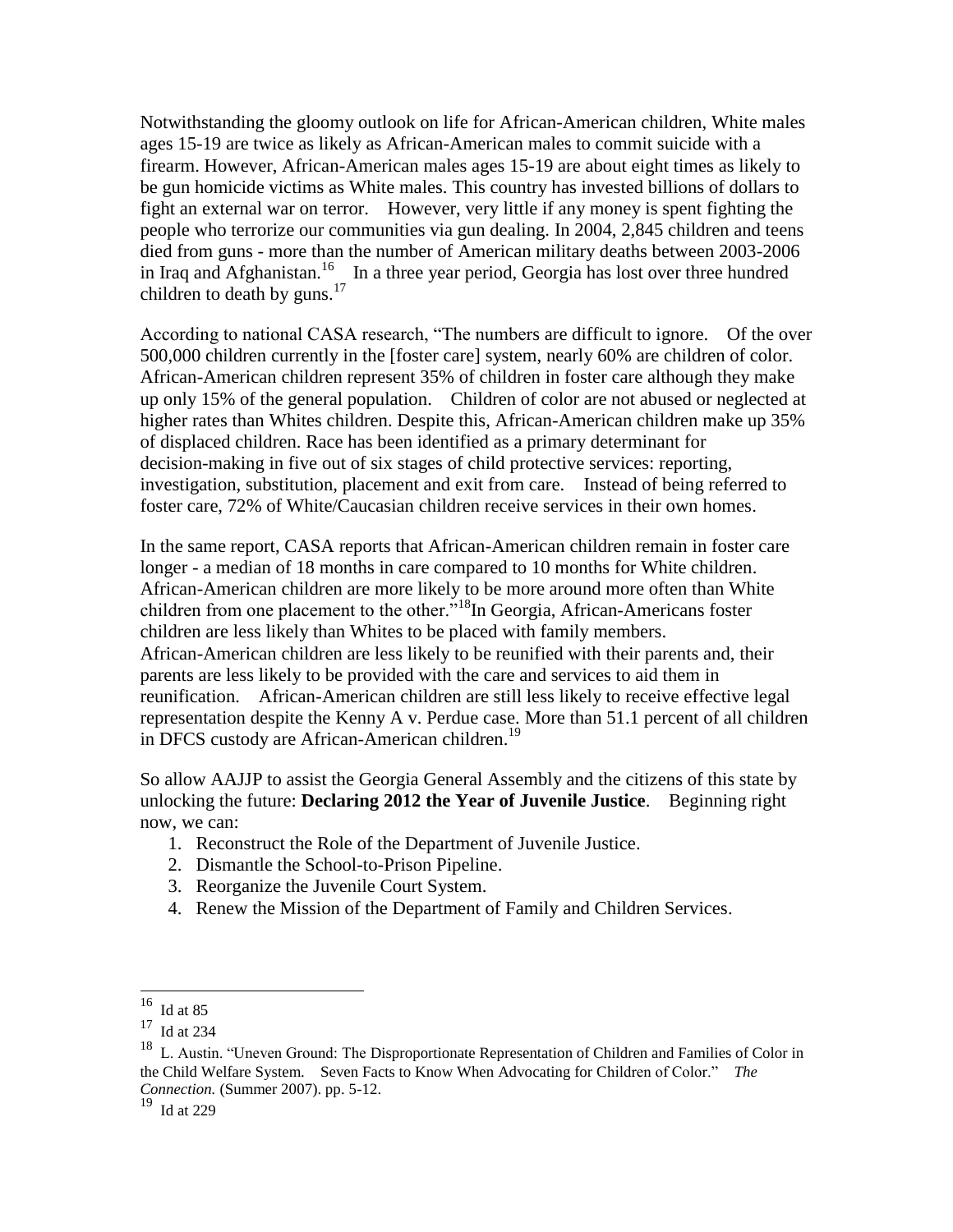Notwithstanding the gloomy outlook on life for African-American children, White males ages 15-19 are twice as likely as African-American males to commit suicide with a firearm. However, African-American males ages 15-19 are about eight times as likely to be gun homicide victims as White males. This country has invested billions of dollars to fight an external war on terror. However, very little if any money is spent fighting the people who terrorize our communities via gun dealing. In 2004, 2,845 children and teens died from guns - more than the number of American military deaths between 2003-2006 in Iraq and Afghanistan.[16] In a three year period, Georgia has lost over three hundred children to death by guns.[17]

According to national CASA research, "The numbers are difficult to ignore. Of the over 500,000 children currently in the [foster care] system, nearly 60% are children of color. African-American children represent 35% of children in foster care although they make up only 15% of the general population. Children of color are not abused or neglected at higher rates than Whites children. Despite this, African-American children make up 35% of displaced children. Race has been identified as a primary determinant for decision-making in five out of six stages of child protective services: reporting, investigation, substitution, placement and exit from care. Instead of being referred to foster care, 72% of White/Caucasian children receive services in their own homes.

In the same report, CASA reports that African-American children remain in foster care longer - a median of 18 months in care compared to 10 months for White children. African-American children are more likely to be more around more often than White children from one placement to the other."[18]In Georgia, African-Americans foster children are less likely than Whites to be placed with family members. African-American children are less likely to be reunified with their parents and, their parents are less likely to be provided with the care and services to aid them in reunification. African-American children are still less likely to receive effective legal representation despite the Kenny A v. Perdue case. More than 51.1 percent of all children in DFCS custody are African-American children.[19]

So allow AAJJP to assist the Georgia General Assembly and the citizens of this state by unlocking the future: **Declaring 2012 the Year of Juvenile Justice**. Beginning right now, we can:

1. Reconstruct the Role of the Department of Juvenile Justice.
2. Dismantle the School-to-Prison Pipeline.
3. Reorganize the Juvenile Court System.
4. Renew the Mission of the Department of Family and Children Services.

---

[16] Id at 85

[17] Id at 234

[18] L. Austin. "Uneven Ground: The Disproportionate Representation of Children and Families of Color in the Child Welfare System. Seven Facts to Know When Advocating for Children of Color." *The Connection.* (Summer 2007). pp. 5-12.

[19] Id at 229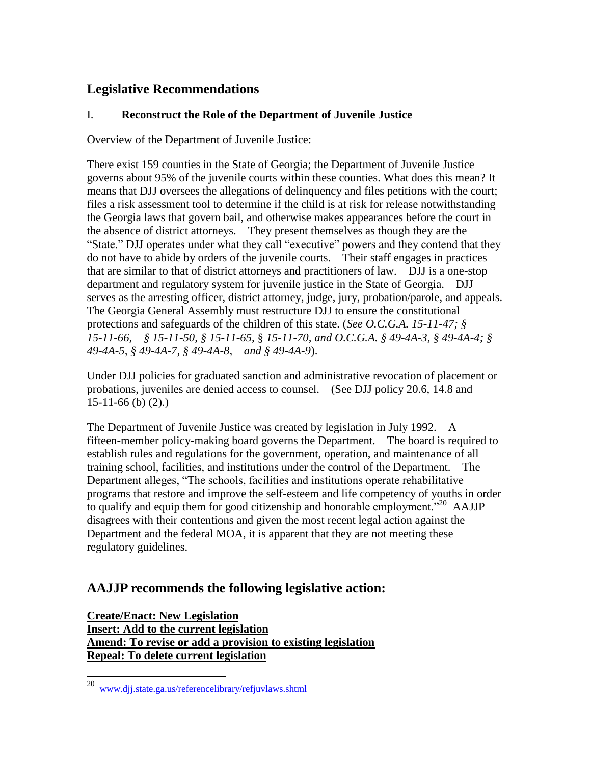## Legislative Recommendations

### I. Reconstruct the Role of the Department of Juvenile Justice

Overview of the Department of Juvenile Justice:

There exist 159 counties in the State of Georgia; the Department of Juvenile Justice governs about 95% of the juvenile courts within these counties. What does this mean? It means that DJJ oversees the allegations of delinquency and files petitions with the court; files a risk assessment tool to determine if the child is at risk for release notwithstanding the Georgia laws that govern bail, and otherwise makes appearances before the court in the absence of district attorneys. They present themselves as though they are the "State." DJJ operates under what they call "executive" powers and they contend that they do not have to abide by orders of the juvenile courts. Their staff engages in practices that are similar to that of district attorneys and practitioners of law. DJJ is a one-stop department and regulatory system for juvenile justice in the State of Georgia. DJJ serves as the arresting officer, district attorney, judge, jury, probation/parole, and appeals. The Georgia General Assembly must restructure DJJ to ensure the constitutional protections and safeguards of the children of this state. (*See O.C.G.A. 15-11-47; § 15-11-66, § 15-11-50, § 15-11-65,* § *15-11-70, and O.C.G.A. § 49-4A-3, § 49-4A-4; § 49-4A-5, § 49-4A-7, § 49-4A-8, and § 49-4A-9*).

Under DJJ policies for graduated sanction and administrative revocation of placement or probations, juveniles are denied access to counsel. (See DJJ policy 20.6, 14.8 and 15-11-66 (b) (2).)

The Department of Juvenile Justice was created by legislation in July 1992. A fifteen-member policy-making board governs the Department. The board is required to establish rules and regulations for the government, operation, and maintenance of all training school, facilities, and institutions under the control of the Department. The Department alleges, "The schools, facilities and institutions operate rehabilitative programs that restore and improve the self-esteem and life competency of youths in order to qualify and equip them for good citizenship and honorable employment."[20] AAJJP disagrees with their contentions and given the most recent legal action against the Department and the federal MOA, it is apparent that they are not meeting these regulatory guidelines.

## AAJJP recommends the following legislative action:

**Create/Enact: New Legislation**
**Insert: Add to the current legislation**
**Amend: To revise or add a provision to existing legislation**
**Repeal: To delete current legislation**

---

[20] www.djj.state.ga.us/referencelibrary/refjuvlaws.shtml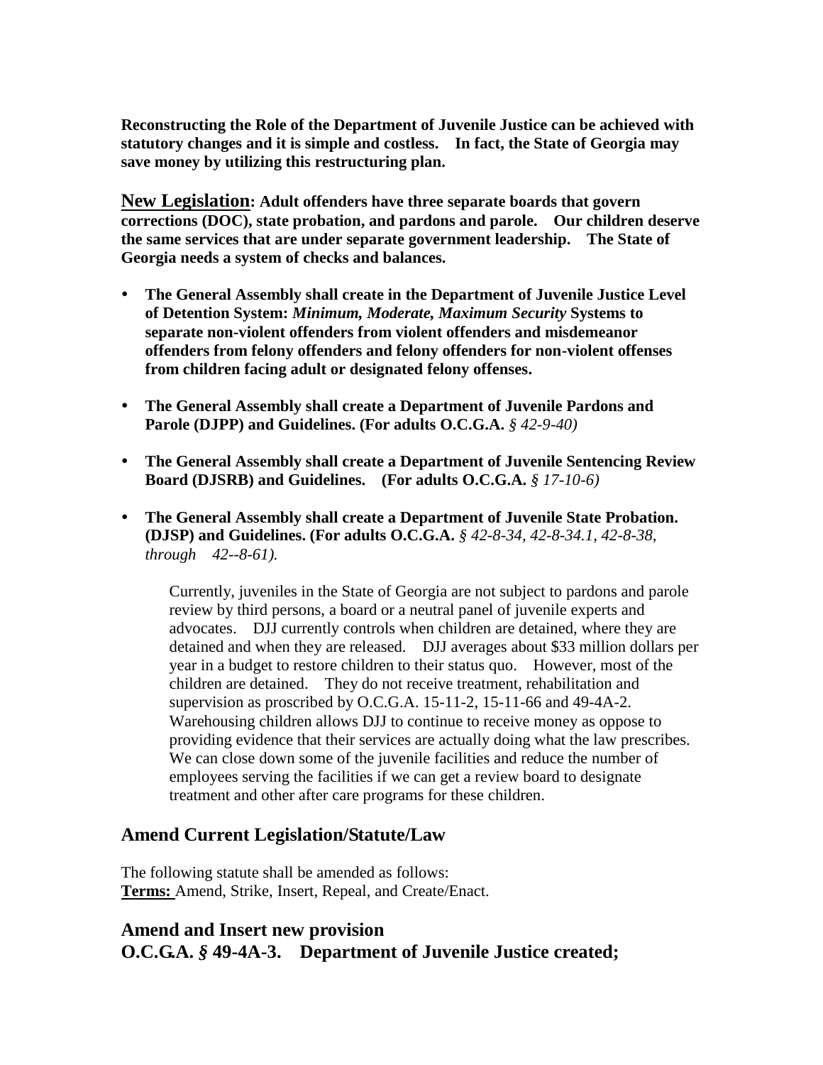**Reconstructing the Role of the Department of Juvenile Justice can be achieved with statutory changes and it is simple and costless. In fact, the State of Georgia may save money by utilizing this restructuring plan.**

**<u>New Legislation</u>: Adult offenders have three separate boards that govern corrections (DOC), state probation, and pardons and parole. Our children deserve the same services that are under separate government leadership. The State of Georgia needs a system of checks and balances.**

- **The General Assembly shall create in the Department of Juvenile Justice Level of Detention System: *Minimum, Moderate, Maximum Security* Systems to separate non-violent offenders from violent offenders and misdemeanor offenders from felony offenders and felony offenders for non-violent offenses from children facing adult or designated felony offenses.**

- **The General Assembly shall create a Department of Juvenile Pardons and Parole (DJPP) and Guidelines. (For adults O.C.G.A.** *§ 42-9-40)*

- **The General Assembly shall create a Department of Juvenile Sentencing Review Board (DJSRB) and Guidelines. (For adults O.C.G.A.** *§ 17-10-6)*

- **The General Assembly shall create a Department of Juvenile State Probation. (DJSP) and Guidelines. (For adults O.C.G.A.** *§ 42-8-34, 42-8-34.1, 42-8-38, through 42--8-61).*

  Currently, juveniles in the State of Georgia are not subject to pardons and parole review by third persons, a board or a neutral panel of juvenile experts and advocates. DJJ currently controls when children are detained, where they are detained and when they are released. DJJ averages about $33 million dollars per year in a budget to restore children to their status quo. However, most of the children are detained. They do not receive treatment, rehabilitation and supervision as proscribed by O.C.G.A. 15-11-2, 15-11-66 and 49-4A-2. Warehousing children allows DJJ to continue to receive money as oppose to providing evidence that their services are actually doing what the law prescribes. We can close down some of the juvenile facilities and reduce the number of employees serving the facilities if we can get a review board to designate treatment and other after care programs for these children.

## Amend Current Legislation/Statute/Law

The following statute shall be amended as follows:
**<u>Terms:</u>** Amend, Strike, Insert, Repeal, and Create/Enact.

## Amend and Insert new provision
## O.C.G.A. § 49-4A-3. Department of Juvenile Justice created;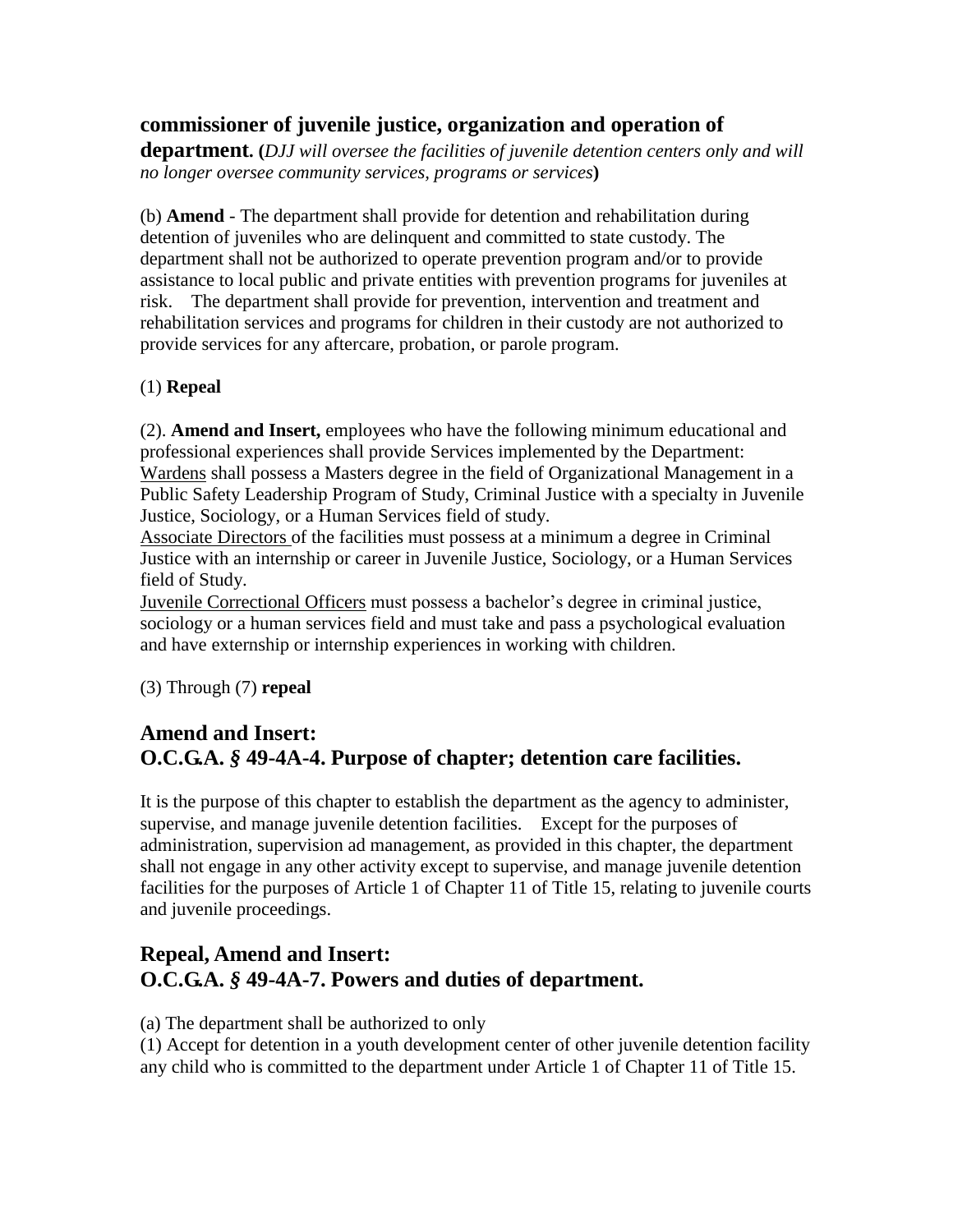**commissioner of juvenile justice, organization and operation of department. (***DJJ will oversee the facilities of juvenile detention centers only and will no longer oversee community services, programs or services***)**

(b) **Amend** - The department shall provide for detention and rehabilitation during detention of juveniles who are delinquent and committed to state custody. The department shall not be authorized to operate prevention program and/or to provide assistance to local public and private entities with prevention programs for juveniles at risk. The department shall provide for prevention, intervention and treatment and rehabilitation services and programs for children in their custody are not authorized to provide services for any aftercare, probation, or parole program.

(1) **Repeal**

(2). **Amend and Insert,** employees who have the following minimum educational and professional experiences shall provide Services implemented by the Department:
<u>Wardens</u> shall possess a Masters degree in the field of Organizational Management in a Public Safety Leadership Program of Study, Criminal Justice with a specialty in Juvenile Justice, Sociology, or a Human Services field of study.
<u>Associate Directors</u> of the facilities must possess at a minimum a degree in Criminal Justice with an internship or career in Juvenile Justice, Sociology, or a Human Services field of Study.
<u>Juvenile Correctional Officers</u> must possess a bachelor's degree in criminal justice, sociology or a human services field and must take and pass a psychological evaluation and have externship or internship experiences in working with children.

(3) Through (7) **repeal**

## Amend and Insert:
## O.C.G.A. § 49-4A-4. Purpose of chapter; detention care facilities.

It is the purpose of this chapter to establish the department as the agency to administer, supervise, and manage juvenile detention facilities. Except for the purposes of administration, supervision ad management, as provided in this chapter, the department shall not engage in any other activity except to supervise, and manage juvenile detention facilities for the purposes of Article 1 of Chapter 11 of Title 15, relating to juvenile courts and juvenile proceedings.

## Repeal, Amend and Insert:
## O.C.G.A. § 49-4A-7. Powers and duties of department.

(a) The department shall be authorized to only
(1) Accept for detention in a youth development center of other juvenile detention facility any child who is committed to the department under Article 1 of Chapter 11 of Title 15.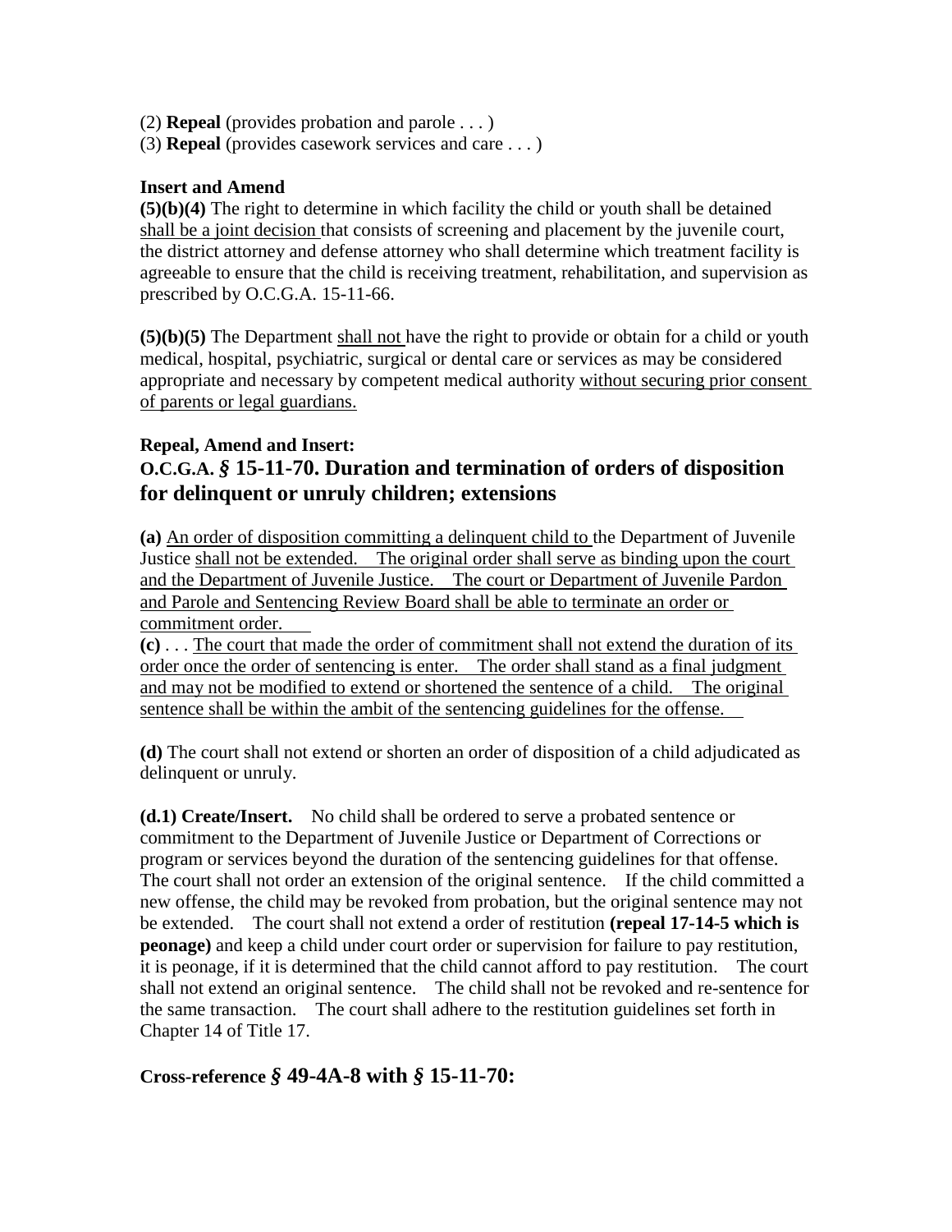(2) **Repeal** (provides probation and parole . . . )
(3) **Repeal** (provides casework services and care . . . )

**Insert and Amend**
**(5)(b)(4)** The right to determine in which facility the child or youth shall be detained <u>shall be a joint decision</u> that consists of screening and placement by the juvenile court, the district attorney and defense attorney who shall determine which treatment facility is agreeable to ensure that the child is receiving treatment, rehabilitation, and supervision as prescribed by O.C.G.A. 15-11-66.

**(5)(b)(5)** The Department <u>shall not</u> have the right to provide or obtain for a child or youth medical, hospital, psychiatric, surgical or dental care or services as may be considered appropriate and necessary by competent medical authority <u>without securing prior consent of parents or legal guardians.</u>

**Repeal, Amend and Insert:**

## O.C.G.A. § 15-11-70. Duration and termination of orders of disposition for delinquent or unruly children; extensions

**(a)** <u>An order of disposition committing a delinquent child to</u> the Department of Juvenile Justice <u>shall not be extended. The original order shall serve as binding upon the court and the Department of Juvenile Justice. The court or Department of Juvenile Pardon and Parole and Sentencing Review Board shall be able to terminate an order or commitment order.</u>
**(c)** . . . <u>The court that made the order of commitment shall not extend the duration of its order once the order of sentencing is enter. The order shall stand as a final judgment and may not be modified to extend or shortened the sentence of a child. The original sentence shall be within the ambit of the sentencing guidelines for the offense.</u>

**(d)** The court shall not extend or shorten an order of disposition of a child adjudicated as delinquent or unruly.

**(d.1) Create/Insert.** No child shall be ordered to serve a probated sentence or commitment to the Department of Juvenile Justice or Department of Corrections or program or services beyond the duration of the sentencing guidelines for that offense. The court shall not order an extension of the original sentence. If the child committed a new offense, the child may be revoked from probation, but the original sentence may not be extended. The court shall not extend a order of restitution **(repeal 17-14-5 which is peonage)** and keep a child under court order or supervision for failure to pay restitution, it is peonage, if it is determined that the child cannot afford to pay restitution. The court shall not extend an original sentence. The child shall not be revoked and re-sentence for the same transaction. The court shall adhere to the restitution guidelines set forth in Chapter 14 of Title 17.

## Cross-reference § 49-4A-8 with § 15-11-70: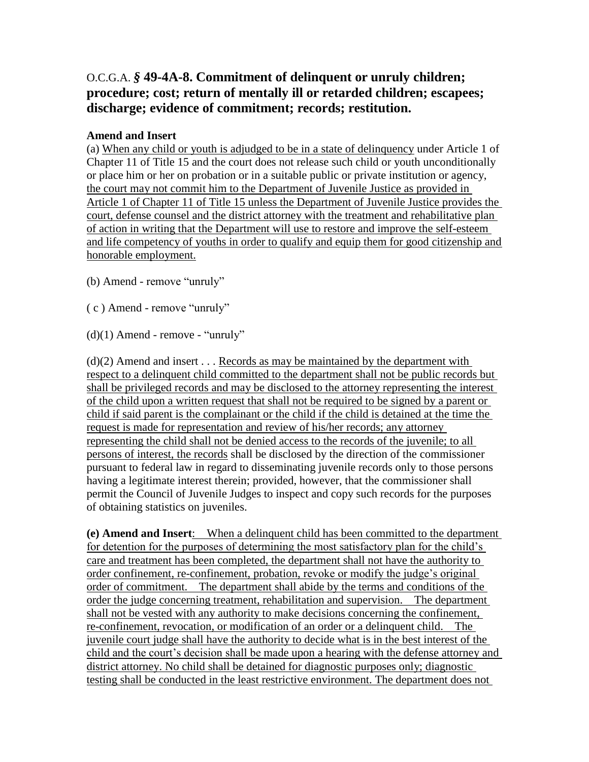## O.C.G.A. *§* **49-4A-8. Commitment of delinquent or unruly children; procedure; cost; return of mentally ill or retarded children; escapees; discharge; evidence of commitment; records; restitution.**

**Amend and Insert**

(a) When any child or youth is adjudged to be in a state of delinquency under Article 1 of Chapter 11 of Title 15 and the court does not release such child or youth unconditionally or place him or her on probation or in a suitable public or private institution or agency, the court may not commit him to the Department of Juvenile Justice as provided in Article 1 of Chapter 11 of Title 15 unless the Department of Juvenile Justice provides the court, defense counsel and the district attorney with the treatment and rehabilitative plan of action in writing that the Department will use to restore and improve the self-esteem and life competency of youths in order to qualify and equip them for good citizenship and honorable employment.

(b) Amend - remove "unruly"

( c ) Amend - remove "unruly"

(d)(1) Amend - remove - "unruly"

(d)(2) Amend and insert . . . Records as may be maintained by the department with respect to a delinquent child committed to the department shall not be public records but shall be privileged records and may be disclosed to the attorney representing the interest of the child upon a written request that shall not be required to be signed by a parent or child if said parent is the complainant or the child if the child is detained at the time the request is made for representation and review of his/her records; any attorney representing the child shall not be denied access to the records of the juvenile; to all persons of interest, the records shall be disclosed by the direction of the commissioner pursuant to federal law in regard to disseminating juvenile records only to those persons having a legitimate interest therein; provided, however, that the commissioner shall permit the Council of Juvenile Judges to inspect and copy such records for the purposes of obtaining statistics on juveniles.

**(e) Amend and Insert**: When a delinquent child has been committed to the department for detention for the purposes of determining the most satisfactory plan for the child's care and treatment has been completed, the department shall not have the authority to order confinement, re-confinement, probation, revoke or modify the judge's original order of commitment. The department shall abide by the terms and conditions of the order the judge concerning treatment, rehabilitation and supervision. The department shall not be vested with any authority to make decisions concerning the confinement, re-confinement, revocation, or modification of an order or a delinquent child. The juvenile court judge shall have the authority to decide what is in the best interest of the child and the court's decision shall be made upon a hearing with the defense attorney and district attorney. No child shall be detained for diagnostic purposes only; diagnostic testing shall be conducted in the least restrictive environment. The department does not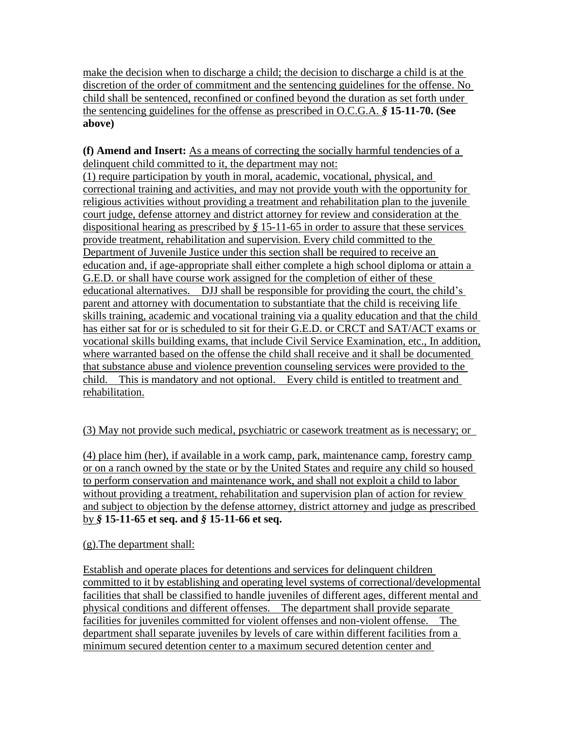make the decision when to discharge a child; the decision to discharge a child is at the discretion of the order of commitment and the sentencing guidelines for the offense. No child shall be sentenced, reconfined or confined beyond the duration as set forth under the sentencing guidelines for the offense as prescribed in O.C.G.A. *§* **15-11-70. (See above)**

**(f) Amend and Insert:** As a means of correcting the socially harmful tendencies of a delinquent child committed to it, the department may not:

(1) require participation by youth in moral, academic, vocational, physical, and correctional training and activities, and may not provide youth with the opportunity for religious activities without providing a treatment and rehabilitation plan to the juvenile court judge, defense attorney and district attorney for review and consideration at the dispositional hearing as prescribed by *§* 15-11-65 in order to assure that these services provide treatment, rehabilitation and supervision. Every child committed to the Department of Juvenile Justice under this section shall be required to receive an education and, if age-appropriate shall either complete a high school diploma or attain a G.E.D. or shall have course work assigned for the completion of either of these educational alternatives. DJJ shall be responsible for providing the court, the child's parent and attorney with documentation to substantiate that the child is receiving life skills training, academic and vocational training via a quality education and that the child has either sat for or is scheduled to sit for their G.E.D. or CRCT and SAT/ACT exams or vocational skills building exams, that include Civil Service Examination, etc., In addition, where warranted based on the offense the child shall receive and it shall be documented that substance abuse and violence prevention counseling services were provided to the child. This is mandatory and not optional. Every child is entitled to treatment and rehabilitation.

(3) May not provide such medical, psychiatric or casework treatment as is necessary; or

(4) place him (her), if available in a work camp, park, maintenance camp, forestry camp or on a ranch owned by the state or by the United States and require any child so housed to perform conservation and maintenance work, and shall not exploit a child to labor without providing a treatment, rehabilitation and supervision plan of action for review and subject to objection by the defense attorney, district attorney and judge as prescribed by *§* **15-11-65 et seq. and** *§* **15-11-66 et seq.**

(g).The department shall:

Establish and operate places for detentions and services for delinquent children committed to it by establishing and operating level systems of correctional/developmental facilities that shall be classified to handle juveniles of different ages, different mental and physical conditions and different offenses. The department shall provide separate facilities for juveniles committed for violent offenses and non-violent offense. The department shall separate juveniles by levels of care within different facilities from a minimum secured detention center to a maximum secured detention center and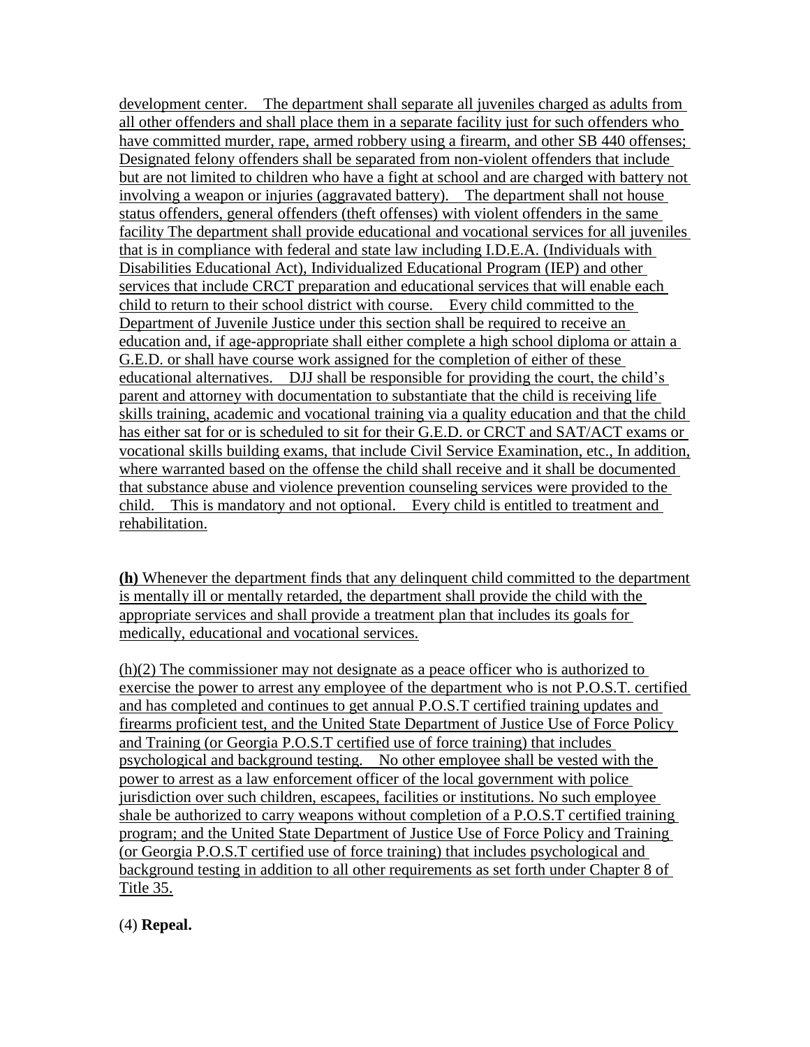development center. The department shall separate all juveniles charged as adults from all other offenders and shall place them in a separate facility just for such offenders who have committed murder, rape, armed robbery using a firearm, and other SB 440 offenses; Designated felony offenders shall be separated from non-violent offenders that include but are not limited to children who have a fight at school and are charged with battery not involving a weapon or injuries (aggravated battery). The department shall not house status offenders, general offenders (theft offenses) with violent offenders in the same facility The department shall provide educational and vocational services for all juveniles that is in compliance with federal and state law including I.D.E.A. (Individuals with Disabilities Educational Act), Individualized Educational Program (IEP) and other services that include CRCT preparation and educational services that will enable each child to return to their school district with course. Every child committed to the Department of Juvenile Justice under this section shall be required to receive an education and, if age-appropriate shall either complete a high school diploma or attain a G.E.D. or shall have course work assigned for the completion of either of these educational alternatives. DJJ shall be responsible for providing the court, the child's parent and attorney with documentation to substantiate that the child is receiving life skills training, academic and vocational training via a quality education and that the child has either sat for or is scheduled to sit for their G.E.D. or CRCT and SAT/ACT exams or vocational skills building exams, that include Civil Service Examination, etc., In addition, where warranted based on the offense the child shall receive and it shall be documented that substance abuse and violence prevention counseling services were provided to the child. This is mandatory and not optional. Every child is entitled to treatment and rehabilitation.

**(h)** Whenever the department finds that any delinquent child committed to the department is mentally ill or mentally retarded, the department shall provide the child with the appropriate services and shall provide a treatment plan that includes its goals for medically, educational and vocational services.

(h)(2) The commissioner may not designate as a peace officer who is authorized to exercise the power to arrest any employee of the department who is not P.O.S.T. certified and has completed and continues to get annual P.O.S.T certified training updates and firearms proficient test, and the United State Department of Justice Use of Force Policy and Training (or Georgia P.O.S.T certified use of force training) that includes psychological and background testing. No other employee shall be vested with the power to arrest as a law enforcement officer of the local government with police jurisdiction over such children, escapees, facilities or institutions. No such employee shale be authorized to carry weapons without completion of a P.O.S.T certified training program; and the United State Department of Justice Use of Force Policy and Training (or Georgia P.O.S.T certified use of force training) that includes psychological and background testing in addition to all other requirements as set forth under Chapter 8 of Title 35.

(4) **Repeal.**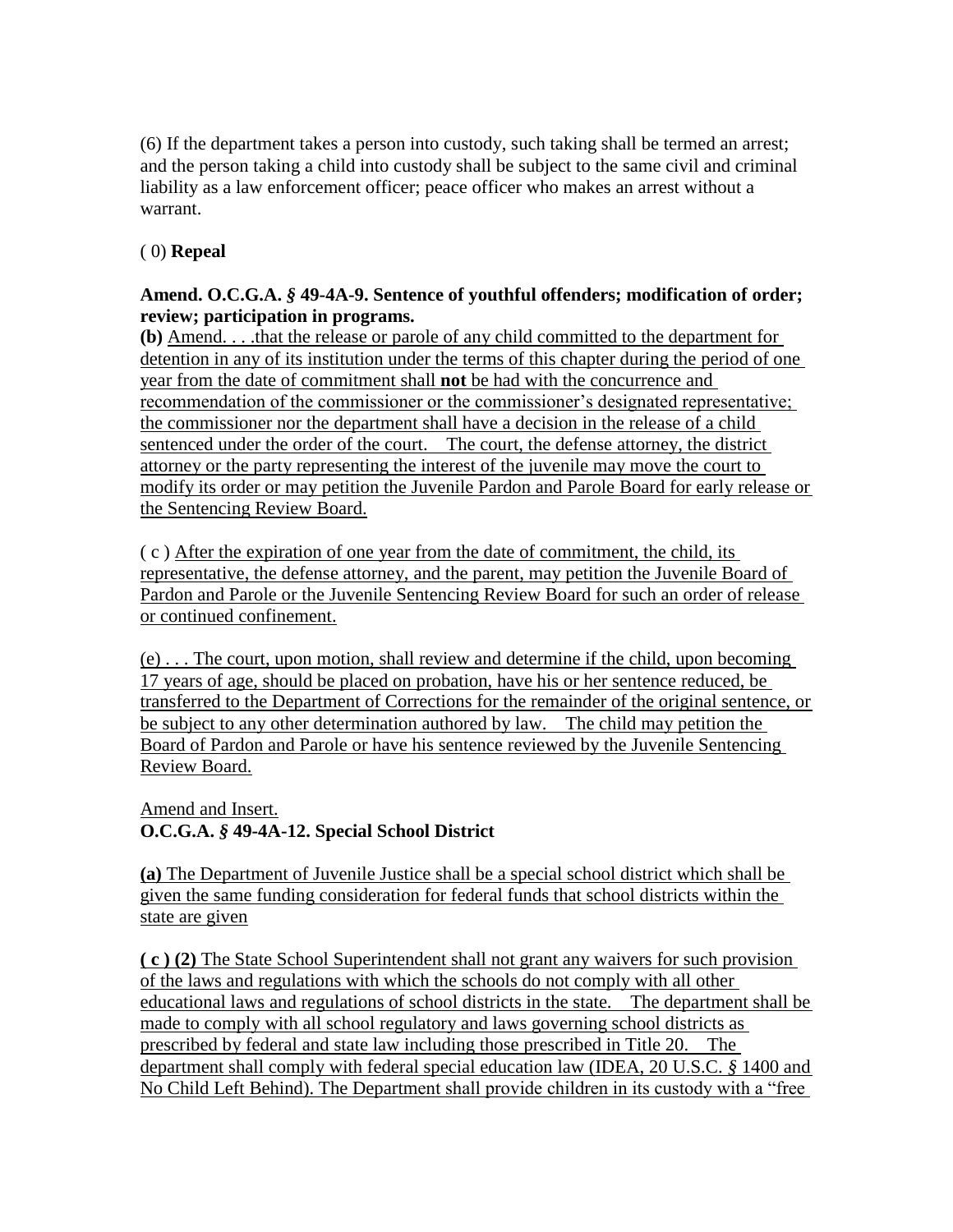(6) If the department takes a person into custody, such taking shall be termed an arrest; and the person taking a child into custody shall be subject to the same civil and criminal liability as a law enforcement officer; peace officer who makes an arrest without a warrant.

( 0) **Repeal**

**Amend. O.C.G.A. *§* 49-4A-9. Sentence of youthful offenders; modification of order; review; participation in programs.**

**(b)** <u>Amend. . . .that the release or parole of any child committed to the department for detention in any of its institution under the terms of this chapter during the period of one year from the date of commitment shall **not** be had with the concurrence and recommendation of the commissioner or the commissioner's designated representative; the commissioner nor the department shall have a decision in the release of a child sentenced under the order of the court. The court, the defense attorney, the district attorney or the party representing the interest of the juvenile may move the court to modify its order or may petition the Juvenile Pardon and Parole Board for early release or the Sentencing Review Board.</u>

( c ) <u>After the expiration of one year from the date of commitment, the child, its representative, the defense attorney, and the parent, may petition the Juvenile Board of Pardon and Parole or the Juvenile Sentencing Review Board for such an order of release or continued confinement.</u>

<u>(e) . . . The court, upon motion, shall review and determine if the child, upon becoming 17 years of age, should be placed on probation, have his or her sentence reduced, be transferred to the Department of Corrections for the remainder of the original sentence, or be subject to any other determination authored by law. The child may petition the Board of Pardon and Parole or have his sentence reviewed by the Juvenile Sentencing Review Board.</u>

<u>Amend and Insert.</u>

**O.C.G.A. *§* 49-4A-12. Special School District**

<u>**(a)** The Department of Juvenile Justice shall be a special school district which shall be given the same funding consideration for federal funds that school districts within the state are given</u>

<u>**( c ) (2)** The State School Superintendent shall not grant any waivers for such provision of the laws and regulations with which the schools do not comply with all other educational laws and regulations of school districts in the state. The department shall be made to comply with all school regulatory and laws governing school districts as prescribed by federal and state law including those prescribed in Title 20. The department shall comply with federal special education law (IDEA, 20 U.S.C. *§* 1400 and No Child Left Behind). The Department shall provide children in its custody with a "free</u>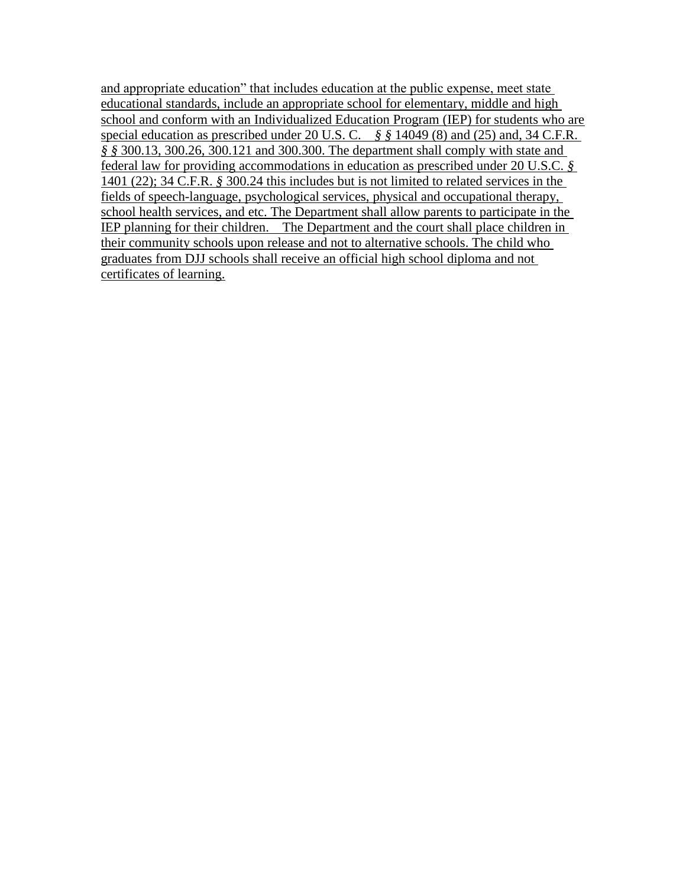and appropriate education" that includes education at the public expense, meet state educational standards, include an appropriate school for elementary, middle and high school and conform with an Individualized Education Program (IEP) for students who are special education as prescribed under 20 U.S. C. § § 14049 (8) and (25) and, 34 C.F.R. § § 300.13, 300.26, 300.121 and 300.300. The department shall comply with state and federal law for providing accommodations in education as prescribed under 20 U.S.C. § 1401 (22); 34 C.F.R. § 300.24 this includes but is not limited to related services in the fields of speech-language, psychological services, physical and occupational therapy, school health services, and etc. The Department shall allow parents to participate in the IEP planning for their children. The Department and the court shall place children in their community schools upon release and not to alternative schools. The child who graduates from DJJ schools shall receive an official high school diploma and not certificates of learning.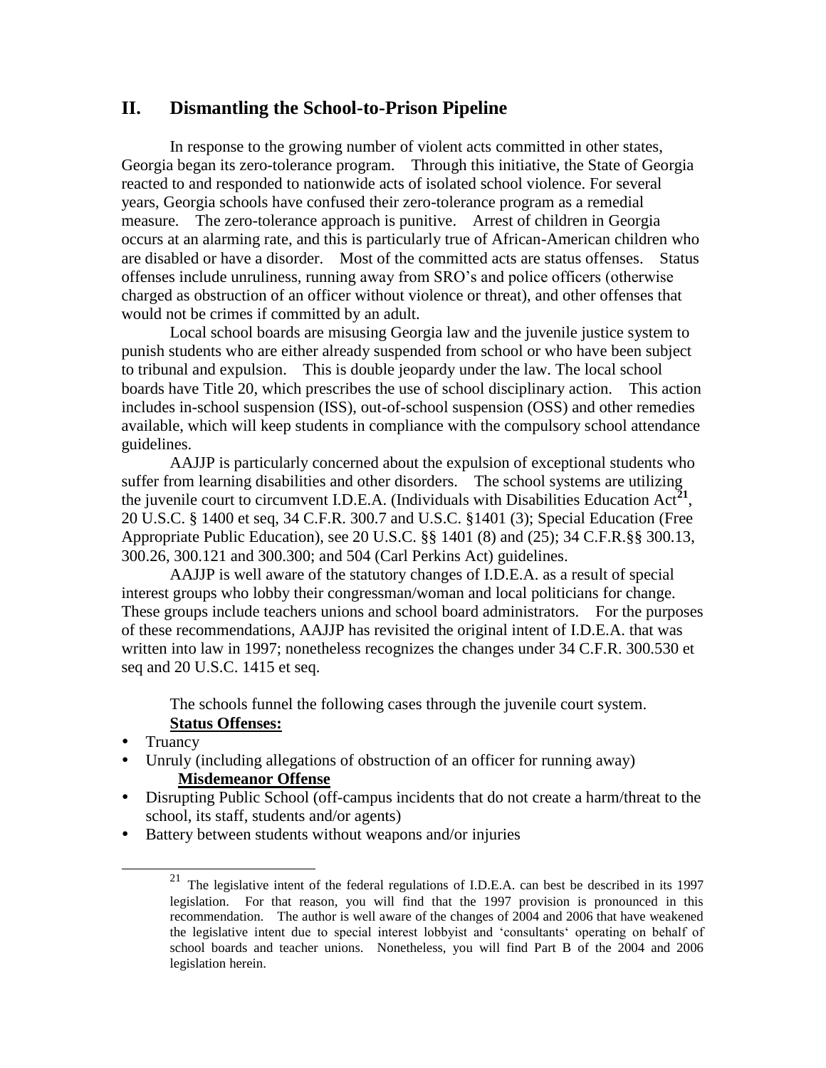## II. Dismantling the School-to-Prison Pipeline

In response to the growing number of violent acts committed in other states, Georgia began its zero-tolerance program. Through this initiative, the State of Georgia reacted to and responded to nationwide acts of isolated school violence. For several years, Georgia schools have confused their zero-tolerance program as a remedial measure. The zero-tolerance approach is punitive. Arrest of children in Georgia occurs at an alarming rate, and this is particularly true of African-American children who are disabled or have a disorder. Most of the committed acts are status offenses. Status offenses include unruliness, running away from SRO's and police officers (otherwise charged as obstruction of an officer without violence or threat), and other offenses that would not be crimes if committed by an adult.

Local school boards are misusing Georgia law and the juvenile justice system to punish students who are either already suspended from school or who have been subject to tribunal and expulsion. This is double jeopardy under the law. The local school boards have Title 20, which prescribes the use of school disciplinary action. This action includes in-school suspension (ISS), out-of-school suspension (OSS) and other remedies available, which will keep students in compliance with the compulsory school attendance guidelines.

AAJJP is particularly concerned about the expulsion of exceptional students who suffer from learning disabilities and other disorders. The school systems are utilizing the juvenile court to circumvent I.D.E.A. (Individuals with Disabilities Education Act[21], 20 U.S.C. § 1400 et seq, 34 C.F.R. 300.7 and U.S.C. §1401 (3); Special Education (Free Appropriate Public Education), see 20 U.S.C. §§ 1401 (8) and (25); 34 C.F.R.§§ 300.13, 300.26, 300.121 and 300.300; and 504 (Carl Perkins Act) guidelines.

AAJJP is well aware of the statutory changes of I.D.E.A. as a result of special interest groups who lobby their congressman/woman and local politicians for change. These groups include teachers unions and school board administrators. For the purposes of these recommendations, AAJJP has revisited the original intent of I.D.E.A. that was written into law in 1997; nonetheless recognizes the changes under 34 C.F.R. 300.530 et seq and 20 U.S.C. 1415 et seq.

The schools funnel the following cases through the juvenile court system.

**Status Offenses:**

- Truancy
- Unruly (including allegations of obstruction of an officer for running away)

**Misdemeanor Offense**

- Disrupting Public School (off-campus incidents that do not create a harm/threat to the school, its staff, students and/or agents)
- Battery between students without weapons and/or injuries

[21] The legislative intent of the federal regulations of I.D.E.A. can best be described in its 1997 legislation. For that reason, you will find that the 1997 provision is pronounced in this recommendation. The author is well aware of the changes of 2004 and 2006 that have weakened the legislative intent due to special interest lobbyist and 'consultants' operating on behalf of school boards and teacher unions. Nonetheless, you will find Part B of the 2004 and 2006 legislation herein.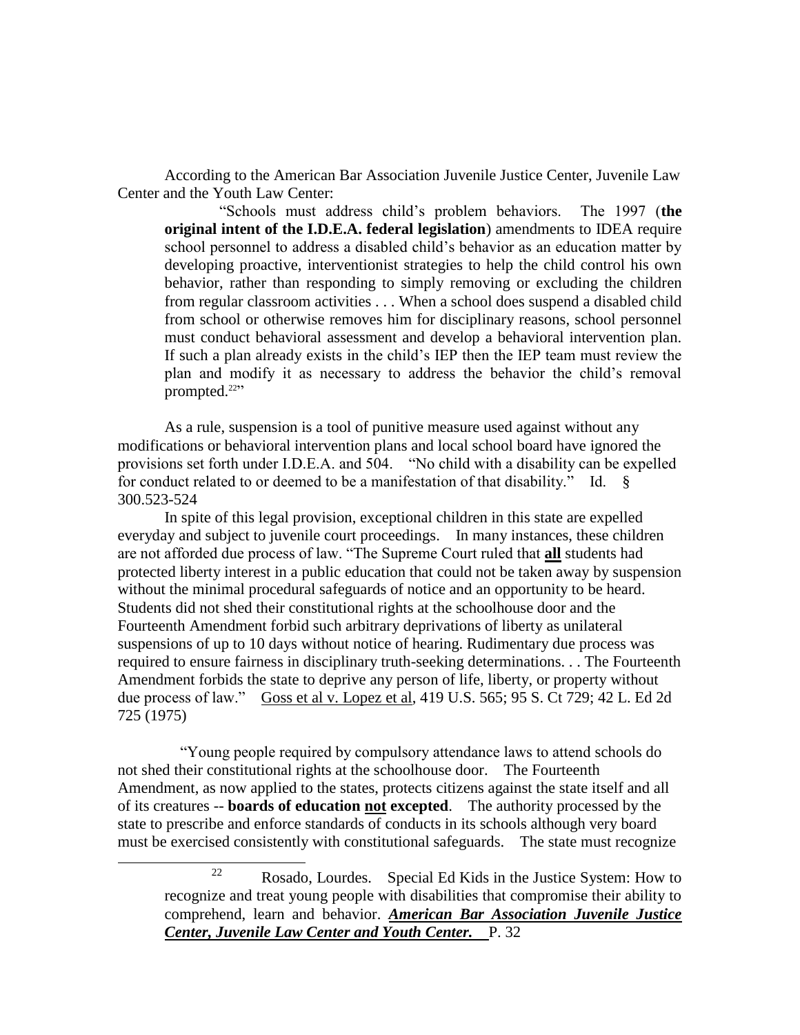According to the American Bar Association Juvenile Justice Center, Juvenile Law Center and the Youth Law Center:

> "Schools must address child's problem behaviors. The 1997 (**the original intent of the I.D.E.A. federal legislation**) amendments to IDEA require school personnel to address a disabled child's behavior as an education matter by developing proactive, interventionist strategies to help the child control his own behavior, rather than responding to simply removing or excluding the children from regular classroom activities . . . When a school does suspend a disabled child from school or otherwise removes him for disciplinary reasons, school personnel must conduct behavioral assessment and develop a behavioral intervention plan. If such a plan already exists in the child's IEP then the IEP team must review the plan and modify it as necessary to address the behavior the child's removal prompted.[22]"

As a rule, suspension is a tool of punitive measure used against without any modifications or behavioral intervention plans and local school board have ignored the provisions set forth under I.D.E.A. and 504. "No child with a disability can be expelled for conduct related to or deemed to be a manifestation of that disability." Id. § 300.523-524

In spite of this legal provision, exceptional children in this state are expelled everyday and subject to juvenile court proceedings. In many instances, these children are not afforded due process of law. "The Supreme Court ruled that <u>**all**</u> students had protected liberty interest in a public education that could not be taken away by suspension without the minimal procedural safeguards of notice and an opportunity to be heard. Students did not shed their constitutional rights at the schoolhouse door and the Fourteenth Amendment forbid such arbitrary deprivations of liberty as unilateral suspensions of up to 10 days without notice of hearing. Rudimentary due process was required to ensure fairness in disciplinary truth-seeking determinations. . . The Fourteenth Amendment forbids the state to deprive any person of life, liberty, or property without due process of law." <u>Goss et al v. Lopez et al</u>, 419 U.S. 565; 95 S. Ct 729; 42 L. Ed 2d 725 (1975)

"Young people required by compulsory attendance laws to attend schools do not shed their constitutional rights at the schoolhouse door. The Fourteenth Amendment, as now applied to the states, protects citizens against the state itself and all of its creatures -- **boards of education <u>not</u> excepted**. The authority processed by the state to prescribe and enforce standards of conducts in its schools although very board must be exercised consistently with constitutional safeguards. The state must recognize

---

[22] Rosado, Lourdes. Special Ed Kids in the Justice System: How to recognize and treat young people with disabilities that compromise their ability to comprehend, learn and behavior. <u>***American Bar Association Juvenile Justice Center, Juvenile Law Center and Youth Center.***</u> P. 32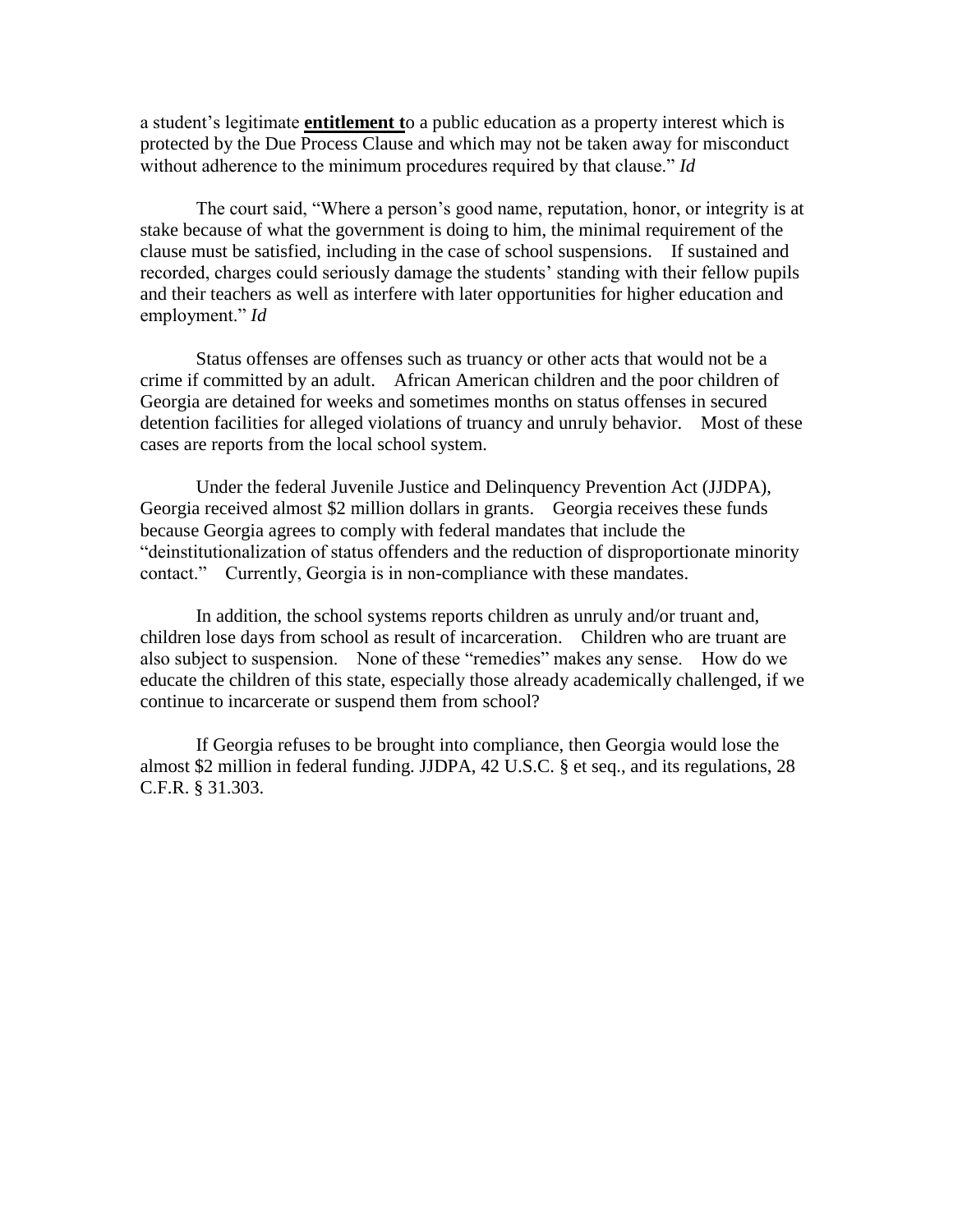a student's legitimate **entitlement t**o a public education as a property interest which is protected by the Due Process Clause and which may not be taken away for misconduct without adherence to the minimum procedures required by that clause." *Id*

The court said, "Where a person's good name, reputation, honor, or integrity is at stake because of what the government is doing to him, the minimal requirement of the clause must be satisfied, including in the case of school suspensions. If sustained and recorded, charges could seriously damage the students' standing with their fellow pupils and their teachers as well as interfere with later opportunities for higher education and employment." *Id*

Status offenses are offenses such as truancy or other acts that would not be a crime if committed by an adult. African American children and the poor children of Georgia are detained for weeks and sometimes months on status offenses in secured detention facilities for alleged violations of truancy and unruly behavior. Most of these cases are reports from the local school system.

Under the federal Juvenile Justice and Delinquency Prevention Act (JJDPA), Georgia received almost $2 million dollars in grants. Georgia receives these funds because Georgia agrees to comply with federal mandates that include the "deinstitutionalization of status offenders and the reduction of disproportionate minority contact." Currently, Georgia is in non-compliance with these mandates.

In addition, the school systems reports children as unruly and/or truant and, children lose days from school as result of incarceration. Children who are truant are also subject to suspension. None of these "remedies" makes any sense. How do we educate the children of this state, especially those already academically challenged, if we continue to incarcerate or suspend them from school?

If Georgia refuses to be brought into compliance, then Georgia would lose the almost $2 million in federal funding. JJDPA, 42 U.S.C. § et seq., and its regulations, 28 C.F.R. § 31.303.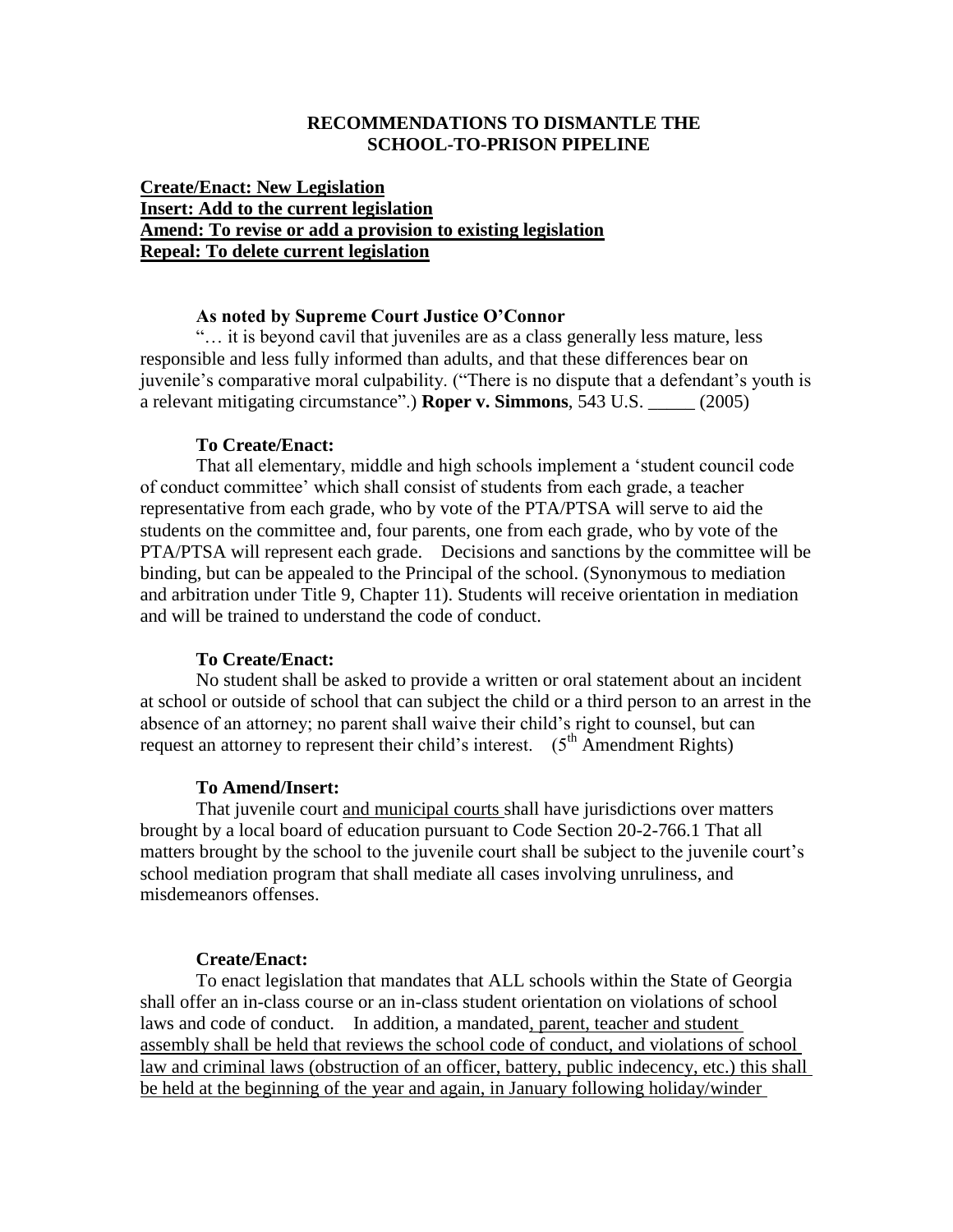## RECOMMENDATIONS TO DISMANTLE THE SCHOOL-TO-PRISON PIPELINE

<u>**Create/Enact: New Legislation**</u>
<u>**Insert: Add to the current legislation**</u>
<u>**Amend: To revise or add a provision to existing legislation**</u>
<u>**Repeal: To delete current legislation**</u>

**As noted by Supreme Court Justice O'Connor**

"… it is beyond cavil that juveniles are as a class generally less mature, less responsible and less fully informed than adults, and that these differences bear on juvenile's comparative moral culpability. ("There is no dispute that a defendant's youth is a relevant mitigating circumstance".) **Roper v. Simmons**, 543 U.S. _____ (2005)

**To Create/Enact:**

That all elementary, middle and high schools implement a 'student council code of conduct committee' which shall consist of students from each grade, a teacher representative from each grade, who by vote of the PTA/PTSA will serve to aid the students on the committee and, four parents, one from each grade, who by vote of the PTA/PTSA will represent each grade. Decisions and sanctions by the committee will be binding, but can be appealed to the Principal of the school. (Synonymous to mediation and arbitration under Title 9, Chapter 11). Students will receive orientation in mediation and will be trained to understand the code of conduct.

**To Create/Enact:**

No student shall be asked to provide a written or oral statement about an incident at school or outside of school that can subject the child or a third person to an arrest in the absence of an attorney; no parent shall waive their child's right to counsel, but can request an attorney to represent their child's interest. (5th Amendment Rights)

**To Amend/Insert:**

That juvenile court <u>and municipal courts</u> shall have jurisdictions over matters brought by a local board of education pursuant to Code Section 20-2-766.1 That all matters brought by the school to the juvenile court shall be subject to the juvenile court's school mediation program that shall mediate all cases involving unruliness, and misdemeanors offenses.

**Create/Enact:**

To enact legislation that mandates that ALL schools within the State of Georgia shall offer an in-class course or an in-class student orientation on violations of school laws and code of conduct. In addition, a mandated<u>, parent, teacher and student assembly shall be held that reviews the school code of conduct, and violations of school law and criminal laws (obstruction of an officer, battery, public indecency, etc.) this shall be held at the beginning of the year and again, in January following holiday/winder</u>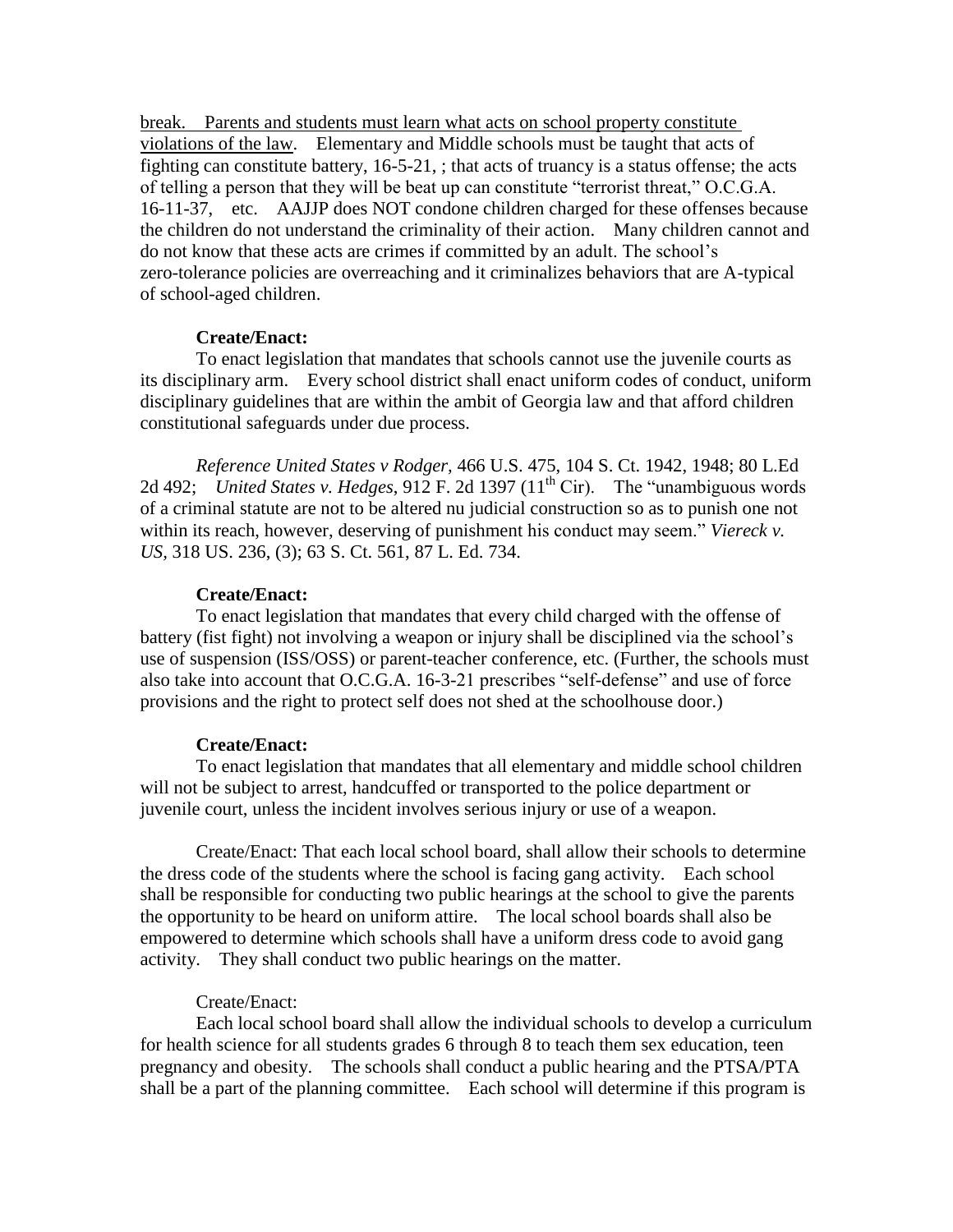break. Parents and students must learn what acts on school property constitute violations of the law. Elementary and Middle schools must be taught that acts of fighting can constitute battery, 16-5-21, ; that acts of truancy is a status offense; the acts of telling a person that they will be beat up can constitute "terrorist threat," O.C.G.A. 16-11-37, etc. AAJJP does NOT condone children charged for these offenses because the children do not understand the criminality of their action. Many children cannot and do not know that these acts are crimes if committed by an adult. The school's zero-tolerance policies are overreaching and it criminalizes behaviors that are A-typical of school-aged children.

**Create/Enact:**

To enact legislation that mandates that schools cannot use the juvenile courts as its disciplinary arm. Every school district shall enact uniform codes of conduct, uniform disciplinary guidelines that are within the ambit of Georgia law and that afford children constitutional safeguards under due process.

*Reference United States v Rodger*, 466 U.S. 475, 104 S. Ct. 1942, 1948; 80 L.Ed 2d 492; *United States v. Hedges*, 912 F. 2d 1397 (11th Cir). The "unambiguous words of a criminal statute are not to be altered nu judicial construction so as to punish one not within its reach, however, deserving of punishment his conduct may seem." *Viereck v. US*, 318 US. 236, (3); 63 S. Ct. 561, 87 L. Ed. 734.

**Create/Enact:**

To enact legislation that mandates that every child charged with the offense of battery (fist fight) not involving a weapon or injury shall be disciplined via the school's use of suspension (ISS/OSS) or parent-teacher conference, etc. (Further, the schools must also take into account that O.C.G.A. 16-3-21 prescribes "self-defense" and use of force provisions and the right to protect self does not shed at the schoolhouse door.)

**Create/Enact:**

To enact legislation that mandates that all elementary and middle school children will not be subject to arrest, handcuffed or transported to the police department or juvenile court, unless the incident involves serious injury or use of a weapon.

Create/Enact: That each local school board, shall allow their schools to determine the dress code of the students where the school is facing gang activity. Each school shall be responsible for conducting two public hearings at the school to give the parents the opportunity to be heard on uniform attire. The local school boards shall also be empowered to determine which schools shall have a uniform dress code to avoid gang activity. They shall conduct two public hearings on the matter.

Create/Enact:

Each local school board shall allow the individual schools to develop a curriculum for health science for all students grades 6 through 8 to teach them sex education, teen pregnancy and obesity. The schools shall conduct a public hearing and the PTSA/PTA shall be a part of the planning committee. Each school will determine if this program is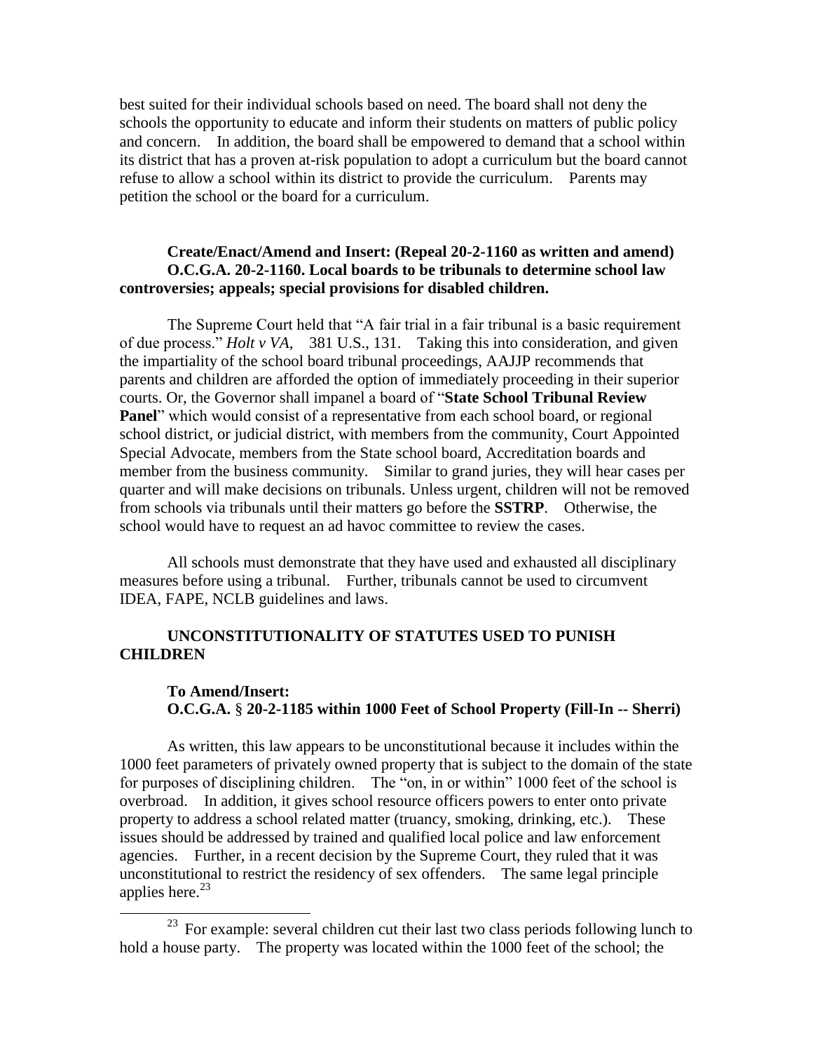best suited for their individual schools based on need. The board shall not deny the schools the opportunity to educate and inform their students on matters of public policy and concern. In addition, the board shall be empowered to demand that a school within its district that has a proven at-risk population to adopt a curriculum but the board cannot refuse to allow a school within its district to provide the curriculum. Parents may petition the school or the board for a curriculum.

**Create/Enact/Amend and Insert: (Repeal 20-2-1160 as written and amend) O.C.G.A. 20-2-1160. Local boards to be tribunals to determine school law controversies; appeals; special provisions for disabled children.**

The Supreme Court held that "A fair trial in a fair tribunal is a basic requirement of due process." *Holt v VA*, 381 U.S., 131. Taking this into consideration, and given the impartiality of the school board tribunal proceedings, AAJJP recommends that parents and children are afforded the option of immediately proceeding in their superior courts. Or, the Governor shall impanel a board of "**State School Tribunal Review Panel**" which would consist of a representative from each school board, or regional school district, or judicial district, with members from the community, Court Appointed Special Advocate, members from the State school board, Accreditation boards and member from the business community. Similar to grand juries, they will hear cases per quarter and will make decisions on tribunals. Unless urgent, children will not be removed from schools via tribunals until their matters go before the **SSTRP**. Otherwise, the school would have to request an ad havoc committee to review the cases.

All schools must demonstrate that they have used and exhausted all disciplinary measures before using a tribunal. Further, tribunals cannot be used to circumvent IDEA, FAPE, NCLB guidelines and laws.

**UNCONSTITUTIONALITY OF STATUTES USED TO PUNISH CHILDREN**

**To Amend/Insert:**
**O.C.G.A. § 20-2-1185 within 1000 Feet of School Property (Fill-In -- Sherri)**

As written, this law appears to be unconstitutional because it includes within the 1000 feet parameters of privately owned property that is subject to the domain of the state for purposes of disciplining children. The "on, in or within" 1000 feet of the school is overbroad. In addition, it gives school resource officers powers to enter onto private property to address a school related matter (truancy, smoking, drinking, etc.). These issues should be addressed by trained and qualified local police and law enforcement agencies. Further, in a recent decision by the Supreme Court, they ruled that it was unconstitutional to restrict the residency of sex offenders. The same legal principle applies here.[23]

[23] For example: several children cut their last two class periods following lunch to hold a house party. The property was located within the 1000 feet of the school; the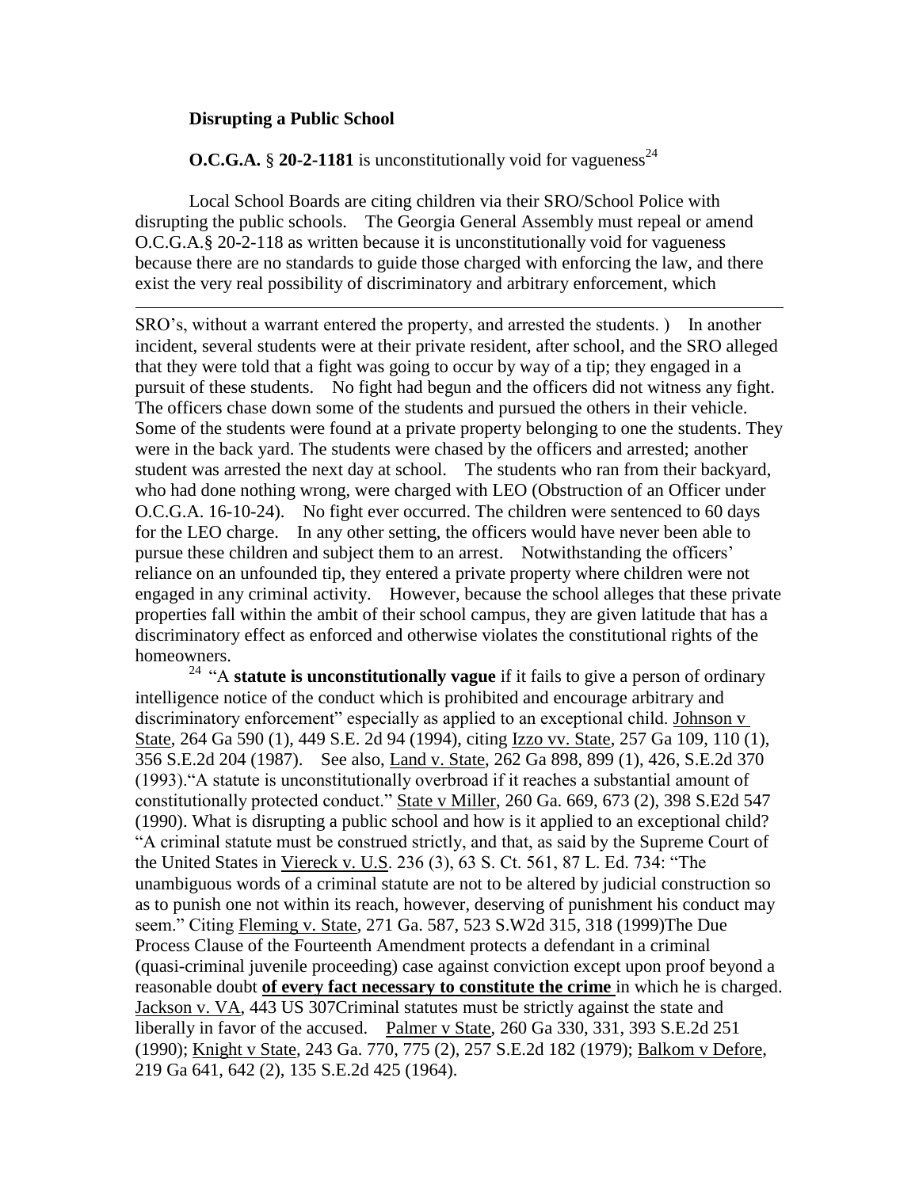**Disrupting a Public School**

**O.C.G.A.** § **20-2-1181** is unconstitutionally void for vagueness[24]

Local School Boards are citing children via their SRO/School Police with disrupting the public schools. The Georgia General Assembly must repeal or amend O.C.G.A.§ 20-2-118 as written because it is unconstitutionally void for vagueness because there are no standards to guide those charged with enforcing the law, and there exist the very real possibility of discriminatory and arbitrary enforcement, which

---

SRO's, without a warrant entered the property, and arrested the students. ) In another incident, several students were at their private resident, after school, and the SRO alleged that they were told that a fight was going to occur by way of a tip; they engaged in a pursuit of these students. No fight had begun and the officers did not witness any fight. The officers chase down some of the students and pursued the others in their vehicle. Some of the students were found at a private property belonging to one the students. They were in the back yard. The students were chased by the officers and arrested; another student was arrested the next day at school. The students who ran from their backyard, who had done nothing wrong, were charged with LEO (Obstruction of an Officer under O.C.G.A. 16-10-24). No fight ever occurred. The children were sentenced to 60 days for the LEO charge. In any other setting, the officers would have never been able to pursue these children and subject them to an arrest. Notwithstanding the officers' reliance on an unfounded tip, they entered a private property where children were not engaged in any criminal activity. However, because the school alleges that these private properties fall within the ambit of their school campus, they are given latitude that has a discriminatory effect as enforced and otherwise violates the constitutional rights of the homeowners.

[24] "A **statute is unconstitutionally vague** if it fails to give a person of ordinary intelligence notice of the conduct which is prohibited and encourage arbitrary and discriminatory enforcement" especially as applied to an exceptional child. Johnson v State, 264 Ga 590 (1), 449 S.E. 2d 94 (1994), citing Izzo vv. State, 257 Ga 109, 110 (1), 356 S.E.2d 204 (1987). See also, Land v. State, 262 Ga 898, 899 (1), 426, S.E.2d 370 (1993)."A statute is unconstitutionally overbroad if it reaches a substantial amount of constitutionally protected conduct." State v Miller, 260 Ga. 669, 673 (2), 398 S.E2d 547 (1990). What is disrupting a public school and how is it applied to an exceptional child? "A criminal statute must be construed strictly, and that, as said by the Supreme Court of the United States in Viereck v. U.S. 236 (3), 63 S. Ct. 561, 87 L. Ed. 734: "The unambiguous words of a criminal statute are not to be altered by judicial construction so as to punish one not within its reach, however, deserving of punishment his conduct may seem." Citing Fleming v. State, 271 Ga. 587, 523 S.W2d 315, 318 (1999)The Due Process Clause of the Fourteenth Amendment protects a defendant in a criminal (quasi-criminal juvenile proceeding) case against conviction except upon proof beyond a reasonable doubt **of every fact necessary to constitute the crime** in which he is charged. Jackson v. VA, 443 US 307Criminal statutes must be strictly against the state and liberally in favor of the accused. Palmer v State, 260 Ga 330, 331, 393 S.E.2d 251 (1990); Knight v State, 243 Ga. 770, 775 (2), 257 S.E.2d 182 (1979); Balkom v Defore, 219 Ga 641, 642 (2), 135 S.E.2d 425 (1964).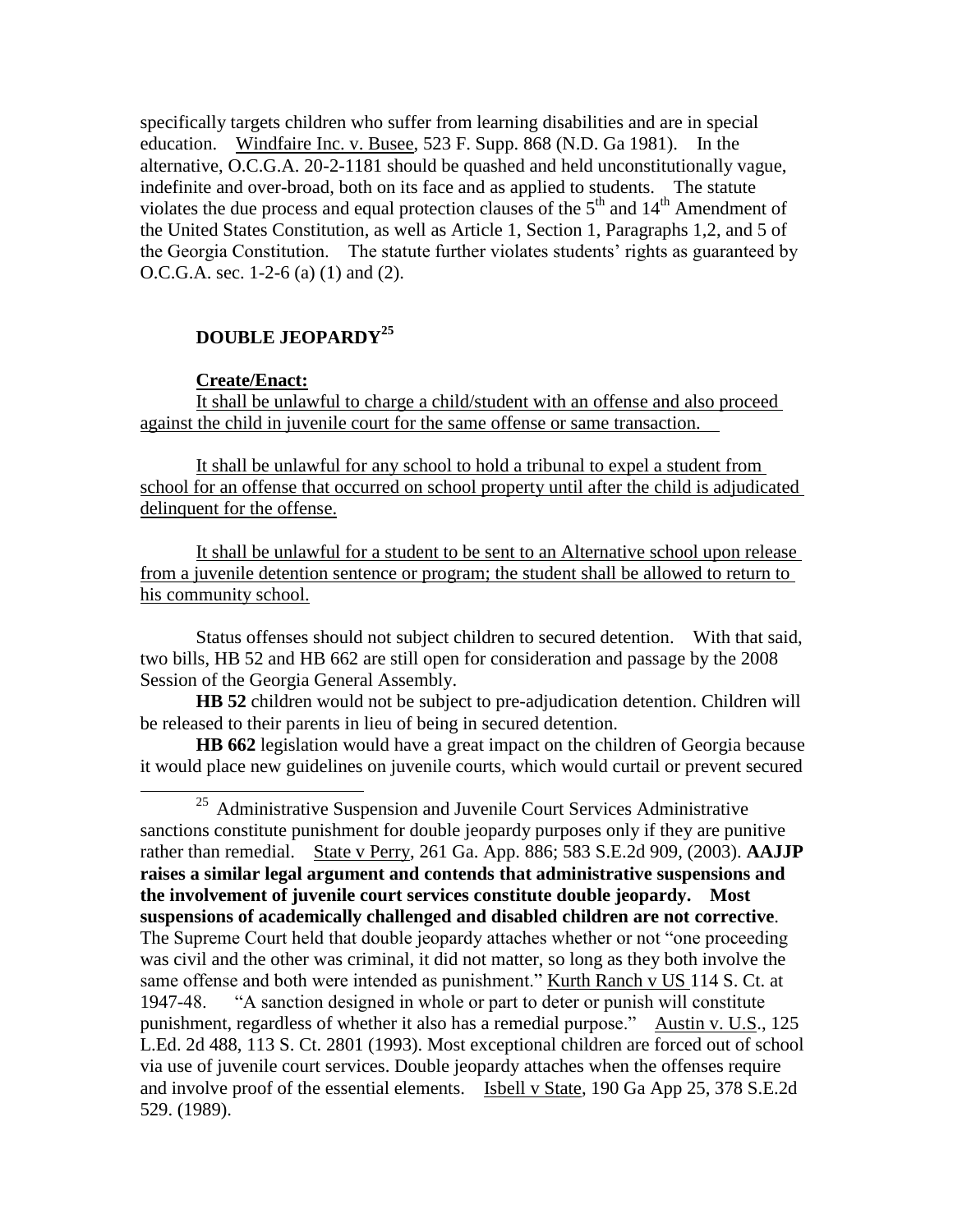specifically targets children who suffer from learning disabilities and are in special education. Windfaire Inc. v. Busee, 523 F. Supp. 868 (N.D. Ga 1981). In the alternative, O.C.G.A. 20-2-1181 should be quashed and held unconstitutionally vague, indefinite and over-broad, both on its face and as applied to students. The statute violates the due process and equal protection clauses of the 5th and 14th Amendment of the United States Constitution, as well as Article 1, Section 1, Paragraphs 1,2, and 5 of the Georgia Constitution. The statute further violates students' rights as guaranteed by O.C.G.A. sec. 1-2-6 (a) (1) and (2).

## DOUBLE JEOPARDY[25]

**Create/Enact:**

It shall be unlawful to charge a child/student with an offense and also proceed against the child in juvenile court for the same offense or same transaction.

It shall be unlawful for any school to hold a tribunal to expel a student from school for an offense that occurred on school property until after the child is adjudicated delinquent for the offense.

It shall be unlawful for a student to be sent to an Alternative school upon release from a juvenile detention sentence or program; the student shall be allowed to return to his community school.

Status offenses should not subject children to secured detention. With that said, two bills, HB 52 and HB 662 are still open for consideration and passage by the 2008 Session of the Georgia General Assembly.

**HB 52** children would not be subject to pre-adjudication detention. Children will be released to their parents in lieu of being in secured detention.

**HB 662** legislation would have a great impact on the children of Georgia because it would place new guidelines on juvenile courts, which would curtail or prevent secured

---

[25] Administrative Suspension and Juvenile Court Services Administrative sanctions constitute punishment for double jeopardy purposes only if they are punitive rather than remedial. State v Perry, 261 Ga. App. 886; 583 S.E.2d 909, (2003). **AAJJP raises a similar legal argument and contends that administrative suspensions and the involvement of juvenile court services constitute double jeopardy. Most suspensions of academically challenged and disabled children are not corrective**. The Supreme Court held that double jeopardy attaches whether or not "one proceeding was civil and the other was criminal, it did not matter, so long as they both involve the same offense and both were intended as punishment." Kurth Ranch v US 114 S. Ct. at 1947-48. "A sanction designed in whole or part to deter or punish will constitute punishment, regardless of whether it also has a remedial purpose." Austin v. U.S., 125 L.Ed. 2d 488, 113 S. Ct. 2801 (1993). Most exceptional children are forced out of school via use of juvenile court services. Double jeopardy attaches when the offenses require and involve proof of the essential elements. Isbell v State, 190 Ga App 25, 378 S.E.2d 529. (1989).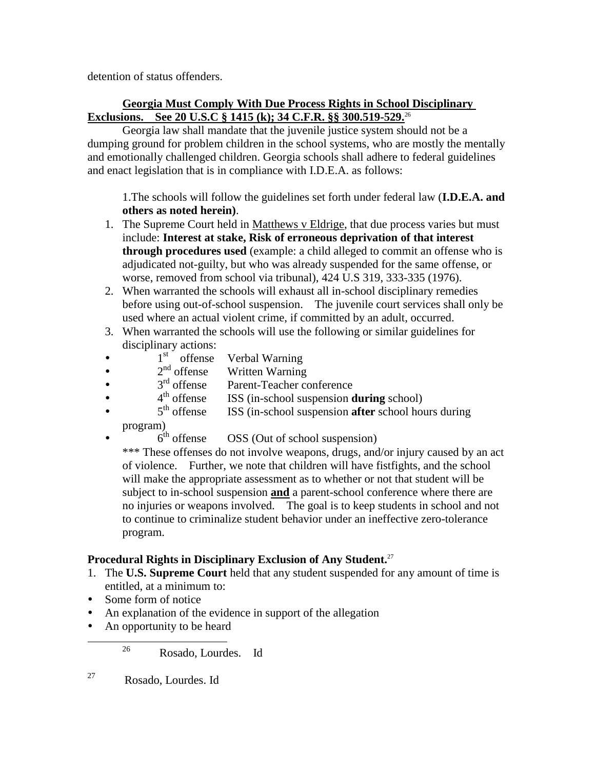detention of status offenders.

**Georgia Must Comply With Due Process Rights in School Disciplinary Exclusions. See 20 U.S.C § 1415 (k); 34 C.F.R. §§ 300.519-529.**[26]

Georgia law shall mandate that the juvenile justice system should not be a dumping ground for problem children in the school systems, who are mostly the mentally and emotionally challenged children. Georgia schools shall adhere to federal guidelines and enact legislation that is in compliance with I.D.E.A. as follows:

1.The schools will follow the guidelines set forth under federal law (**I.D.E.A. and others as noted herein)**.

1. The Supreme Court held in Matthews v Eldrige, that due process varies but must include: **Interest at stake, Risk of erroneous deprivation of that interest through procedures used** (example: a child alleged to commit an offense who is adjudicated not-guilty, but who was already suspended for the same offense, or worse, removed from school via tribunal), 424 U.S 319, 333-335 (1976).
2. When warranted the schools will exhaust all in-school disciplinary remedies before using out-of-school suspension. The juvenile court services shall only be used where an actual violent crime, if committed by an adult, occurred.
3. When warranted the schools will use the following or similar guidelines for disciplinary actions:

- 1st offense Verbal Warning
- 2nd offense Written Warning
- 3rd offense Parent-Teacher conference
- 4th offense ISS (in-school suspension **during** school)
- 5th offense ISS (in-school suspension **after** school hours during program)
- 6th offense OSS (Out of school suspension)

*** These offenses do not involve weapons, drugs, and/or injury caused by an act of violence. Further, we note that children will have fistfights, and the school will make the appropriate assessment as to whether or not that student will be subject to in-school suspension **and** a parent-school conference where there are no injuries or weapons involved. The goal is to keep students in school and not to continue to criminalize student behavior under an ineffective zero-tolerance program.

**Procedural Rights in Disciplinary Exclusion of Any Student.**[27]

1. The **U.S. Supreme Court** held that any student suspended for any amount of time is entitled, at a minimum to:

- Some form of notice
- An explanation of the evidence in support of the allegation
- An opportunity to be heard

[26] Rosado, Lourdes. Id

[27] Rosado, Lourdes. Id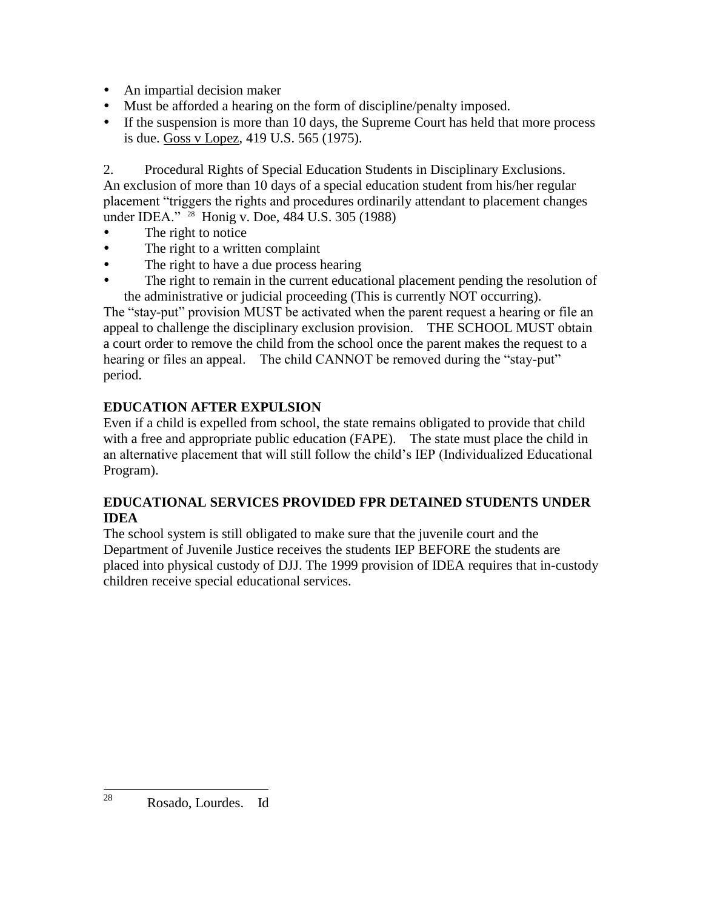- An impartial decision maker
- Must be afforded a hearing on the form of discipline/penalty imposed.
- If the suspension is more than 10 days, the Supreme Court has held that more process is due. Goss v Lopez, 419 U.S. 565 (1975).

2. Procedural Rights of Special Education Students in Disciplinary Exclusions. An exclusion of more than 10 days of a special education student from his/her regular placement "triggers the rights and procedures ordinarily attendant to placement changes under IDEA." [28] Honig v. Doe, 484 U.S. 305 (1988)

- The right to notice
- The right to a written complaint
- The right to have a due process hearing
- The right to remain in the current educational placement pending the resolution of the administrative or judicial proceeding (This is currently NOT occurring).

The "stay-put" provision MUST be activated when the parent request a hearing or file an appeal to challenge the disciplinary exclusion provision. THE SCHOOL MUST obtain a court order to remove the child from the school once the parent makes the request to a hearing or files an appeal. The child CANNOT be removed during the "stay-put" period.

**EDUCATION AFTER EXPULSION**

Even if a child is expelled from school, the state remains obligated to provide that child with a free and appropriate public education (FAPE). The state must place the child in an alternative placement that will still follow the child's IEP (Individualized Educational Program).

**EDUCATIONAL SERVICES PROVIDED FPR DETAINED STUDENTS UNDER IDEA**

The school system is still obligated to make sure that the juvenile court and the Department of Juvenile Justice receives the students IEP BEFORE the students are placed into physical custody of DJJ. The 1999 provision of IDEA requires that in-custody children receive special educational services.

---

[28] Rosado, Lourdes. Id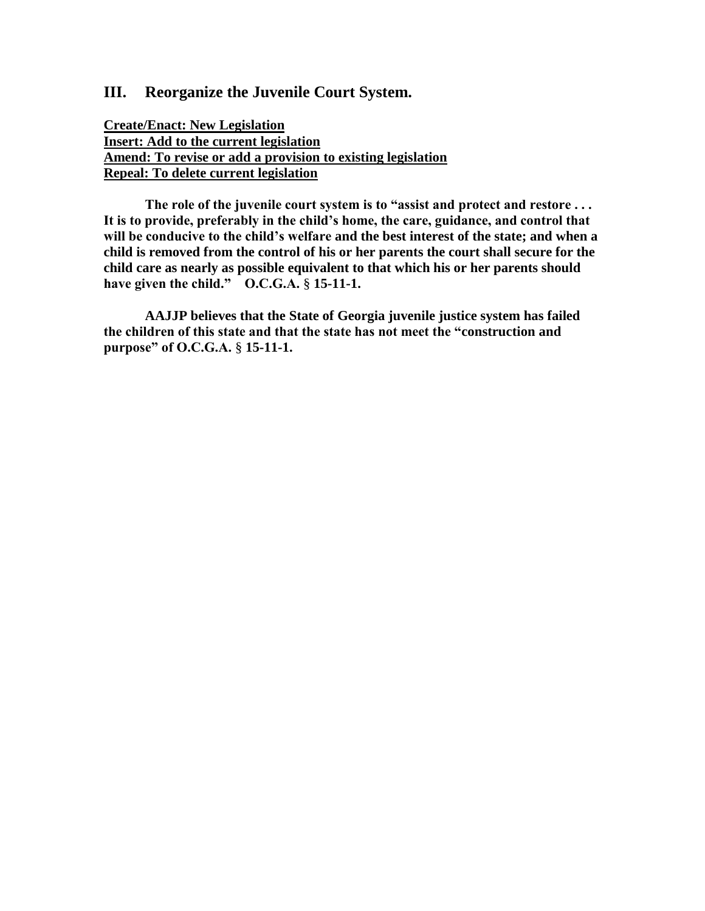## III. Reorganize the Juvenile Court System.

**Create/Enact: New Legislation**
**Insert: Add to the current legislation**
**Amend: To revise or add a provision to existing legislation**
**Repeal: To delete current legislation**

**The role of the juvenile court system is to "assist and protect and restore . . . It is to provide, preferably in the child's home, the care, guidance, and control that will be conducive to the child's welfare and the best interest of the state; and when a child is removed from the control of his or her parents the court shall secure for the child care as nearly as possible equivalent to that which his or her parents should have given the child." O.C.G.A. § 15-11-1.**

**AAJJP believes that the State of Georgia juvenile justice system has failed the children of this state and that the state has not meet the "construction and purpose" of O.C.G.A. § 15-11-1.**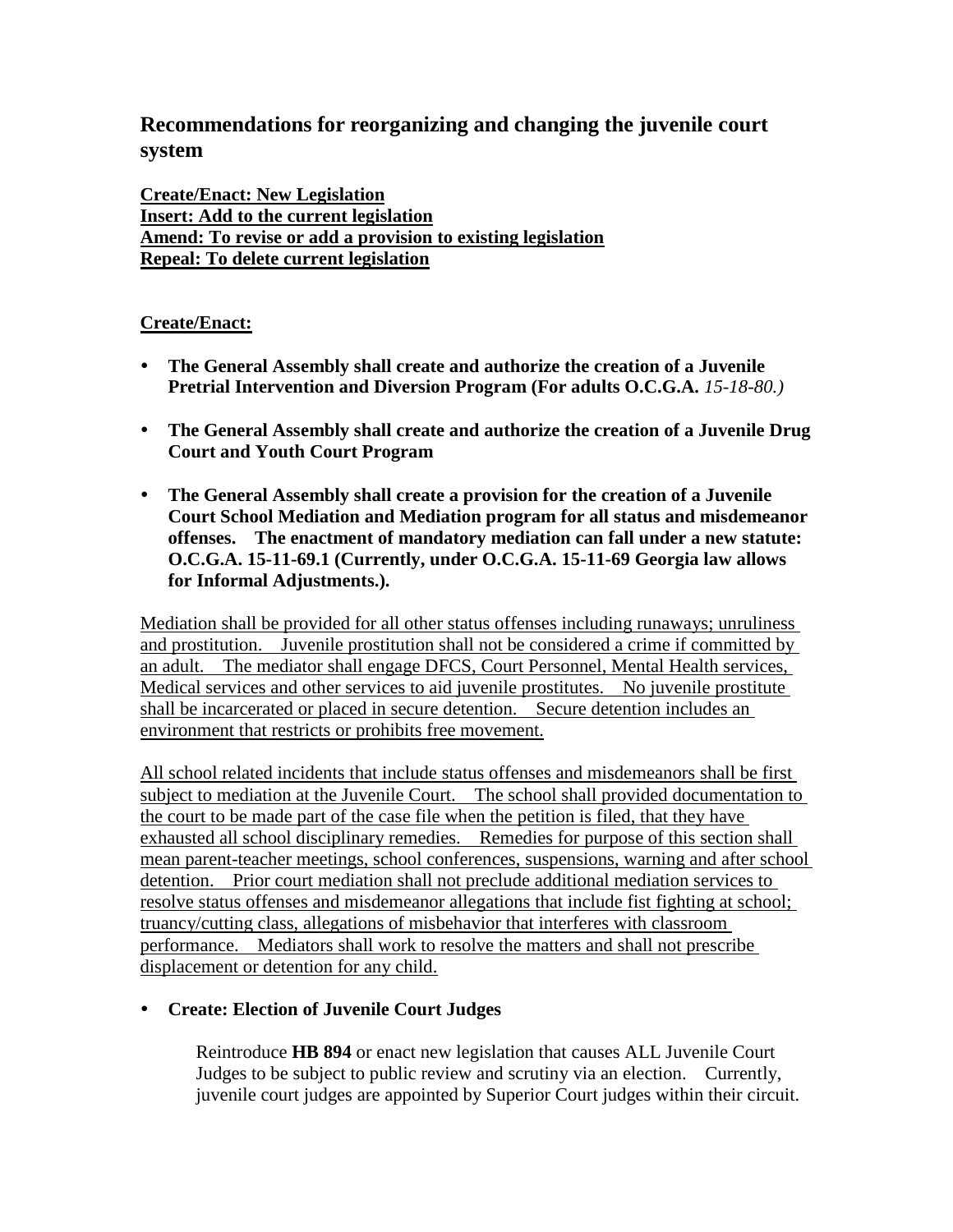## Recommendations for reorganizing and changing the juvenile court system

<u>**Create/Enact: New Legislation**</u>
<u>**Insert: Add to the current legislation**</u>
<u>**Amend: To revise or add a provision to existing legislation**</u>
<u>**Repeal: To delete current legislation**</u>

<u>**Create/Enact:**</u>

- **The General Assembly shall create and authorize the creation of a Juvenile Pretrial Intervention and Diversion Program (For adults O.C.G.A.** *15-18-80.)*

- **The General Assembly shall create and authorize the creation of a Juvenile Drug Court and Youth Court Program**

- **The General Assembly shall create a provision for the creation of a Juvenile Court School Mediation and Mediation program for all status and misdemeanor offenses. The enactment of mandatory mediation can fall under a new statute: O.C.G.A. 15-11-69.1 (Currently, under O.C.G.A. 15-11-69 Georgia law allows for Informal Adjustments.).**

<u>Mediation shall be provided for all other status offenses including runaways; unruliness and prostitution. Juvenile prostitution shall not be considered a crime if committed by an adult. The mediator shall engage DFCS, Court Personnel, Mental Health services, Medical services and other services to aid juvenile prostitutes. No juvenile prostitute shall be incarcerated or placed in secure detention. Secure detention includes an environment that restricts or prohibits free movement.</u>

<u>All school related incidents that include status offenses and misdemeanors shall be first subject to mediation at the Juvenile Court. The school shall provided documentation to the court to be made part of the case file when the petition is filed, that they have exhausted all school disciplinary remedies. Remedies for purpose of this section shall mean parent-teacher meetings, school conferences, suspensions, warning and after school detention. Prior court mediation shall not preclude additional mediation services to resolve status offenses and misdemeanor allegations that include fist fighting at school; truancy/cutting class, allegations of misbehavior that interferes with classroom performance. Mediators shall work to resolve the matters and shall not prescribe displacement or detention for any child.</u>

- **Create: Election of Juvenile Court Judges**

  Reintroduce **HB 894** or enact new legislation that causes ALL Juvenile Court Judges to be subject to public review and scrutiny via an election. Currently, juvenile court judges are appointed by Superior Court judges within their circuit.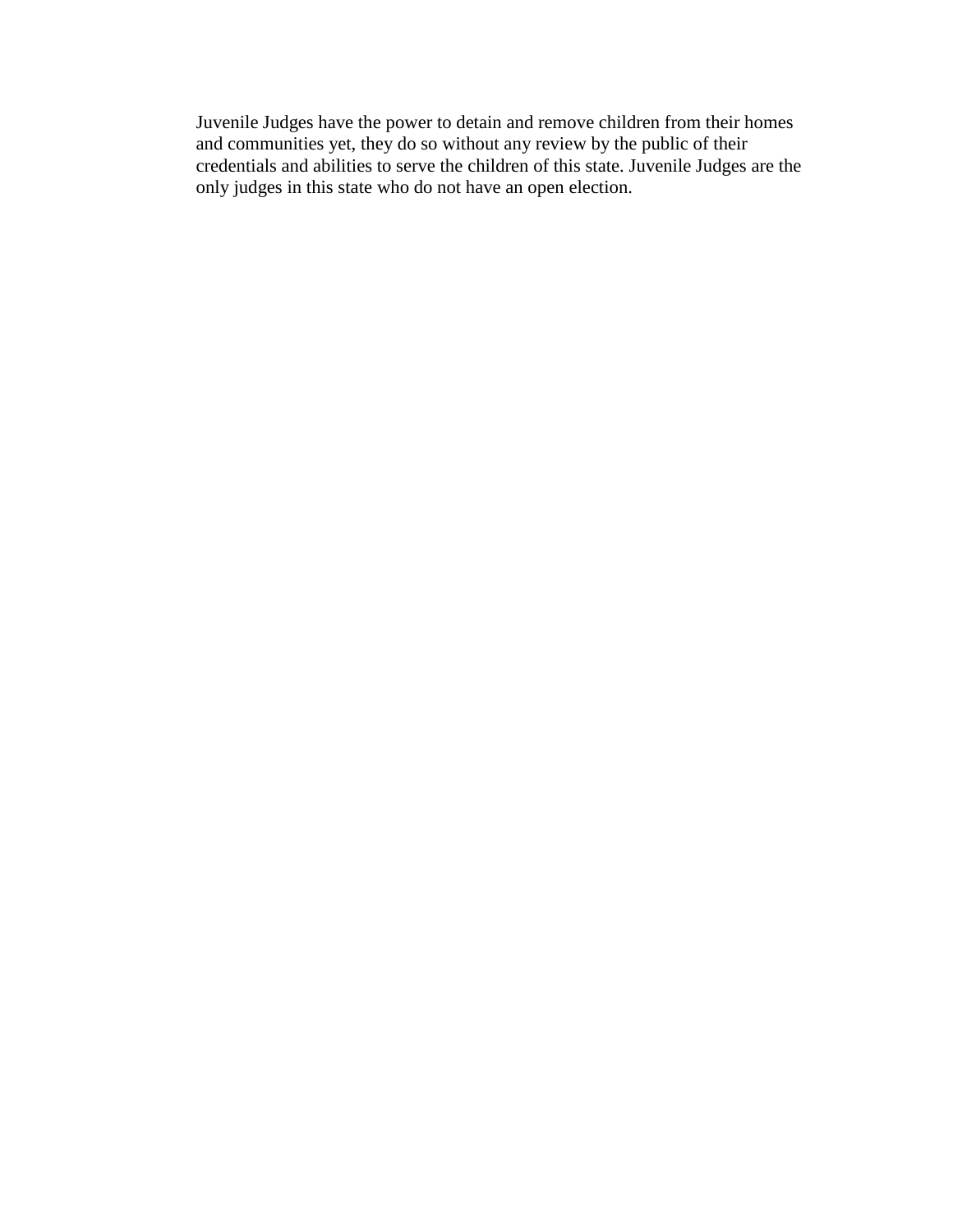Juvenile Judges have the power to detain and remove children from their homes and communities yet, they do so without any review by the public of their credentials and abilities to serve the children of this state. Juvenile Judges are the only judges in this state who do not have an open election.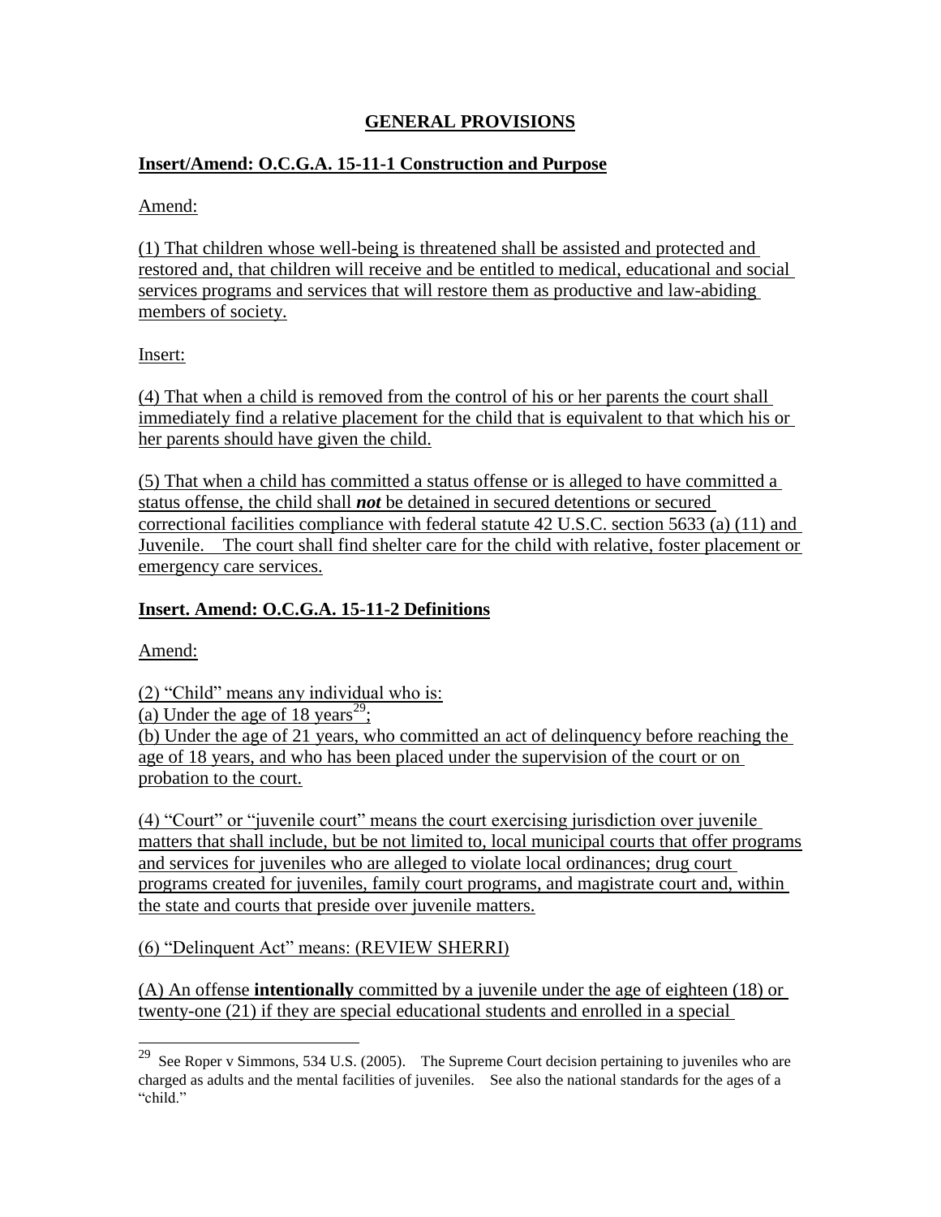## GENERAL PROVISIONS

### Insert/Amend: O.C.G.A. 15-11-1 Construction and Purpose

Amend:

(1) That children whose well-being is threatened shall be assisted and protected and restored and, that children will receive and be entitled to medical, educational and social services programs and services that will restore them as productive and law-abiding members of society.

Insert:

(4) That when a child is removed from the control of his or her parents the court shall immediately find a relative placement for the child that is equivalent to that which his or her parents should have given the child.

(5) That when a child has committed a status offense or is alleged to have committed a status offense, the child shall ***not*** be detained in secured detentions or secured correctional facilities compliance with federal statute 42 U.S.C. section 5633 (a) (11) and Juvenile.   The court shall find shelter care for the child with relative, foster placement or emergency care services.

### Insert. Amend: O.C.G.A. 15-11-2 Definitions

Amend:

(2) "Child" means any individual who is:
(a) Under the age of 18 years[29];
(b) Under the age of 21 years, who committed an act of delinquency before reaching the age of 18 years, and who has been placed under the supervision of the court or on probation to the court.

(4) "Court" or "juvenile court" means the court exercising jurisdiction over juvenile matters that shall include, but be not limited to, local municipal courts that offer programs and services for juveniles who are alleged to violate local ordinances; drug court programs created for juveniles, family court programs, and magistrate court and, within the state and courts that preside over juvenile matters.

(6) "Delinquent Act" means: (REVIEW SHERRI)

(A) An offense **intentionally** committed by a juvenile under the age of eighteen (18) or twenty-one (21) if they are special educational students and enrolled in a special

[29] See Roper v Simmons, 534 U.S. (2005).   The Supreme Court decision pertaining to juveniles who are charged as adults and the mental facilities of juveniles.   See also the national standards for the ages of a "child."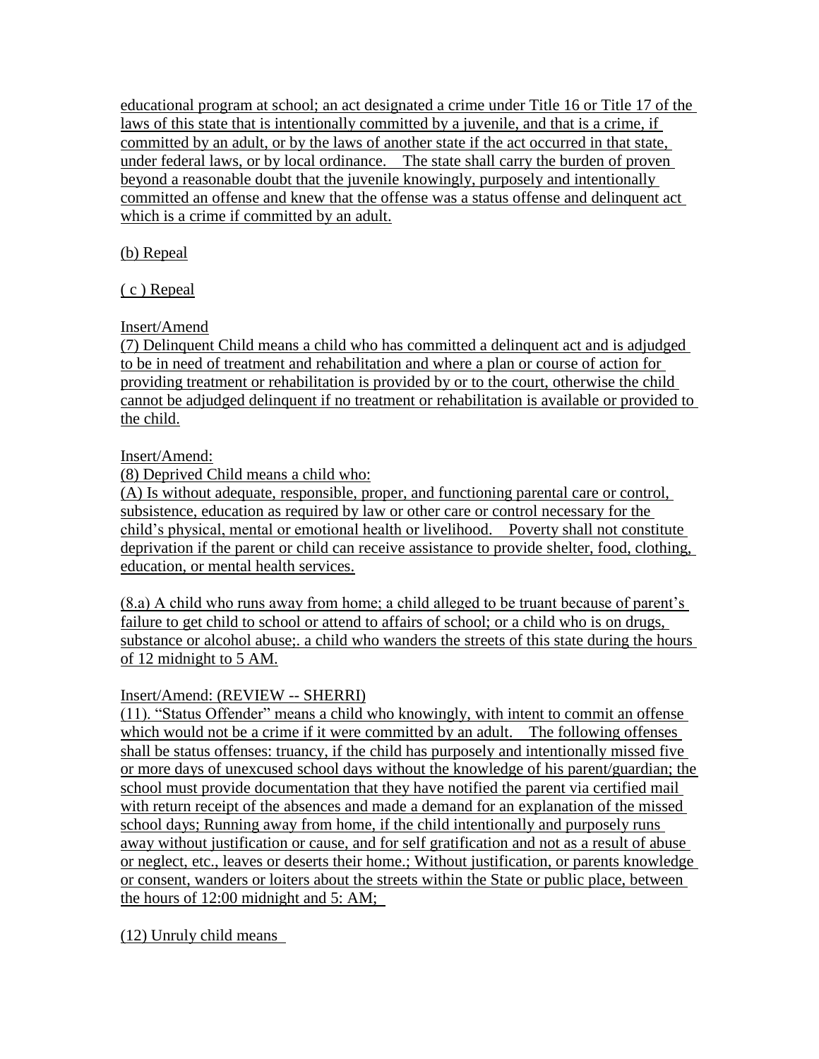educational program at school; an act designated a crime under Title 16 or Title 17 of the laws of this state that is intentionally committed by a juvenile, and that is a crime, if committed by an adult, or by the laws of another state if the act occurred in that state, under federal laws, or by local ordinance.   The state shall carry the burden of proven beyond a reasonable doubt that the juvenile knowingly, purposely and intentionally committed an offense and knew that the offense was a status offense and delinquent act which is a crime if committed by an adult.

(b) Repeal

( c ) Repeal

Insert/Amend
(7) Delinquent Child means a child who has committed a delinquent act and is adjudged to be in need of treatment and rehabilitation and where a plan or course of action for providing treatment or rehabilitation is provided by or to the court, otherwise the child cannot be adjudged delinquent if no treatment or rehabilitation is available or provided to the child.

Insert/Amend:
(8) Deprived Child means a child who:
(A) Is without adequate, responsible, proper, and functioning parental care or control, subsistence, education as required by law or other care or control necessary for the child's physical, mental or emotional health or livelihood.   Poverty shall not constitute deprivation if the parent or child can receive assistance to provide shelter, food, clothing, education, or mental health services.

(8.a) A child who runs away from home; a child alleged to be truant because of parent's failure to get child to school or attend to affairs of school; or a child who is on drugs, substance or alcohol abuse;. a child who wanders the streets of this state during the hours of 12 midnight to 5 AM.

Insert/Amend: (REVIEW -- SHERRI)
(11). "Status Offender" means a child who knowingly, with intent to commit an offense which would not be a crime if it were committed by an adult.   The following offenses shall be status offenses: truancy, if the child has purposely and intentionally missed five or more days of unexcused school days without the knowledge of his parent/guardian; the school must provide documentation that they have notified the parent via certified mail with return receipt of the absences and made a demand for an explanation of the missed school days; Running away from home, if the child intentionally and purposely runs away without justification or cause, and for self gratification and not as a result of abuse or neglect, etc., leaves or deserts their home.; Without justification, or parents knowledge or consent, wanders or loiters about the streets within the State or public place, between the hours of 12:00 midnight and 5: AM;

(12) Unruly child means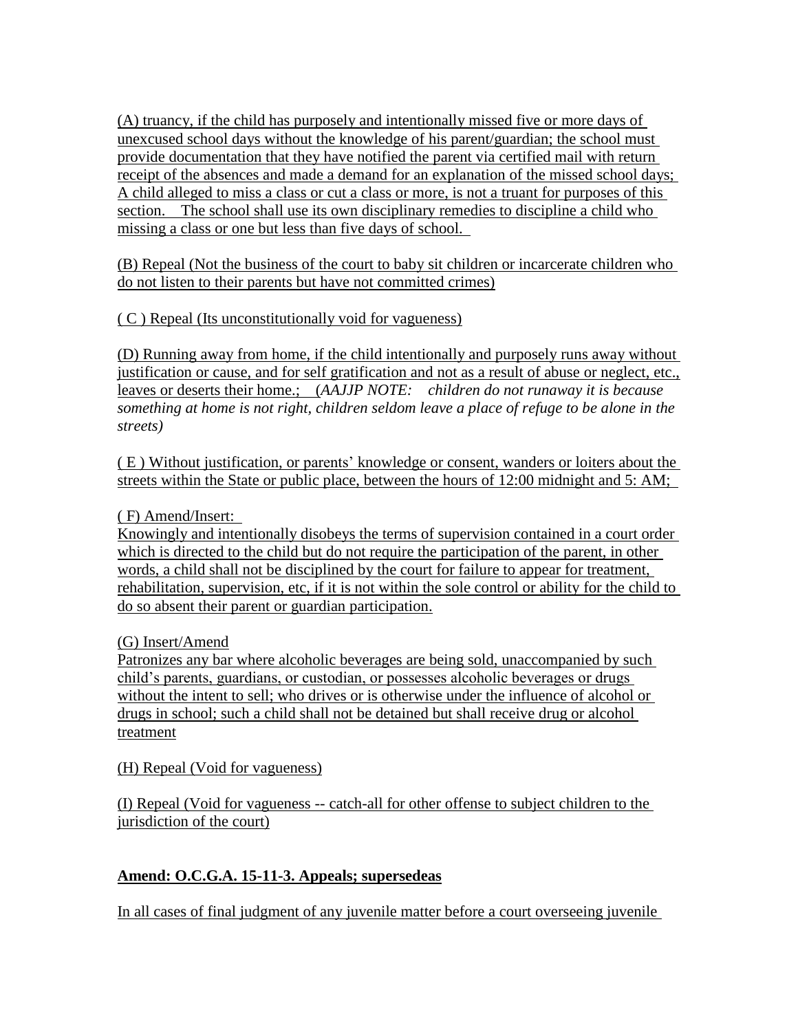(A) truancy, if the child has purposely and intentionally missed five or more days of unexcused school days without the knowledge of his parent/guardian; the school must provide documentation that they have notified the parent via certified mail with return receipt of the absences and made a demand for an explanation of the missed school days; A child alleged to miss a class or cut a class or more, is not a truant for purposes of this section. The school shall use its own disciplinary remedies to discipline a child who missing a class or one but less than five days of school.

(B) Repeal (Not the business of the court to baby sit children or incarcerate children who do not listen to their parents but have not committed crimes)

( C ) Repeal (Its unconstitutionally void for vagueness)

(D) Running away from home, if the child intentionally and purposely runs away without justification or cause, and for self gratification and not as a result of abuse or neglect, etc., leaves or deserts their home.; (*AAJJP NOTE: children do not runaway it is because something at home is not right, children seldom leave a place of refuge to be alone in the streets)*

( E ) Without justification, or parents' knowledge or consent, wanders or loiters about the streets within the State or public place, between the hours of 12:00 midnight and 5: AM;

( F) Amend/Insert:
Knowingly and intentionally disobeys the terms of supervision contained in a court order which is directed to the child but do not require the participation of the parent, in other words, a child shall not be disciplined by the court for failure to appear for treatment, rehabilitation, supervision, etc, if it is not within the sole control or ability for the child to do so absent their parent or guardian participation.

(G) Insert/Amend
Patronizes any bar where alcoholic beverages are being sold, unaccompanied by such child's parents, guardians, or custodian, or possesses alcoholic beverages or drugs without the intent to sell; who drives or is otherwise under the influence of alcohol or drugs in school; such a child shall not be detained but shall receive drug or alcohol treatment

(H) Repeal (Void for vagueness)

(I) Repeal (Void for vagueness -- catch-all for other offense to subject children to the jurisdiction of the court)

**Amend: O.C.G.A. 15-11-3. Appeals; supersedeas**

In all cases of final judgment of any juvenile matter before a court overseeing juvenile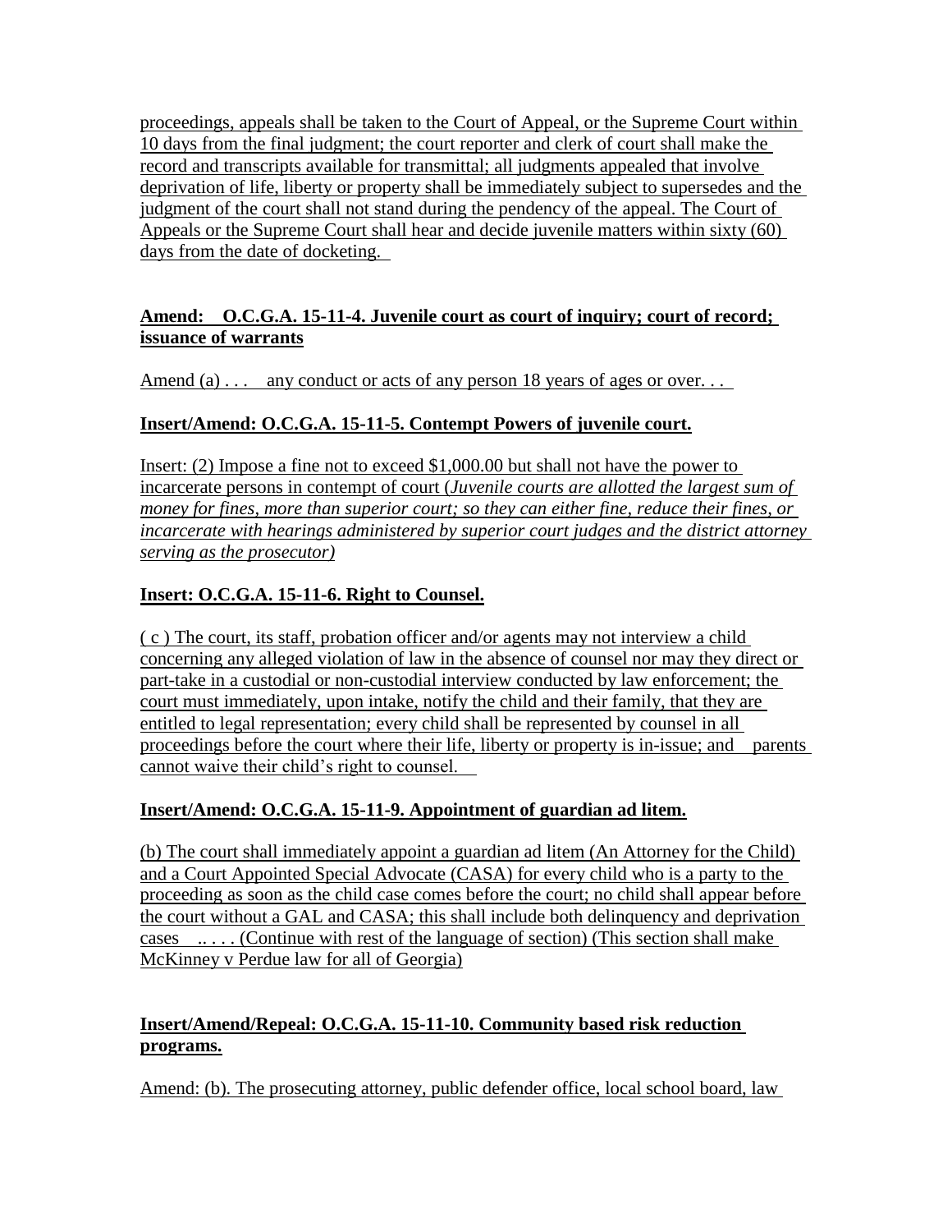proceedings, appeals shall be taken to the Court of Appeal, or the Supreme Court within 10 days from the final judgment; the court reporter and clerk of court shall make the record and transcripts available for transmittal; all judgments appealed that involve deprivation of life, liberty or property shall be immediately subject to supersedes and the judgment of the court shall not stand during the pendency of the appeal. The Court of Appeals or the Supreme Court shall hear and decide juvenile matters within sixty (60) days from the date of docketing.

**Amend: O.C.G.A. 15-11-4. Juvenile court as court of inquiry; court of record; issuance of warrants**

Amend (a) . . . any conduct or acts of any person 18 years of ages or over. . .

**Insert/Amend: O.C.G.A. 15-11-5. Contempt Powers of juvenile court.**

Insert: (2) Impose a fine not to exceed $1,000.00 but shall not have the power to incarcerate persons in contempt of court (*Juvenile courts are allotted the largest sum of money for fines, more than superior court; so they can either fine, reduce their fines, or incarcerate with hearings administered by superior court judges and the district attorney serving as the prosecutor)*

**Insert: O.C.G.A. 15-11-6. Right to Counsel.**

( c ) The court, its staff, probation officer and/or agents may not interview a child concerning any alleged violation of law in the absence of counsel nor may they direct or part-take in a custodial or non-custodial interview conducted by law enforcement; the court must immediately, upon intake, notify the child and their family, that they are entitled to legal representation; every child shall be represented by counsel in all proceedings before the court where their life, liberty or property is in-issue; and parents cannot waive their child's right to counsel.

**Insert/Amend: O.C.G.A. 15-11-9. Appointment of guardian ad litem.**

(b) The court shall immediately appoint a guardian ad litem (An Attorney for the Child) and a Court Appointed Special Advocate (CASA) for every child who is a party to the proceeding as soon as the child case comes before the court; no child shall appear before the court without a GAL and CASA; this shall include both delinquency and deprivation cases .. . . . (Continue with rest of the language of section) (This section shall make McKinney v Perdue law for all of Georgia)

**Insert/Amend/Repeal: O.C.G.A. 15-11-10. Community based risk reduction programs.**

Amend: (b). The prosecuting attorney, public defender office, local school board, law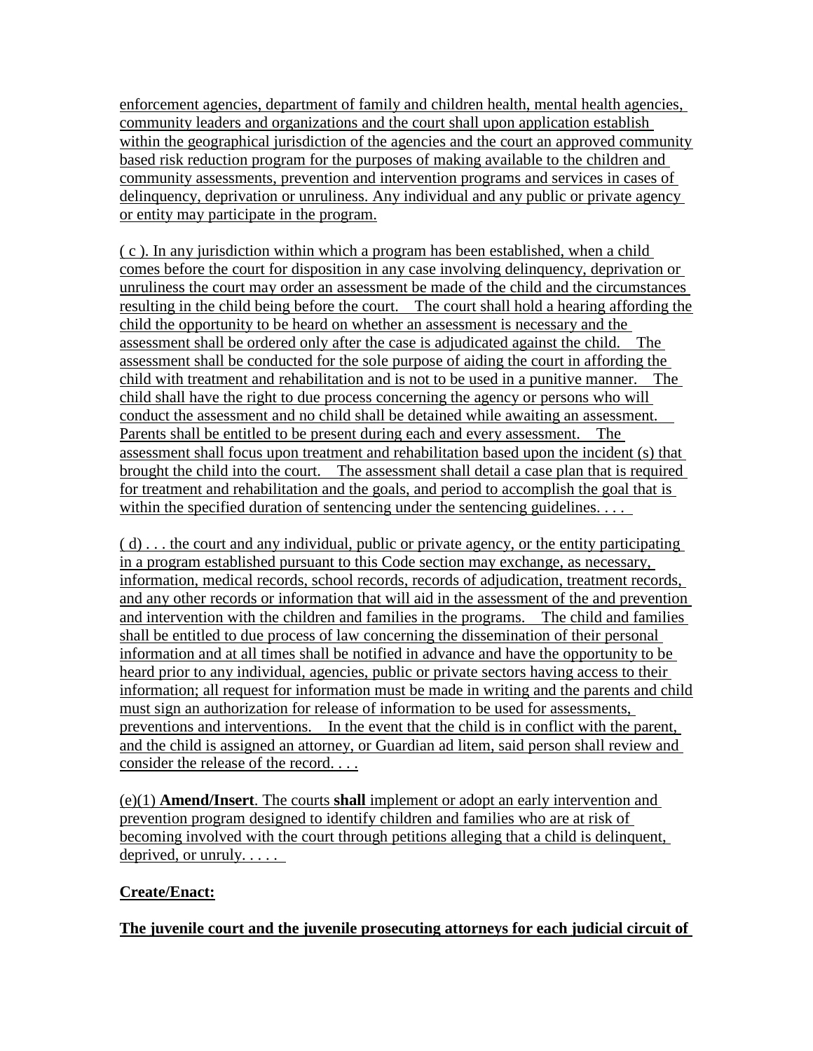enforcement agencies, department of family and children health, mental health agencies, community leaders and organizations and the court shall upon application establish within the geographical jurisdiction of the agencies and the court an approved community based risk reduction program for the purposes of making available to the children and community assessments, prevention and intervention programs and services in cases of delinquency, deprivation or unruliness. Any individual and any public or private agency or entity may participate in the program.

( c ). In any jurisdiction within which a program has been established, when a child comes before the court for disposition in any case involving delinquency, deprivation or unruliness the court may order an assessment be made of the child and the circumstances resulting in the child being before the court. The court shall hold a hearing affording the child the opportunity to be heard on whether an assessment is necessary and the assessment shall be ordered only after the case is adjudicated against the child. The assessment shall be conducted for the sole purpose of aiding the court in affording the child with treatment and rehabilitation and is not to be used in a punitive manner. The child shall have the right to due process concerning the agency or persons who will conduct the assessment and no child shall be detained while awaiting an assessment. Parents shall be entitled to be present during each and every assessment. The assessment shall focus upon treatment and rehabilitation based upon the incident (s) that brought the child into the court. The assessment shall detail a case plan that is required for treatment and rehabilitation and the goals, and period to accomplish the goal that is within the specified duration of sentencing under the sentencing guidelines. . . .

( d) . . . the court and any individual, public or private agency, or the entity participating in a program established pursuant to this Code section may exchange, as necessary, information, medical records, school records, records of adjudication, treatment records, and any other records or information that will aid in the assessment of the and prevention and intervention with the children and families in the programs. The child and families shall be entitled to due process of law concerning the dissemination of their personal information and at all times shall be notified in advance and have the opportunity to be heard prior to any individual, agencies, public or private sectors having access to their information; all request for information must be made in writing and the parents and child must sign an authorization for release of information to be used for assessments, preventions and interventions. In the event that the child is in conflict with the parent, and the child is assigned an attorney, or Guardian ad litem, said person shall review and consider the release of the record. . . .

(e)(1) **Amend/Insert**. The courts **shall** implement or adopt an early intervention and prevention program designed to identify children and families who are at risk of becoming involved with the court through petitions alleging that a child is delinquent, deprived, or unruly. . . . .

**Create/Enact:**

**The juvenile court and the juvenile prosecuting attorneys for each judicial circuit of**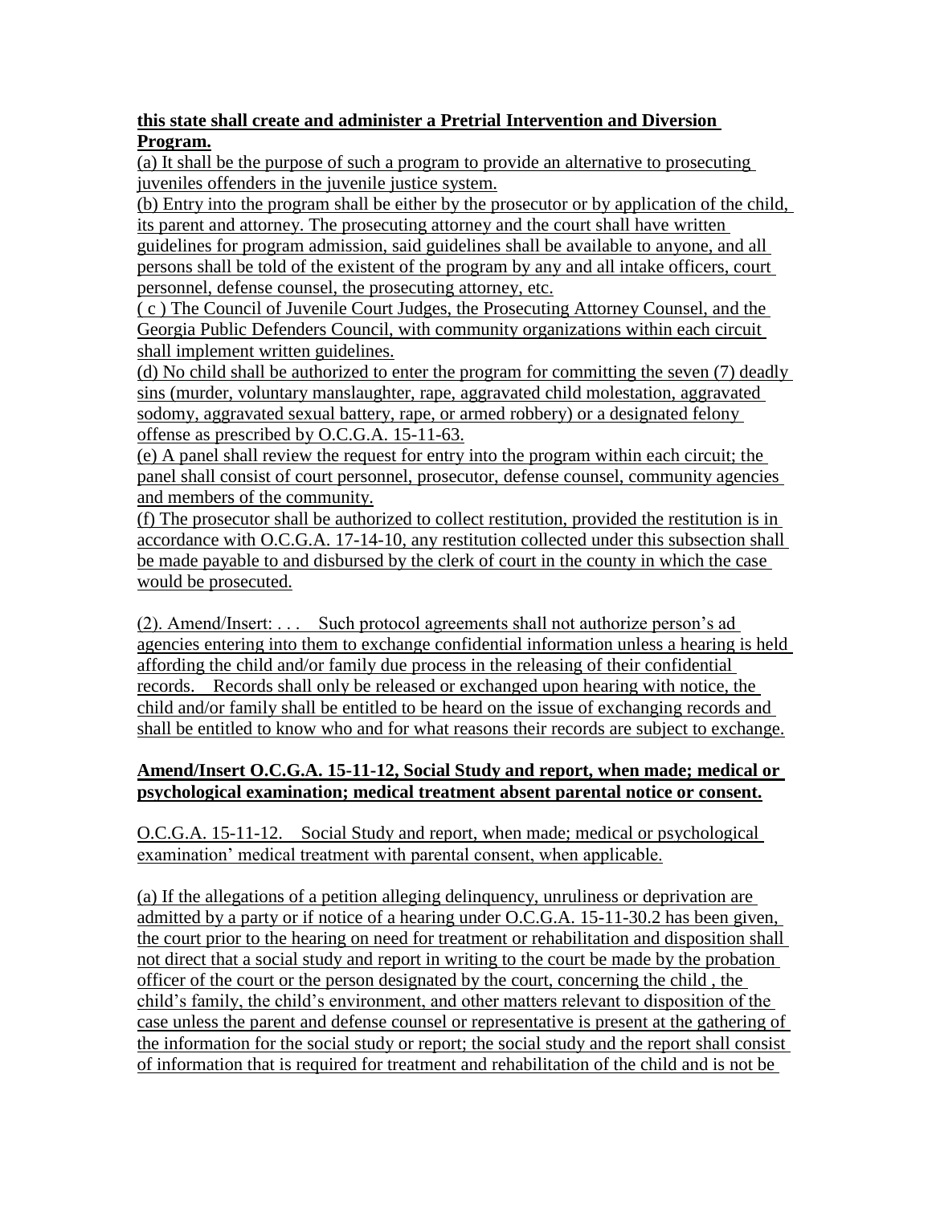**this state shall create and administer a Pretrial Intervention and Diversion Program.**

(a) It shall be the purpose of such a program to provide an alternative to prosecuting juveniles offenders in the juvenile justice system.

(b) Entry into the program shall be either by the prosecutor or by application of the child, its parent and attorney. The prosecuting attorney and the court shall have written guidelines for program admission, said guidelines shall be available to anyone, and all persons shall be told of the existent of the program by any and all intake officers, court personnel, defense counsel, the prosecuting attorney, etc.

( c ) The Council of Juvenile Court Judges, the Prosecuting Attorney Counsel, and the Georgia Public Defenders Council, with community organizations within each circuit shall implement written guidelines.

(d) No child shall be authorized to enter the program for committing the seven (7) deadly sins (murder, voluntary manslaughter, rape, aggravated child molestation, aggravated sodomy, aggravated sexual battery, rape, or armed robbery) or a designated felony offense as prescribed by O.C.G.A. 15-11-63.

(e) A panel shall review the request for entry into the program within each circuit; the panel shall consist of court personnel, prosecutor, defense counsel, community agencies and members of the community.

(f) The prosecutor shall be authorized to collect restitution, provided the restitution is in accordance with O.C.G.A. 17-14-10, any restitution collected under this subsection shall be made payable to and disbursed by the clerk of court in the county in which the case would be prosecuted.

(2). Amend/Insert: . . . Such protocol agreements shall not authorize person's ad agencies entering into them to exchange confidential information unless a hearing is held affording the child and/or family due process in the releasing of their confidential records. Records shall only be released or exchanged upon hearing with notice, the child and/or family shall be entitled to be heard on the issue of exchanging records and shall be entitled to know who and for what reasons their records are subject to exchange.

**Amend/Insert O.C.G.A. 15-11-12, Social Study and report, when made; medical or psychological examination; medical treatment absent parental notice or consent.**

O.C.G.A. 15-11-12. Social Study and report, when made; medical or psychological examination' medical treatment with parental consent, when applicable.

(a) If the allegations of a petition alleging delinquency, unruliness or deprivation are admitted by a party or if notice of a hearing under O.C.G.A. 15-11-30.2 has been given, the court prior to the hearing on need for treatment or rehabilitation and disposition shall not direct that a social study and report in writing to the court be made by the probation officer of the court or the person designated by the court, concerning the child , the child's family, the child's environment, and other matters relevant to disposition of the case unless the parent and defense counsel or representative is present at the gathering of the information for the social study or report; the social study and the report shall consist of information that is required for treatment and rehabilitation of the child and is not be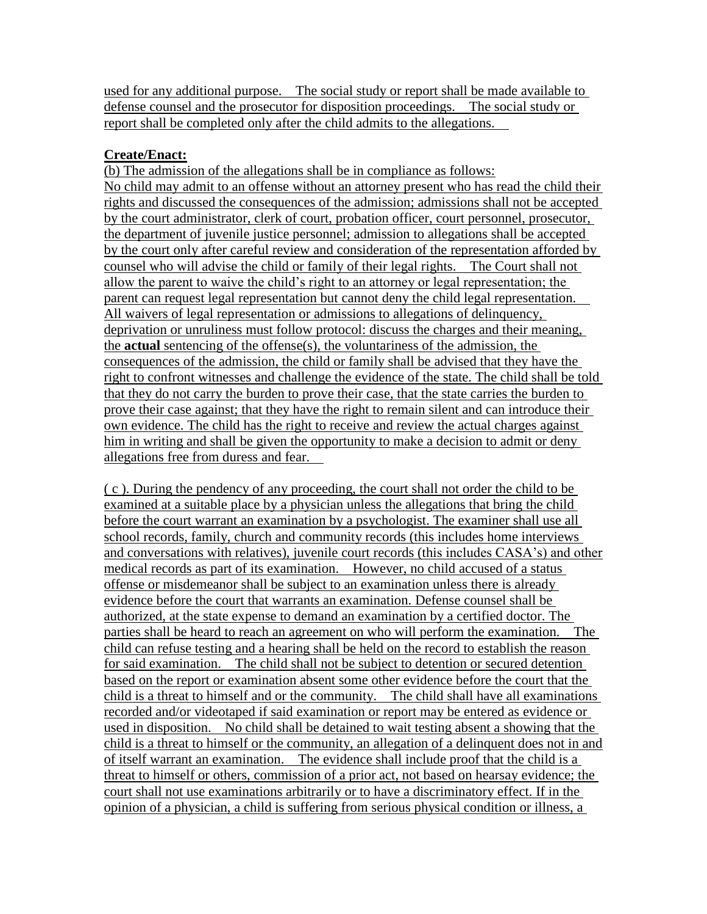used for any additional purpose. The social study or report shall be made available to defense counsel and the prosecutor for disposition proceedings. The social study or report shall be completed only after the child admits to the allegations.

**Create/Enact:**

(b) The admission of the allegations shall be in compliance as follows:
No child may admit to an offense without an attorney present who has read the child their rights and discussed the consequences of the admission; admissions shall not be accepted by the court administrator, clerk of court, probation officer, court personnel, prosecutor, the department of juvenile justice personnel; admission to allegations shall be accepted by the court only after careful review and consideration of the representation afforded by counsel who will advise the child or family of their legal rights. The Court shall not allow the parent to waive the child's right to an attorney or legal representation; the parent can request legal representation but cannot deny the child legal representation. All waivers of legal representation or admissions to allegations of delinquency, deprivation or unruliness must follow protocol: discuss the charges and their meaning, the **actual** sentencing of the offense(s), the voluntariness of the admission, the consequences of the admission, the child or family shall be advised that they have the right to confront witnesses and challenge the evidence of the state. The child shall be told that they do not carry the burden to prove their case, that the state carries the burden to prove their case against; that they have the right to remain silent and can introduce their own evidence. The child has the right to receive and review the actual charges against him in writing and shall be given the opportunity to make a decision to admit or deny allegations free from duress and fear.

( c ). During the pendency of any proceeding, the court shall not order the child to be examined at a suitable place by a physician unless the allegations that bring the child before the court warrant an examination by a psychologist. The examiner shall use all school records, family, church and community records (this includes home interviews and conversations with relatives), juvenile court records (this includes CASA's) and other medical records as part of its examination. However, no child accused of a status offense or misdemeanor shall be subject to an examination unless there is already evidence before the court that warrants an examination. Defense counsel shall be authorized, at the state expense to demand an examination by a certified doctor. The parties shall be heard to reach an agreement on who will perform the examination. The child can refuse testing and a hearing shall be held on the record to establish the reason for said examination. The child shall not be subject to detention or secured detention based on the report or examination absent some other evidence before the court that the child is a threat to himself and or the community. The child shall have all examinations recorded and/or videotaped if said examination or report may be entered as evidence or used in disposition. No child shall be detained to wait testing absent a showing that the child is a threat to himself or the community, an allegation of a delinquent does not in and of itself warrant an examination. The evidence shall include proof that the child is a threat to himself or others, commission of a prior act, not based on hearsay evidence; the court shall not use examinations arbitrarily or to have a discriminatory effect. If in the opinion of a physician, a child is suffering from serious physical condition or illness, a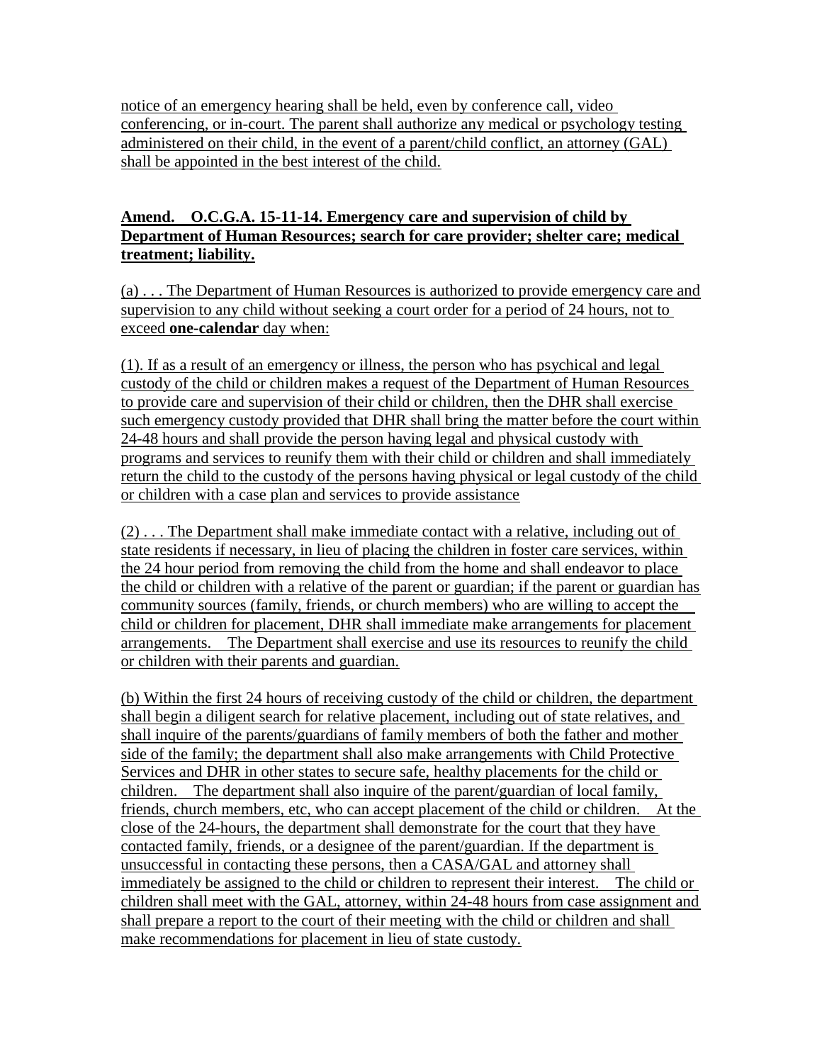notice of an emergency hearing shall be held, even by conference call, video conferencing, or in-court. The parent shall authorize any medical or psychology testing administered on their child, in the event of a parent/child conflict, an attorney (GAL) shall be appointed in the best interest of the child.

**Amend. O.C.G.A. 15-11-14. Emergency care and supervision of child by Department of Human Resources; search for care provider; shelter care; medical treatment; liability.**

(a) . . . The Department of Human Resources is authorized to provide emergency care and supervision to any child without seeking a court order for a period of 24 hours, not to exceed **one-calendar** day when:

(1). If as a result of an emergency or illness, the person who has psychical and legal custody of the child or children makes a request of the Department of Human Resources to provide care and supervision of their child or children, then the DHR shall exercise such emergency custody provided that DHR shall bring the matter before the court within 24-48 hours and shall provide the person having legal and physical custody with programs and services to reunify them with their child or children and shall immediately return the child to the custody of the persons having physical or legal custody of the child or children with a case plan and services to provide assistance

(2) . . . The Department shall make immediate contact with a relative, including out of state residents if necessary, in lieu of placing the children in foster care services, within the 24 hour period from removing the child from the home and shall endeavor to place the child or children with a relative of the parent or guardian; if the parent or guardian has community sources (family, friends, or church members) who are willing to accept the child or children for placement, DHR shall immediate make arrangements for placement arrangements. The Department shall exercise and use its resources to reunify the child or children with their parents and guardian.

(b) Within the first 24 hours of receiving custody of the child or children, the department shall begin a diligent search for relative placement, including out of state relatives, and shall inquire of the parents/guardians of family members of both the father and mother side of the family; the department shall also make arrangements with Child Protective Services and DHR in other states to secure safe, healthy placements for the child or children. The department shall also inquire of the parent/guardian of local family, friends, church members, etc, who can accept placement of the child or children. At the close of the 24-hours, the department shall demonstrate for the court that they have contacted family, friends, or a designee of the parent/guardian. If the department is unsuccessful in contacting these persons, then a CASA/GAL and attorney shall immediately be assigned to the child or children to represent their interest. The child or children shall meet with the GAL, attorney, within 24-48 hours from case assignment and shall prepare a report to the court of their meeting with the child or children and shall make recommendations for placement in lieu of state custody.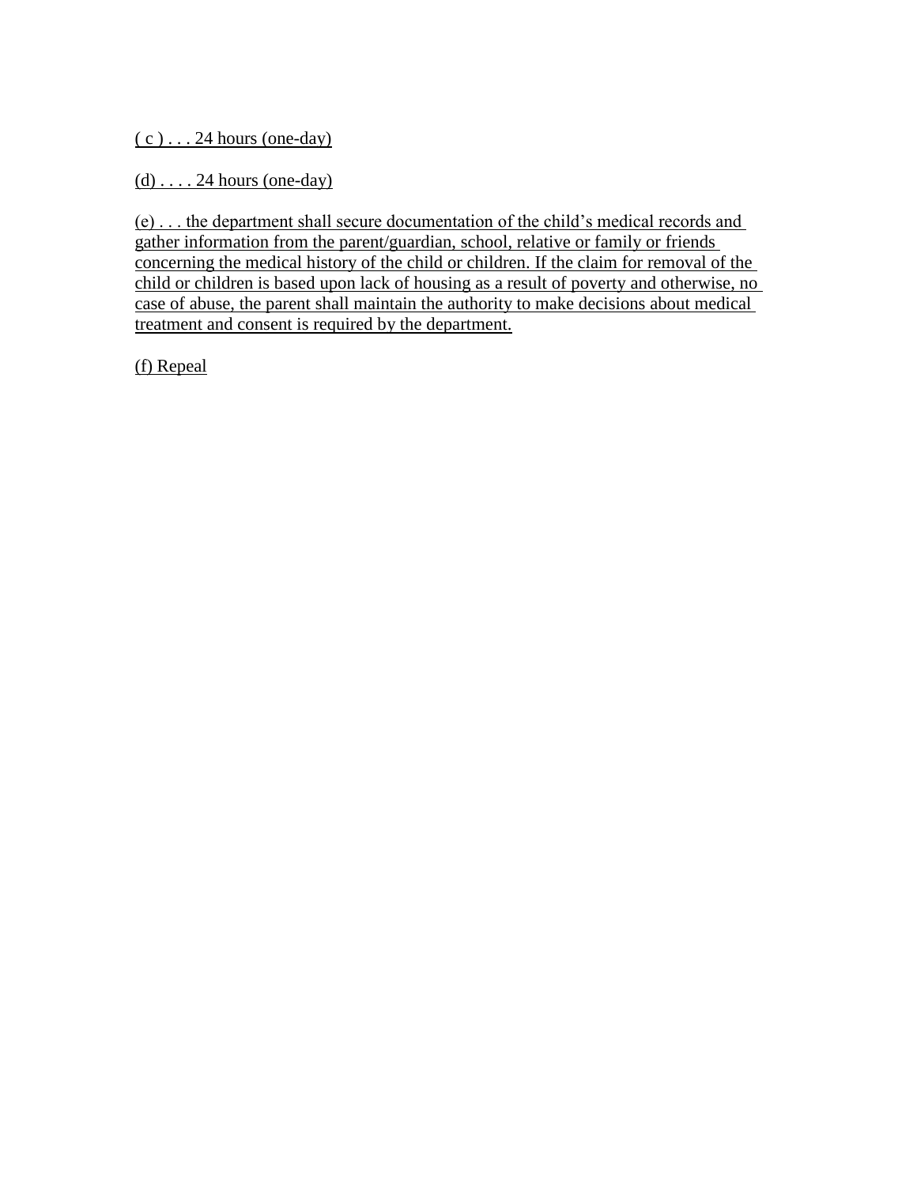( c ) . . . 24 hours (one-day)

(d) . . . . 24 hours (one-day)

(e) . . . the department shall secure documentation of the child's medical records and gather information from the parent/guardian, school, relative or family or friends concerning the medical history of the child or children. If the claim for removal of the child or children is based upon lack of housing as a result of poverty and otherwise, no case of abuse, the parent shall maintain the authority to make decisions about medical treatment and consent is required by the department.

(f) Repeal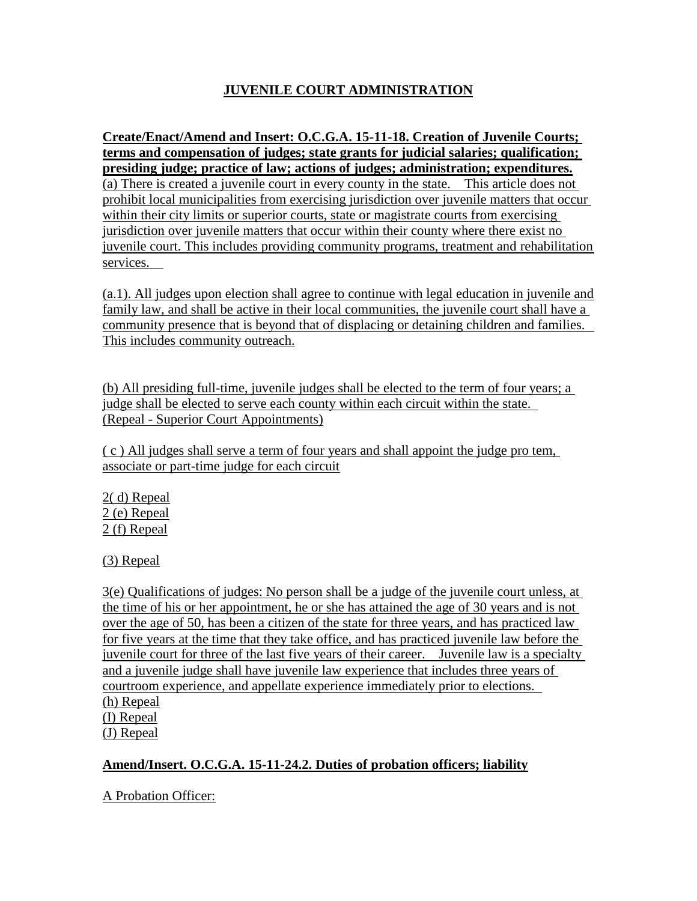# JUVENILE COURT ADMINISTRATION

**Create/Enact/Amend and Insert: O.C.G.A. 15-11-18. Creation of Juvenile Courts; terms and compensation of judges; state grants for judicial salaries; qualification; presiding judge; practice of law; actions of judges; administration; expenditures.**

(a) There is created a juvenile court in every county in the state. This article does not prohibit local municipalities from exercising jurisdiction over juvenile matters that occur within their city limits or superior courts, state or magistrate courts from exercising jurisdiction over juvenile matters that occur within their county where there exist no juvenile court. This includes providing community programs, treatment and rehabilitation services.

(a.1). All judges upon election shall agree to continue with legal education in juvenile and family law, and shall be active in their local communities, the juvenile court shall have a community presence that is beyond that of displacing or detaining children and families. This includes community outreach.

(b) All presiding full-time, juvenile judges shall be elected to the term of four years; a judge shall be elected to serve each county within each circuit within the state. (Repeal - Superior Court Appointments)

( c ) All judges shall serve a term of four years and shall appoint the judge pro tem, associate or part-time judge for each circuit

2( d) Repeal
2 (e) Repeal
2 (f) Repeal

(3) Repeal

3(e) Qualifications of judges: No person shall be a judge of the juvenile court unless, at the time of his or her appointment, he or she has attained the age of 30 years and is not over the age of 50, has been a citizen of the state for three years, and has practiced law for five years at the time that they take office, and has practiced juvenile law before the juvenile court for three of the last five years of their career. Juvenile law is a specialty and a juvenile judge shall have juvenile law experience that includes three years of courtroom experience, and appellate experience immediately prior to elections.
(h) Repeal
(I) Repeal
(J) Repeal

**Amend/Insert. O.C.G.A. 15-11-24.2. Duties of probation officers; liability**

A Probation Officer: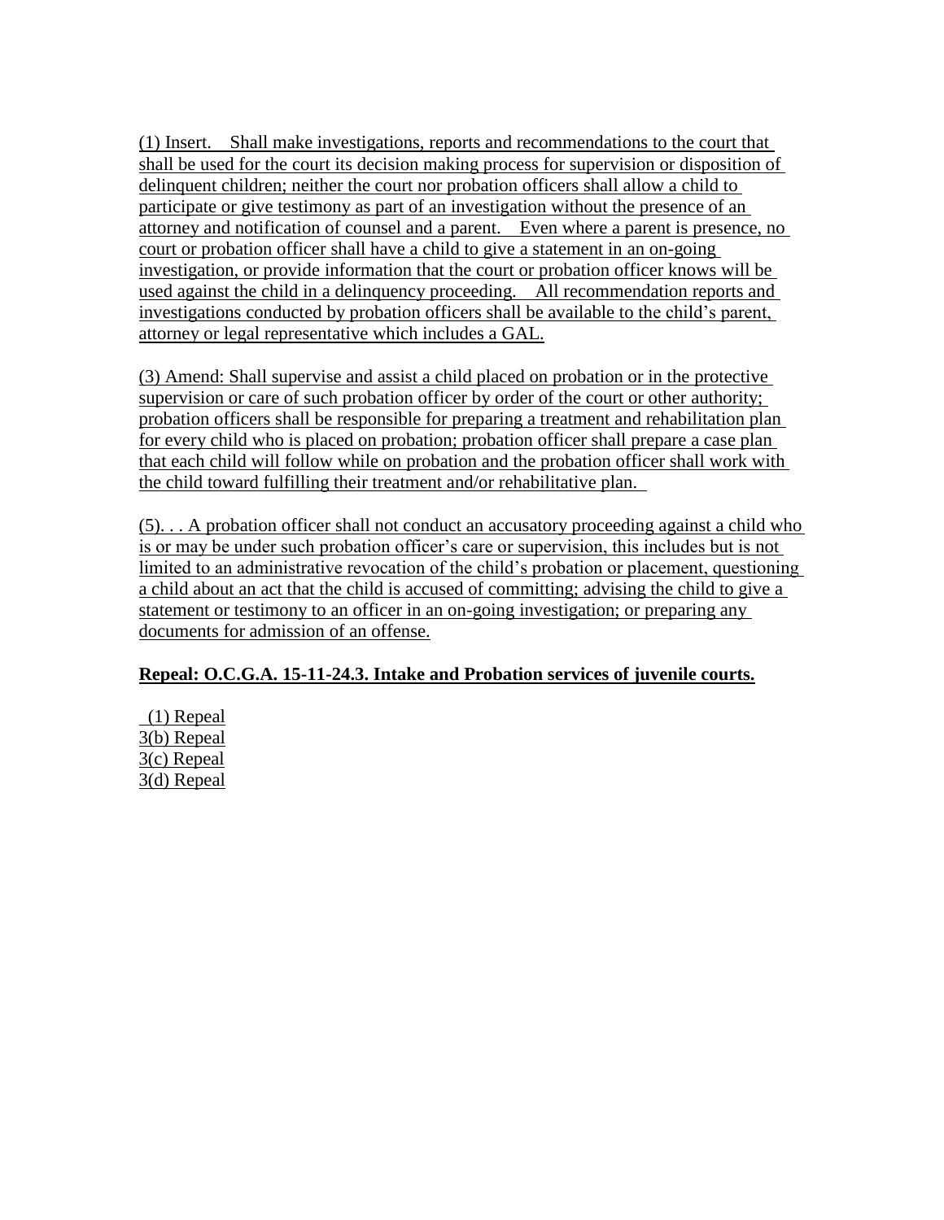(1) Insert. Shall make investigations, reports and recommendations to the court that shall be used for the court its decision making process for supervision or disposition of delinquent children; neither the court nor probation officers shall allow a child to participate or give testimony as part of an investigation without the presence of an attorney and notification of counsel and a parent. Even where a parent is presence, no court or probation officer shall have a child to give a statement in an on-going investigation, or provide information that the court or probation officer knows will be used against the child in a delinquency proceeding. All recommendation reports and investigations conducted by probation officers shall be available to the child's parent, attorney or legal representative which includes a GAL.

(3) Amend: Shall supervise and assist a child placed on probation or in the protective supervision or care of such probation officer by order of the court or other authority; probation officers shall be responsible for preparing a treatment and rehabilitation plan for every child who is placed on probation; probation officer shall prepare a case plan that each child will follow while on probation and the probation officer shall work with the child toward fulfilling their treatment and/or rehabilitative plan.

(5). . . A probation officer shall not conduct an accusatory proceeding against a child who is or may be under such probation officer's care or supervision, this includes but is not limited to an administrative revocation of the child's probation or placement, questioning a child about an act that the child is accused of committing; advising the child to give a statement or testimony to an officer in an on-going investigation; or preparing any documents for admission of an offense.

**Repeal: O.C.G.A. 15-11-24.3. Intake and Probation services of juvenile courts.**

(1) Repeal
3(b) Repeal
3(c) Repeal
3(d) Repeal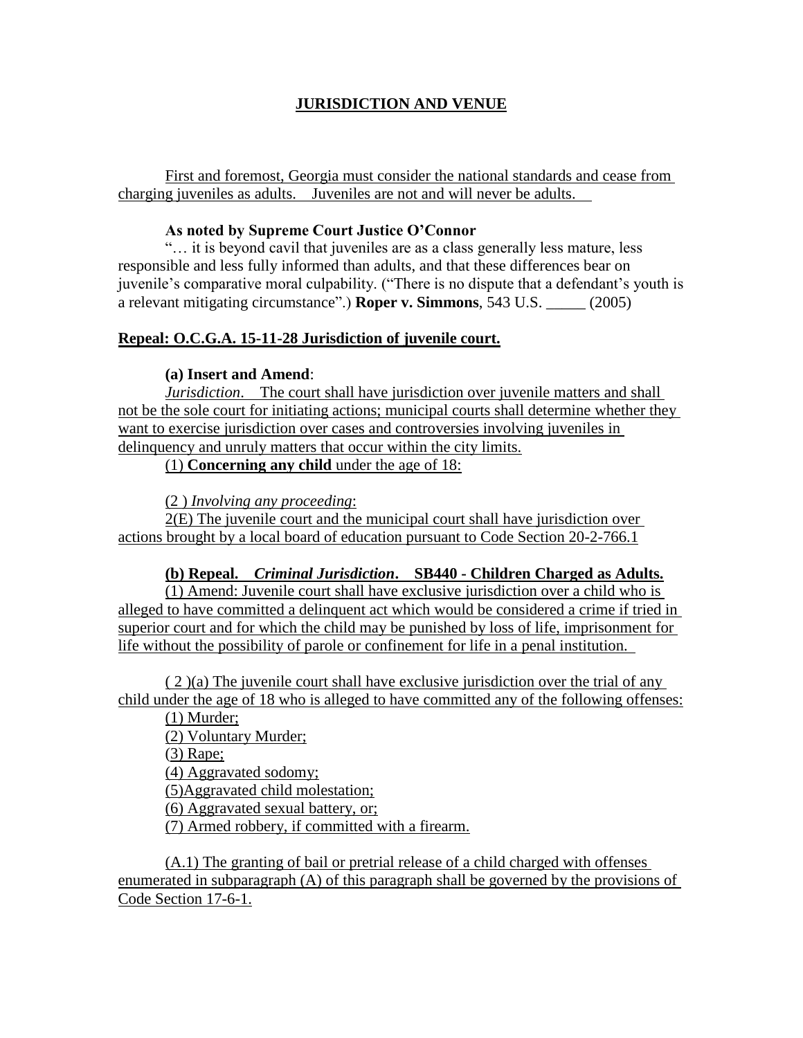## JURISDICTION AND VENUE

First and foremost, Georgia must consider the national standards and cease from charging juveniles as adults. Juveniles are not and will never be adults.

**As noted by Supreme Court Justice O'Connor**

"… it is beyond cavil that juveniles are as a class generally less mature, less responsible and less fully informed than adults, and that these differences bear on juvenile's comparative moral culpability. ("There is no dispute that a defendant's youth is a relevant mitigating circumstance".) **Roper v. Simmons**, 543 U.S. _____ (2005)

### Repeal: O.C.G.A. 15-11-28 Jurisdiction of juvenile court.

**(a) Insert and Amend**:

*Jurisdiction*. The court shall have jurisdiction over juvenile matters and shall not be the sole court for initiating actions; municipal courts shall determine whether they want to exercise jurisdiction over cases and controversies involving juveniles in delinquency and unruly matters that occur within the city limits.

(1) **Concerning any child** under the age of 18:

(2 ) *Involving any proceeding*:

2(E) The juvenile court and the municipal court shall have jurisdiction over actions brought by a local board of education pursuant to Code Section 20-2-766.1

**(b) Repeal.** ***Criminal Jurisdiction*****. SB440 - Children Charged as Adults.**

(1) Amend: Juvenile court shall have exclusive jurisdiction over a child who is alleged to have committed a delinquent act which would be considered a crime if tried in superior court and for which the child may be punished by loss of life, imprisonment for life without the possibility of parole or confinement for life in a penal institution.

( 2 )(a) The juvenile court shall have exclusive jurisdiction over the trial of any child under the age of 18 who is alleged to have committed any of the following offenses:

(1) Murder;

(2) Voluntary Murder;

(3) Rape;

(4) Aggravated sodomy;

(5)Aggravated child molestation;

(6) Aggravated sexual battery, or;

(7) Armed robbery, if committed with a firearm.

(A.1) The granting of bail or pretrial release of a child charged with offenses enumerated in subparagraph (A) of this paragraph shall be governed by the provisions of Code Section 17-6-1.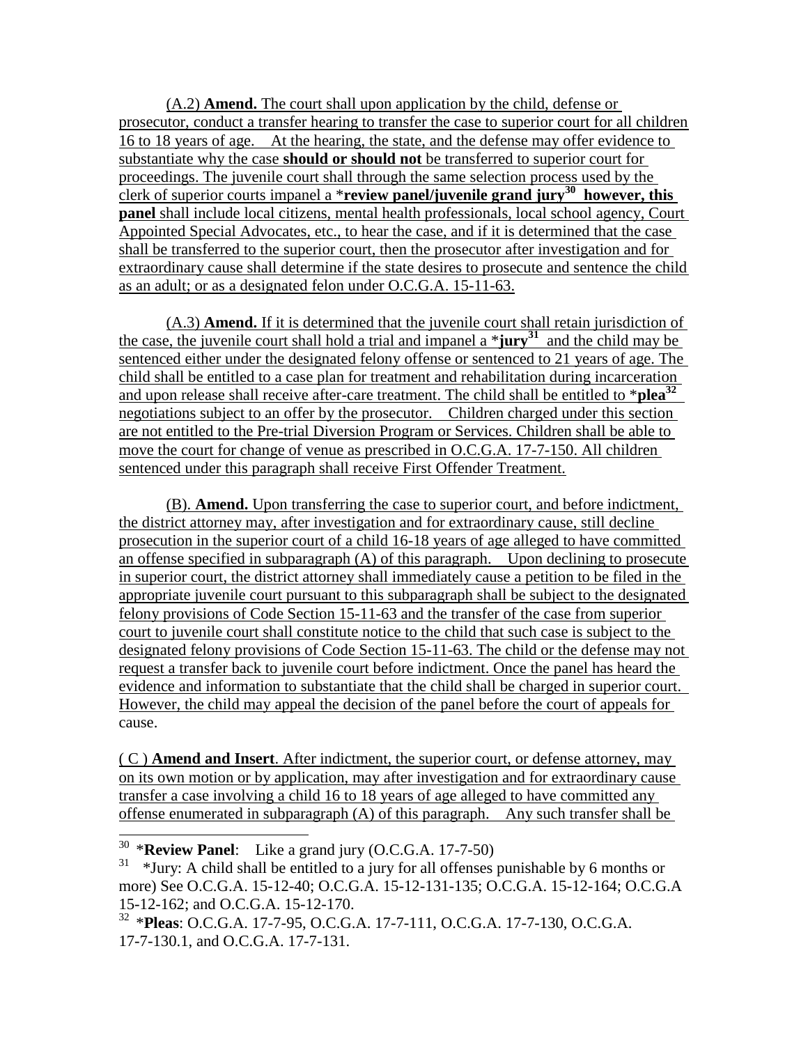(A.2) **Amend.** The court shall upon application by the child, defense or prosecutor, conduct a transfer hearing to transfer the case to superior court for all children 16 to 18 years of age. At the hearing, the state, and the defense may offer evidence to substantiate why the case **should or should not** be transferred to superior court for proceedings. The juvenile court shall through the same selection process used by the clerk of superior courts impanel a ***review panel/juvenile grand jury**[30] **however, this panel** shall include local citizens, mental health professionals, local school agency, Court Appointed Special Advocates, etc., to hear the case, and if it is determined that the case shall be transferred to the superior court, then the prosecutor after investigation and for extraordinary cause shall determine if the state desires to prosecute and sentence the child as an adult; or as a designated felon under O.C.G.A. 15-11-63.

(A.3) **Amend.** If it is determined that the juvenile court shall retain jurisdiction of the case, the juvenile court shall hold a trial and impanel a ***jury**[31] and the child may be sentenced either under the designated felony offense or sentenced to 21 years of age. The child shall be entitled to a case plan for treatment and rehabilitation during incarceration and upon release shall receive after-care treatment. The child shall be entitled to ***plea**[32] negotiations subject to an offer by the prosecutor. Children charged under this section are not entitled to the Pre-trial Diversion Program or Services. Children shall be able to move the court for change of venue as prescribed in O.C.G.A. 17-7-150. All children sentenced under this paragraph shall receive First Offender Treatment.

(B). **Amend.** Upon transferring the case to superior court, and before indictment, the district attorney may, after investigation and for extraordinary cause, still decline prosecution in the superior court of a child 16-18 years of age alleged to have committed an offense specified in subparagraph (A) of this paragraph. Upon declining to prosecute in superior court, the district attorney shall immediately cause a petition to be filed in the appropriate juvenile court pursuant to this subparagraph shall be subject to the designated felony provisions of Code Section 15-11-63 and the transfer of the case from superior court to juvenile court shall constitute notice to the child that such case is subject to the designated felony provisions of Code Section 15-11-63. The child or the defense may not request a transfer back to juvenile court before indictment. Once the panel has heard the evidence and information to substantiate that the child shall be charged in superior court. However, the child may appeal the decision of the panel before the court of appeals for cause.

( C ) **Amend and Insert**. After indictment, the superior court, or defense attorney, may on its own motion or by application, may after investigation and for extraordinary cause transfer a case involving a child 16 to 18 years of age alleged to have committed any offense enumerated in subparagraph (A) of this paragraph. Any such transfer shall be

---

[30] ***Review Panel**: Like a grand jury (O.C.G.A. 17-7-50)

[31] *Jury: A child shall be entitled to a jury for all offenses punishable by 6 months or more) See O.C.G.A. 15-12-40; O.C.G.A. 15-12-131-135; O.C.G.A. 15-12-164; O.C.G.A 15-12-162; and O.C.G.A. 15-12-170.

[32] ***Pleas**: O.C.G.A. 17-7-95, O.C.G.A. 17-7-111, O.C.G.A. 17-7-130, O.C.G.A. 17-7-130.1, and O.C.G.A. 17-7-131.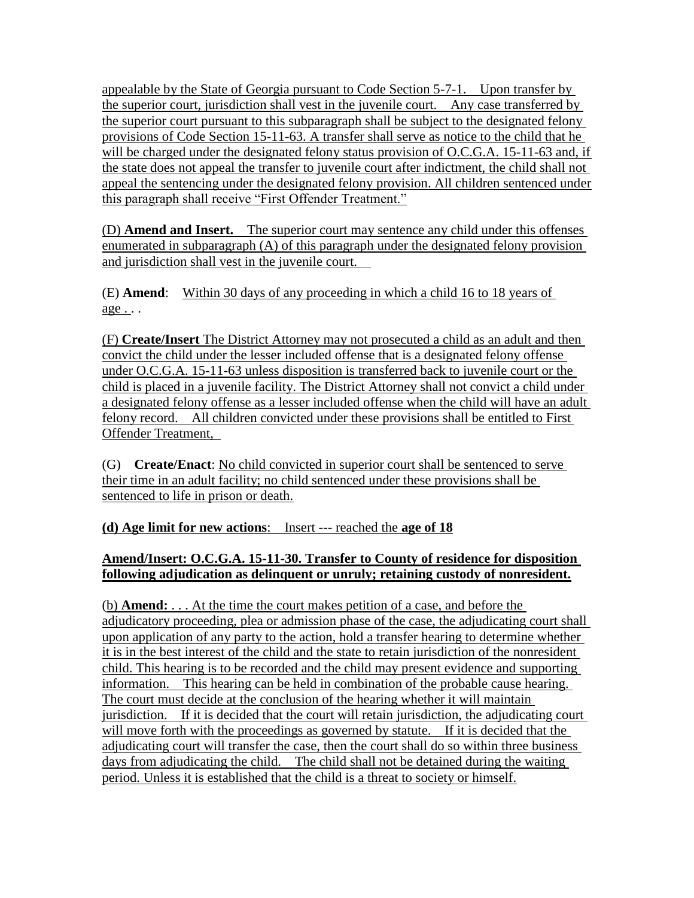appealable by the State of Georgia pursuant to Code Section 5-7-1. Upon transfer by the superior court, jurisdiction shall vest in the juvenile court. Any case transferred by the superior court pursuant to this subparagraph shall be subject to the designated felony provisions of Code Section 15-11-63. A transfer shall serve as notice to the child that he will be charged under the designated felony status provision of O.C.G.A. 15-11-63 and, if the state does not appeal the transfer to juvenile court after indictment, the child shall not appeal the sentencing under the designated felony provision. All children sentenced under this paragraph shall receive "First Offender Treatment."

(D) **Amend and Insert.** The superior court may sentence any child under this offenses enumerated in subparagraph (A) of this paragraph under the designated felony provision and jurisdiction shall vest in the juvenile court.

(E) **Amend**: Within 30 days of any proceeding in which a child 16 to 18 years of age . . .

(F) **Create/Insert** The District Attorney may not prosecuted a child as an adult and then convict the child under the lesser included offense that is a designated felony offense under O.C.G.A. 15-11-63 unless disposition is transferred back to juvenile court or the child is placed in a juvenile facility. The District Attorney shall not convict a child under a designated felony offense as a lesser included offense when the child will have an adult felony record. All children convicted under these provisions shall be entitled to First Offender Treatment,

(G) **Create/Enact**: No child convicted in superior court shall be sentenced to serve their time in an adult facility; no child sentenced under these provisions shall be sentenced to life in prison or death.

**(d) Age limit for new actions**: Insert --- reached the **age of 18**

**Amend/Insert: O.C.G.A. 15-11-30. Transfer to County of residence for disposition following adjudication as delinquent or unruly; retaining custody of nonresident.**

(b) **Amend:** . . . At the time the court makes petition of a case, and before the adjudicatory proceeding, plea or admission phase of the case, the adjudicating court shall upon application of any party to the action, hold a transfer hearing to determine whether it is in the best interest of the child and the state to retain jurisdiction of the nonresident child. This hearing is to be recorded and the child may present evidence and supporting information. This hearing can be held in combination of the probable cause hearing. The court must decide at the conclusion of the hearing whether it will maintain jurisdiction. If it is decided that the court will retain jurisdiction, the adjudicating court will move forth with the proceedings as governed by statute. If it is decided that the adjudicating court will transfer the case, then the court shall do so within three business days from adjudicating the child. The child shall not be detained during the waiting period. Unless it is established that the child is a threat to society or himself.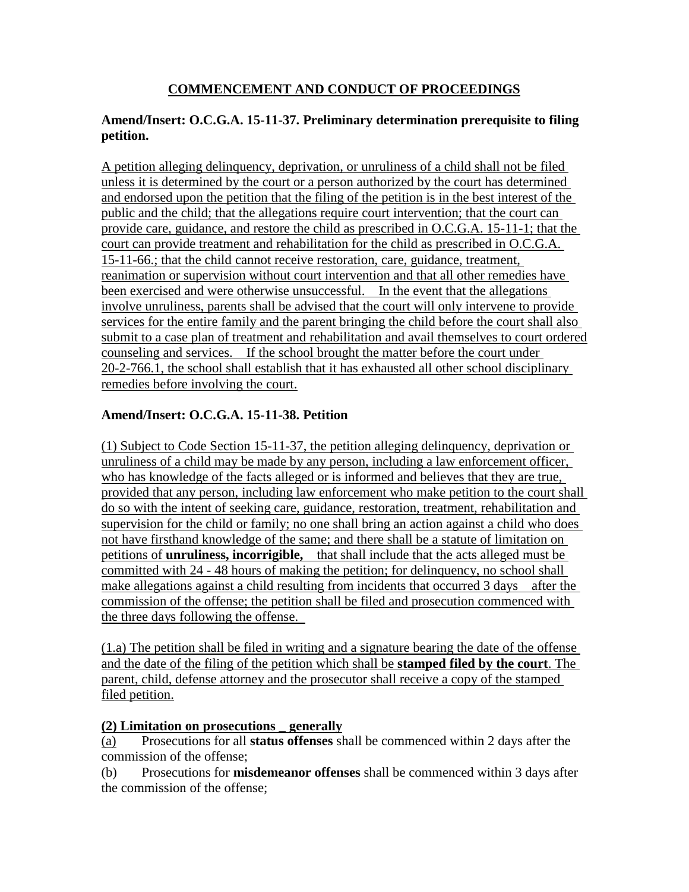## COMMENCEMENT AND CONDUCT OF PROCEEDINGS

### Amend/Insert: O.C.G.A. 15-11-37. Preliminary determination prerequisite to filing petition.

A petition alleging delinquency, deprivation, or unruliness of a child shall not be filed unless it is determined by the court or a person authorized by the court has determined and endorsed upon the petition that the filing of the petition is in the best interest of the public and the child; that the allegations require court intervention; that the court can provide care, guidance, and restore the child as prescribed in O.C.G.A. 15-11-1; that the court can provide treatment and rehabilitation for the child as prescribed in O.C.G.A. 15-11-66.; that the child cannot receive restoration, care, guidance, treatment, reanimation or supervision without court intervention and that all other remedies have been exercised and were otherwise unsuccessful.  In the event that the allegations involve unruliness, parents shall be advised that the court will only intervene to provide services for the entire family and the parent bringing the child before the court shall also submit to a case plan of treatment and rehabilitation and avail themselves to court ordered counseling and services.  If the school brought the matter before the court under 20-2-766.1, the school shall establish that it has exhausted all other school disciplinary remedies before involving the court.

### Amend/Insert: O.C.G.A. 15-11-38. Petition

(1) Subject to Code Section 15-11-37, the petition alleging delinquency, deprivation or unruliness of a child may be made by any person, including a law enforcement officer, who has knowledge of the facts alleged or is informed and believes that they are true, provided that any person, including law enforcement who make petition to the court shall do so with the intent of seeking care, guidance, restoration, treatment, rehabilitation and supervision for the child or family; no one shall bring an action against a child who does not have firsthand knowledge of the same; and there shall be a statute of limitation on petitions of **unruliness, incorrigible,** that shall include that the acts alleged must be committed with 24 - 48 hours of making the petition; for delinquency, no school shall make allegations against a child resulting from incidents that occurred 3 days after the commission of the offense; the petition shall be filed and prosecution commenced with the three days following the offense.

(1.a) The petition shall be filed in writing and a signature bearing the date of the offense and the date of the filing of the petition which shall be **stamped filed by the court**. The parent, child, defense attorney and the prosecutor shall receive a copy of the stamped filed petition.

**(2) Limitation on prosecutions _ generally**

(a) Prosecutions for all **status offenses** shall be commenced within 2 days after the commission of the offense;

(b) Prosecutions for **misdemeanor offenses** shall be commenced within 3 days after the commission of the offense;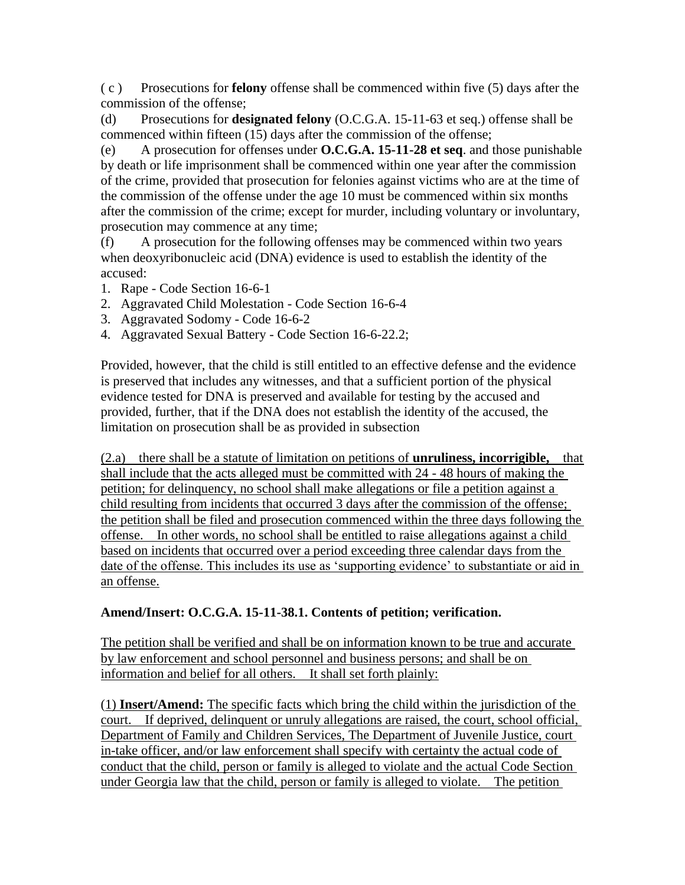( c ) Prosecutions for **felony** offense shall be commenced within five (5) days after the commission of the offense;

(d) Prosecutions for **designated felony** (O.C.G.A. 15-11-63 et seq.) offense shall be commenced within fifteen (15) days after the commission of the offense;

(e) A prosecution for offenses under **O.C.G.A. 15-11-28 et seq**. and those punishable by death or life imprisonment shall be commenced within one year after the commission of the crime, provided that prosecution for felonies against victims who are at the time of the commission of the offense under the age 10 must be commenced within six months after the commission of the crime; except for murder, including voluntary or involuntary, prosecution may commence at any time;

(f) A prosecution for the following offenses may be commenced within two years when deoxyribonucleic acid (DNA) evidence is used to establish the identity of the accused:

1. Rape - Code Section 16-6-1
2. Aggravated Child Molestation - Code Section 16-6-4
3. Aggravated Sodomy - Code 16-6-2
4. Aggravated Sexual Battery - Code Section 16-6-22.2;

Provided, however, that the child is still entitled to an effective defense and the evidence is preserved that includes any witnesses, and that a sufficient portion of the physical evidence tested for DNA is preserved and available for testing by the accused and provided, further, that if the DNA does not establish the identity of the accused, the limitation on prosecution shall be as provided in subsection

(2.a) there shall be a statute of limitation on petitions of **unruliness, incorrigible,** that shall include that the acts alleged must be committed with 24 - 48 hours of making the petition; for delinquency, no school shall make allegations or file a petition against a child resulting from incidents that occurred 3 days after the commission of the offense; the petition shall be filed and prosecution commenced within the three days following the offense. In other words, no school shall be entitled to raise allegations against a child based on incidents that occurred over a period exceeding three calendar days from the date of the offense. This includes its use as 'supporting evidence' to substantiate or aid in an offense.

**Amend/Insert: O.C.G.A. 15-11-38.1. Contents of petition; verification.**

The petition shall be verified and shall be on information known to be true and accurate by law enforcement and school personnel and business persons; and shall be on information and belief for all others. It shall set forth plainly:

(1) **Insert/Amend:** The specific facts which bring the child within the jurisdiction of the court. If deprived, delinquent or unruly allegations are raised, the court, school official, Department of Family and Children Services, The Department of Juvenile Justice, court in-take officer, and/or law enforcement shall specify with certainty the actual code of conduct that the child, person or family is alleged to violate and the actual Code Section under Georgia law that the child, person or family is alleged to violate. The petition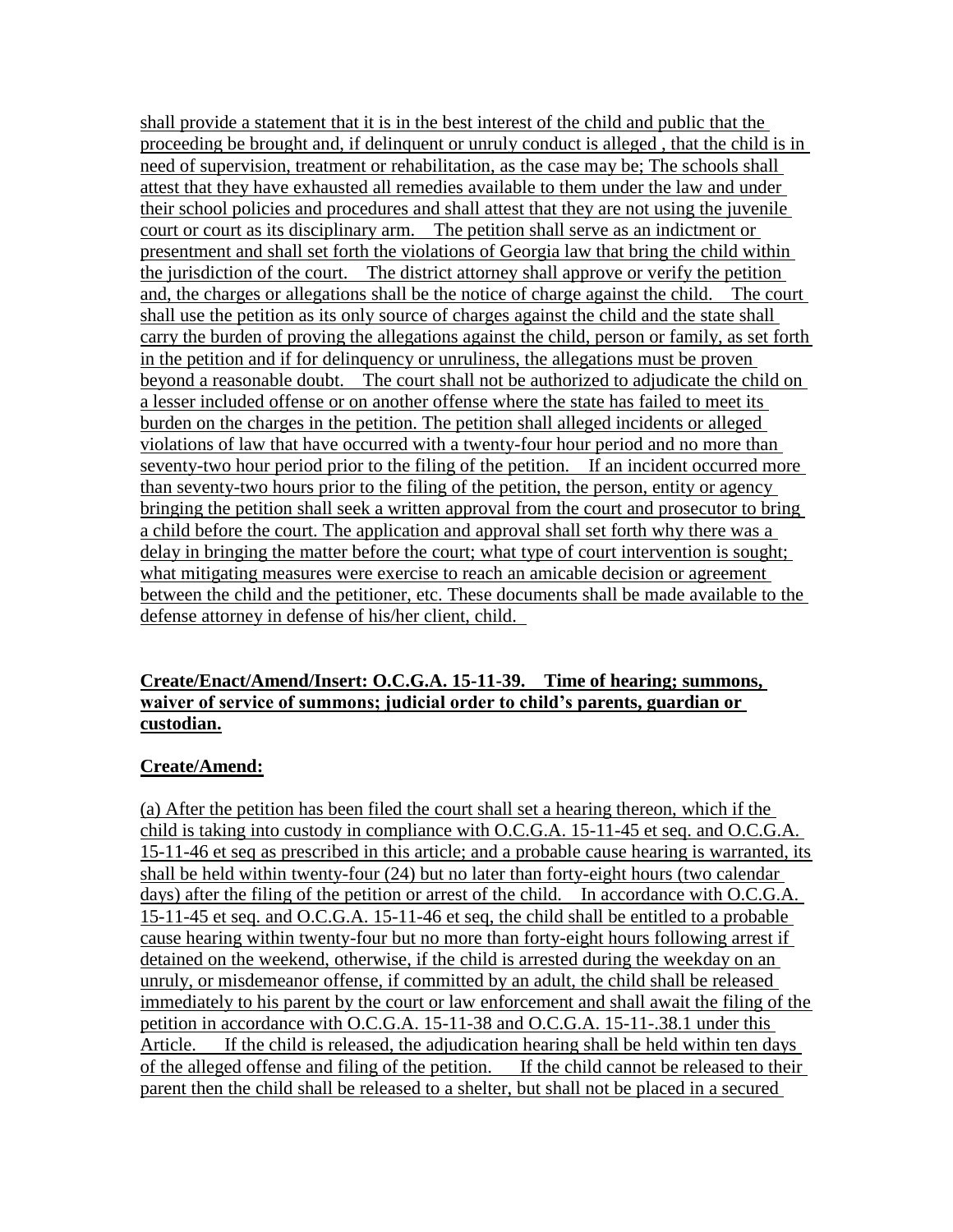shall provide a statement that it is in the best interest of the child and public that the proceeding be brought and, if delinquent or unruly conduct is alleged , that the child is in need of supervision, treatment or rehabilitation, as the case may be; The schools shall attest that they have exhausted all remedies available to them under the law and under their school policies and procedures and shall attest that they are not using the juvenile court or court as its disciplinary arm. The petition shall serve as an indictment or presentment and shall set forth the violations of Georgia law that bring the child within the jurisdiction of the court. The district attorney shall approve or verify the petition and, the charges or allegations shall be the notice of charge against the child. The court shall use the petition as its only source of charges against the child and the state shall carry the burden of proving the allegations against the child, person or family, as set forth in the petition and if for delinquency or unruliness, the allegations must be proven beyond a reasonable doubt. The court shall not be authorized to adjudicate the child on a lesser included offense or on another offense where the state has failed to meet its burden on the charges in the petition. The petition shall alleged incidents or alleged violations of law that have occurred with a twenty-four hour period and no more than seventy-two hour period prior to the filing of the petition. If an incident occurred more than seventy-two hours prior to the filing of the petition, the person, entity or agency bringing the petition shall seek a written approval from the court and prosecutor to bring a child before the court. The application and approval shall set forth why there was a delay in bringing the matter before the court; what type of court intervention is sought; what mitigating measures were exercise to reach an amicable decision or agreement between the child and the petitioner, etc. These documents shall be made available to the defense attorney in defense of his/her client, child.

**Create/Enact/Amend/Insert: O.C.G.A. 15-11-39. Time of hearing; summons, waiver of service of summons; judicial order to child's parents, guardian or custodian.**

**Create/Amend:**

(a) After the petition has been filed the court shall set a hearing thereon, which if the child is taking into custody in compliance with O.C.G.A. 15-11-45 et seq. and O.C.G.A. 15-11-46 et seq as prescribed in this article; and a probable cause hearing is warranted, its shall be held within twenty-four (24) but no later than forty-eight hours (two calendar days) after the filing of the petition or arrest of the child. In accordance with O.C.G.A. 15-11-45 et seq. and O.C.G.A. 15-11-46 et seq, the child shall be entitled to a probable cause hearing within twenty-four but no more than forty-eight hours following arrest if detained on the weekend, otherwise, if the child is arrested during the weekday on an unruly, or misdemeanor offense, if committed by an adult, the child shall be released immediately to his parent by the court or law enforcement and shall await the filing of the petition in accordance with O.C.G.A. 15-11-38 and O.C.G.A. 15-11-.38.1 under this Article. If the child is released, the adjudication hearing shall be held within ten days of the alleged offense and filing of the petition. If the child cannot be released to their parent then the child shall be released to a shelter, but shall not be placed in a secured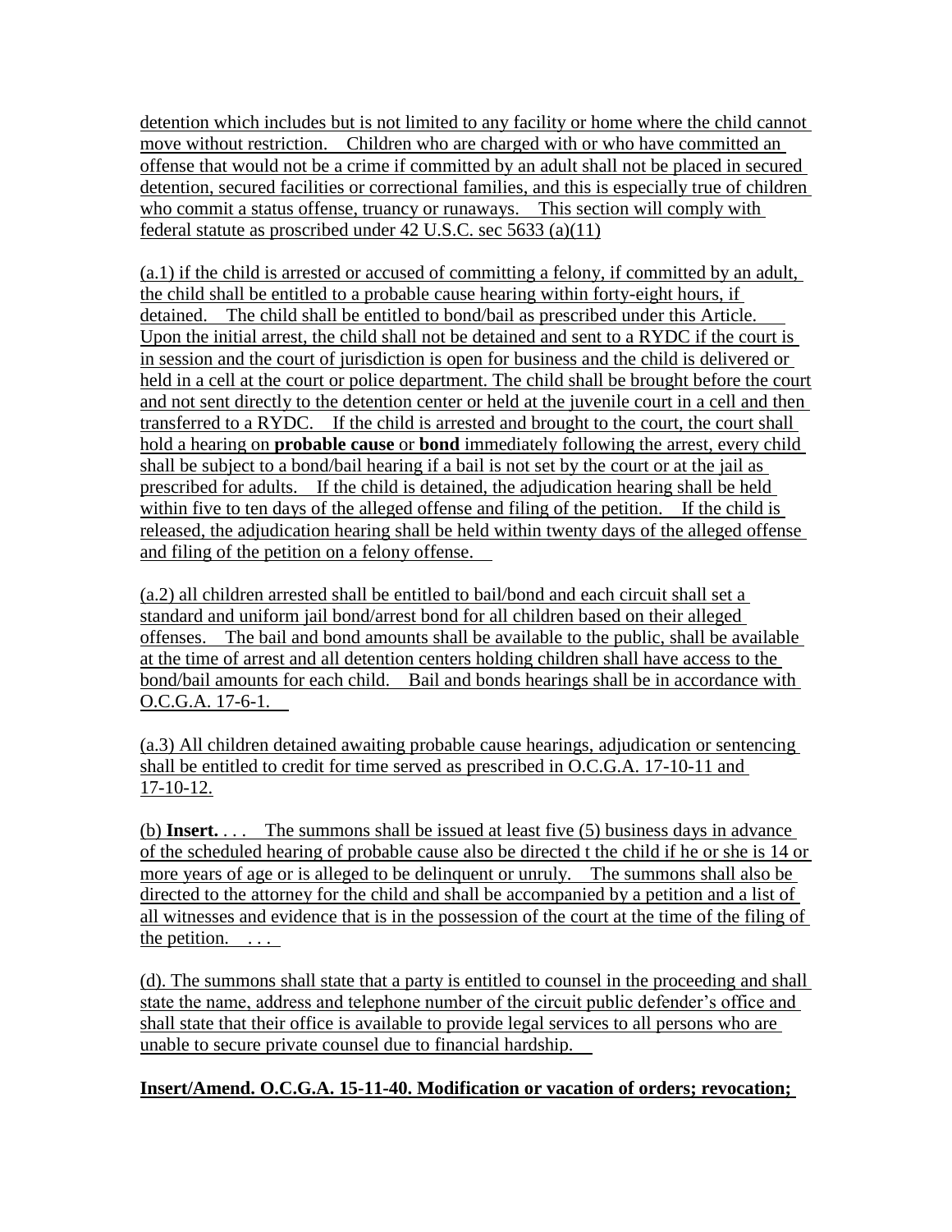detention which includes but is not limited to any facility or home where the child cannot move without restriction. Children who are charged with or who have committed an offense that would not be a crime if committed by an adult shall not be placed in secured detention, secured facilities or correctional families, and this is especially true of children who commit a status offense, truancy or runaways. This section will comply with federal statute as proscribed under 42 U.S.C. sec 5633 (a)(11)

(a.1) if the child is arrested or accused of committing a felony, if committed by an adult, the child shall be entitled to a probable cause hearing within forty-eight hours, if detained. The child shall be entitled to bond/bail as prescribed under this Article. Upon the initial arrest, the child shall not be detained and sent to a RYDC if the court is in session and the court of jurisdiction is open for business and the child is delivered or held in a cell at the court or police department. The child shall be brought before the court and not sent directly to the detention center or held at the juvenile court in a cell and then transferred to a RYDC. If the child is arrested and brought to the court, the court shall hold a hearing on **probable cause** or **bond** immediately following the arrest, every child shall be subject to a bond/bail hearing if a bail is not set by the court or at the jail as prescribed for adults. If the child is detained, the adjudication hearing shall be held within five to ten days of the alleged offense and filing of the petition. If the child is released, the adjudication hearing shall be held within twenty days of the alleged offense and filing of the petition on a felony offense.

(a.2) all children arrested shall be entitled to bail/bond and each circuit shall set a standard and uniform jail bond/arrest bond for all children based on their alleged offenses. The bail and bond amounts shall be available to the public, shall be available at the time of arrest and all detention centers holding children shall have access to the bond/bail amounts for each child. Bail and bonds hearings shall be in accordance with O.C.G.A. 17-6-1.

(a.3) All children detained awaiting probable cause hearings, adjudication or sentencing shall be entitled to credit for time served as prescribed in O.C.G.A. 17-10-11 and 17-10-12.

(b) **Insert.** . . . The summons shall be issued at least five (5) business days in advance of the scheduled hearing of probable cause also be directed t the child if he or she is 14 or more years of age or is alleged to be delinquent or unruly. The summons shall also be directed to the attorney for the child and shall be accompanied by a petition and a list of all witnesses and evidence that is in the possession of the court at the time of the filing of the petition. . . .

(d). The summons shall state that a party is entitled to counsel in the proceeding and shall state the name, address and telephone number of the circuit public defender's office and shall state that their office is available to provide legal services to all persons who are unable to secure private counsel due to financial hardship.

**Insert/Amend. O.C.G.A. 15-11-40. Modification or vacation of orders; revocation;**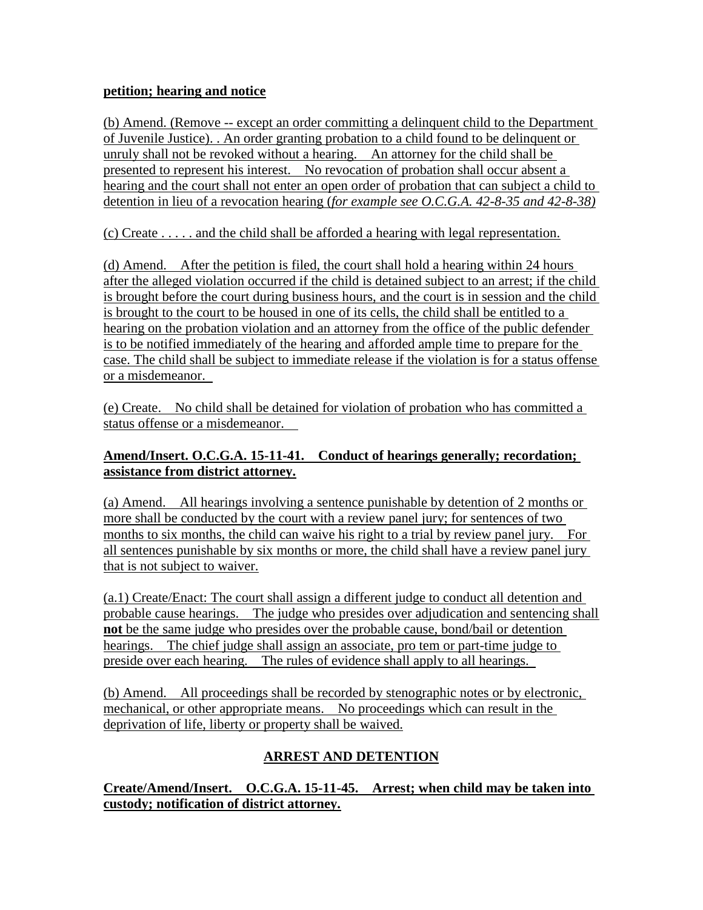**petition; hearing and notice**

(b) Amend. (Remove -- except an order committing a delinquent child to the Department of Juvenile Justice). . An order granting probation to a child found to be delinquent or unruly shall not be revoked without a hearing. An attorney for the child shall be presented to represent his interest. No revocation of probation shall occur absent a hearing and the court shall not enter an open order of probation that can subject a child to detention in lieu of a revocation hearing (*for example see O.C.G.A. 42-8-35 and 42-8-38)*

(c) Create . . . . . and the child shall be afforded a hearing with legal representation.

(d) Amend. After the petition is filed, the court shall hold a hearing within 24 hours after the alleged violation occurred if the child is detained subject to an arrest; if the child is brought before the court during business hours, and the court is in session and the child is brought to the court to be housed in one of its cells, the child shall be entitled to a hearing on the probation violation and an attorney from the office of the public defender is to be notified immediately of the hearing and afforded ample time to prepare for the case. The child shall be subject to immediate release if the violation is for a status offense or a misdemeanor.

(e) Create. No child shall be detained for violation of probation who has committed a status offense or a misdemeanor.

**Amend/Insert. O.C.G.A. 15-11-41. Conduct of hearings generally; recordation; assistance from district attorney.**

(a) Amend. All hearings involving a sentence punishable by detention of 2 months or more shall be conducted by the court with a review panel jury; for sentences of two months to six months, the child can waive his right to a trial by review panel jury. For all sentences punishable by six months or more, the child shall have a review panel jury that is not subject to waiver.

(a.1) Create/Enact: The court shall assign a different judge to conduct all detention and probable cause hearings. The judge who presides over adjudication and sentencing shall **not** be the same judge who presides over the probable cause, bond/bail or detention hearings. The chief judge shall assign an associate, pro tem or part-time judge to preside over each hearing. The rules of evidence shall apply to all hearings.

(b) Amend. All proceedings shall be recorded by stenographic notes or by electronic, mechanical, or other appropriate means. No proceedings which can result in the deprivation of life, liberty or property shall be waived.

## ARREST AND DETENTION

**Create/Amend/Insert. O.C.G.A. 15-11-45. Arrest; when child may be taken into custody; notification of district attorney.**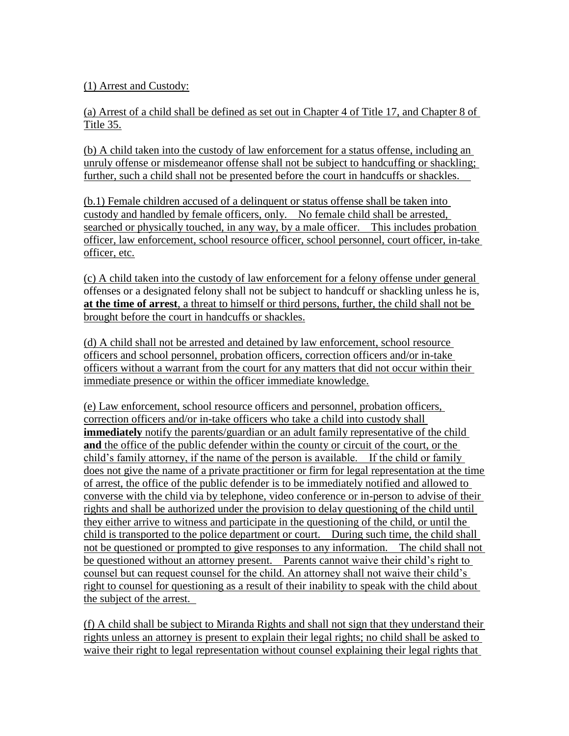(1) Arrest and Custody:

(a) Arrest of a child shall be defined as set out in Chapter 4 of Title 17, and Chapter 8 of Title 35.

(b) A child taken into the custody of law enforcement for a status offense, including an unruly offense or misdemeanor offense shall not be subject to handcuffing or shackling; further, such a child shall not be presented before the court in handcuffs or shackles.

(b.1) Female children accused of a delinquent or status offense shall be taken into custody and handled by female officers, only. No female child shall be arrested, searched or physically touched, in any way, by a male officer. This includes probation officer, law enforcement, school resource officer, school personnel, court officer, in-take officer, etc.

(c) A child taken into the custody of law enforcement for a felony offense under general offenses or a designated felony shall not be subject to handcuff or shackling unless he is, **at the time of arrest**, a threat to himself or third persons, further, the child shall not be brought before the court in handcuffs or shackles.

(d) A child shall not be arrested and detained by law enforcement, school resource officers and school personnel, probation officers, correction officers and/or in-take officers without a warrant from the court for any matters that did not occur within their immediate presence or within the officer immediate knowledge.

(e) Law enforcement, school resource officers and personnel, probation officers, correction officers and/or in-take officers who take a child into custody shall **immediately** notify the parents/guardian or an adult family representative of the child **and** the office of the public defender within the county or circuit of the court, or the child's family attorney, if the name of the person is available. If the child or family does not give the name of a private practitioner or firm for legal representation at the time of arrest, the office of the public defender is to be immediately notified and allowed to converse with the child via by telephone, video conference or in-person to advise of their rights and shall be authorized under the provision to delay questioning of the child until they either arrive to witness and participate in the questioning of the child, or until the child is transported to the police department or court. During such time, the child shall not be questioned or prompted to give responses to any information. The child shall not be questioned without an attorney present. Parents cannot waive their child's right to counsel but can request counsel for the child. An attorney shall not waive their child's right to counsel for questioning as a result of their inability to speak with the child about the subject of the arrest.

(f) A child shall be subject to Miranda Rights and shall not sign that they understand their rights unless an attorney is present to explain their legal rights; no child shall be asked to waive their right to legal representation without counsel explaining their legal rights that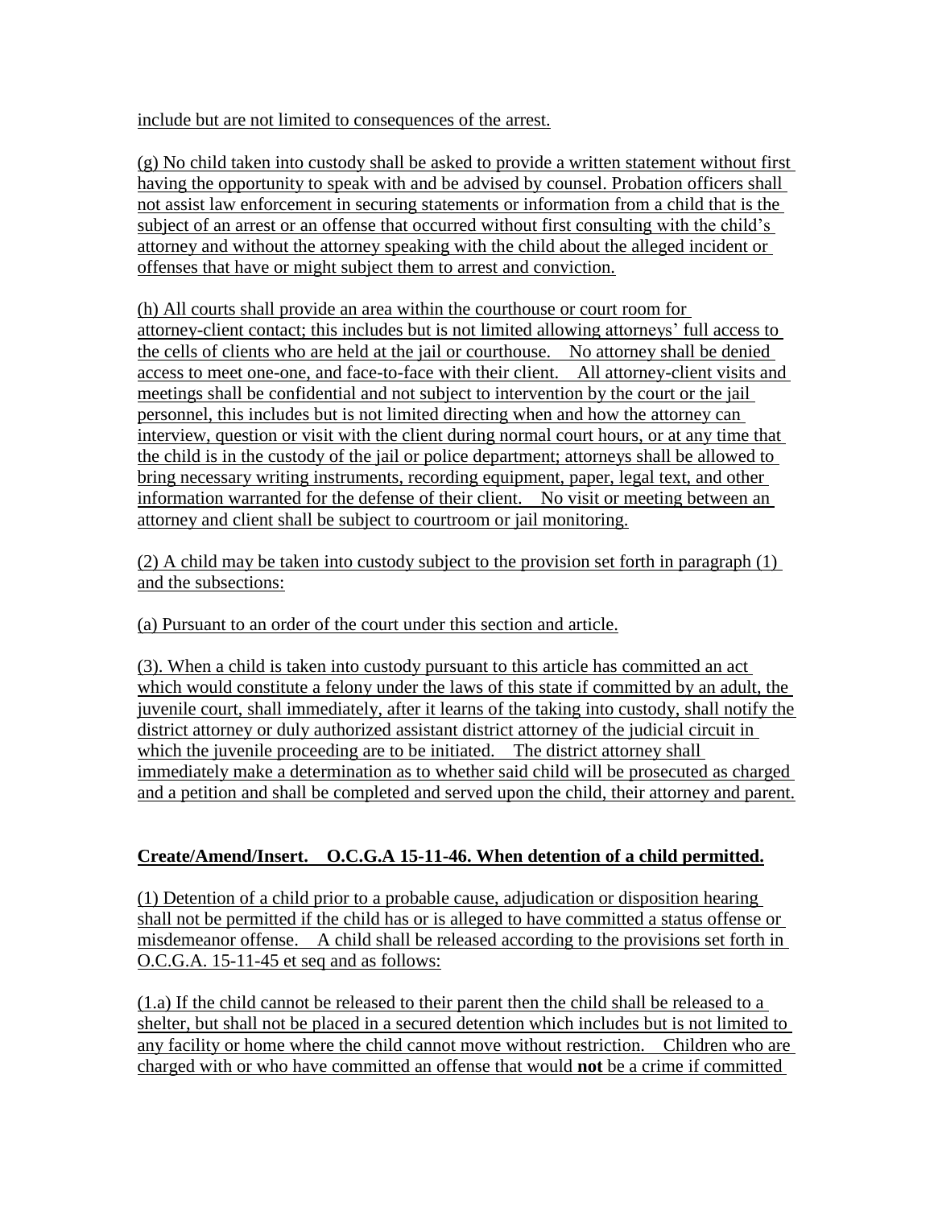include but are not limited to consequences of the arrest.

(g) No child taken into custody shall be asked to provide a written statement without first having the opportunity to speak with and be advised by counsel. Probation officers shall not assist law enforcement in securing statements or information from a child that is the subject of an arrest or an offense that occurred without first consulting with the child's attorney and without the attorney speaking with the child about the alleged incident or offenses that have or might subject them to arrest and conviction.

(h) All courts shall provide an area within the courthouse or court room for attorney-client contact; this includes but is not limited allowing attorneys' full access to the cells of clients who are held at the jail or courthouse. No attorney shall be denied access to meet one-one, and face-to-face with their client. All attorney-client visits and meetings shall be confidential and not subject to intervention by the court or the jail personnel, this includes but is not limited directing when and how the attorney can interview, question or visit with the client during normal court hours, or at any time that the child is in the custody of the jail or police department; attorneys shall be allowed to bring necessary writing instruments, recording equipment, paper, legal text, and other information warranted for the defense of their client. No visit or meeting between an attorney and client shall be subject to courtroom or jail monitoring.

(2) A child may be taken into custody subject to the provision set forth in paragraph (1) and the subsections:

(a) Pursuant to an order of the court under this section and article.

(3). When a child is taken into custody pursuant to this article has committed an act which would constitute a felony under the laws of this state if committed by an adult, the juvenile court, shall immediately, after it learns of the taking into custody, shall notify the district attorney or duly authorized assistant district attorney of the judicial circuit in which the juvenile proceeding are to be initiated. The district attorney shall immediately make a determination as to whether said child will be prosecuted as charged and a petition and shall be completed and served upon the child, their attorney and parent.

**Create/Amend/Insert. O.C.G.A 15-11-46. When detention of a child permitted.**

(1) Detention of a child prior to a probable cause, adjudication or disposition hearing shall not be permitted if the child has or is alleged to have committed a status offense or misdemeanor offense. A child shall be released according to the provisions set forth in O.C.G.A. 15-11-45 et seq and as follows:

(1.a) If the child cannot be released to their parent then the child shall be released to a shelter, but shall not be placed in a secured detention which includes but is not limited to any facility or home where the child cannot move without restriction. Children who are charged with or who have committed an offense that would **not** be a crime if committed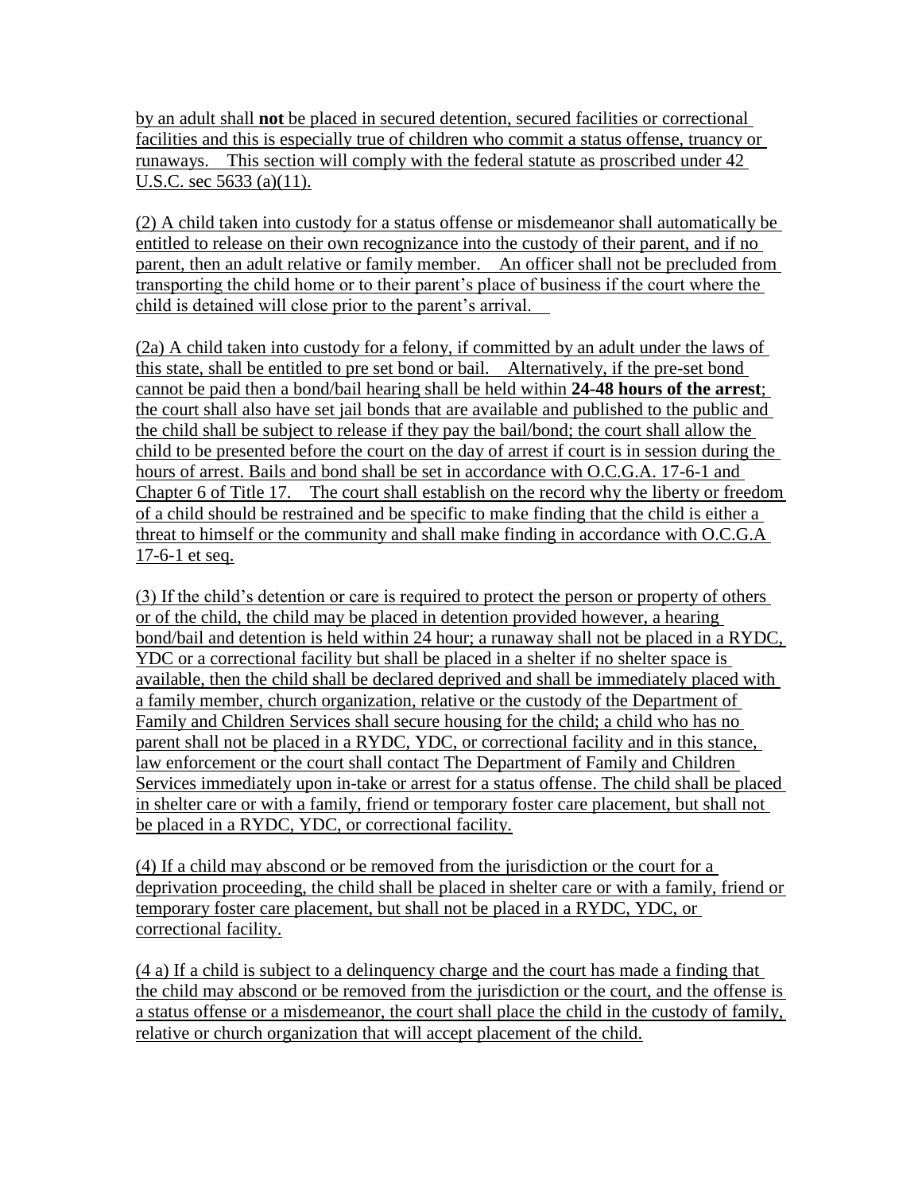by an adult shall **not** be placed in secured detention, secured facilities or correctional facilities and this is especially true of children who commit a status offense, truancy or runaways. This section will comply with the federal statute as proscribed under 42 U.S.C. sec 5633 (a)(11).

(2) A child taken into custody for a status offense or misdemeanor shall automatically be entitled to release on their own recognizance into the custody of their parent, and if no parent, then an adult relative or family member. An officer shall not be precluded from transporting the child home or to their parent's place of business if the court where the child is detained will close prior to the parent's arrival.

(2a) A child taken into custody for a felony, if committed by an adult under the laws of this state, shall be entitled to pre set bond or bail. Alternatively, if the pre-set bond cannot be paid then a bond/bail hearing shall be held within **24-48 hours of the arrest**; the court shall also have set jail bonds that are available and published to the public and the child shall be subject to release if they pay the bail/bond; the court shall allow the child to be presented before the court on the day of arrest if court is in session during the hours of arrest. Bails and bond shall be set in accordance with O.C.G.A. 17-6-1 and Chapter 6 of Title 17. The court shall establish on the record why the liberty or freedom of a child should be restrained and be specific to make finding that the child is either a threat to himself or the community and shall make finding in accordance with O.C.G.A 17-6-1 et seq.

(3) If the child's detention or care is required to protect the person or property of others or of the child, the child may be placed in detention provided however, a hearing bond/bail and detention is held within 24 hour; a runaway shall not be placed in a RYDC, YDC or a correctional facility but shall be placed in a shelter if no shelter space is available, then the child shall be declared deprived and shall be immediately placed with a family member, church organization, relative or the custody of the Department of Family and Children Services shall secure housing for the child; a child who has no parent shall not be placed in a RYDC, YDC, or correctional facility and in this stance, law enforcement or the court shall contact The Department of Family and Children Services immediately upon in-take or arrest for a status offense. The child shall be placed in shelter care or with a family, friend or temporary foster care placement, but shall not be placed in a RYDC, YDC, or correctional facility.

(4) If a child may abscond or be removed from the jurisdiction or the court for a deprivation proceeding, the child shall be placed in shelter care or with a family, friend or temporary foster care placement, but shall not be placed in a RYDC, YDC, or correctional facility.

(4 a) If a child is subject to a delinquency charge and the court has made a finding that the child may abscond or be removed from the jurisdiction or the court, and the offense is a status offense or a misdemeanor, the court shall place the child in the custody of family, relative or church organization that will accept placement of the child.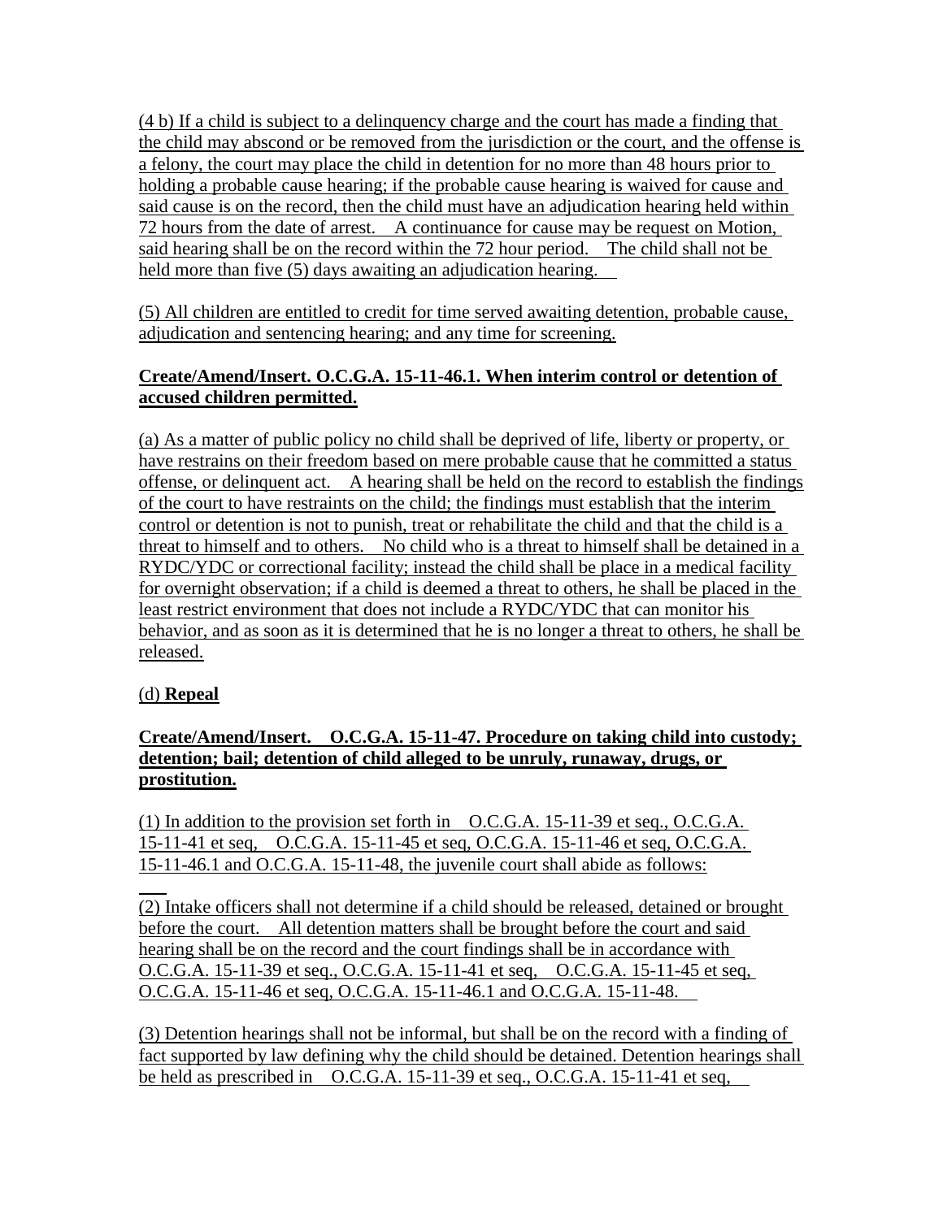(4 b) If a child is subject to a delinquency charge and the court has made a finding that the child may abscond or be removed from the jurisdiction or the court, and the offense is a felony, the court may place the child in detention for no more than 48 hours prior to holding a probable cause hearing; if the probable cause hearing is waived for cause and said cause is on the record, then the child must have an adjudication hearing held within 72 hours from the date of arrest. A continuance for cause may be request on Motion, said hearing shall be on the record within the 72 hour period. The child shall not be held more than five (5) days awaiting an adjudication hearing.

(5) All children are entitled to credit for time served awaiting detention, probable cause, adjudication and sentencing hearing; and any time for screening.

**Create/Amend/Insert. O.C.G.A. 15-11-46.1. When interim control or detention of accused children permitted.**

(a) As a matter of public policy no child shall be deprived of life, liberty or property, or have restrains on their freedom based on mere probable cause that he committed a status offense, or delinquent act. A hearing shall be held on the record to establish the findings of the court to have restraints on the child; the findings must establish that the interim control or detention is not to punish, treat or rehabilitate the child and that the child is a threat to himself and to others. No child who is a threat to himself shall be detained in a RYDC/YDC or correctional facility; instead the child shall be place in a medical facility for overnight observation; if a child is deemed a threat to others, he shall be placed in the least restrict environment that does not include a RYDC/YDC that can monitor his behavior, and as soon as it is determined that he is no longer a threat to others, he shall be released.

(d) **Repeal**

**Create/Amend/Insert. O.C.G.A. 15-11-47. Procedure on taking child into custody; detention; bail; detention of child alleged to be unruly, runaway, drugs, or prostitution.**

(1) In addition to the provision set forth in O.C.G.A. 15-11-39 et seq., O.C.G.A. 15-11-41 et seq, O.C.G.A. 15-11-45 et seq, O.C.G.A. 15-11-46 et seq, O.C.G.A. 15-11-46.1 and O.C.G.A. 15-11-48, the juvenile court shall abide as follows:

(2) Intake officers shall not determine if a child should be released, detained or brought before the court. All detention matters shall be brought before the court and said hearing shall be on the record and the court findings shall be in accordance with O.C.G.A. 15-11-39 et seq., O.C.G.A. 15-11-41 et seq, O.C.G.A. 15-11-45 et seq, O.C.G.A. 15-11-46 et seq, O.C.G.A. 15-11-46.1 and O.C.G.A. 15-11-48.

(3) Detention hearings shall not be informal, but shall be on the record with a finding of fact supported by law defining why the child should be detained. Detention hearings shall be held as prescribed in O.C.G.A. 15-11-39 et seq., O.C.G.A. 15-11-41 et seq,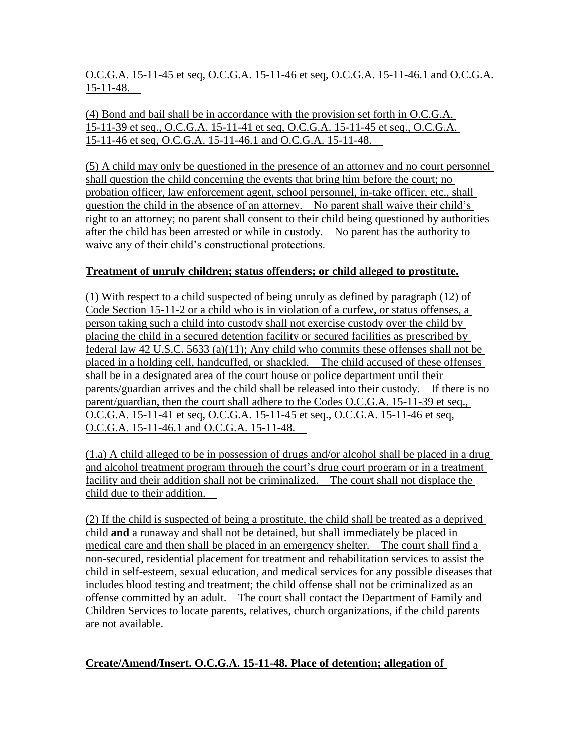O.C.G.A. 15-11-45 et seq, O.C.G.A. 15-11-46 et seq, O.C.G.A. 15-11-46.1 and O.C.G.A. 15-11-48.

(4) Bond and bail shall be in accordance with the provision set forth in O.C.G.A. 15-11-39 et seq., O.C.G.A. 15-11-41 et seq, O.C.G.A. 15-11-45 et seq., O.C.G.A. 15-11-46 et seq, O.C.G.A. 15-11-46.1 and O.C.G.A. 15-11-48.

(5) A child may only be questioned in the presence of an attorney and no court personnel shall question the child concerning the events that bring him before the court; no probation officer, law enforcement agent, school personnel, in-take officer, etc., shall question the child in the absence of an attorney. No parent shall waive their child's right to an attorney; no parent shall consent to their child being questioned by authorities after the child has been arrested or while in custody. No parent has the authority to waive any of their child's constructional protections.

**Treatment of unruly children; status offenders; or child alleged to prostitute.**

(1) With respect to a child suspected of being unruly as defined by paragraph (12) of Code Section 15-11-2 or a child who is in violation of a curfew, or status offenses, a person taking such a child into custody shall not exercise custody over the child by placing the child in a secured detention facility or secured facilities as prescribed by federal law 42 U.S.C. 5633 (a)(11); Any child who commits these offenses shall not be placed in a holding cell, handcuffed, or shackled. The child accused of these offenses shall be in a designated area of the court house or police department until their parents/guardian arrives and the child shall be released into their custody. If there is no parent/guardian, then the court shall adhere to the Codes O.C.G.A. 15-11-39 et seq., O.C.G.A. 15-11-41 et seq, O.C.G.A. 15-11-45 et seq., O.C.G.A. 15-11-46 et seq, O.C.G.A. 15-11-46.1 and O.C.G.A. 15-11-48.

(1.a) A child alleged to be in possession of drugs and/or alcohol shall be placed in a drug and alcohol treatment program through the court's drug court program or in a treatment facility and their addition shall not be criminalized. The court shall not displace the child due to their addition.

(2) If the child is suspected of being a prostitute, the child shall be treated as a deprived child **and** a runaway and shall not be detained, but shall immediately be placed in medical care and then shall be placed in an emergency shelter. The court shall find a non-secured, residential placement for treatment and rehabilitation services to assist the child in self-esteem, sexual education, and medical services for any possible diseases that includes blood testing and treatment; the child offense shall not be criminalized as an offense committed by an adult. The court shall contact the Department of Family and Children Services to locate parents, relatives, church organizations, if the child parents are not available.

**Create/Amend/Insert. O.C.G.A. 15-11-48. Place of detention; allegation of**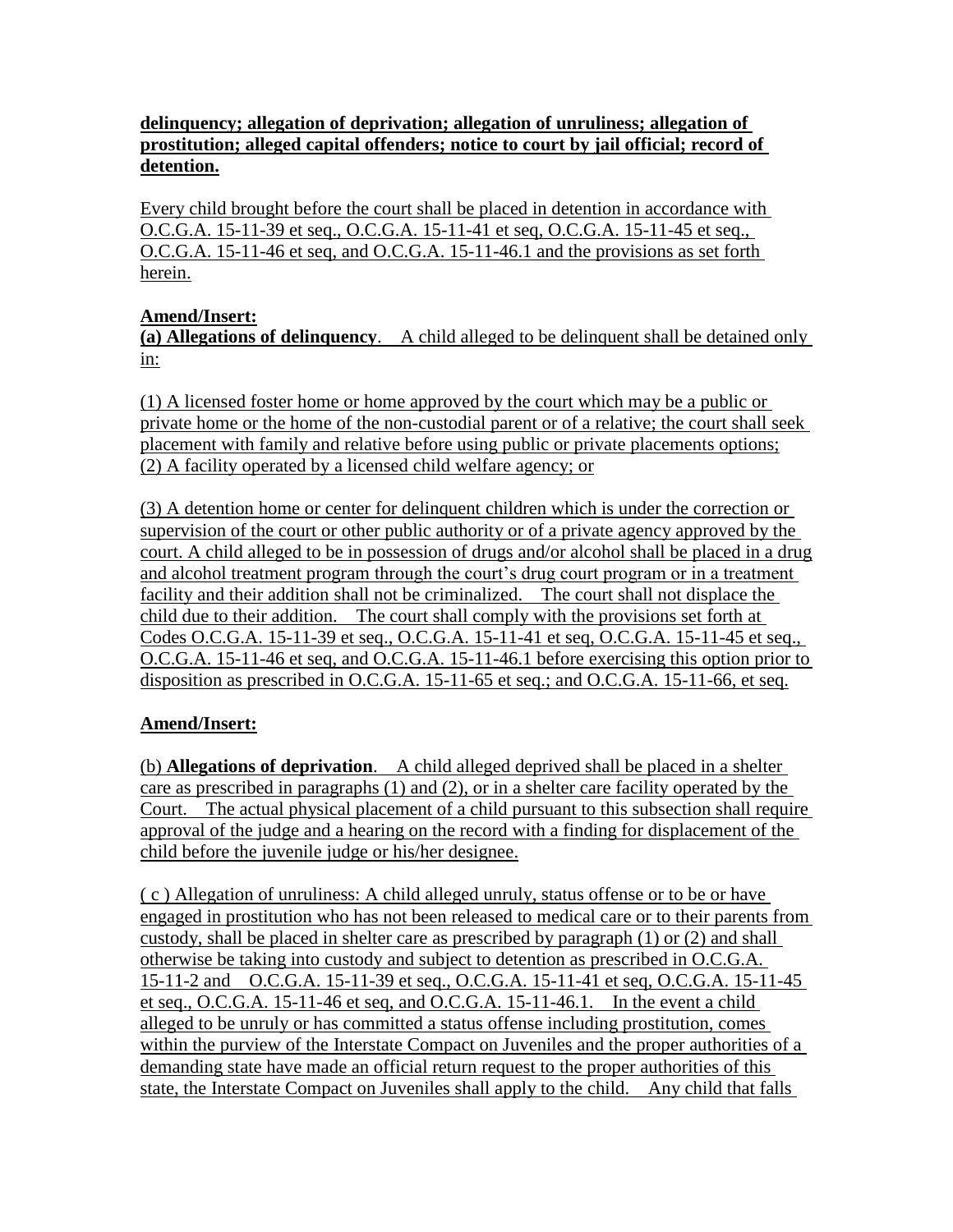**delinquency; allegation of deprivation; allegation of unruliness; allegation of prostitution; alleged capital offenders; notice to court by jail official; record of detention.**

Every child brought before the court shall be placed in detention in accordance with O.C.G.A. 15-11-39 et seq., O.C.G.A. 15-11-41 et seq, O.C.G.A. 15-11-45 et seq., O.C.G.A. 15-11-46 et seq, and O.C.G.A. 15-11-46.1 and the provisions as set forth herein.

**Amend/Insert:**

**(a) Allegations of delinquency**. A child alleged to be delinquent shall be detained only in:

(1) A licensed foster home or home approved by the court which may be a public or private home or the home of the non-custodial parent or of a relative; the court shall seek placement with family and relative before using public or private placements options;
(2) A facility operated by a licensed child welfare agency; or

(3) A detention home or center for delinquent children which is under the correction or supervision of the court or other public authority or of a private agency approved by the court. A child alleged to be in possession of drugs and/or alcohol shall be placed in a drug and alcohol treatment program through the court's drug court program or in a treatment facility and their addition shall not be criminalized. The court shall not displace the child due to their addition. The court shall comply with the provisions set forth at Codes O.C.G.A. 15-11-39 et seq., O.C.G.A. 15-11-41 et seq, O.C.G.A. 15-11-45 et seq., O.C.G.A. 15-11-46 et seq, and O.C.G.A. 15-11-46.1 before exercising this option prior to disposition as prescribed in O.C.G.A. 15-11-65 et seq.; and O.C.G.A. 15-11-66, et seq.

**Amend/Insert:**

(b) **Allegations of deprivation**. A child alleged deprived shall be placed in a shelter care as prescribed in paragraphs (1) and (2), or in a shelter care facility operated by the Court. The actual physical placement of a child pursuant to this subsection shall require approval of the judge and a hearing on the record with a finding for displacement of the child before the juvenile judge or his/her designee.

( c ) Allegation of unruliness: A child alleged unruly, status offense or to be or have engaged in prostitution who has not been released to medical care or to their parents from custody, shall be placed in shelter care as prescribed by paragraph (1) or (2) and shall otherwise be taking into custody and subject to detention as prescribed in O.C.G.A. 15-11-2 and O.C.G.A. 15-11-39 et seq., O.C.G.A. 15-11-41 et seq, O.C.G.A. 15-11-45 et seq., O.C.G.A. 15-11-46 et seq, and O.C.G.A. 15-11-46.1. In the event a child alleged to be unruly or has committed a status offense including prostitution, comes within the purview of the Interstate Compact on Juveniles and the proper authorities of a demanding state have made an official return request to the proper authorities of this state, the Interstate Compact on Juveniles shall apply to the child. Any child that falls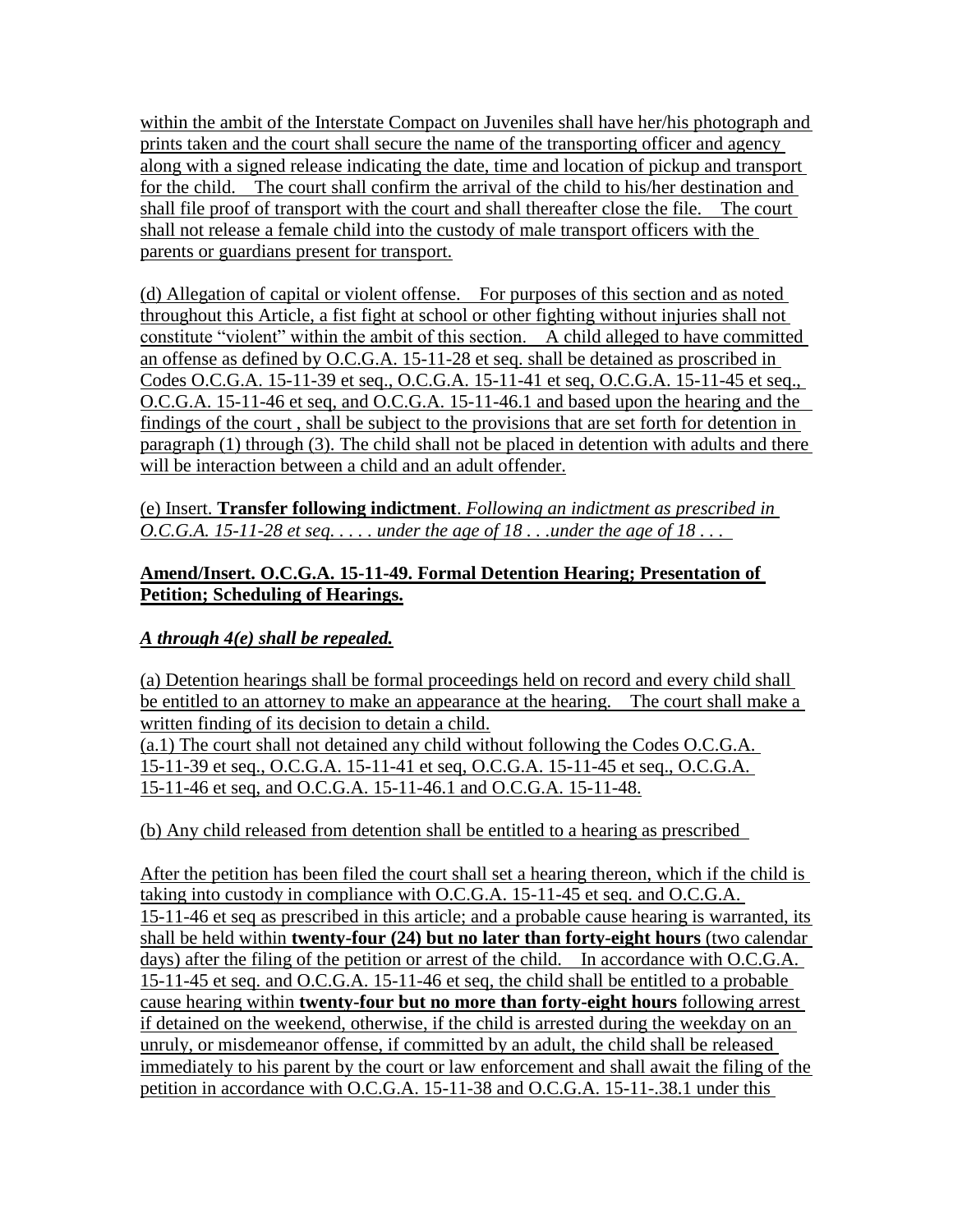within the ambit of the Interstate Compact on Juveniles shall have her/his photograph and prints taken and the court shall secure the name of the transporting officer and agency along with a signed release indicating the date, time and location of pickup and transport for the child. The court shall confirm the arrival of the child to his/her destination and shall file proof of transport with the court and shall thereafter close the file. The court shall not release a female child into the custody of male transport officers with the parents or guardians present for transport.

(d) Allegation of capital or violent offense. For purposes of this section and as noted throughout this Article, a fist fight at school or other fighting without injuries shall not constitute "violent" within the ambit of this section. A child alleged to have committed an offense as defined by O.C.G.A. 15-11-28 et seq. shall be detained as proscribed in Codes O.C.G.A. 15-11-39 et seq., O.C.G.A. 15-11-41 et seq, O.C.G.A. 15-11-45 et seq., O.C.G.A. 15-11-46 et seq, and O.C.G.A. 15-11-46.1 and based upon the hearing and the findings of the court , shall be subject to the provisions that are set forth for detention in paragraph (1) through (3). The child shall not be placed in detention with adults and there will be interaction between a child and an adult offender.

(e) Insert. **Transfer following indictment**. *Following an indictment as prescribed in O.C.G.A. 15-11-28 et seq. . . . . under the age of 18 . . .under the age of 18 . . .*

**Amend/Insert. O.C.G.A. 15-11-49. Formal Detention Hearing; Presentation of Petition; Scheduling of Hearings.**

***A through 4(e) shall be repealed.***

(a) Detention hearings shall be formal proceedings held on record and every child shall be entitled to an attorney to make an appearance at the hearing. The court shall make a written finding of its decision to detain a child.
(a.1) The court shall not detained any child without following the Codes O.C.G.A. 15-11-39 et seq., O.C.G.A. 15-11-41 et seq, O.C.G.A. 15-11-45 et seq., O.C.G.A. 15-11-46 et seq, and O.C.G.A. 15-11-46.1 and O.C.G.A. 15-11-48.

(b) Any child released from detention shall be entitled to a hearing as prescribed

After the petition has been filed the court shall set a hearing thereon, which if the child is taking into custody in compliance with O.C.G.A. 15-11-45 et seq. and O.C.G.A. 15-11-46 et seq as prescribed in this article; and a probable cause hearing is warranted, its shall be held within **twenty-four (24) but no later than forty-eight hours** (two calendar days) after the filing of the petition or arrest of the child. In accordance with O.C.G.A. 15-11-45 et seq. and O.C.G.A. 15-11-46 et seq, the child shall be entitled to a probable cause hearing within **twenty-four but no more than forty-eight hours** following arrest if detained on the weekend, otherwise, if the child is arrested during the weekday on an unruly, or misdemeanor offense, if committed by an adult, the child shall be released immediately to his parent by the court or law enforcement and shall await the filing of the petition in accordance with O.C.G.A. 15-11-38 and O.C.G.A. 15-11-.38.1 under this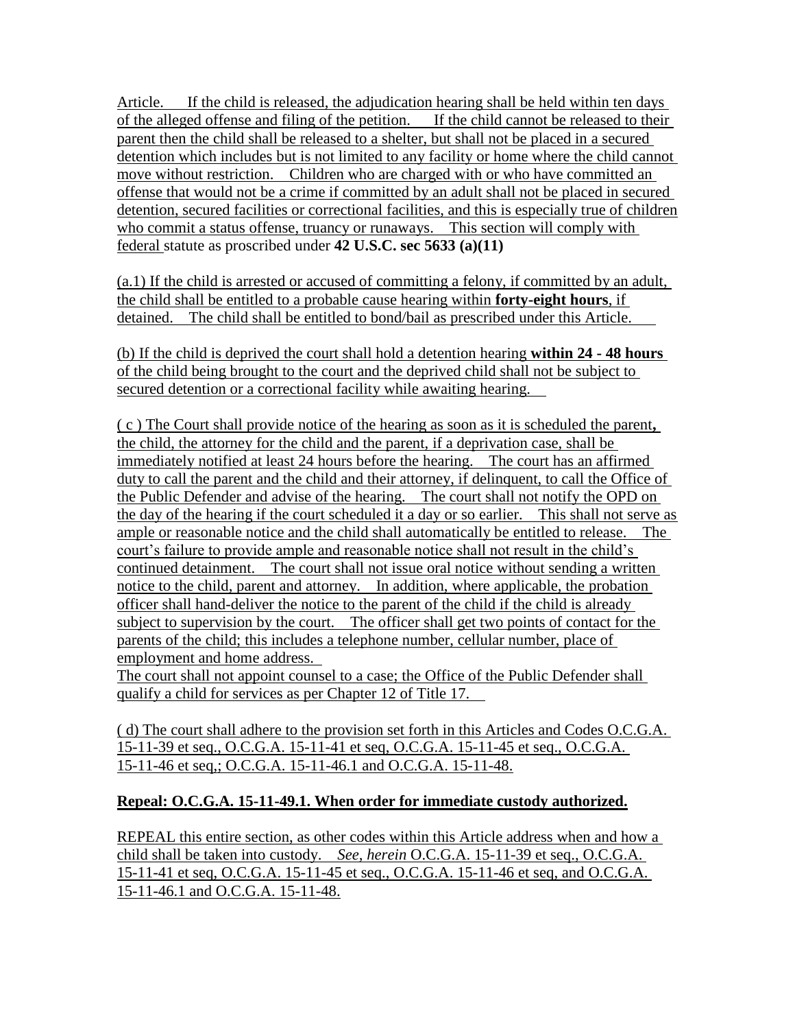Article. If the child is released, the adjudication hearing shall be held within ten days of the alleged offense and filing of the petition. If the child cannot be released to their parent then the child shall be released to a shelter, but shall not be placed in a secured detention which includes but is not limited to any facility or home where the child cannot move without restriction. Children who are charged with or who have committed an offense that would not be a crime if committed by an adult shall not be placed in secured detention, secured facilities or correctional facilities, and this is especially true of children who commit a status offense, truancy or runaways. This section will comply with federal statute as proscribed under **42 U.S.C. sec 5633 (a)(11)**

(a.1) If the child is arrested or accused of committing a felony, if committed by an adult, the child shall be entitled to a probable cause hearing within **forty-eight hours**, if detained. The child shall be entitled to bond/bail as prescribed under this Article.

(b) If the child is deprived the court shall hold a detention hearing **within 24 - 48 hours** of the child being brought to the court and the deprived child shall not be subject to secured detention or a correctional facility while awaiting hearing.

( c ) The Court shall provide notice of the hearing as soon as it is scheduled the parent**,** the child, the attorney for the child and the parent, if a deprivation case, shall be immediately notified at least 24 hours before the hearing. The court has an affirmed duty to call the parent and the child and their attorney, if delinquent, to call the Office of the Public Defender and advise of the hearing. The court shall not notify the OPD on the day of the hearing if the court scheduled it a day or so earlier. This shall not serve as ample or reasonable notice and the child shall automatically be entitled to release. The court's failure to provide ample and reasonable notice shall not result in the child's continued detainment. The court shall not issue oral notice without sending a written notice to the child, parent and attorney. In addition, where applicable, the probation officer shall hand-deliver the notice to the parent of the child if the child is already subject to supervision by the court. The officer shall get two points of contact for the parents of the child; this includes a telephone number, cellular number, place of employment and home address.
The court shall not appoint counsel to a case; the Office of the Public Defender shall qualify a child for services as per Chapter 12 of Title 17.

( d) The court shall adhere to the provision set forth in this Articles and Codes O.C.G.A. 15-11-39 et seq., O.C.G.A. 15-11-41 et seq, O.C.G.A. 15-11-45 et seq., O.C.G.A. 15-11-46 et seq,; O.C.G.A. 15-11-46.1 and O.C.G.A. 15-11-48.

**Repeal: O.C.G.A. 15-11-49.1. When order for immediate custody authorized.**

REPEAL this entire section, as other codes within this Article address when and how a child shall be taken into custody. *See, herein* O.C.G.A. 15-11-39 et seq., O.C.G.A. 15-11-41 et seq, O.C.G.A. 15-11-45 et seq., O.C.G.A. 15-11-46 et seq, and O.C.G.A. 15-11-46.1 and O.C.G.A. 15-11-48.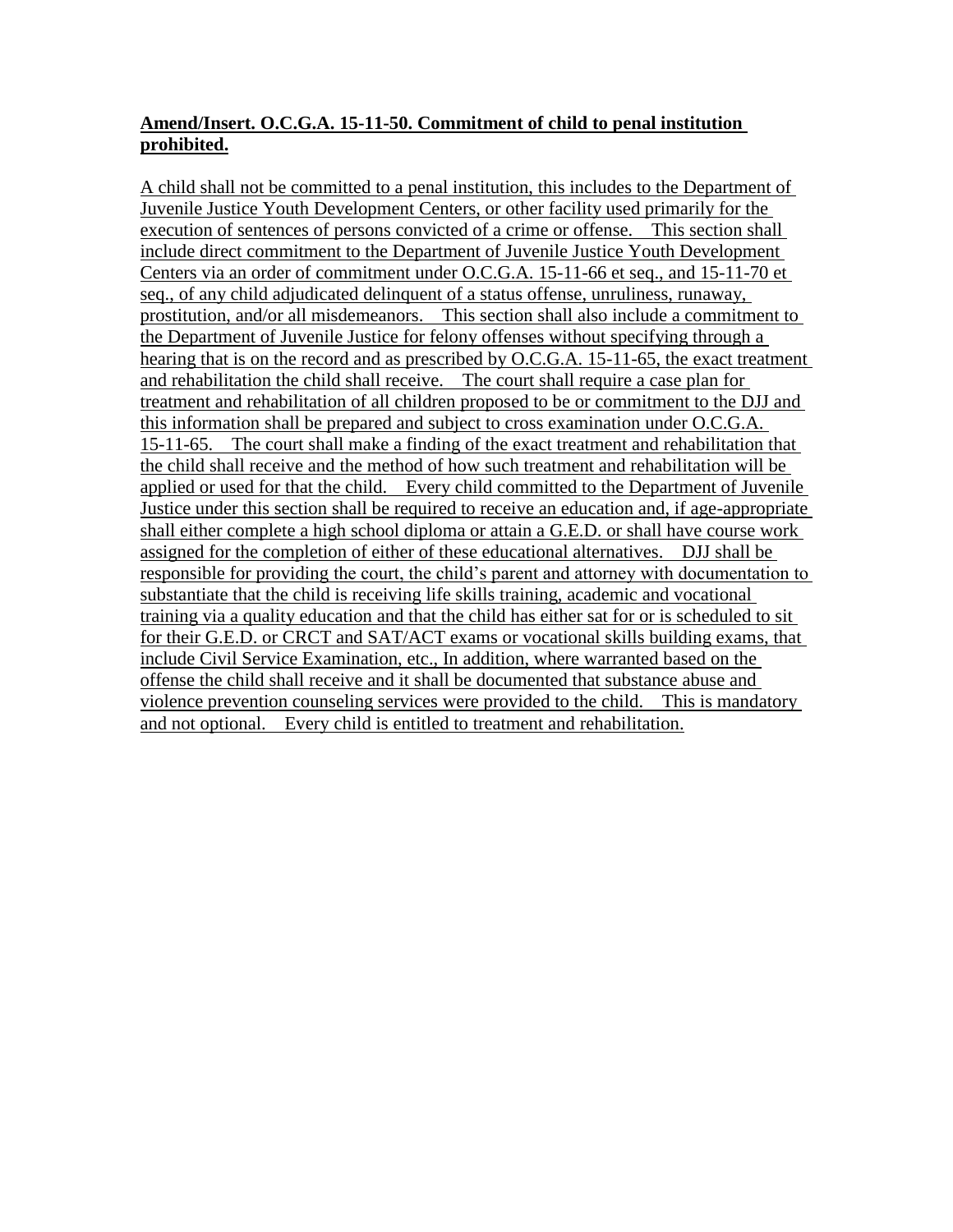**Amend/Insert. O.C.G.A. 15-11-50. Commitment of child to penal institution prohibited.**

A child shall not be committed to a penal institution, this includes to the Department of Juvenile Justice Youth Development Centers, or other facility used primarily for the execution of sentences of persons convicted of a crime or offense. This section shall include direct commitment to the Department of Juvenile Justice Youth Development Centers via an order of commitment under O.C.G.A. 15-11-66 et seq., and 15-11-70 et seq., of any child adjudicated delinquent of a status offense, unruliness, runaway, prostitution, and/or all misdemeanors. This section shall also include a commitment to the Department of Juvenile Justice for felony offenses without specifying through a hearing that is on the record and as prescribed by O.C.G.A. 15-11-65, the exact treatment and rehabilitation the child shall receive. The court shall require a case plan for treatment and rehabilitation of all children proposed to be or commitment to the DJJ and this information shall be prepared and subject to cross examination under O.C.G.A. 15-11-65. The court shall make a finding of the exact treatment and rehabilitation that the child shall receive and the method of how such treatment and rehabilitation will be applied or used for that the child. Every child committed to the Department of Juvenile Justice under this section shall be required to receive an education and, if age-appropriate shall either complete a high school diploma or attain a G.E.D. or shall have course work assigned for the completion of either of these educational alternatives. DJJ shall be responsible for providing the court, the child's parent and attorney with documentation to substantiate that the child is receiving life skills training, academic and vocational training via a quality education and that the child has either sat for or is scheduled to sit for their G.E.D. or CRCT and SAT/ACT exams or vocational skills building exams, that include Civil Service Examination, etc., In addition, where warranted based on the offense the child shall receive and it shall be documented that substance abuse and violence prevention counseling services were provided to the child. This is mandatory and not optional. Every child is entitled to treatment and rehabilitation.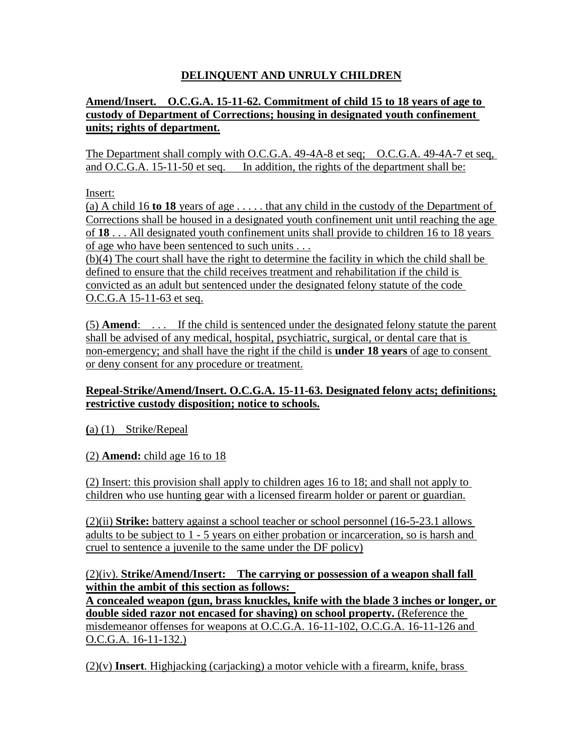# DELINQUENT AND UNRULY CHILDREN

**Amend/Insert. O.C.G.A. 15-11-62. Commitment of child 15 to 18 years of age to custody of Department of Corrections; housing in designated youth confinement units; rights of department.**

The Department shall comply with O.C.G.A. 49-4A-8 et seq; O.C.G.A. 49-4A-7 et seq, and O.C.G.A. 15-11-50 et seq. In addition, the rights of the department shall be:

Insert:

(a) A child 16 **to 18** years of age . . . . . that any child in the custody of the Department of Corrections shall be housed in a designated youth confinement unit until reaching the age of **18** . . . All designated youth confinement units shall provide to children 16 to 18 years of age who have been sentenced to such units . . .

(b)(4) The court shall have the right to determine the facility in which the child shall be defined to ensure that the child receives treatment and rehabilitation if the child is convicted as an adult but sentenced under the designated felony statute of the code O.C.G.A 15-11-63 et seq.

(5) **Amend**: . . . If the child is sentenced under the designated felony statute the parent shall be advised of any medical, hospital, psychiatric, surgical, or dental care that is non-emergency; and shall have the right if the child is **under 18 years** of age to consent or deny consent for any procedure or treatment.

**Repeal-Strike/Amend/Insert. O.C.G.A. 15-11-63. Designated felony acts; definitions; restrictive custody disposition; notice to schools.**

**(**a) (1) Strike/Repeal

(2) **Amend:** child age 16 to 18

(2) Insert: this provision shall apply to children ages 16 to 18; and shall not apply to children who use hunting gear with a licensed firearm holder or parent or guardian.

(2)(ii) **Strike:** battery against a school teacher or school personnel (16-5-23.1 allows adults to be subject to 1 - 5 years on either probation or incarceration, so is harsh and cruel to sentence a juvenile to the same under the DF policy)

(2)(iv). **Strike/Amend/Insert: The carrying or possession of a weapon shall fall within the ambit of this section as follows:**

**A concealed weapon (gun, brass knuckles, knife with the blade 3 inches or longer, or double sided razor not encased for shaving) on school property.** (Reference the misdemeanor offenses for weapons at O.C.G.A. 16-11-102, O.C.G.A. 16-11-126 and O.C.G.A. 16-11-132.)

(2)(v) **Insert**. Highjacking (carjacking) a motor vehicle with a firearm, knife, brass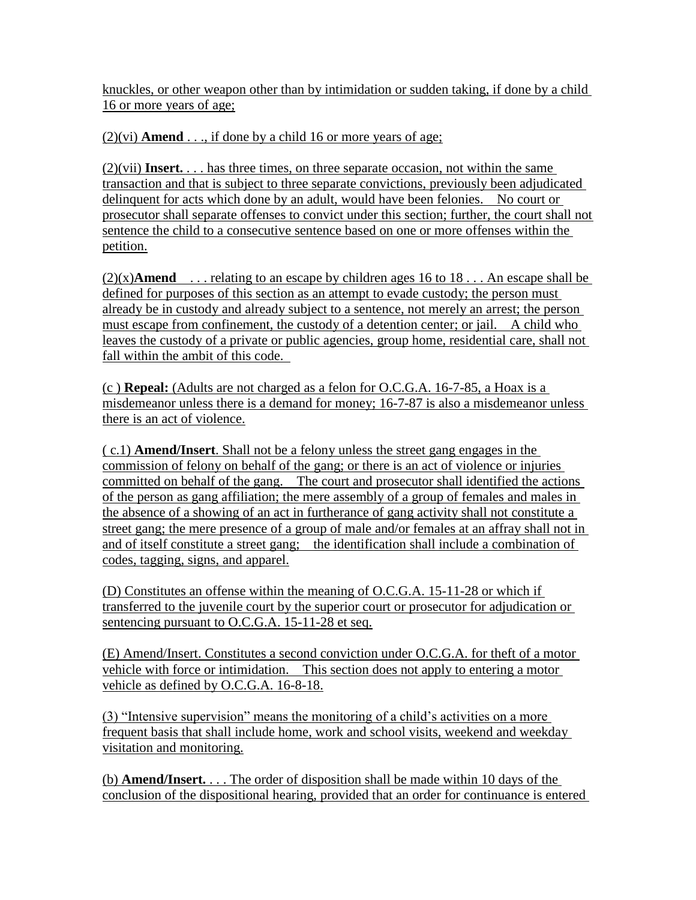knuckles, or other weapon other than by intimidation or sudden taking, if done by a child 16 or more years of age;

(2)(vi) **Amend** . . ., if done by a child 16 or more years of age;

(2)(vii) **Insert.** . . . has three times, on three separate occasion, not within the same transaction and that is subject to three separate convictions, previously been adjudicated delinquent for acts which done by an adult, would have been felonies. No court or prosecutor shall separate offenses to convict under this section; further, the court shall not sentence the child to a consecutive sentence based on one or more offenses within the petition.

(2)(x)**Amend** . . . relating to an escape by children ages 16 to 18 . . . An escape shall be defined for purposes of this section as an attempt to evade custody; the person must already be in custody and already subject to a sentence, not merely an arrest; the person must escape from confinement, the custody of a detention center; or jail. A child who leaves the custody of a private or public agencies, group home, residential care, shall not fall within the ambit of this code.

(c ) **Repeal:** (Adults are not charged as a felon for O.C.G.A. 16-7-85, a Hoax is a misdemeanor unless there is a demand for money; 16-7-87 is also a misdemeanor unless there is an act of violence.

( c.1) **Amend/Insert**. Shall not be a felony unless the street gang engages in the commission of felony on behalf of the gang; or there is an act of violence or injuries committed on behalf of the gang. The court and prosecutor shall identified the actions of the person as gang affiliation; the mere assembly of a group of females and males in the absence of a showing of an act in furtherance of gang activity shall not constitute a street gang; the mere presence of a group of male and/or females at an affray shall not in and of itself constitute a street gang; the identification shall include a combination of codes, tagging, signs, and apparel.

(D) Constitutes an offense within the meaning of O.C.G.A. 15-11-28 or which if transferred to the juvenile court by the superior court or prosecutor for adjudication or sentencing pursuant to O.C.G.A. 15-11-28 et seq.

(E) Amend/Insert. Constitutes a second conviction under O.C.G.A. for theft of a motor vehicle with force or intimidation. This section does not apply to entering a motor vehicle as defined by O.C.G.A. 16-8-18.

(3) "Intensive supervision" means the monitoring of a child's activities on a more frequent basis that shall include home, work and school visits, weekend and weekday visitation and monitoring.

(b) **Amend/Insert.** . . . The order of disposition shall be made within 10 days of the conclusion of the dispositional hearing, provided that an order for continuance is entered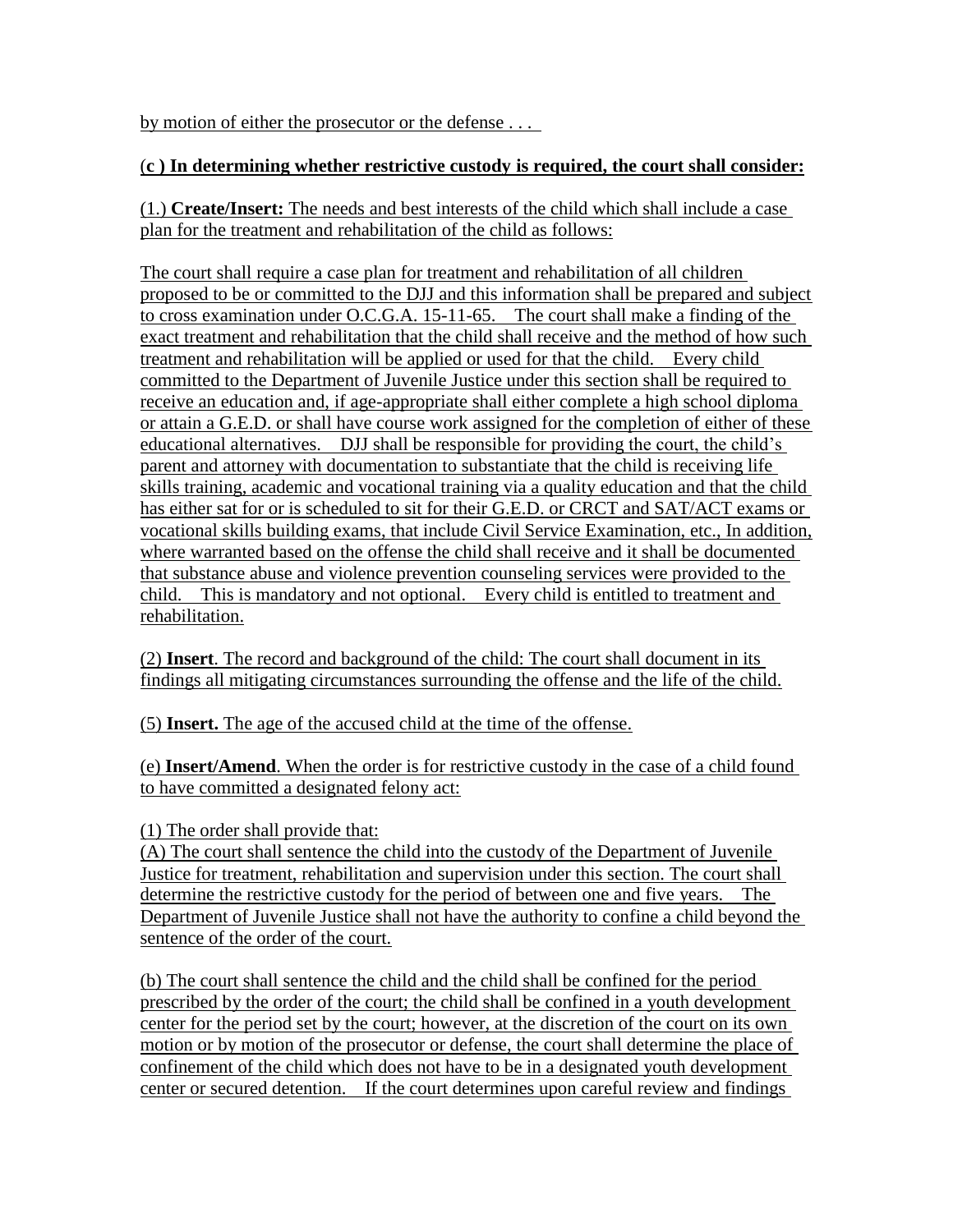by motion of either the prosecutor or the defense . . .

(**c ) In determining whether restrictive custody is required, the court shall consider:**

(1.) **Create/Insert:** The needs and best interests of the child which shall include a case plan for the treatment and rehabilitation of the child as follows:

The court shall require a case plan for treatment and rehabilitation of all children proposed to be or committed to the DJJ and this information shall be prepared and subject to cross examination under O.C.G.A. 15-11-65. The court shall make a finding of the exact treatment and rehabilitation that the child shall receive and the method of how such treatment and rehabilitation will be applied or used for that the child. Every child committed to the Department of Juvenile Justice under this section shall be required to receive an education and, if age-appropriate shall either complete a high school diploma or attain a G.E.D. or shall have course work assigned for the completion of either of these educational alternatives. DJJ shall be responsible for providing the court, the child's parent and attorney with documentation to substantiate that the child is receiving life skills training, academic and vocational training via a quality education and that the child has either sat for or is scheduled to sit for their G.E.D. or CRCT and SAT/ACT exams or vocational skills building exams, that include Civil Service Examination, etc., In addition, where warranted based on the offense the child shall receive and it shall be documented that substance abuse and violence prevention counseling services were provided to the child. This is mandatory and not optional. Every child is entitled to treatment and rehabilitation.

(2) **Insert**. The record and background of the child: The court shall document in its findings all mitigating circumstances surrounding the offense and the life of the child.

(5) **Insert.** The age of the accused child at the time of the offense.

(e) **Insert/Amend**. When the order is for restrictive custody in the case of a child found to have committed a designated felony act:

(1) The order shall provide that:
(A) The court shall sentence the child into the custody of the Department of Juvenile Justice for treatment, rehabilitation and supervision under this section. The court shall determine the restrictive custody for the period of between one and five years. The Department of Juvenile Justice shall not have the authority to confine a child beyond the sentence of the order of the court.

(b) The court shall sentence the child and the child shall be confined for the period prescribed by the order of the court; the child shall be confined in a youth development center for the period set by the court; however, at the discretion of the court on its own motion or by motion of the prosecutor or defense, the court shall determine the place of confinement of the child which does not have to be in a designated youth development center or secured detention. If the court determines upon careful review and findings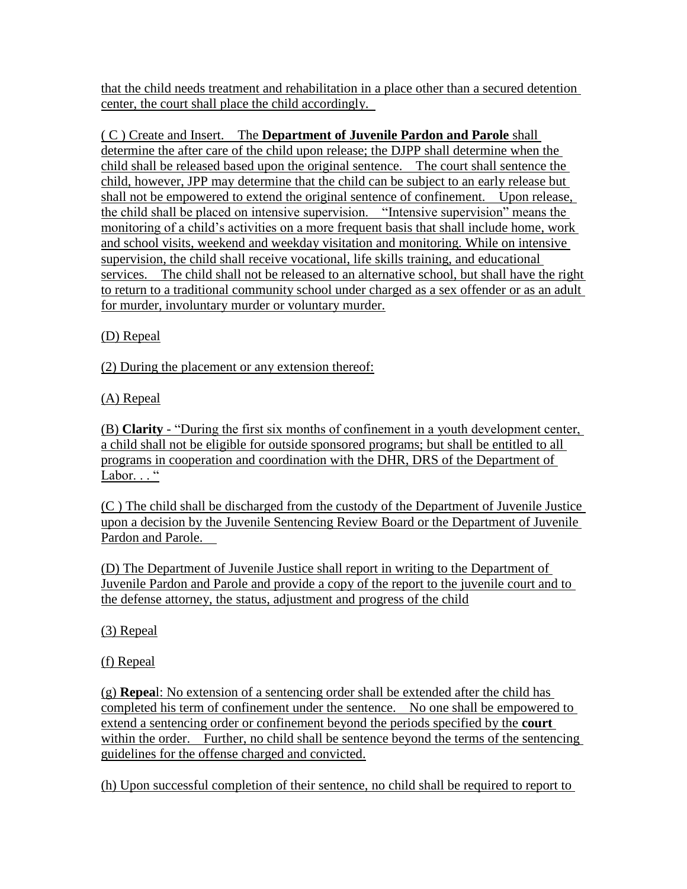that the child needs treatment and rehabilitation in a place other than a secured detention center, the court shall place the child accordingly.

( C ) Create and Insert. The **Department of Juvenile Pardon and Parole** shall determine the after care of the child upon release; the DJPP shall determine when the child shall be released based upon the original sentence. The court shall sentence the child, however, JPP may determine that the child can be subject to an early release but shall not be empowered to extend the original sentence of confinement. Upon release, the child shall be placed on intensive supervision. "Intensive supervision" means the monitoring of a child's activities on a more frequent basis that shall include home, work and school visits, weekend and weekday visitation and monitoring. While on intensive supervision, the child shall receive vocational, life skills training, and educational services. The child shall not be released to an alternative school, but shall have the right to return to a traditional community school under charged as a sex offender or as an adult for murder, involuntary murder or voluntary murder.

(D) Repeal

(2) During the placement or any extension thereof:

(A) Repeal

(B) **Clarity** - "During the first six months of confinement in a youth development center, a child shall not be eligible for outside sponsored programs; but shall be entitled to all programs in cooperation and coordination with the DHR, DRS of the Department of Labor. . . "

(C ) The child shall be discharged from the custody of the Department of Juvenile Justice upon a decision by the Juvenile Sentencing Review Board or the Department of Juvenile Pardon and Parole.

(D) The Department of Juvenile Justice shall report in writing to the Department of Juvenile Pardon and Parole and provide a copy of the report to the juvenile court and to the defense attorney, the status, adjustment and progress of the child

(3) Repeal

(f) Repeal

(g) **Repea**l: No extension of a sentencing order shall be extended after the child has completed his term of confinement under the sentence. No one shall be empowered to extend a sentencing order or confinement beyond the periods specified by the **court** within the order. Further, no child shall be sentence beyond the terms of the sentencing guidelines for the offense charged and convicted.

(h) Upon successful completion of their sentence, no child shall be required to report to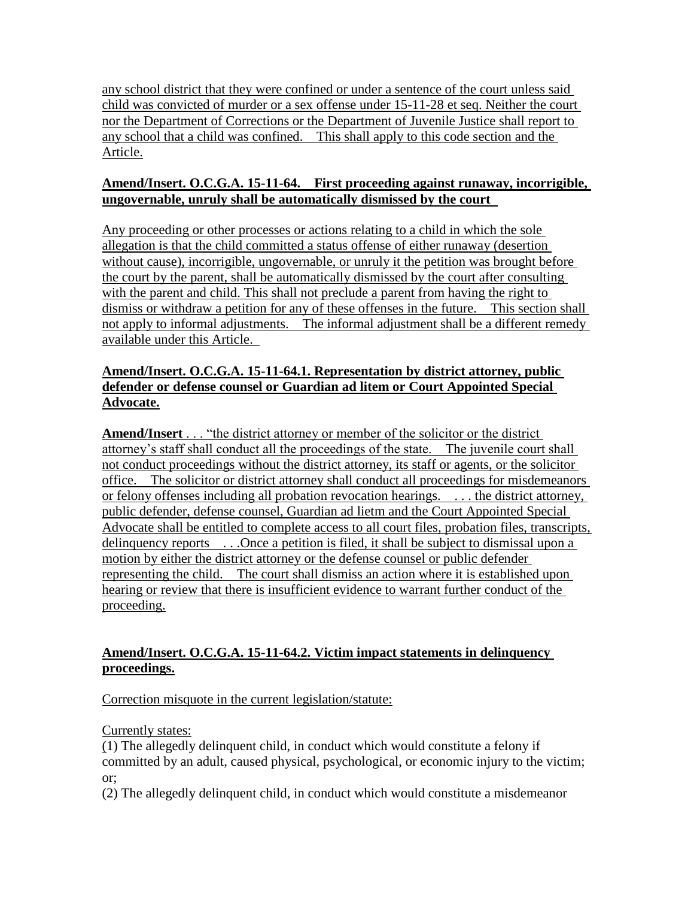any school district that they were confined or under a sentence of the court unless said child was convicted of murder or a sex offense under 15-11-28 et seq. Neither the court nor the Department of Corrections or the Department of Juvenile Justice shall report to any school that a child was confined. This shall apply to this code section and the Article.

**Amend/Insert. O.C.G.A. 15-11-64. First proceeding against runaway, incorrigible, ungovernable, unruly shall be automatically dismissed by the court**

Any proceeding or other processes or actions relating to a child in which the sole allegation is that the child committed a status offense of either runaway (desertion without cause), incorrigible, ungovernable, or unruly it the petition was brought before the court by the parent, shall be automatically dismissed by the court after consulting with the parent and child. This shall not preclude a parent from having the right to dismiss or withdraw a petition for any of these offenses in the future. This section shall not apply to informal adjustments. The informal adjustment shall be a different remedy available under this Article.

**Amend/Insert. O.C.G.A. 15-11-64.1. Representation by district attorney, public defender or defense counsel or Guardian ad litem or Court Appointed Special Advocate.**

**Amend/Insert** . . . "the district attorney or member of the solicitor or the district attorney's staff shall conduct all the proceedings of the state. The juvenile court shall not conduct proceedings without the district attorney, its staff or agents, or the solicitor office. The solicitor or district attorney shall conduct all proceedings for misdemeanors or felony offenses including all probation revocation hearings. . . . the district attorney, public defender, defense counsel, Guardian ad lietm and the Court Appointed Special Advocate shall be entitled to complete access to all court files, probation files, transcripts, delinquency reports . . .Once a petition is filed, it shall be subject to dismissal upon a motion by either the district attorney or the defense counsel or public defender representing the child. The court shall dismiss an action where it is established upon hearing or review that there is insufficient evidence to warrant further conduct of the proceeding.

**Amend/Insert. O.C.G.A. 15-11-64.2. Victim impact statements in delinquency proceedings.**

Correction misquote in the current legislation/statute:

Currently states:

(1) The allegedly delinquent child, in conduct which would constitute a felony if committed by an adult, caused physical, psychological, or economic injury to the victim; or;

(2) The allegedly delinquent child, in conduct which would constitute a misdemeanor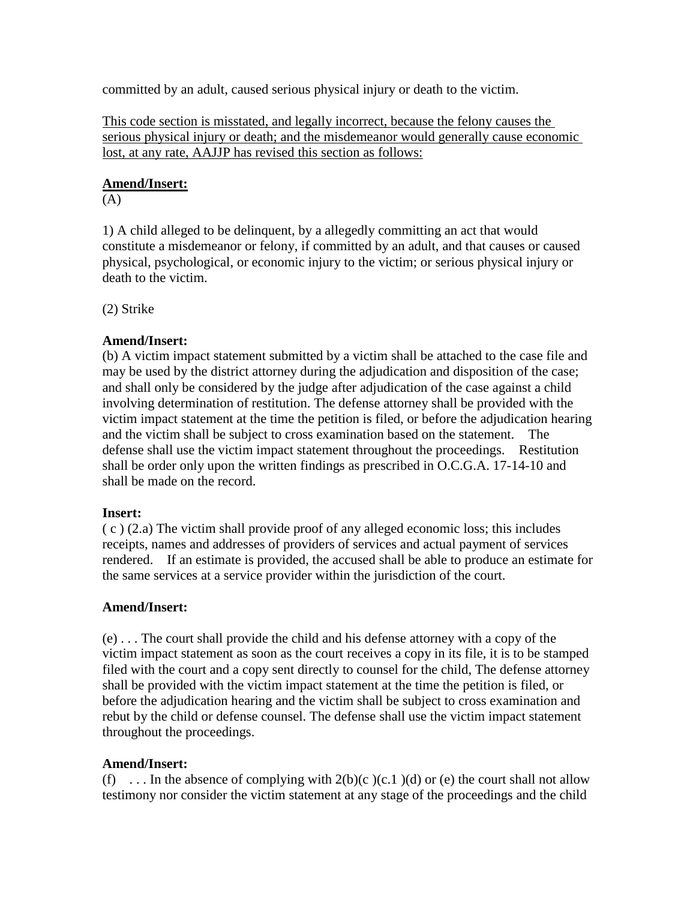committed by an adult, caused serious physical injury or death to the victim.

<u>This code section is misstated, and legally incorrect, because the felony causes the serious physical injury or death; and the misdemeanor would generally cause economic lost, at any rate, AAJJP has revised this section as follows:</u>

**<u>Amend/Insert:</u>**
(A)

1) A child alleged to be delinquent, by a allegedly committing an act that would constitute a misdemeanor or felony, if committed by an adult, and that causes or caused physical, psychological, or economic injury to the victim; or serious physical injury or death to the victim.

(2) Strike

**Amend/Insert:**
(b) A victim impact statement submitted by a victim shall be attached to the case file and may be used by the district attorney during the adjudication and disposition of the case; and shall only be considered by the judge after adjudication of the case against a child involving determination of restitution. The defense attorney shall be provided with the victim impact statement at the time the petition is filed, or before the adjudication hearing and the victim shall be subject to cross examination based on the statement. The defense shall use the victim impact statement throughout the proceedings. Restitution shall be order only upon the written findings as prescribed in O.C.G.A. 17-14-10 and shall be made on the record.

**Insert:**
( c ) (2.a) The victim shall provide proof of any alleged economic loss; this includes receipts, names and addresses of providers of services and actual payment of services rendered. If an estimate is provided, the accused shall be able to produce an estimate for the same services at a service provider within the jurisdiction of the court.

**Amend/Insert:**

(e) . . . The court shall provide the child and his defense attorney with a copy of the victim impact statement as soon as the court receives a copy in its file, it is to be stamped filed with the court and a copy sent directly to counsel for the child, The defense attorney shall be provided with the victim impact statement at the time the petition is filed, or before the adjudication hearing and the victim shall be subject to cross examination and rebut by the child or defense counsel. The defense shall use the victim impact statement throughout the proceedings.

**Amend/Insert:**
(f) . . . In the absence of complying with 2(b)(c )(c.1 )(d) or (e) the court shall not allow testimony nor consider the victim statement at any stage of the proceedings and the child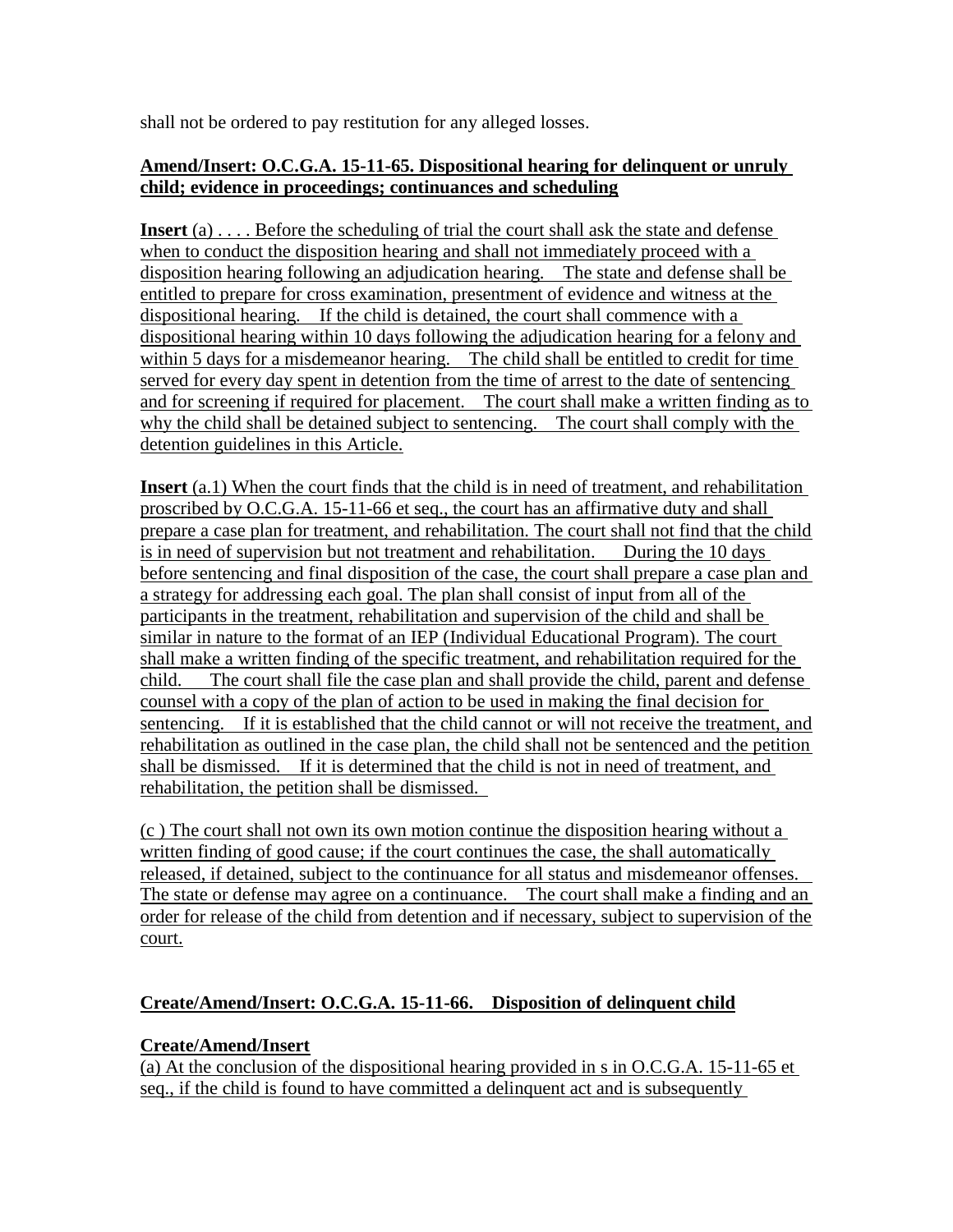shall not be ordered to pay restitution for any alleged losses.

**Amend/Insert: O.C.G.A. 15-11-65. Dispositional hearing for delinquent or unruly child; evidence in proceedings; continuances and scheduling**

**Insert** (a) . . . . Before the scheduling of trial the court shall ask the state and defense when to conduct the disposition hearing and shall not immediately proceed with a disposition hearing following an adjudication hearing. The state and defense shall be entitled to prepare for cross examination, presentment of evidence and witness at the dispositional hearing. If the child is detained, the court shall commence with a dispositional hearing within 10 days following the adjudication hearing for a felony and within 5 days for a misdemeanor hearing. The child shall be entitled to credit for time served for every day spent in detention from the time of arrest to the date of sentencing and for screening if required for placement. The court shall make a written finding as to why the child shall be detained subject to sentencing. The court shall comply with the detention guidelines in this Article.

**Insert** (a.1) When the court finds that the child is in need of treatment, and rehabilitation proscribed by O.C.G.A. 15-11-66 et seq., the court has an affirmative duty and shall prepare a case plan for treatment, and rehabilitation. The court shall not find that the child is in need of supervision but not treatment and rehabilitation. During the 10 days before sentencing and final disposition of the case, the court shall prepare a case plan and a strategy for addressing each goal. The plan shall consist of input from all of the participants in the treatment, rehabilitation and supervision of the child and shall be similar in nature to the format of an IEP (Individual Educational Program). The court shall make a written finding of the specific treatment, and rehabilitation required for the child. The court shall file the case plan and shall provide the child, parent and defense counsel with a copy of the plan of action to be used in making the final decision for sentencing. If it is established that the child cannot or will not receive the treatment, and rehabilitation as outlined in the case plan, the child shall not be sentenced and the petition shall be dismissed. If it is determined that the child is not in need of treatment, and rehabilitation, the petition shall be dismissed.

(c ) The court shall not own its own motion continue the disposition hearing without a written finding of good cause; if the court continues the case, the shall automatically released, if detained, subject to the continuance for all status and misdemeanor offenses. The state or defense may agree on a continuance. The court shall make a finding and an order for release of the child from detention and if necessary, subject to supervision of the court.

**Create/Amend/Insert: O.C.G.A. 15-11-66. Disposition of delinquent child**

**Create/Amend/Insert**

(a) At the conclusion of the dispositional hearing provided in s in O.C.G.A. 15-11-65 et seq., if the child is found to have committed a delinquent act and is subsequently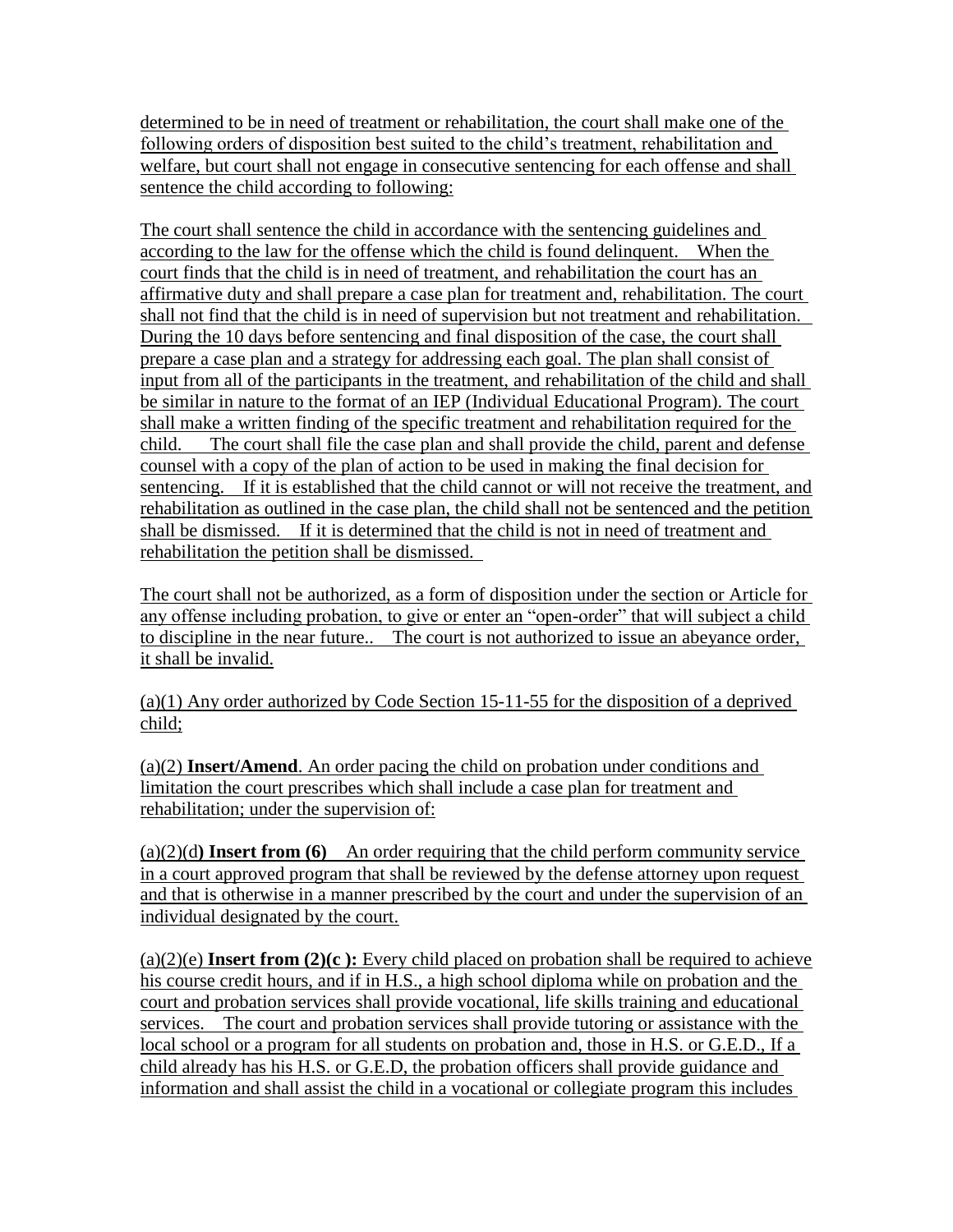determined to be in need of treatment or rehabilitation, the court shall make one of the following orders of disposition best suited to the child's treatment, rehabilitation and welfare, but court shall not engage in consecutive sentencing for each offense and shall sentence the child according to following:

The court shall sentence the child in accordance with the sentencing guidelines and according to the law for the offense which the child is found delinquent. When the court finds that the child is in need of treatment, and rehabilitation the court has an affirmative duty and shall prepare a case plan for treatment and, rehabilitation. The court shall not find that the child is in need of supervision but not treatment and rehabilitation. During the 10 days before sentencing and final disposition of the case, the court shall prepare a case plan and a strategy for addressing each goal. The plan shall consist of input from all of the participants in the treatment, and rehabilitation of the child and shall be similar in nature to the format of an IEP (Individual Educational Program). The court shall make a written finding of the specific treatment and rehabilitation required for the child. The court shall file the case plan and shall provide the child, parent and defense counsel with a copy of the plan of action to be used in making the final decision for sentencing. If it is established that the child cannot or will not receive the treatment, and rehabilitation as outlined in the case plan, the child shall not be sentenced and the petition shall be dismissed. If it is determined that the child is not in need of treatment and rehabilitation the petition shall be dismissed.

The court shall not be authorized, as a form of disposition under the section or Article for any offense including probation, to give or enter an "open-order" that will subject a child to discipline in the near future.. The court is not authorized to issue an abeyance order, it shall be invalid.

(a)(1) Any order authorized by Code Section 15-11-55 for the disposition of a deprived child;

(a)(2) **Insert/Amend**. An order pacing the child on probation under conditions and limitation the court prescribes which shall include a case plan for treatment and rehabilitation; under the supervision of:

(a)(2)(d**) Insert from (6)** An order requiring that the child perform community service in a court approved program that shall be reviewed by the defense attorney upon request and that is otherwise in a manner prescribed by the court and under the supervision of an individual designated by the court.

(a)(2)(e) **Insert from (2)(c ):** Every child placed on probation shall be required to achieve his course credit hours, and if in H.S., a high school diploma while on probation and the court and probation services shall provide vocational, life skills training and educational services. The court and probation services shall provide tutoring or assistance with the local school or a program for all students on probation and, those in H.S. or G.E.D., If a child already has his H.S. or G.E.D, the probation officers shall provide guidance and information and shall assist the child in a vocational or collegiate program this includes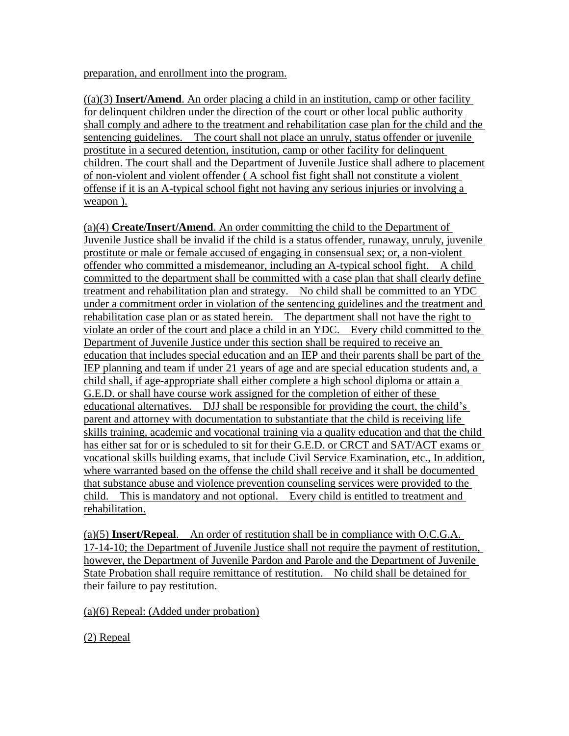preparation, and enrollment into the program.

((a)(3) **Insert/Amend**. An order placing a child in an institution, camp or other facility for delinquent children under the direction of the court or other local public authority shall comply and adhere to the treatment and rehabilitation case plan for the child and the sentencing guidelines. The court shall not place an unruly, status offender or juvenile prostitute in a secured detention, institution, camp or other facility for delinquent children. The court shall and the Department of Juvenile Justice shall adhere to placement of non-violent and violent offender ( A school fist fight shall not constitute a violent offense if it is an A-typical school fight not having any serious injuries or involving a weapon ).

(a)(4) **Create/Insert/Amend**. An order committing the child to the Department of Juvenile Justice shall be invalid if the child is a status offender, runaway, unruly, juvenile prostitute or male or female accused of engaging in consensual sex; or, a non-violent offender who committed a misdemeanor, including an A-typical school fight. A child committed to the department shall be committed with a case plan that shall clearly define treatment and rehabilitation plan and strategy. No child shall be committed to an YDC under a commitment order in violation of the sentencing guidelines and the treatment and rehabilitation case plan or as stated herein. The department shall not have the right to violate an order of the court and place a child in an YDC. Every child committed to the Department of Juvenile Justice under this section shall be required to receive an education that includes special education and an IEP and their parents shall be part of the IEP planning and team if under 21 years of age and are special education students and, a child shall, if age-appropriate shall either complete a high school diploma or attain a G.E.D. or shall have course work assigned for the completion of either of these educational alternatives. DJJ shall be responsible for providing the court, the child's parent and attorney with documentation to substantiate that the child is receiving life skills training, academic and vocational training via a quality education and that the child has either sat for or is scheduled to sit for their G.E.D. or CRCT and SAT/ACT exams or vocational skills building exams, that include Civil Service Examination, etc., In addition, where warranted based on the offense the child shall receive and it shall be documented that substance abuse and violence prevention counseling services were provided to the child. This is mandatory and not optional. Every child is entitled to treatment and rehabilitation.

(a)(5) **Insert/Repeal**. An order of restitution shall be in compliance with O.C.G.A. 17-14-10; the Department of Juvenile Justice shall not require the payment of restitution, however, the Department of Juvenile Pardon and Parole and the Department of Juvenile State Probation shall require remittance of restitution. No child shall be detained for their failure to pay restitution.

(a)(6) Repeal: (Added under probation)

(2) Repeal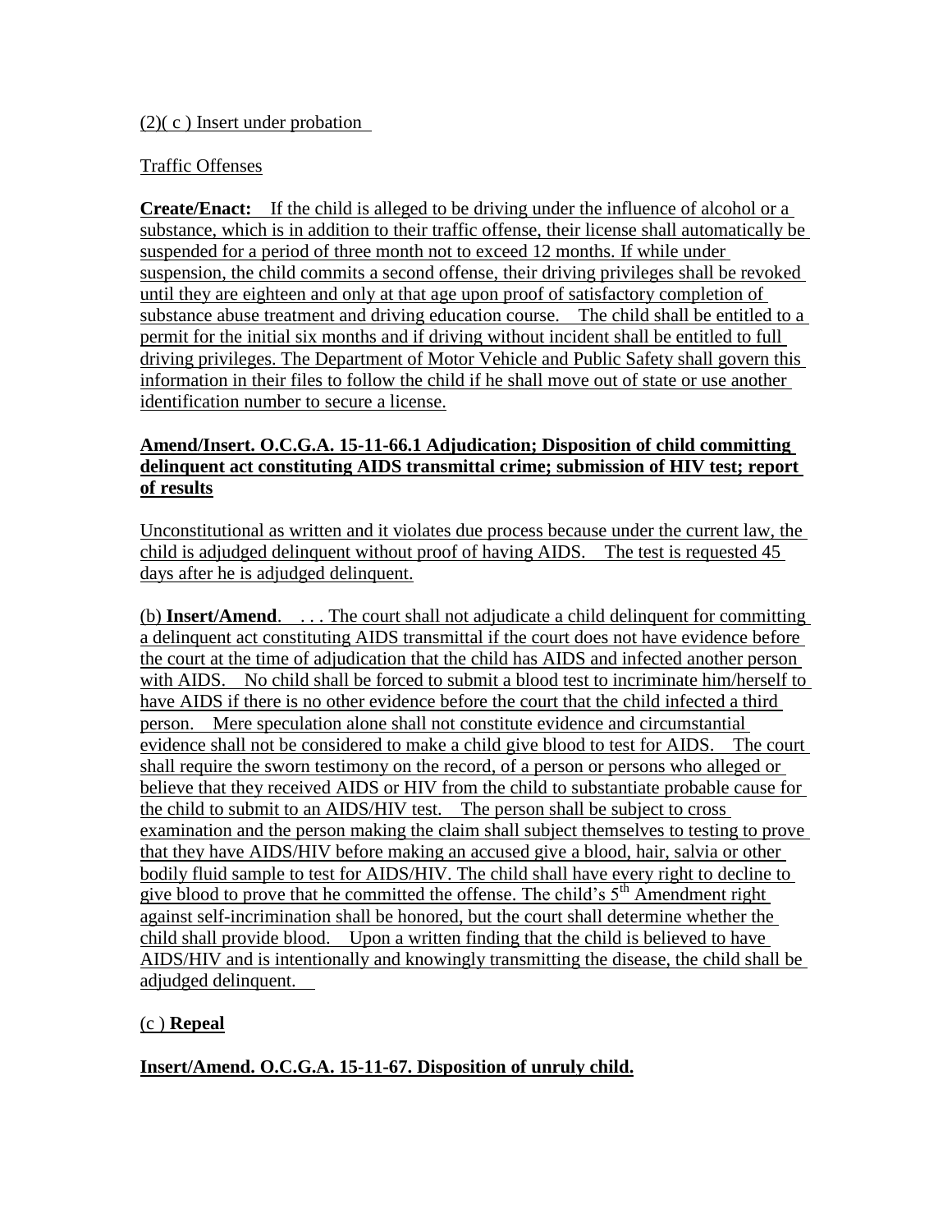(2)( c ) Insert under probation

Traffic Offenses

**Create/Enact:** If the child is alleged to be driving under the influence of alcohol or a substance, which is in addition to their traffic offense, their license shall automatically be suspended for a period of three month not to exceed 12 months. If while under suspension, the child commits a second offense, their driving privileges shall be revoked until they are eighteen and only at that age upon proof of satisfactory completion of substance abuse treatment and driving education course. The child shall be entitled to a permit for the initial six months and if driving without incident shall be entitled to full driving privileges. The Department of Motor Vehicle and Public Safety shall govern this information in their files to follow the child if he shall move out of state or use another identification number to secure a license.

**Amend/Insert. O.C.G.A. 15-11-66.1 Adjudication; Disposition of child committing delinquent act constituting AIDS transmittal crime; submission of HIV test; report of results**

Unconstitutional as written and it violates due process because under the current law, the child is adjudged delinquent without proof of having AIDS. The test is requested 45 days after he is adjudged delinquent.

(b) **Insert/Amend**. . . . The court shall not adjudicate a child delinquent for committing a delinquent act constituting AIDS transmittal if the court does not have evidence before the court at the time of adjudication that the child has AIDS and infected another person with AIDS. No child shall be forced to submit a blood test to incriminate him/herself to have AIDS if there is no other evidence before the court that the child infected a third person. Mere speculation alone shall not constitute evidence and circumstantial evidence shall not be considered to make a child give blood to test for AIDS. The court shall require the sworn testimony on the record, of a person or persons who alleged or believe that they received AIDS or HIV from the child to substantiate probable cause for the child to submit to an AIDS/HIV test. The person shall be subject to cross examination and the person making the claim shall subject themselves to testing to prove that they have AIDS/HIV before making an accused give a blood, hair, salvia or other bodily fluid sample to test for AIDS/HIV. The child shall have every right to decline to give blood to prove that he committed the offense. The child's 5th Amendment right against self-incrimination shall be honored, but the court shall determine whether the child shall provide blood. Upon a written finding that the child is believed to have AIDS/HIV and is intentionally and knowingly transmitting the disease, the child shall be adjudged delinquent.

(c ) **Repeal**

**Insert/Amend. O.C.G.A. 15-11-67. Disposition of unruly child.**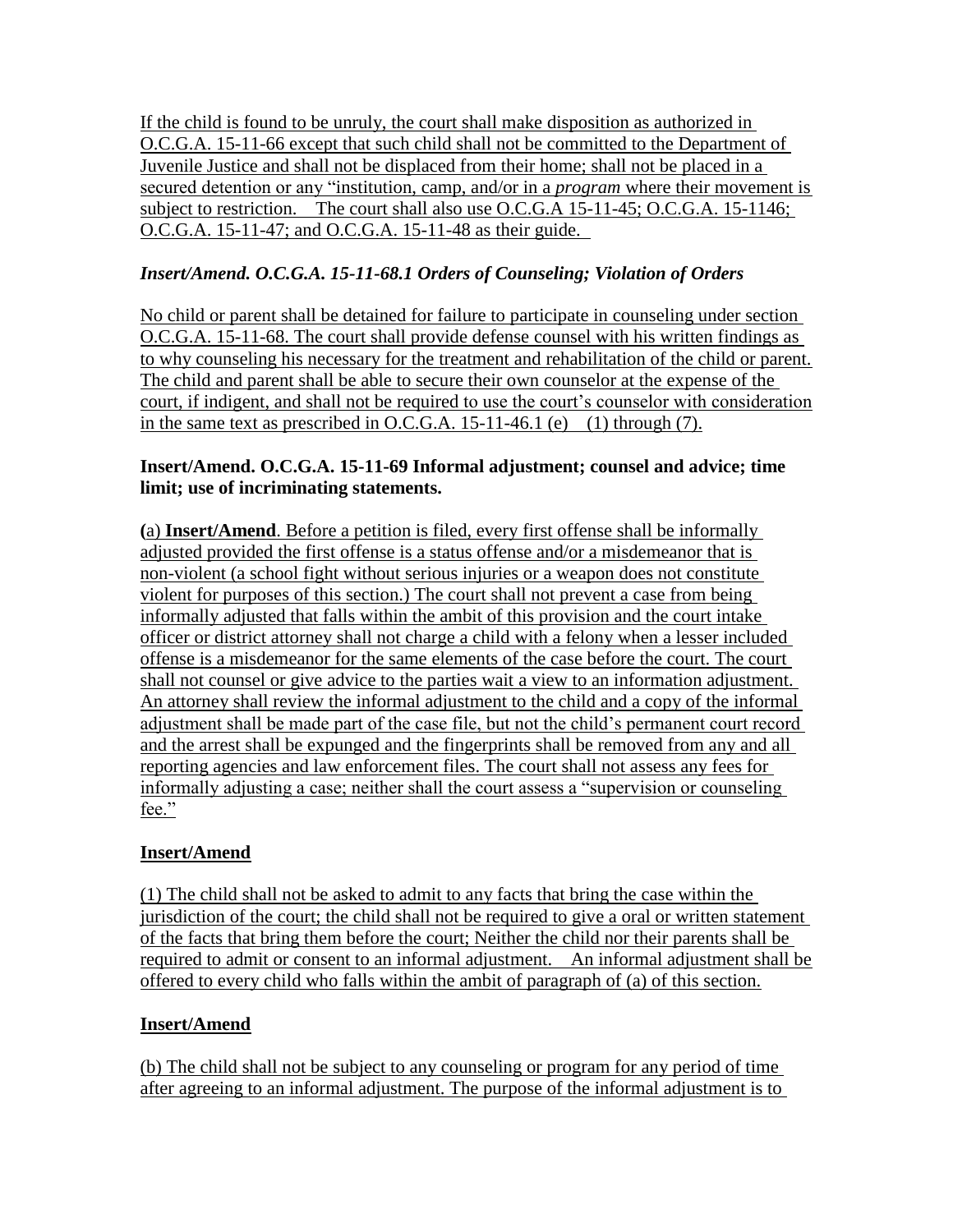If the child is found to be unruly, the court shall make disposition as authorized in O.C.G.A. 15-11-66 except that such child shall not be committed to the Department of Juvenile Justice and shall not be displaced from their home; shall not be placed in a secured detention or any "institution, camp, and/or in a *program* where their movement is subject to restriction. The court shall also use O.C.G.A 15-11-45; O.C.G.A. 15-1146; O.C.G.A. 15-11-47; and O.C.G.A. 15-11-48 as their guide.

***Insert/Amend. O.C.G.A. 15-11-68.1 Orders of Counseling; Violation of Orders***

No child or parent shall be detained for failure to participate in counseling under section O.C.G.A. 15-11-68. The court shall provide defense counsel with his written findings as to why counseling his necessary for the treatment and rehabilitation of the child or parent. The child and parent shall be able to secure their own counselor at the expense of the court, if indigent, and shall not be required to use the court's counselor with consideration in the same text as prescribed in O.C.G.A. 15-11-46.1 (e) (1) through (7).

**Insert/Amend. O.C.G.A. 15-11-69 Informal adjustment; counsel and advice; time limit; use of incriminating statements.**

**(**a) **Insert/Amend**. Before a petition is filed, every first offense shall be informally adjusted provided the first offense is a status offense and/or a misdemeanor that is non-violent (a school fight without serious injuries or a weapon does not constitute violent for purposes of this section.) The court shall not prevent a case from being informally adjusted that falls within the ambit of this provision and the court intake officer or district attorney shall not charge a child with a felony when a lesser included offense is a misdemeanor for the same elements of the case before the court. The court shall not counsel or give advice to the parties wait a view to an information adjustment. An attorney shall review the informal adjustment to the child and a copy of the informal adjustment shall be made part of the case file, but not the child's permanent court record and the arrest shall be expunged and the fingerprints shall be removed from any and all reporting agencies and law enforcement files. The court shall not assess any fees for informally adjusting a case; neither shall the court assess a "supervision or counseling fee."

**Insert/Amend**

(1) The child shall not be asked to admit to any facts that bring the case within the jurisdiction of the court; the child shall not be required to give a oral or written statement of the facts that bring them before the court; Neither the child nor their parents shall be required to admit or consent to an informal adjustment. An informal adjustment shall be offered to every child who falls within the ambit of paragraph of (a) of this section.

**Insert/Amend**

(b) The child shall not be subject to any counseling or program for any period of time after agreeing to an informal adjustment. The purpose of the informal adjustment is to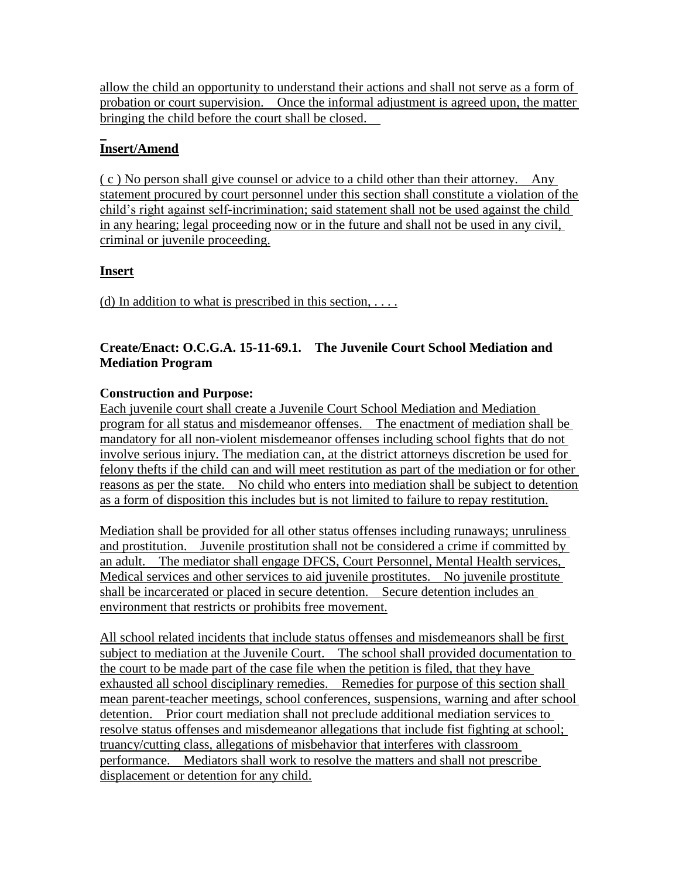allow the child an opportunity to understand their actions and shall not serve as a form of probation or court supervision. Once the informal adjustment is agreed upon, the matter bringing the child before the court shall be closed.

**Insert/Amend**

( c ) No person shall give counsel or advice to a child other than their attorney. Any statement procured by court personnel under this section shall constitute a violation of the child's right against self-incrimination; said statement shall not be used against the child in any hearing; legal proceeding now or in the future and shall not be used in any civil, criminal or juvenile proceeding.

**Insert**

(d) In addition to what is prescribed in this section, . . . .

**Create/Enact: O.C.G.A. 15-11-69.1. The Juvenile Court School Mediation and Mediation Program**

**Construction and Purpose:**

Each juvenile court shall create a Juvenile Court School Mediation and Mediation program for all status and misdemeanor offenses. The enactment of mediation shall be mandatory for all non-violent misdemeanor offenses including school fights that do not involve serious injury. The mediation can, at the district attorneys discretion be used for felony thefts if the child can and will meet restitution as part of the mediation or for other reasons as per the state. No child who enters into mediation shall be subject to detention as a form of disposition this includes but is not limited to failure to repay restitution.

Mediation shall be provided for all other status offenses including runaways; unruliness and prostitution. Juvenile prostitution shall not be considered a crime if committed by an adult. The mediator shall engage DFCS, Court Personnel, Mental Health services, Medical services and other services to aid juvenile prostitutes. No juvenile prostitute shall be incarcerated or placed in secure detention. Secure detention includes an environment that restricts or prohibits free movement.

All school related incidents that include status offenses and misdemeanors shall be first subject to mediation at the Juvenile Court. The school shall provided documentation to the court to be made part of the case file when the petition is filed, that they have exhausted all school disciplinary remedies. Remedies for purpose of this section shall mean parent-teacher meetings, school conferences, suspensions, warning and after school detention. Prior court mediation shall not preclude additional mediation services to resolve status offenses and misdemeanor allegations that include fist fighting at school; truancy/cutting class, allegations of misbehavior that interferes with classroom performance. Mediators shall work to resolve the matters and shall not prescribe displacement or detention for any child.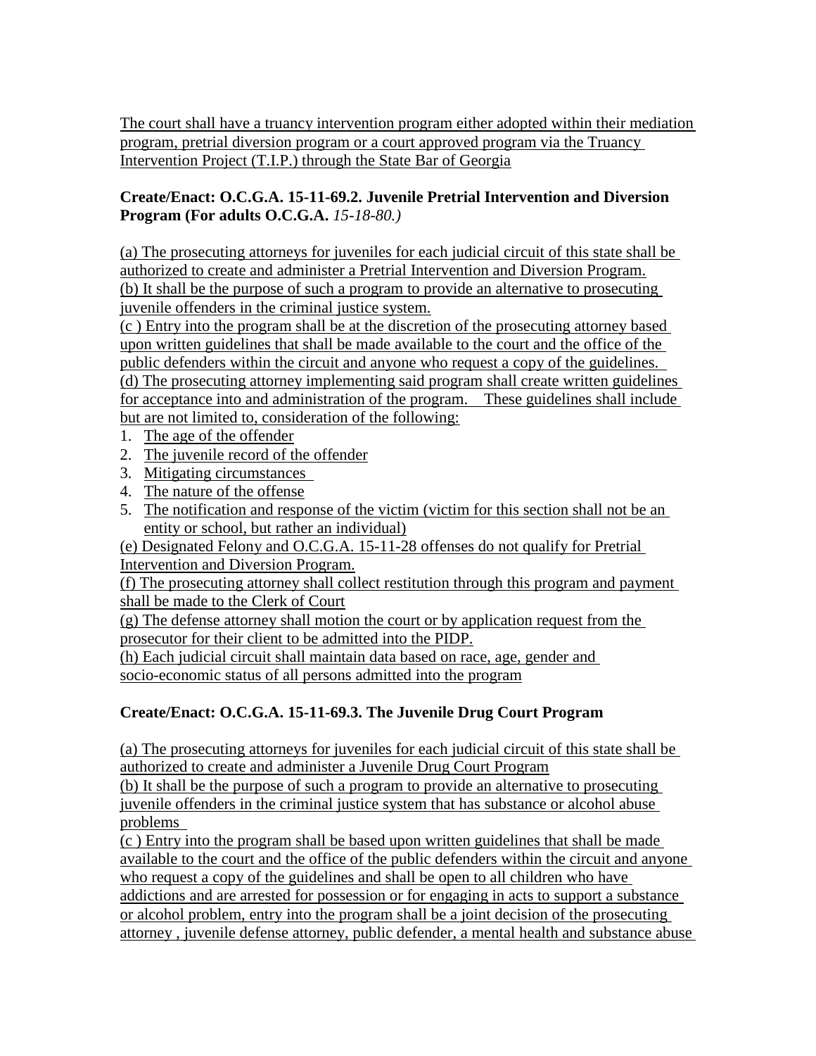The court shall have a truancy intervention program either adopted within their mediation program, pretrial diversion program or a court approved program via the Truancy Intervention Project (T.I.P.) through the State Bar of Georgia

**Create/Enact: O.C.G.A. 15-11-69.2. Juvenile Pretrial Intervention and Diversion Program (For adults O.C.G.A.** *15-18-80.)*

(a) The prosecuting attorneys for juveniles for each judicial circuit of this state shall be authorized to create and administer a Pretrial Intervention and Diversion Program.
(b) It shall be the purpose of such a program to provide an alternative to prosecuting juvenile offenders in the criminal justice system.
(c ) Entry into the program shall be at the discretion of the prosecuting attorney based upon written guidelines that shall be made available to the court and the office of the public defenders within the circuit and anyone who request a copy of the guidelines.
(d) The prosecuting attorney implementing said program shall create written guidelines for acceptance into and administration of the program. These guidelines shall include but are not limited to, consideration of the following:

1. The age of the offender
2. The juvenile record of the offender
3. Mitigating circumstances
4. The nature of the offense
5. The notification and response of the victim (victim for this section shall not be an entity or school, but rather an individual)

(e) Designated Felony and O.C.G.A. 15-11-28 offenses do not qualify for Pretrial Intervention and Diversion Program.
(f) The prosecuting attorney shall collect restitution through this program and payment shall be made to the Clerk of Court
(g) The defense attorney shall motion the court or by application request from the prosecutor for their client to be admitted into the PIDP.
(h) Each judicial circuit shall maintain data based on race, age, gender and socio-economic status of all persons admitted into the program

**Create/Enact: O.C.G.A. 15-11-69.3. The Juvenile Drug Court Program**

(a) The prosecuting attorneys for juveniles for each judicial circuit of this state shall be authorized to create and administer a Juvenile Drug Court Program
(b) It shall be the purpose of such a program to provide an alternative to prosecuting juvenile offenders in the criminal justice system that has substance or alcohol abuse problems
(c ) Entry into the program shall be based upon written guidelines that shall be made available to the court and the office of the public defenders within the circuit and anyone who request a copy of the guidelines and shall be open to all children who have addictions and are arrested for possession or for engaging in acts to support a substance or alcohol problem, entry into the program shall be a joint decision of the prosecuting attorney , juvenile defense attorney, public defender, a mental health and substance abuse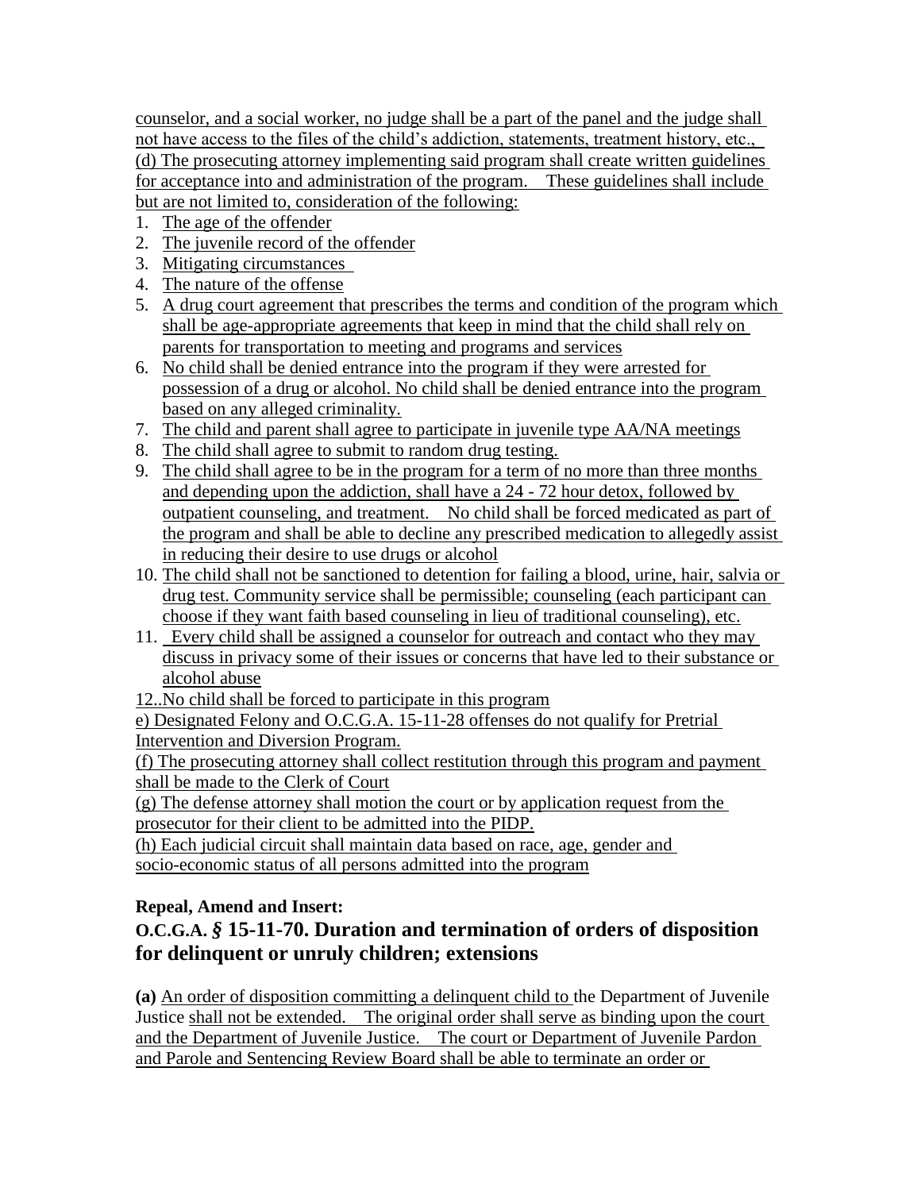counselor, and a social worker, no judge shall be a part of the panel and the judge shall not have access to the files of the child's addiction, statements, treatment history, etc.,
(d) The prosecuting attorney implementing said program shall create written guidelines for acceptance into and administration of the program. These guidelines shall include but are not limited to, consideration of the following:

1. The age of the offender
2. The juvenile record of the offender
3. Mitigating circumstances
4. The nature of the offense
5. A drug court agreement that prescribes the terms and condition of the program which shall be age-appropriate agreements that keep in mind that the child shall rely on parents for transportation to meeting and programs and services
6. No child shall be denied entrance into the program if they were arrested for possession of a drug or alcohol. No child shall be denied entrance into the program based on any alleged criminality.
7. The child and parent shall agree to participate in juvenile type AA/NA meetings
8. The child shall agree to submit to random drug testing.
9. The child shall agree to be in the program for a term of no more than three months and depending upon the addiction, shall have a 24 - 72 hour detox, followed by outpatient counseling, and treatment. No child shall be forced medicated as part of the program and shall be able to decline any prescribed medication to allegedly assist in reducing their desire to use drugs or alcohol
10. The child shall not be sanctioned to detention for failing a blood, urine, hair, salvia or drug test. Community service shall be permissible; counseling (each participant can choose if they want faith based counseling in lieu of traditional counseling), etc.
11. Every child shall be assigned a counselor for outreach and contact who they may discuss in privacy some of their issues or concerns that have led to their substance or alcohol abuse

12..No child shall be forced to participate in this program

e) Designated Felony and O.C.G.A. 15-11-28 offenses do not qualify for Pretrial Intervention and Diversion Program.

(f) The prosecuting attorney shall collect restitution through this program and payment shall be made to the Clerk of Court

(g) The defense attorney shall motion the court or by application request from the prosecutor for their client to be admitted into the PIDP.

(h) Each judicial circuit shall maintain data based on race, age, gender and socio-economic status of all persons admitted into the program

**Repeal, Amend and Insert:**

## O.C.G.A. § 15-11-70. Duration and termination of orders of disposition for delinquent or unruly children; extensions

**(a)** An order of disposition committing a delinquent child to the Department of Juvenile Justice shall not be extended. The original order shall serve as binding upon the court and the Department of Juvenile Justice. The court or Department of Juvenile Pardon and Parole and Sentencing Review Board shall be able to terminate an order or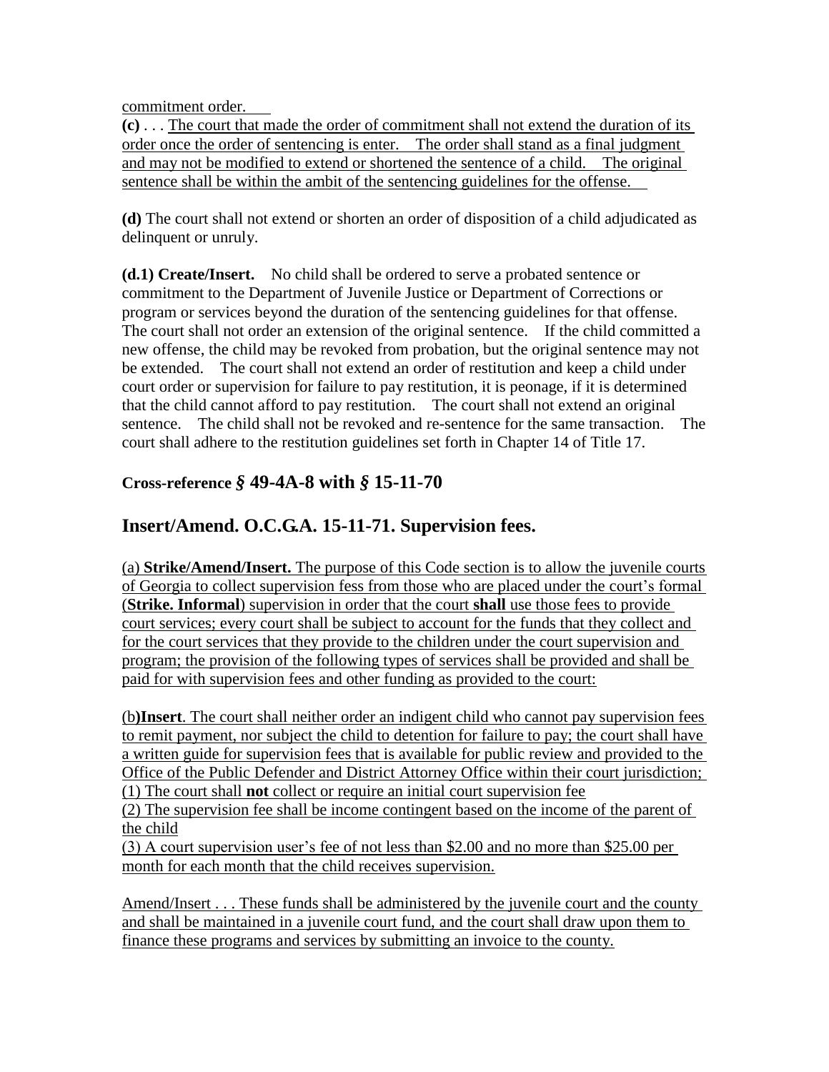commitment order.

**(c)** . . . The court that made the order of commitment shall not extend the duration of its order once the order of sentencing is enter. The order shall stand as a final judgment and may not be modified to extend or shortened the sentence of a child. The original sentence shall be within the ambit of the sentencing guidelines for the offense.

**(d)** The court shall not extend or shorten an order of disposition of a child adjudicated as delinquent or unruly.

**(d.1) Create/Insert.** No child shall be ordered to serve a probated sentence or commitment to the Department of Juvenile Justice or Department of Corrections or program or services beyond the duration of the sentencing guidelines for that offense. The court shall not order an extension of the original sentence. If the child committed a new offense, the child may be revoked from probation, but the original sentence may not be extended. The court shall not extend an order of restitution and keep a child under court order or supervision for failure to pay restitution, it is peonage, if it is determined that the child cannot afford to pay restitution. The court shall not extend an original sentence. The child shall not be revoked and re-sentence for the same transaction. The court shall adhere to the restitution guidelines set forth in Chapter 14 of Title 17.

### Cross-reference § 49-4A-8 with § 15-11-70

## Insert/Amend. O.C.G.A. 15-11-71. Supervision fees.

(a) **Strike/Amend/Insert.** The purpose of this Code section is to allow the juvenile courts of Georgia to collect supervision fess from those who are placed under the court's formal (**Strike. Informal**) supervision in order that the court **shall** use those fees to provide court services; every court shall be subject to account for the funds that they collect and for the court services that they provide to the children under the court supervision and program; the provision of the following types of services shall be provided and shall be paid for with supervision fees and other funding as provided to the court:

(b**)Insert**. The court shall neither order an indigent child who cannot pay supervision fees to remit payment, nor subject the child to detention for failure to pay; the court shall have a written guide for supervision fees that is available for public review and provided to the Office of the Public Defender and District Attorney Office within their court jurisdiction;
(1) The court shall **not** collect or require an initial court supervision fee
(2) The supervision fee shall be income contingent based on the income of the parent of the child
(3) A court supervision user's fee of not less than \$2.00 and no more than \$25.00 per month for each month that the child receives supervision.

Amend/Insert . . . These funds shall be administered by the juvenile court and the county and shall be maintained in a juvenile court fund, and the court shall draw upon them to finance these programs and services by submitting an invoice to the county.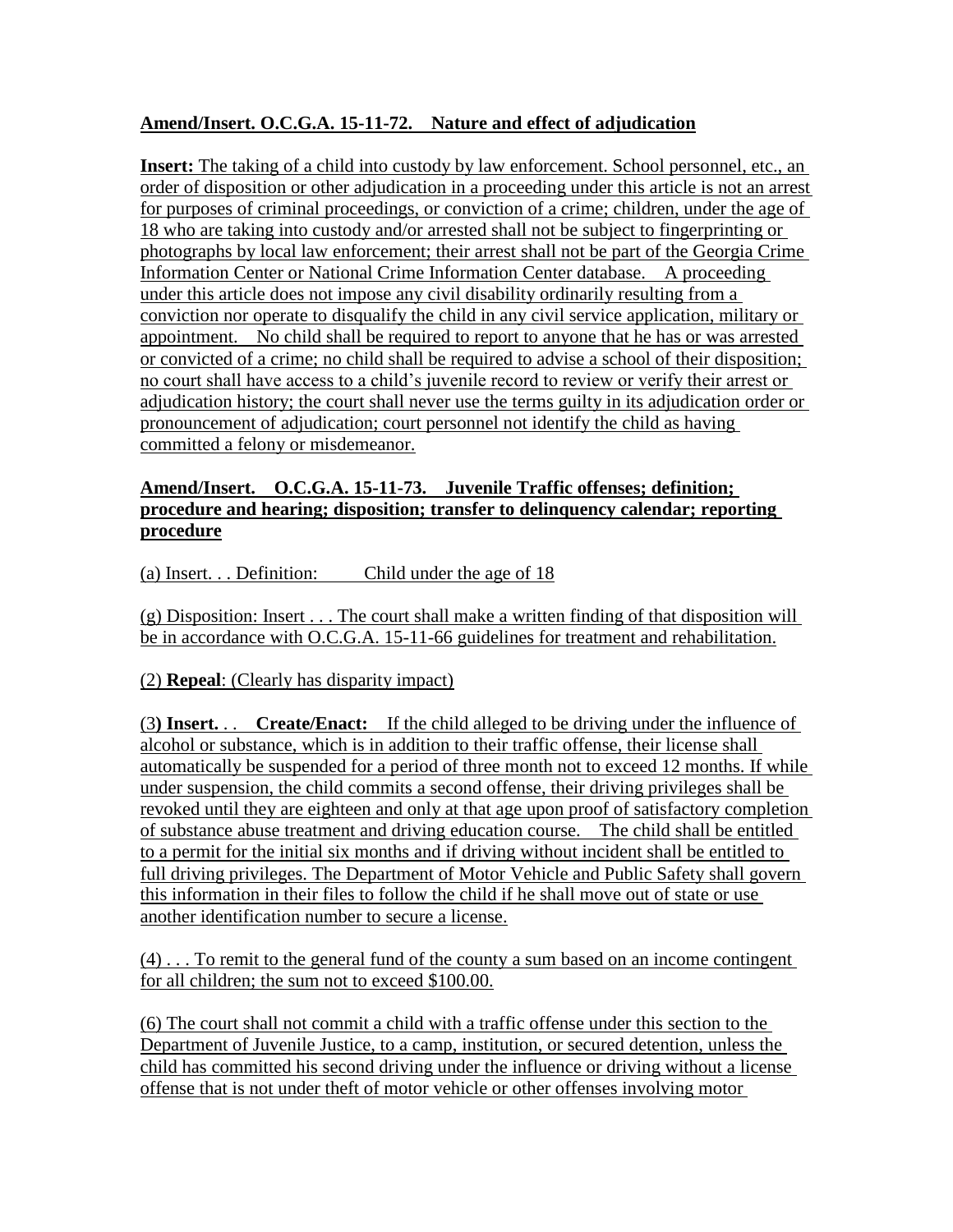**Amend/Insert. O.C.G.A. 15-11-72. Nature and effect of adjudication**

**Insert:** The taking of a child into custody by law enforcement. School personnel, etc., an order of disposition or other adjudication in a proceeding under this article is not an arrest for purposes of criminal proceedings, or conviction of a crime; children, under the age of 18 who are taking into custody and/or arrested shall not be subject to fingerprinting or photographs by local law enforcement; their arrest shall not be part of the Georgia Crime Information Center or National Crime Information Center database. A proceeding under this article does not impose any civil disability ordinarily resulting from a conviction nor operate to disqualify the child in any civil service application, military or appointment. No child shall be required to report to anyone that he has or was arrested or convicted of a crime; no child shall be required to advise a school of their disposition; no court shall have access to a child's juvenile record to review or verify their arrest or adjudication history; the court shall never use the terms guilty in its adjudication order or pronouncement of adjudication; court personnel not identify the child as having committed a felony or misdemeanor.

**Amend/Insert. O.C.G.A. 15-11-73. Juvenile Traffic offenses; definition; procedure and hearing; disposition; transfer to delinquency calendar; reporting procedure**

(a) Insert. . . Definition: Child under the age of 18

(g) Disposition: Insert . . . The court shall make a written finding of that disposition will be in accordance with O.C.G.A. 15-11-66 guidelines for treatment and rehabilitation.

(2) **Repeal**: (Clearly has disparity impact)

(3**) Insert.** . . **Create/Enact:** If the child alleged to be driving under the influence of alcohol or substance, which is in addition to their traffic offense, their license shall automatically be suspended for a period of three month not to exceed 12 months. If while under suspension, the child commits a second offense, their driving privileges shall be revoked until they are eighteen and only at that age upon proof of satisfactory completion of substance abuse treatment and driving education course. The child shall be entitled to a permit for the initial six months and if driving without incident shall be entitled to full driving privileges. The Department of Motor Vehicle and Public Safety shall govern this information in their files to follow the child if he shall move out of state or use another identification number to secure a license.

(4) . . . To remit to the general fund of the county a sum based on an income contingent for all children; the sum not to exceed $100.00.

(6) The court shall not commit a child with a traffic offense under this section to the Department of Juvenile Justice, to a camp, institution, or secured detention, unless the child has committed his second driving under the influence or driving without a license offense that is not under theft of motor vehicle or other offenses involving motor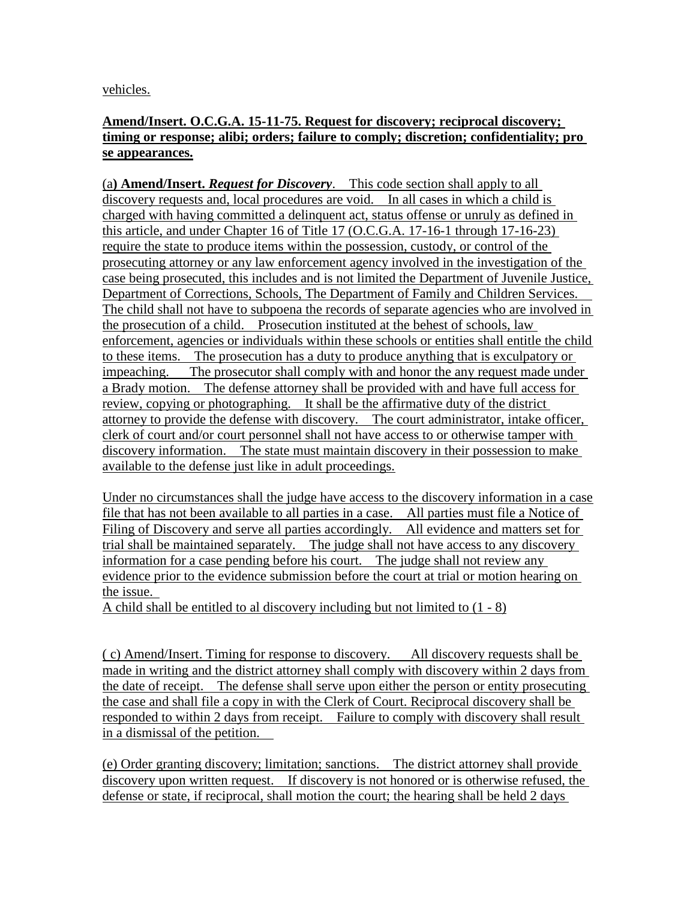vehicles.

**Amend/Insert. O.C.G.A. 15-11-75. Request for discovery; reciprocal discovery; timing or response; alibi; orders; failure to comply; discretion; confidentiality; pro se appearances.**

(a**) Amend/Insert.** ***Request for Discovery***. This code section shall apply to all discovery requests and, local procedures are void. In all cases in which a child is charged with having committed a delinquent act, status offense or unruly as defined in this article, and under Chapter 16 of Title 17 (O.C.G.A. 17-16-1 through 17-16-23) require the state to produce items within the possession, custody, or control of the prosecuting attorney or any law enforcement agency involved in the investigation of the case being prosecuted, this includes and is not limited the Department of Juvenile Justice, Department of Corrections, Schools, The Department of Family and Children Services. The child shall not have to subpoena the records of separate agencies who are involved in the prosecution of a child. Prosecution instituted at the behest of schools, law enforcement, agencies or individuals within these schools or entities shall entitle the child to these items. The prosecution has a duty to produce anything that is exculpatory or impeaching. The prosecutor shall comply with and honor the any request made under a Brady motion. The defense attorney shall be provided with and have full access for review, copying or photographing. It shall be the affirmative duty of the district attorney to provide the defense with discovery. The court administrator, intake officer, clerk of court and/or court personnel shall not have access to or otherwise tamper with discovery information. The state must maintain discovery in their possession to make available to the defense just like in adult proceedings.

Under no circumstances shall the judge have access to the discovery information in a case file that has not been available to all parties in a case. All parties must file a Notice of Filing of Discovery and serve all parties accordingly. All evidence and matters set for trial shall be maintained separately. The judge shall not have access to any discovery information for a case pending before his court. The judge shall not review any evidence prior to the evidence submission before the court at trial or motion hearing on the issue.
A child shall be entitled to al discovery including but not limited to (1 - 8)

( c) Amend/Insert. Timing for response to discovery. All discovery requests shall be made in writing and the district attorney shall comply with discovery within 2 days from the date of receipt. The defense shall serve upon either the person or entity prosecuting the case and shall file a copy in with the Clerk of Court. Reciprocal discovery shall be responded to within 2 days from receipt. Failure to comply with discovery shall result in a dismissal of the petition.

(e) Order granting discovery; limitation; sanctions. The district attorney shall provide discovery upon written request. If discovery is not honored or is otherwise refused, the defense or state, if reciprocal, shall motion the court; the hearing shall be held 2 days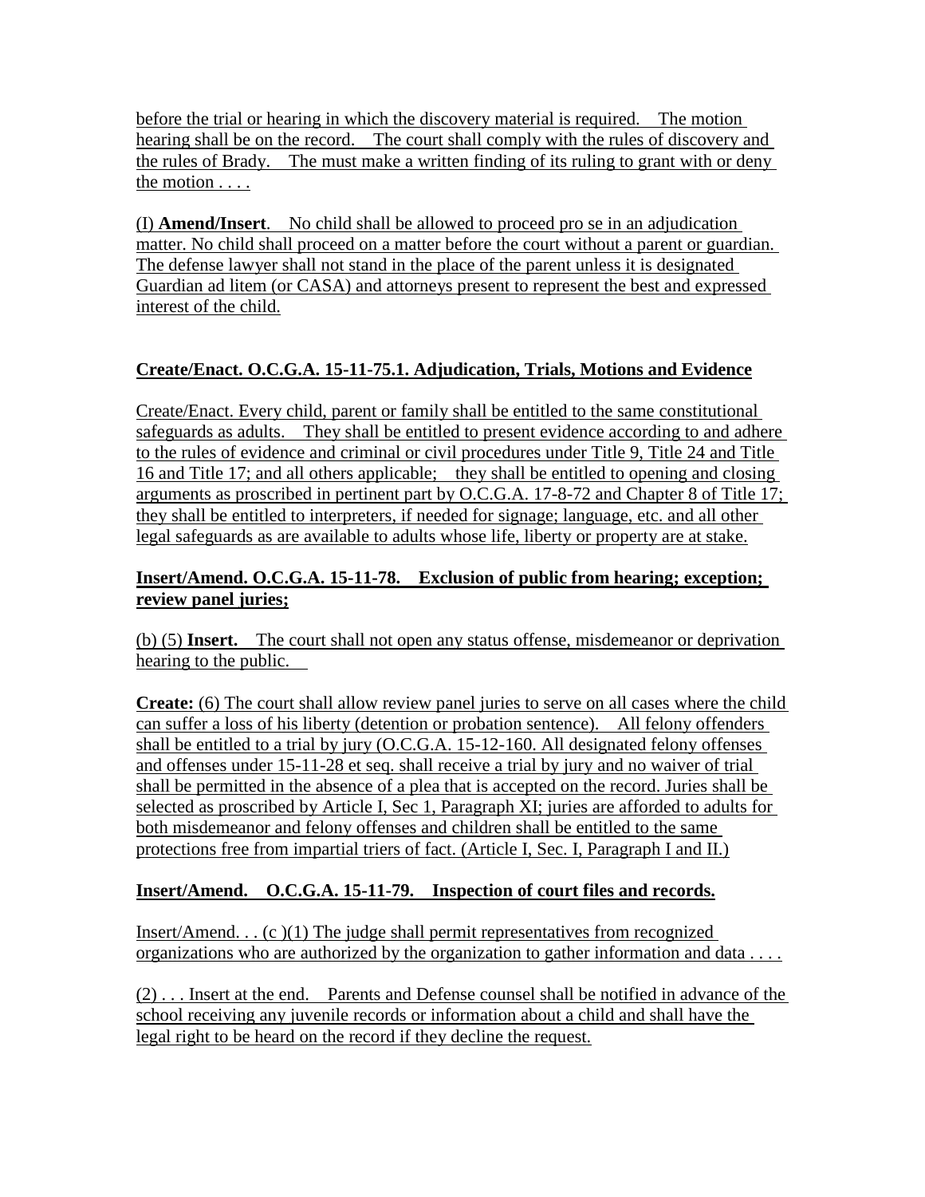before the trial or hearing in which the discovery material is required. The motion hearing shall be on the record. The court shall comply with the rules of discovery and the rules of Brady. The must make a written finding of its ruling to grant with or deny the motion . . . .

(I) **Amend/Insert**. No child shall be allowed to proceed pro se in an adjudication matter. No child shall proceed on a matter before the court without a parent or guardian. The defense lawyer shall not stand in the place of the parent unless it is designated Guardian ad litem (or CASA) and attorneys present to represent the best and expressed interest of the child.

**Create/Enact. O.C.G.A. 15-11-75.1. Adjudication, Trials, Motions and Evidence**

Create/Enact. Every child, parent or family shall be entitled to the same constitutional safeguards as adults. They shall be entitled to present evidence according to and adhere to the rules of evidence and criminal or civil procedures under Title 9, Title 24 and Title 16 and Title 17; and all others applicable; they shall be entitled to opening and closing arguments as proscribed in pertinent part by O.C.G.A. 17-8-72 and Chapter 8 of Title 17; they shall be entitled to interpreters, if needed for signage; language, etc. and all other legal safeguards as are available to adults whose life, liberty or property are at stake.

**Insert/Amend. O.C.G.A. 15-11-78. Exclusion of public from hearing; exception; review panel juries;**

(b) (5) **Insert.** The court shall not open any status offense, misdemeanor or deprivation hearing to the public.

**Create:** (6) The court shall allow review panel juries to serve on all cases where the child can suffer a loss of his liberty (detention or probation sentence). All felony offenders shall be entitled to a trial by jury (O.C.G.A. 15-12-160. All designated felony offenses and offenses under 15-11-28 et seq. shall receive a trial by jury and no waiver of trial shall be permitted in the absence of a plea that is accepted on the record. Juries shall be selected as proscribed by Article I, Sec 1, Paragraph XI; juries are afforded to adults for both misdemeanor and felony offenses and children shall be entitled to the same protections free from impartial triers of fact. (Article I, Sec. I, Paragraph I and II.)

**Insert/Amend. O.C.G.A. 15-11-79. Inspection of court files and records.**

Insert/Amend. . . (c )(1) The judge shall permit representatives from recognized organizations who are authorized by the organization to gather information and data . . . .

(2) . . . Insert at the end. Parents and Defense counsel shall be notified in advance of the school receiving any juvenile records or information about a child and shall have the legal right to be heard on the record if they decline the request.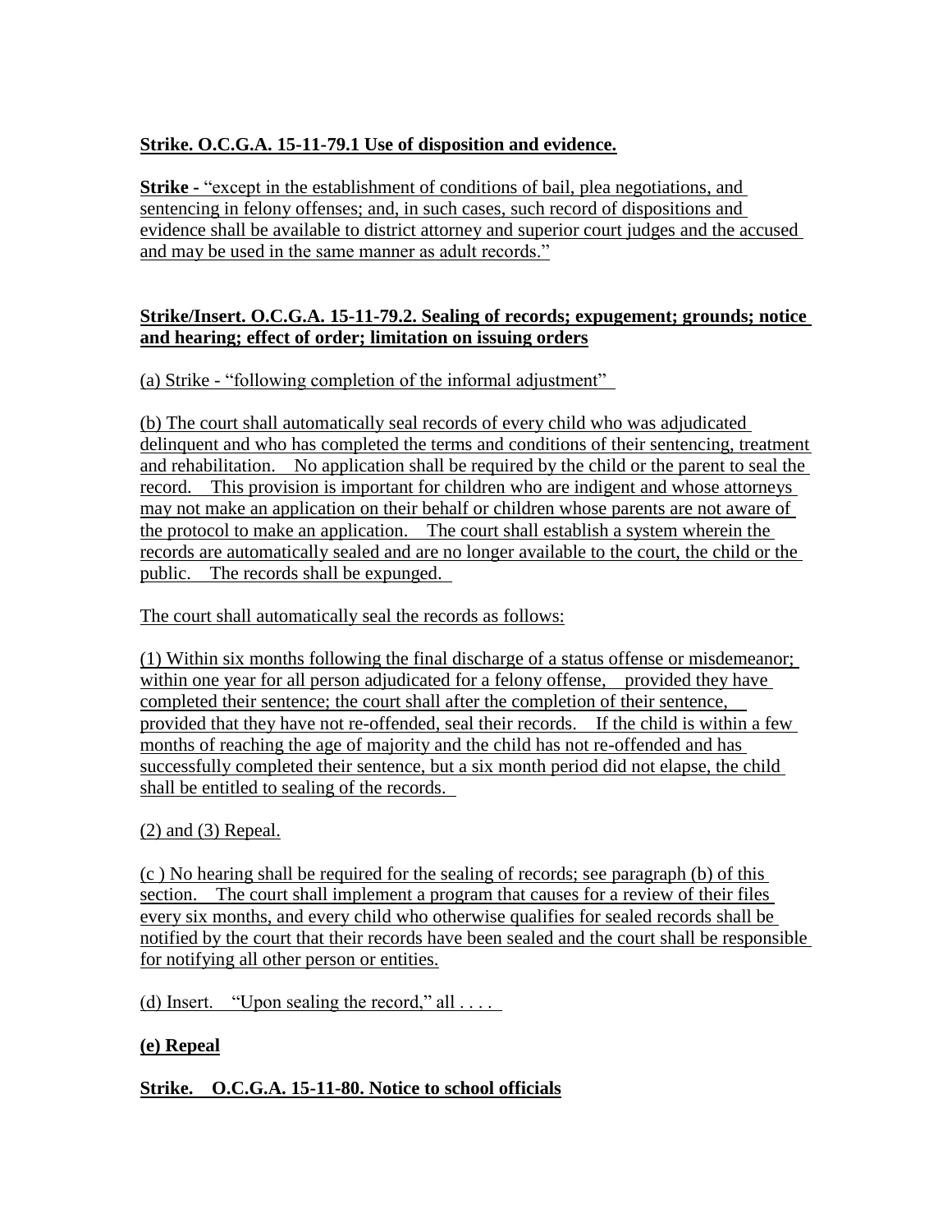**Strike. O.C.G.A. 15-11-79.1 Use of disposition and evidence.**

**Strike** - "except in the establishment of conditions of bail, plea negotiations, and sentencing in felony offenses; and, in such cases, such record of dispositions and evidence shall be available to district attorney and superior court judges and the accused and may be used in the same manner as adult records."

**Strike/Insert. O.C.G.A. 15-11-79.2. Sealing of records; expugement; grounds; notice and hearing; effect of order; limitation on issuing orders**

(a) Strike - "following completion of the informal adjustment"

(b) The court shall automatically seal records of every child who was adjudicated delinquent and who has completed the terms and conditions of their sentencing, treatment and rehabilitation. No application shall be required by the child or the parent to seal the record. This provision is important for children who are indigent and whose attorneys may not make an application on their behalf or children whose parents are not aware of the protocol to make an application. The court shall establish a system wherein the records are automatically sealed and are no longer available to the court, the child or the public. The records shall be expunged.

The court shall automatically seal the records as follows:

(1) Within six months following the final discharge of a status offense or misdemeanor; within one year for all person adjudicated for a felony offense, provided they have completed their sentence; the court shall after the completion of their sentence, provided that they have not re-offended, seal their records. If the child is within a few months of reaching the age of majority and the child has not re-offended and has successfully completed their sentence, but a six month period did not elapse, the child shall be entitled to sealing of the records.

(2) and (3) Repeal.

(c ) No hearing shall be required for the sealing of records; see paragraph (b) of this section. The court shall implement a program that causes for a review of their files every six months, and every child who otherwise qualifies for sealed records shall be notified by the court that their records have been sealed and the court shall be responsible for notifying all other person or entities.

(d) Insert. "Upon sealing the record," all . . . .

**(e) Repeal**

**Strike. O.C.G.A. 15-11-80. Notice to school officials**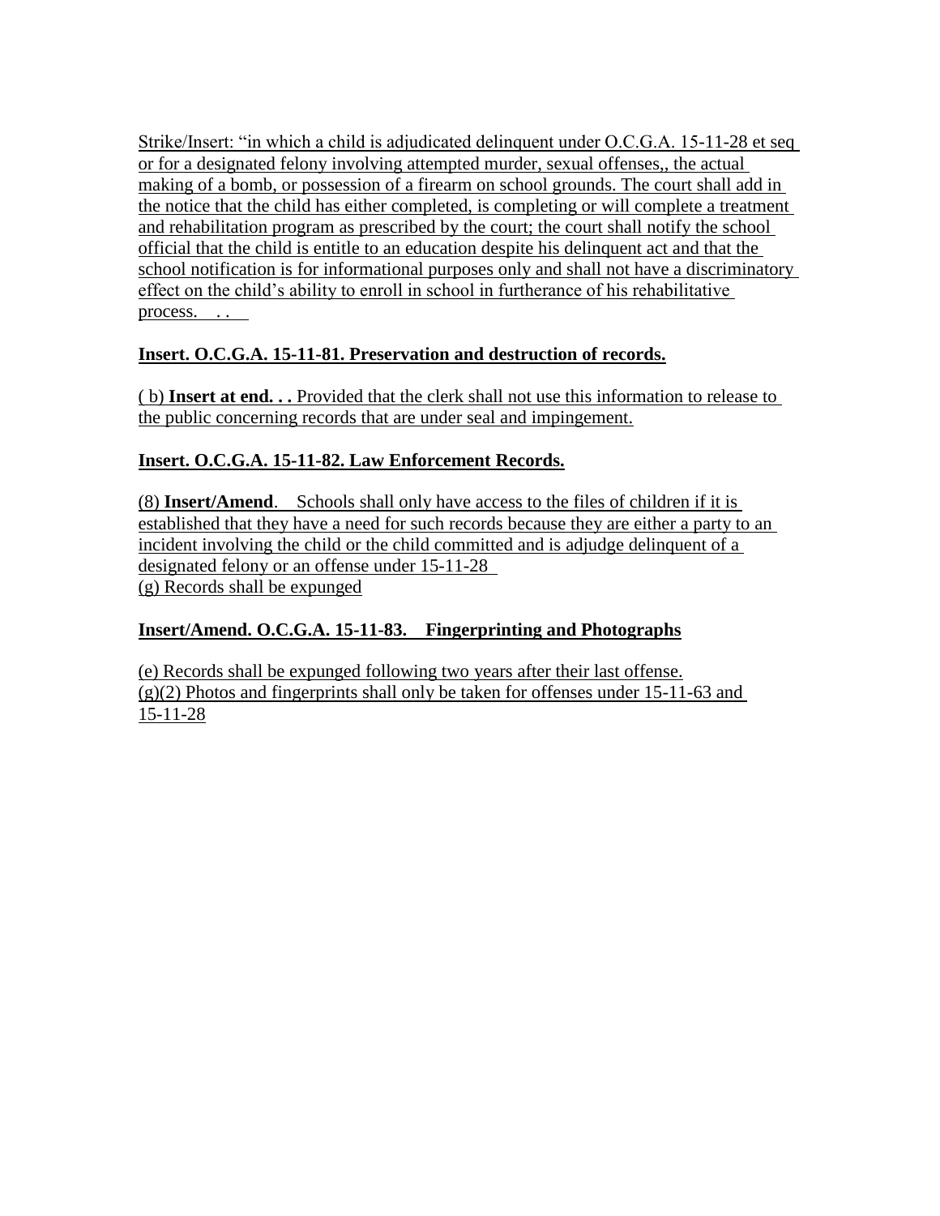Strike/Insert: "in which a child is adjudicated delinquent under O.C.G.A. 15-11-28 et seq or for a designated felony involving attempted murder, sexual offenses,, the actual making of a bomb, or possession of a firearm on school grounds. The court shall add in the notice that the child has either completed, is completing or will complete a treatment and rehabilitation program as prescribed by the court; the court shall notify the school official that the child is entitle to an education despite his delinquent act and that the school notification is for informational purposes only and shall not have a discriminatory effect on the child's ability to enroll in school in furtherance of his rehabilitative process. . .

**Insert. O.C.G.A. 15-11-81. Preservation and destruction of records.**

( b) **Insert at end. . .** Provided that the clerk shall not use this information to release to the public concerning records that are under seal and impingement.

**Insert. O.C.G.A. 15-11-82. Law Enforcement Records.**

(8) **Insert/Amend**. Schools shall only have access to the files of children if it is established that they have a need for such records because they are either a party to an incident involving the child or the child committed and is adjudge delinquent of a designated felony or an offense under 15-11-28
(g) Records shall be expunged

**Insert/Amend. O.C.G.A. 15-11-83. Fingerprinting and Photographs**

(e) Records shall be expunged following two years after their last offense.
(g)(2) Photos and fingerprints shall only be taken for offenses under 15-11-63 and 15-11-28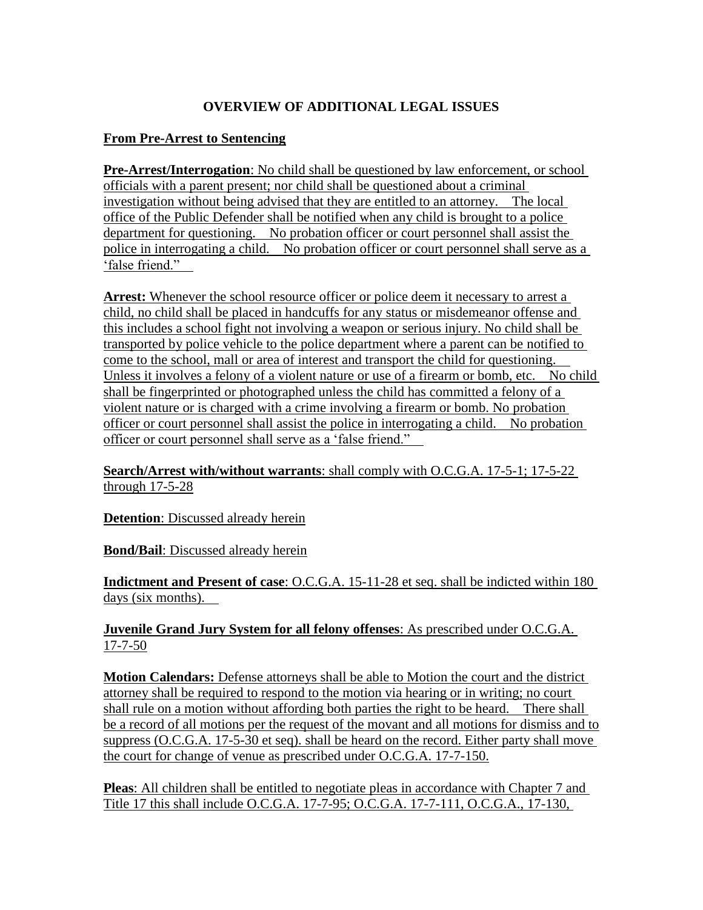# OVERVIEW OF ADDITIONAL LEGAL ISSUES

## From Pre-Arrest to Sentencing

**Pre-Arrest/Interrogation**: No child shall be questioned by law enforcement, or school officials with a parent present; nor child shall be questioned about a criminal investigation without being advised that they are entitled to an attorney. The local office of the Public Defender shall be notified when any child is brought to a police department for questioning. No probation officer or court personnel shall assist the police in interrogating a child. No probation officer or court personnel shall serve as a 'false friend."

**Arrest:** Whenever the school resource officer or police deem it necessary to arrest a child, no child shall be placed in handcuffs for any status or misdemeanor offense and this includes a school fight not involving a weapon or serious injury. No child shall be transported by police vehicle to the police department where a parent can be notified to come to the school, mall or area of interest and transport the child for questioning. Unless it involves a felony of a violent nature or use of a firearm or bomb, etc. No child shall be fingerprinted or photographed unless the child has committed a felony of a violent nature or is charged with a crime involving a firearm or bomb. No probation officer or court personnel shall assist the police in interrogating a child. No probation officer or court personnel shall serve as a 'false friend."

**Search/Arrest with/without warrants**: shall comply with O.C.G.A. 17-5-1; 17-5-22 through 17-5-28

**Detention**: Discussed already herein

**Bond/Bail**: Discussed already herein

**Indictment and Present of case**: O.C.G.A. 15-11-28 et seq. shall be indicted within 180 days (six months).

**Juvenile Grand Jury System for all felony offenses**: As prescribed under O.C.G.A. 17-7-50

**Motion Calendars:** Defense attorneys shall be able to Motion the court and the district attorney shall be required to respond to the motion via hearing or in writing; no court shall rule on a motion without affording both parties the right to be heard. There shall be a record of all motions per the request of the movant and all motions for dismiss and to suppress (O.C.G.A. 17-5-30 et seq). shall be heard on the record. Either party shall move the court for change of venue as prescribed under O.C.G.A. 17-7-150.

**Pleas**: All children shall be entitled to negotiate pleas in accordance with Chapter 7 and Title 17 this shall include O.C.G.A. 17-7-95; O.C.G.A. 17-7-111, O.C.G.A., 17-130,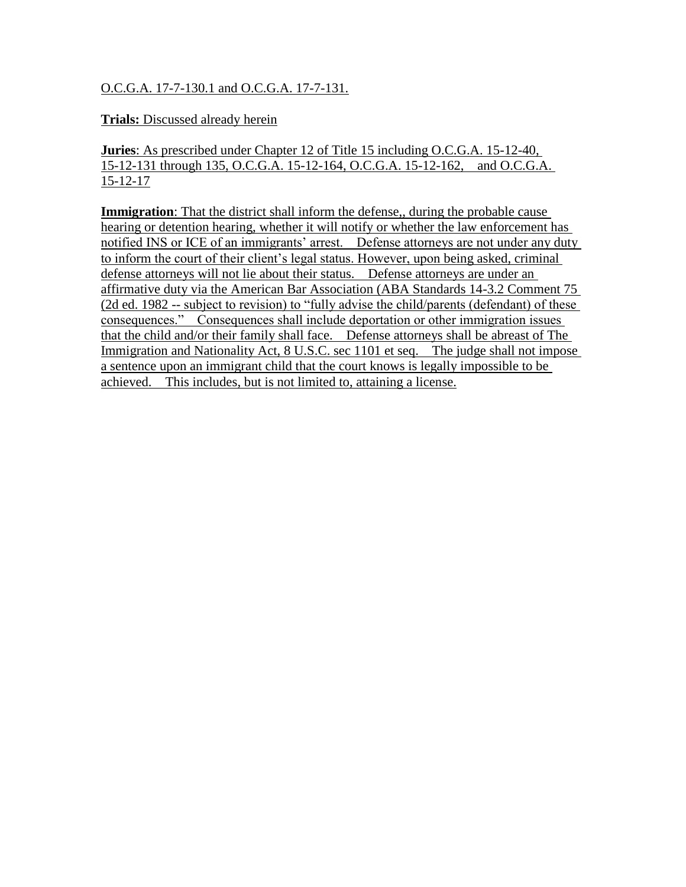O.C.G.A. 17-7-130.1 and O.C.G.A. 17-7-131.

**Trials:** Discussed already herein

**Juries**: As prescribed under Chapter 12 of Title 15 including O.C.G.A. 15-12-40, 15-12-131 through 135, O.C.G.A. 15-12-164, O.C.G.A. 15-12-162, and O.C.G.A. 15-12-17

**Immigration**: That the district shall inform the defense,, during the probable cause hearing or detention hearing, whether it will notify or whether the law enforcement has notified INS or ICE of an immigrants' arrest. Defense attorneys are not under any duty to inform the court of their client's legal status. However, upon being asked, criminal defense attorneys will not lie about their status. Defense attorneys are under an affirmative duty via the American Bar Association (ABA Standards 14-3.2 Comment 75 (2d ed. 1982 -- subject to revision) to "fully advise the child/parents (defendant) of these consequences." Consequences shall include deportation or other immigration issues that the child and/or their family shall face. Defense attorneys shall be abreast of The Immigration and Nationality Act, 8 U.S.C. sec 1101 et seq. The judge shall not impose a sentence upon an immigrant child that the court knows is legally impossible to be achieved. This includes, but is not limited to, attaining a license.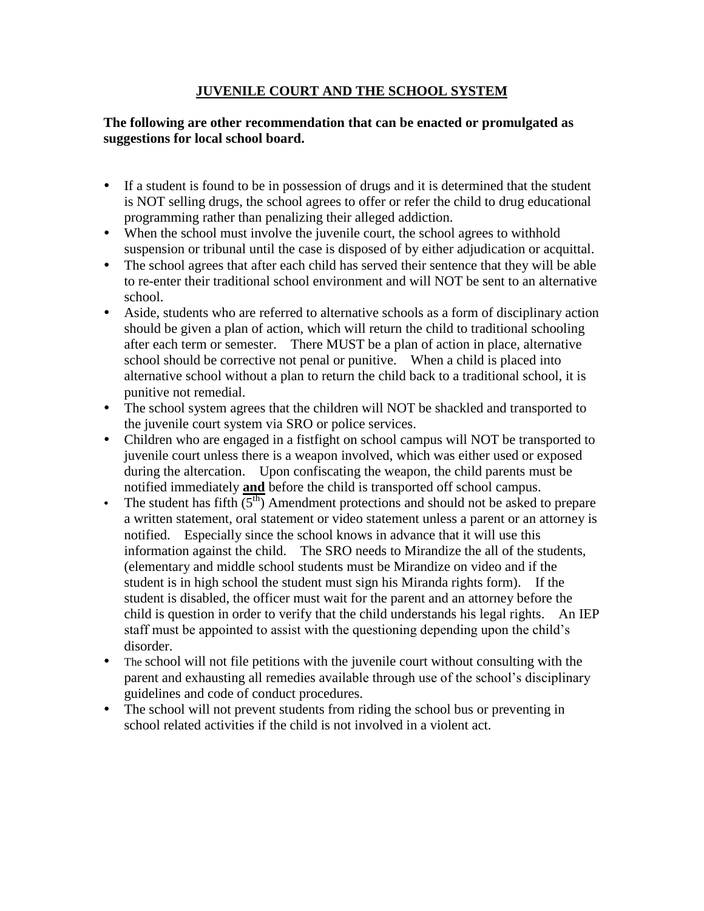# JUVENILE COURT AND THE SCHOOL SYSTEM

**The following are other recommendation that can be enacted or promulgated as suggestions for local school board.**

- If a student is found to be in possession of drugs and it is determined that the student is NOT selling drugs, the school agrees to offer or refer the child to drug educational programming rather than penalizing their alleged addiction.
- When the school must involve the juvenile court, the school agrees to withhold suspension or tribunal until the case is disposed of by either adjudication or acquittal.
- The school agrees that after each child has served their sentence that they will be able to re-enter their traditional school environment and will NOT be sent to an alternative school.
- Aside, students who are referred to alternative schools as a form of disciplinary action should be given a plan of action, which will return the child to traditional schooling after each term or semester. There MUST be a plan of action in place, alternative school should be corrective not penal or punitive. When a child is placed into alternative school without a plan to return the child back to a traditional school, it is punitive not remedial.
- The school system agrees that the children will NOT be shackled and transported to the juvenile court system via SRO or police services.
- Children who are engaged in a fistfight on school campus will NOT be transported to juvenile court unless there is a weapon involved, which was either used or exposed during the altercation. Upon confiscating the weapon, the child parents must be notified immediately **and** before the child is transported off school campus.
- The student has fifth ($5^{th}$) Amendment protections and should not be asked to prepare a written statement, oral statement or video statement unless a parent or an attorney is notified. Especially since the school knows in advance that it will use this information against the child. The SRO needs to Mirandize the all of the students, (elementary and middle school students must be Mirandize on video and if the student is in high school the student must sign his Miranda rights form). If the student is disabled, the officer must wait for the parent and an attorney before the child is question in order to verify that the child understands his legal rights. An IEP staff must be appointed to assist with the questioning depending upon the child's disorder.
- The school will not file petitions with the juvenile court without consulting with the parent and exhausting all remedies available through use of the school's disciplinary guidelines and code of conduct procedures.
- The school will not prevent students from riding the school bus or preventing in school related activities if the child is not involved in a violent act.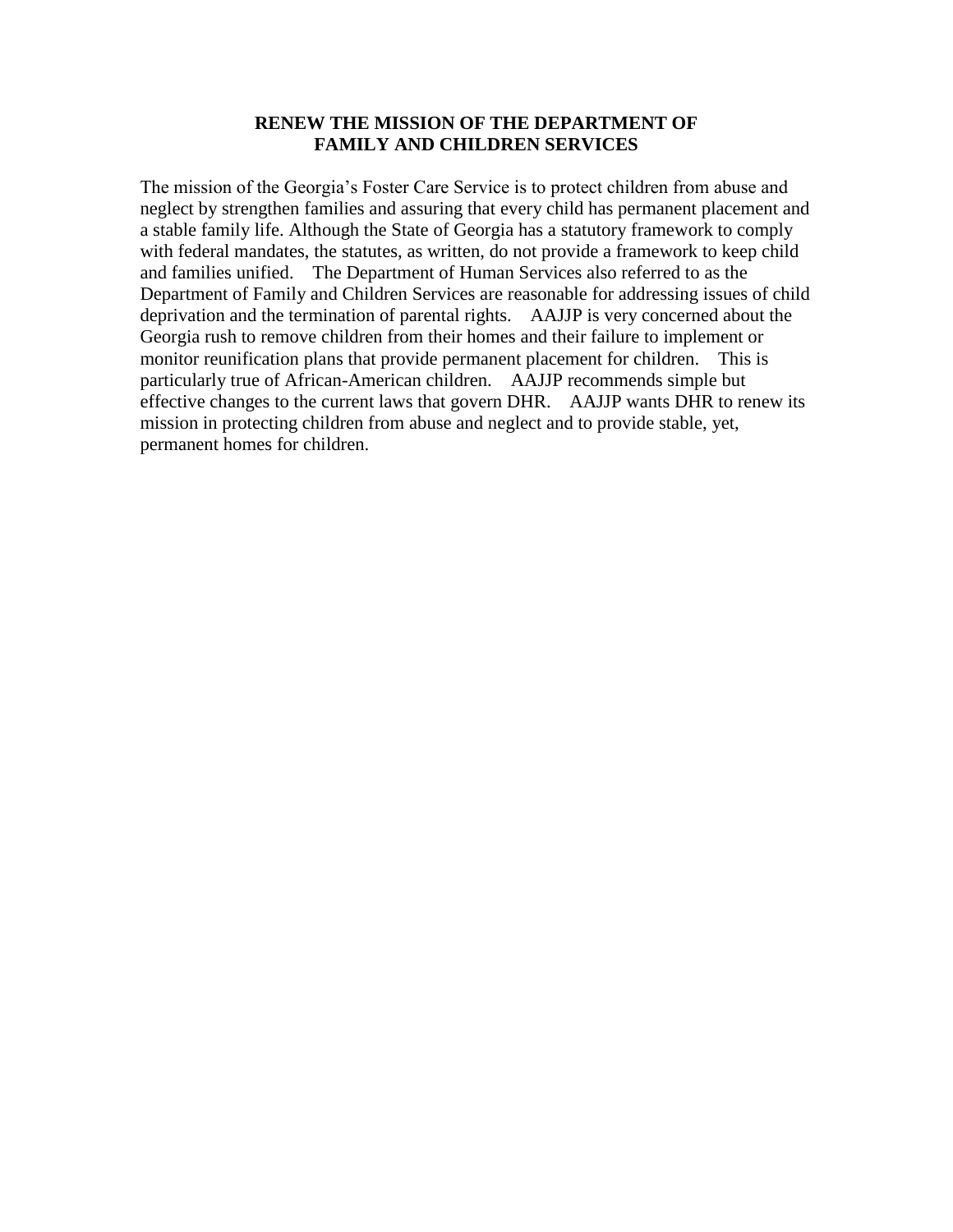## RENEW THE MISSION OF THE DEPARTMENT OF FAMILY AND CHILDREN SERVICES

The mission of the Georgia's Foster Care Service is to protect children from abuse and neglect by strengthen families and assuring that every child has permanent placement and a stable family life. Although the State of Georgia has a statutory framework to comply with federal mandates, the statutes, as written, do not provide a framework to keep child and families unified. The Department of Human Services also referred to as the Department of Family and Children Services are reasonable for addressing issues of child deprivation and the termination of parental rights. AAJJP is very concerned about the Georgia rush to remove children from their homes and their failure to implement or monitor reunification plans that provide permanent placement for children. This is particularly true of African-American children. AAJJP recommends simple but effective changes to the current laws that govern DHR. AAJJP wants DHR to renew its mission in protecting children from abuse and neglect and to provide stable, yet, permanent homes for children.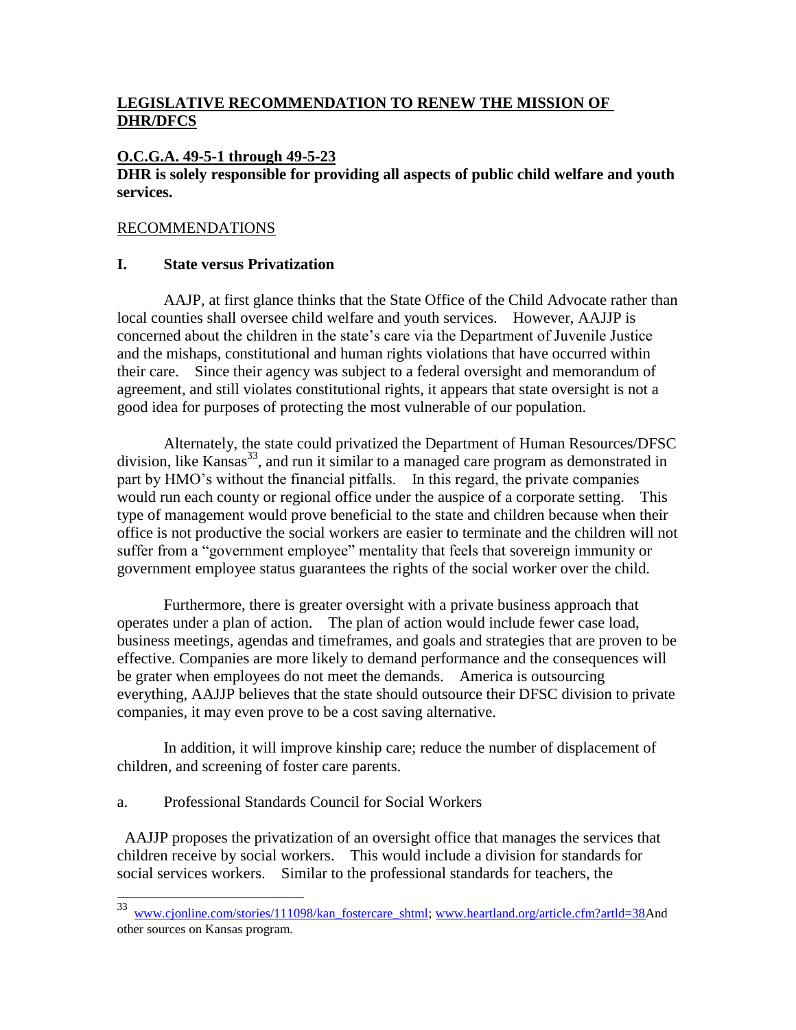**LEGISLATIVE RECOMMENDATION TO RENEW THE MISSION OF DHR/DFCS**

**O.C.G.A. 49-5-1 through 49-5-23**

**DHR is solely responsible for providing all aspects of public child welfare and youth services.**

RECOMMENDATIONS

**I. State versus Privatization**

AAJP, at first glance thinks that the State Office of the Child Advocate rather than local counties shall oversee child welfare and youth services. However, AAJJP is concerned about the children in the state's care via the Department of Juvenile Justice and the mishaps, constitutional and human rights violations that have occurred within their care. Since their agency was subject to a federal oversight and memorandum of agreement, and still violates constitutional rights, it appears that state oversight is not a good idea for purposes of protecting the most vulnerable of our population.

Alternately, the state could privatized the Department of Human Resources/DFSC division, like Kansas[33], and run it similar to a managed care program as demonstrated in part by HMO's without the financial pitfalls. In this regard, the private companies would run each county or regional office under the auspice of a corporate setting. This type of management would prove beneficial to the state and children because when their office is not productive the social workers are easier to terminate and the children will not suffer from a "government employee" mentality that feels that sovereign immunity or government employee status guarantees the rights of the social worker over the child.

Furthermore, there is greater oversight with a private business approach that operates under a plan of action. The plan of action would include fewer case load, business meetings, agendas and timeframes, and goals and strategies that are proven to be effective. Companies are more likely to demand performance and the consequences will be grater when employees do not meet the demands. America is outsourcing everything, AAJJP believes that the state should outsource their DFSC division to private companies, it may even prove to be a cost saving alternative.

In addition, it will improve kinship care; reduce the number of displacement of children, and screening of foster care parents.

a. Professional Standards Council for Social Workers

AAJJP proposes the privatization of an oversight office that manages the services that children receive by social workers. This would include a division for standards for social services workers. Similar to the professional standards for teachers, the

---

[33] www.cjonline.com/stories/111098/kan_fostercare_shtml; www.heartland.org/article.cfm?artld=38And other sources on Kansas program.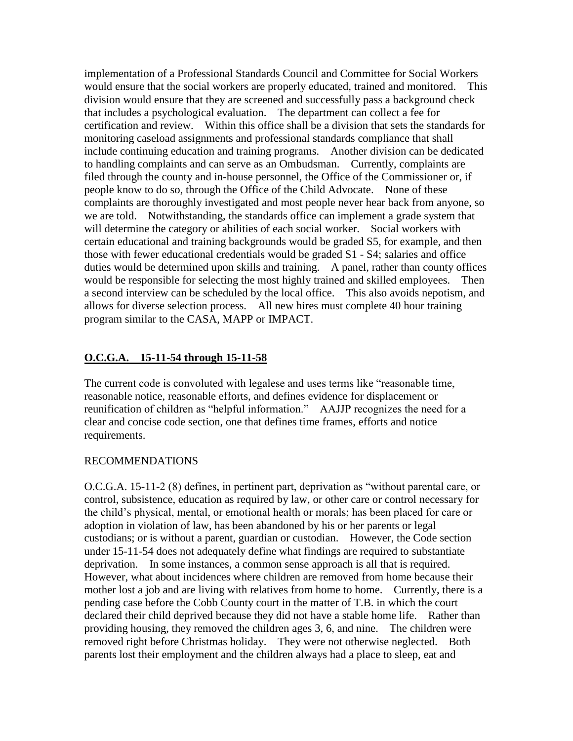implementation of a Professional Standards Council and Committee for Social Workers would ensure that the social workers are properly educated, trained and monitored. This division would ensure that they are screened and successfully pass a background check that includes a psychological evaluation. The department can collect a fee for certification and review. Within this office shall be a division that sets the standards for monitoring caseload assignments and professional standards compliance that shall include continuing education and training programs. Another division can be dedicated to handling complaints and can serve as an Ombudsman. Currently, complaints are filed through the county and in-house personnel, the Office of the Commissioner or, if people know to do so, through the Office of the Child Advocate. None of these complaints are thoroughly investigated and most people never hear back from anyone, so we are told. Notwithstanding, the standards office can implement a grade system that will determine the category or abilities of each social worker. Social workers with certain educational and training backgrounds would be graded S5, for example, and then those with fewer educational credentials would be graded S1 - S4; salaries and office duties would be determined upon skills and training. A panel, rather than county offices would be responsible for selecting the most highly trained and skilled employees. Then a second interview can be scheduled by the local office. This also avoids nepotism, and allows for diverse selection process. All new hires must complete 40 hour training program similar to the CASA, MAPP or IMPACT.

## **O.C.G.A. 15-11-54 through 15-11-58**

The current code is convoluted with legalese and uses terms like "reasonable time, reasonable notice, reasonable efforts, and defines evidence for displacement or reunification of children as "helpful information." AAJJP recognizes the need for a clear and concise code section, one that defines time frames, efforts and notice requirements.

RECOMMENDATIONS

O.C.G.A. 15-11-2 (8) defines, in pertinent part, deprivation as "without parental care, or control, subsistence, education as required by law, or other care or control necessary for the child's physical, mental, or emotional health or morals; has been placed for care or adoption in violation of law, has been abandoned by his or her parents or legal custodians; or is without a parent, guardian or custodian. However, the Code section under 15-11-54 does not adequately define what findings are required to substantiate deprivation. In some instances, a common sense approach is all that is required. However, what about incidences where children are removed from home because their mother lost a job and are living with relatives from home to home. Currently, there is a pending case before the Cobb County court in the matter of T.B. in which the court declared their child deprived because they did not have a stable home life. Rather than providing housing, they removed the children ages 3, 6, and nine. The children were removed right before Christmas holiday. They were not otherwise neglected. Both parents lost their employment and the children always had a place to sleep, eat and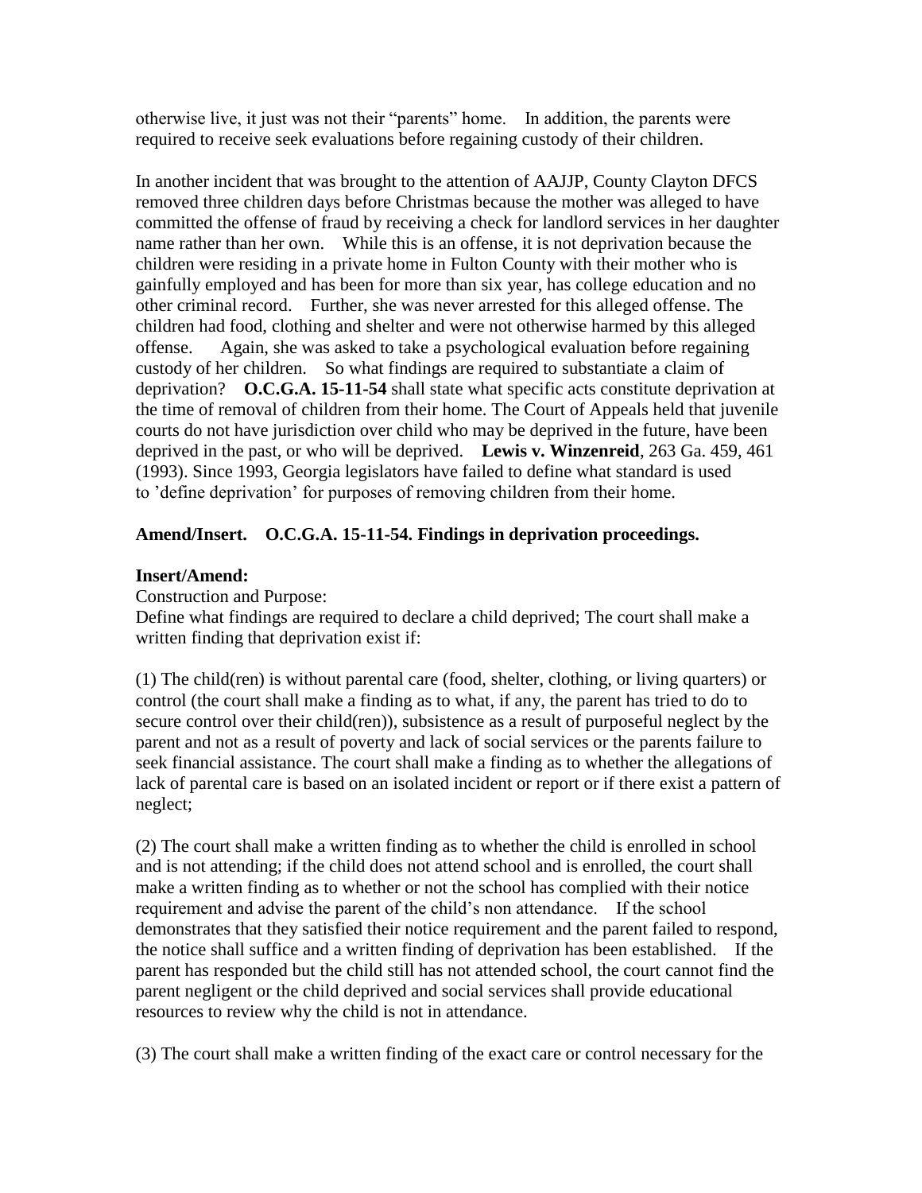otherwise live, it just was not their "parents" home. In addition, the parents were required to receive seek evaluations before regaining custody of their children.

In another incident that was brought to the attention of AAJJP, County Clayton DFCS removed three children days before Christmas because the mother was alleged to have committed the offense of fraud by receiving a check for landlord services in her daughter name rather than her own. While this is an offense, it is not deprivation because the children were residing in a private home in Fulton County with their mother who is gainfully employed and has been for more than six year, has college education and no other criminal record. Further, she was never arrested for this alleged offense. The children had food, clothing and shelter and were not otherwise harmed by this alleged offense. Again, she was asked to take a psychological evaluation before regaining custody of her children. So what findings are required to substantiate a claim of deprivation? **O.C.G.A. 15-11-54** shall state what specific acts constitute deprivation at the time of removal of children from their home. The Court of Appeals held that juvenile courts do not have jurisdiction over child who may be deprived in the future, have been deprived in the past, or who will be deprived. **Lewis v. Winzenreid**, 263 Ga. 459, 461 (1993). Since 1993, Georgia legislators have failed to define what standard is used to 'define deprivation' for purposes of removing children from their home.

**Amend/Insert. O.C.G.A. 15-11-54. Findings in deprivation proceedings.**

**Insert/Amend:**

Construction and Purpose:

Define what findings are required to declare a child deprived; The court shall make a written finding that deprivation exist if:

(1) The child(ren) is without parental care (food, shelter, clothing, or living quarters) or control (the court shall make a finding as to what, if any, the parent has tried to do to secure control over their child(ren)), subsistence as a result of purposeful neglect by the parent and not as a result of poverty and lack of social services or the parents failure to seek financial assistance. The court shall make a finding as to whether the allegations of lack of parental care is based on an isolated incident or report or if there exist a pattern of neglect;

(2) The court shall make a written finding as to whether the child is enrolled in school and is not attending; if the child does not attend school and is enrolled, the court shall make a written finding as to whether or not the school has complied with their notice requirement and advise the parent of the child's non attendance. If the school demonstrates that they satisfied their notice requirement and the parent failed to respond, the notice shall suffice and a written finding of deprivation has been established. If the parent has responded but the child still has not attended school, the court cannot find the parent negligent or the child deprived and social services shall provide educational resources to review why the child is not in attendance.

(3) The court shall make a written finding of the exact care or control necessary for the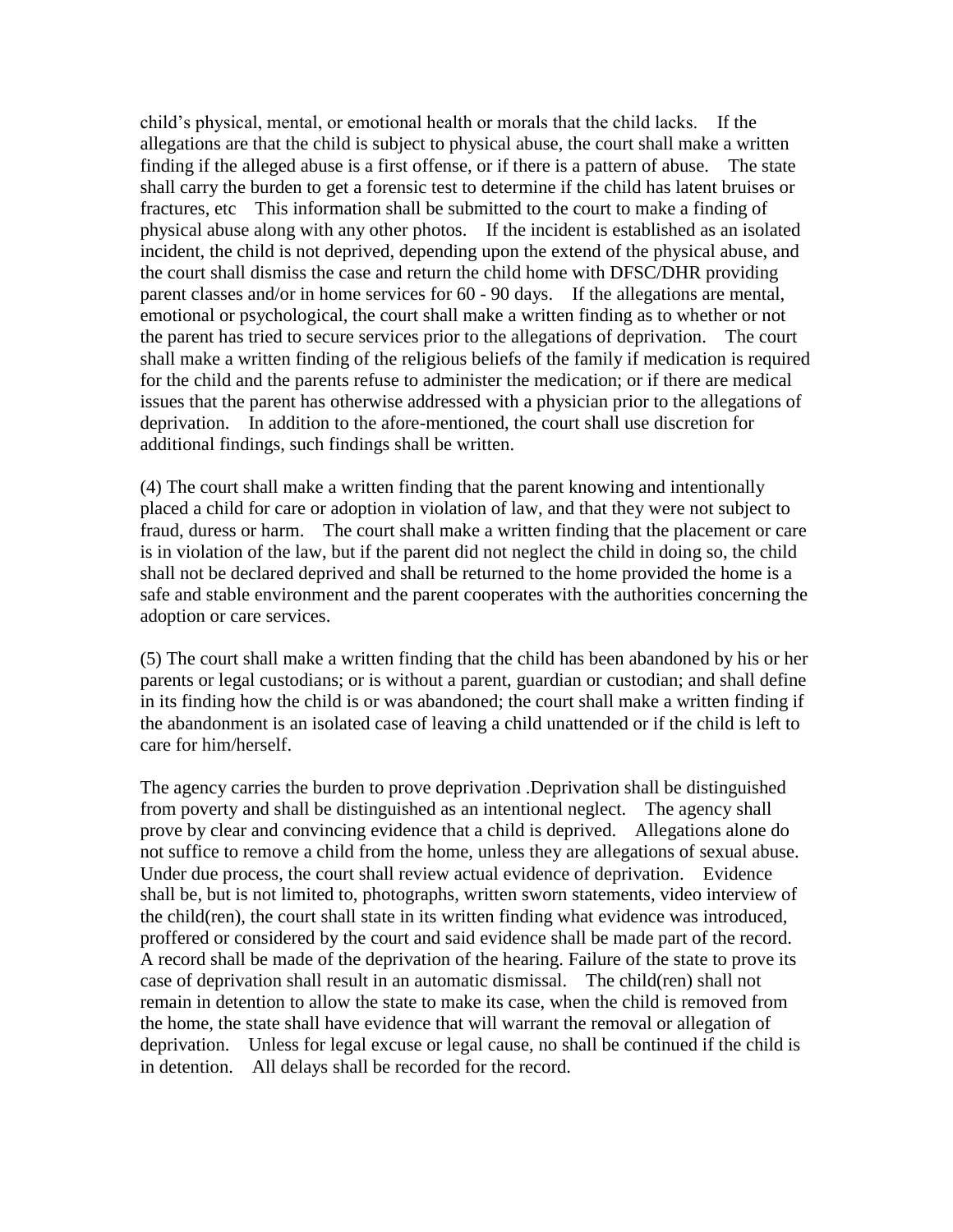child's physical, mental, or emotional health or morals that the child lacks. If the allegations are that the child is subject to physical abuse, the court shall make a written finding if the alleged abuse is a first offense, or if there is a pattern of abuse. The state shall carry the burden to get a forensic test to determine if the child has latent bruises or fractures, etc This information shall be submitted to the court to make a finding of physical abuse along with any other photos. If the incident is established as an isolated incident, the child is not deprived, depending upon the extend of the physical abuse, and the court shall dismiss the case and return the child home with DFSC/DHR providing parent classes and/or in home services for 60 - 90 days. If the allegations are mental, emotional or psychological, the court shall make a written finding as to whether or not the parent has tried to secure services prior to the allegations of deprivation. The court shall make a written finding of the religious beliefs of the family if medication is required for the child and the parents refuse to administer the medication; or if there are medical issues that the parent has otherwise addressed with a physician prior to the allegations of deprivation. In addition to the afore-mentioned, the court shall use discretion for additional findings, such findings shall be written.

(4) The court shall make a written finding that the parent knowing and intentionally placed a child for care or adoption in violation of law, and that they were not subject to fraud, duress or harm. The court shall make a written finding that the placement or care is in violation of the law, but if the parent did not neglect the child in doing so, the child shall not be declared deprived and shall be returned to the home provided the home is a safe and stable environment and the parent cooperates with the authorities concerning the adoption or care services.

(5) The court shall make a written finding that the child has been abandoned by his or her parents or legal custodians; or is without a parent, guardian or custodian; and shall define in its finding how the child is or was abandoned; the court shall make a written finding if the abandonment is an isolated case of leaving a child unattended or if the child is left to care for him/herself.

The agency carries the burden to prove deprivation .Deprivation shall be distinguished from poverty and shall be distinguished as an intentional neglect. The agency shall prove by clear and convincing evidence that a child is deprived. Allegations alone do not suffice to remove a child from the home, unless they are allegations of sexual abuse. Under due process, the court shall review actual evidence of deprivation. Evidence shall be, but is not limited to, photographs, written sworn statements, video interview of the child(ren), the court shall state in its written finding what evidence was introduced, proffered or considered by the court and said evidence shall be made part of the record. A record shall be made of the deprivation of the hearing. Failure of the state to prove its case of deprivation shall result in an automatic dismissal. The child(ren) shall not remain in detention to allow the state to make its case, when the child is removed from the home, the state shall have evidence that will warrant the removal or allegation of deprivation. Unless for legal excuse or legal cause, no shall be continued if the child is in detention. All delays shall be recorded for the record.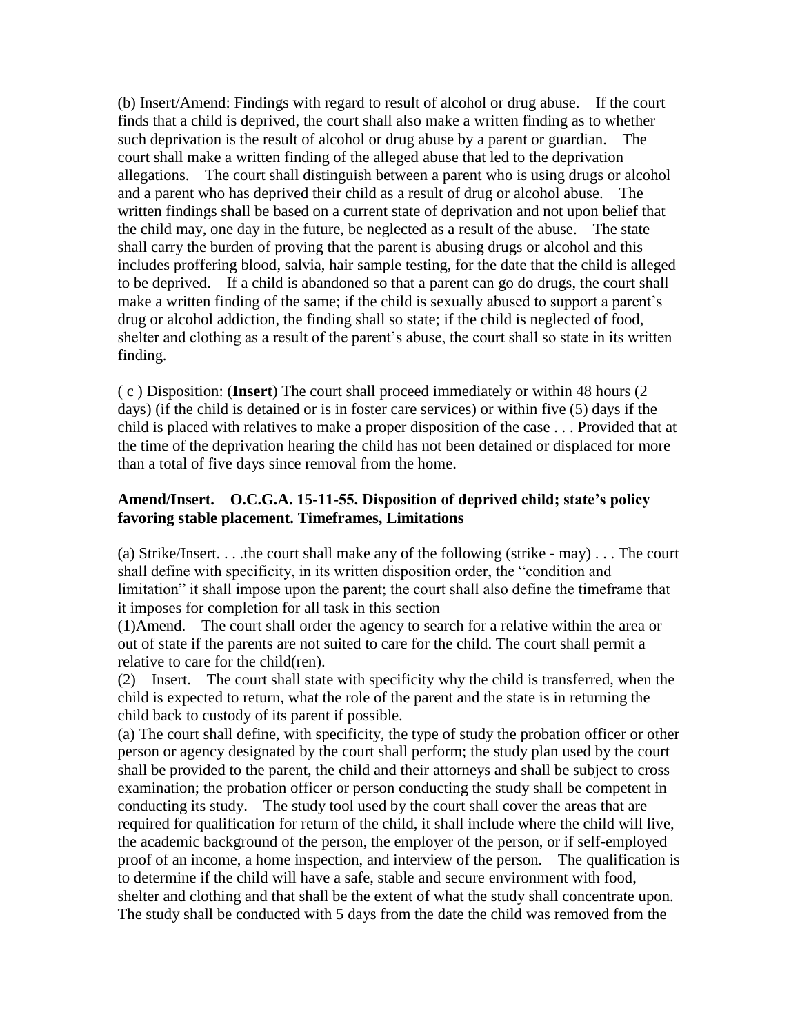(b) Insert/Amend: Findings with regard to result of alcohol or drug abuse. If the court finds that a child is deprived, the court shall also make a written finding as to whether such deprivation is the result of alcohol or drug abuse by a parent or guardian. The court shall make a written finding of the alleged abuse that led to the deprivation allegations. The court shall distinguish between a parent who is using drugs or alcohol and a parent who has deprived their child as a result of drug or alcohol abuse. The written findings shall be based on a current state of deprivation and not upon belief that the child may, one day in the future, be neglected as a result of the abuse. The state shall carry the burden of proving that the parent is abusing drugs or alcohol and this includes proffering blood, salvia, hair sample testing, for the date that the child is alleged to be deprived. If a child is abandoned so that a parent can go do drugs, the court shall make a written finding of the same; if the child is sexually abused to support a parent's drug or alcohol addiction, the finding shall so state; if the child is neglected of food, shelter and clothing as a result of the parent's abuse, the court shall so state in its written finding.

( c ) Disposition: (**Insert**) The court shall proceed immediately or within 48 hours (2 days) (if the child is detained or is in foster care services) or within five (5) days if the child is placed with relatives to make a proper disposition of the case . . . Provided that at the time of the deprivation hearing the child has not been detained or displaced for more than a total of five days since removal from the home.

**Amend/Insert. O.C.G.A. 15-11-55. Disposition of deprived child; state's policy favoring stable placement. Timeframes, Limitations**

(a) Strike/Insert. . . .the court shall make any of the following (strike - may) . . . The court shall define with specificity, in its written disposition order, the "condition and limitation" it shall impose upon the parent; the court shall also define the timeframe that it imposes for completion for all task in this section

(1)Amend. The court shall order the agency to search for a relative within the area or out of state if the parents are not suited to care for the child. The court shall permit a relative to care for the child(ren).

(2) Insert. The court shall state with specificity why the child is transferred, when the child is expected to return, what the role of the parent and the state is in returning the child back to custody of its parent if possible.

(a) The court shall define, with specificity, the type of study the probation officer or other person or agency designated by the court shall perform; the study plan used by the court shall be provided to the parent, the child and their attorneys and shall be subject to cross examination; the probation officer or person conducting the study shall be competent in conducting its study. The study tool used by the court shall cover the areas that are required for qualification for return of the child, it shall include where the child will live, the academic background of the person, the employer of the person, or if self-employed proof of an income, a home inspection, and interview of the person. The qualification is to determine if the child will have a safe, stable and secure environment with food, shelter and clothing and that shall be the extent of what the study shall concentrate upon. The study shall be conducted with 5 days from the date the child was removed from the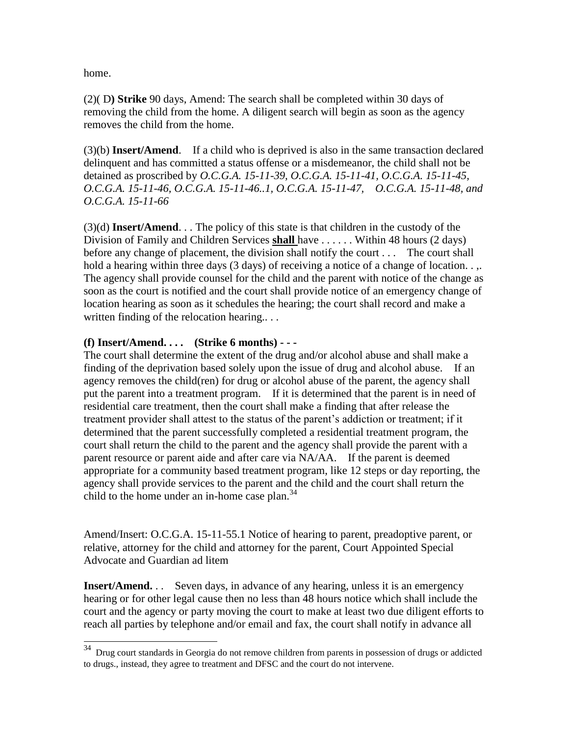home.

(2)( D**) Strike** 90 days, Amend: The search shall be completed within 30 days of removing the child from the home. A diligent search will begin as soon as the agency removes the child from the home.

(3)(b) **Insert/Amend**. If a child who is deprived is also in the same transaction declared delinquent and has committed a status offense or a misdemeanor, the child shall not be detained as proscribed by *O.C.G.A. 15-11-39, O.C.G.A. 15-11-41, O.C.G.A. 15-11-45, O.C.G.A. 15-11-46, O.C.G.A. 15-11-46..1, O.C.G.A. 15-11-47, O.C.G.A. 15-11-48, and O.C.G.A. 15-11-66*

(3)(d) **Insert/Amend**. . . The policy of this state is that children in the custody of the Division of Family and Children Services **<u>shall</u>** have . . . . . . Within 48 hours (2 days) before any change of placement, the division shall notify the court . . . The court shall hold a hearing within three days (3 days) of receiving a notice of a change of location. . ,. The agency shall provide counsel for the child and the parent with notice of the change as soon as the court is notified and the court shall provide notice of an emergency change of location hearing as soon as it schedules the hearing; the court shall record and make a written finding of the relocation hearing.. . .

**(f) Insert/Amend. . . . (Strike 6 months) - - -**

The court shall determine the extent of the drug and/or alcohol abuse and shall make a finding of the deprivation based solely upon the issue of drug and alcohol abuse. If an agency removes the child(ren) for drug or alcohol abuse of the parent, the agency shall put the parent into a treatment program. If it is determined that the parent is in need of residential care treatment, then the court shall make a finding that after release the treatment provider shall attest to the status of the parent's addiction or treatment; if it determined that the parent successfully completed a residential treatment program, the court shall return the child to the parent and the agency shall provide the parent with a parent resource or parent aide and after care via NA/AA. If the parent is deemed appropriate for a community based treatment program, like 12 steps or day reporting, the agency shall provide services to the parent and the child and the court shall return the child to the home under an in-home case plan.[34]

Amend/Insert: O.C.G.A. 15-11-55.1 Notice of hearing to parent, preadoptive parent, or relative, attorney for the child and attorney for the parent, Court Appointed Special Advocate and Guardian ad litem

**Insert/Amend.** . . Seven days, in advance of any hearing, unless it is an emergency hearing or for other legal cause then no less than 48 hours notice which shall include the court and the agency or party moving the court to make at least two due diligent efforts to reach all parties by telephone and/or email and fax, the court shall notify in advance all

---

[34] Drug court standards in Georgia do not remove children from parents in possession of drugs or addicted to drugs., instead, they agree to treatment and DFSC and the court do not intervene.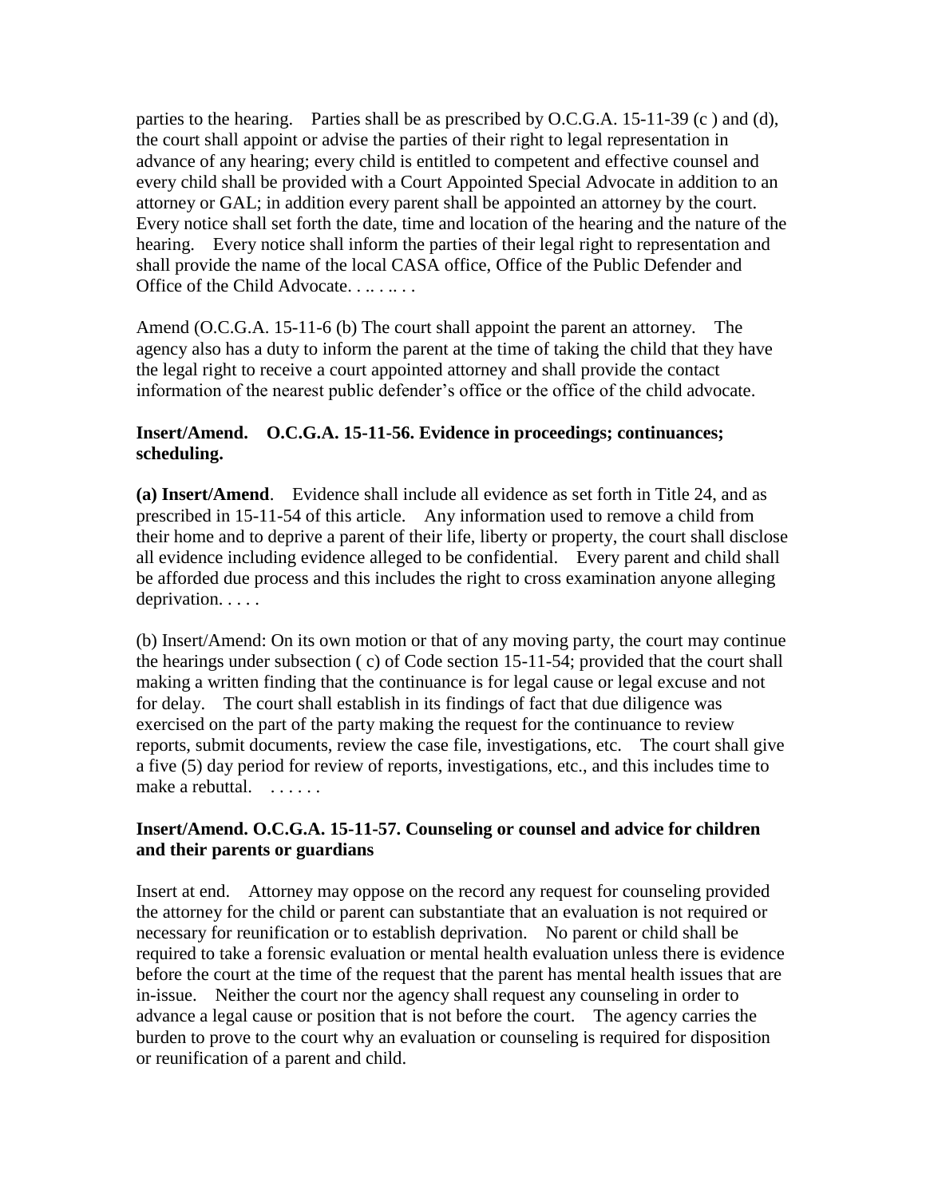parties to the hearing. Parties shall be as prescribed by O.C.G.A. 15-11-39 (c ) and (d), the court shall appoint or advise the parties of their right to legal representation in advance of any hearing; every child is entitled to competent and effective counsel and every child shall be provided with a Court Appointed Special Advocate in addition to an attorney or GAL; in addition every parent shall be appointed an attorney by the court. Every notice shall set forth the date, time and location of the hearing and the nature of the hearing. Every notice shall inform the parties of their legal right to representation and shall provide the name of the local CASA office, Office of the Public Defender and Office of the Child Advocate. . .. . .. . .

Amend (O.C.G.A. 15-11-6 (b) The court shall appoint the parent an attorney. The agency also has a duty to inform the parent at the time of taking the child that they have the legal right to receive a court appointed attorney and shall provide the contact information of the nearest public defender's office or the office of the child advocate.

**Insert/Amend. O.C.G.A. 15-11-56. Evidence in proceedings; continuances; scheduling.**

**(a) Insert/Amend**. Evidence shall include all evidence as set forth in Title 24, and as prescribed in 15-11-54 of this article. Any information used to remove a child from their home and to deprive a parent of their life, liberty or property, the court shall disclose all evidence including evidence alleged to be confidential. Every parent and child shall be afforded due process and this includes the right to cross examination anyone alleging deprivation. . . . .

(b) Insert/Amend: On its own motion or that of any moving party, the court may continue the hearings under subsection ( c) of Code section 15-11-54; provided that the court shall making a written finding that the continuance is for legal cause or legal excuse and not for delay. The court shall establish in its findings of fact that due diligence was exercised on the part of the party making the request for the continuance to review reports, submit documents, review the case file, investigations, etc. The court shall give a five (5) day period for review of reports, investigations, etc., and this includes time to make a rebuttal. . . . . . .

**Insert/Amend. O.C.G.A. 15-11-57. Counseling or counsel and advice for children and their parents or guardians**

Insert at end. Attorney may oppose on the record any request for counseling provided the attorney for the child or parent can substantiate that an evaluation is not required or necessary for reunification or to establish deprivation. No parent or child shall be required to take a forensic evaluation or mental health evaluation unless there is evidence before the court at the time of the request that the parent has mental health issues that are in-issue. Neither the court nor the agency shall request any counseling in order to advance a legal cause or position that is not before the court. The agency carries the burden to prove to the court why an evaluation or counseling is required for disposition or reunification of a parent and child.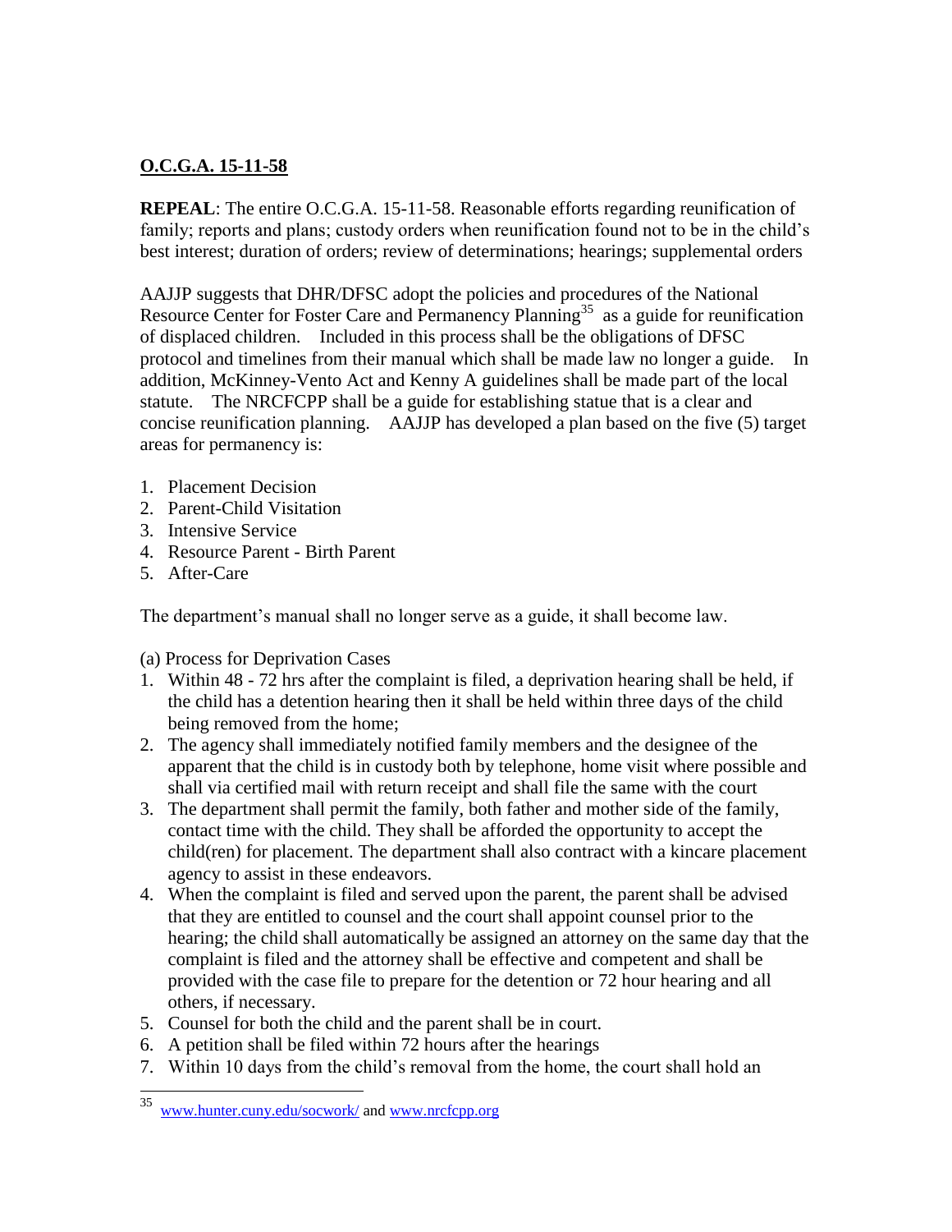**O.C.G.A. 15-11-58**

**REPEAL**: The entire O.C.G.A. 15-11-58. Reasonable efforts regarding reunification of family; reports and plans; custody orders when reunification found not to be in the child's best interest; duration of orders; review of determinations; hearings; supplemental orders

AAJJP suggests that DHR/DFSC adopt the policies and procedures of the National Resource Center for Foster Care and Permanency Planning[35] as a guide for reunification of displaced children. Included in this process shall be the obligations of DFSC protocol and timelines from their manual which shall be made law no longer a guide. In addition, McKinney-Vento Act and Kenny A guidelines shall be made part of the local statute. The NRCFCPP shall be a guide for establishing statue that is a clear and concise reunification planning. AAJJP has developed a plan based on the five (5) target areas for permanency is:

1. Placement Decision
2. Parent-Child Visitation
3. Intensive Service
4. Resource Parent - Birth Parent
5. After-Care

The department's manual shall no longer serve as a guide, it shall become law.

(a) Process for Deprivation Cases

1. Within 48 - 72 hrs after the complaint is filed, a deprivation hearing shall be held, if the child has a detention hearing then it shall be held within three days of the child being removed from the home;
2. The agency shall immediately notified family members and the designee of the apparent that the child is in custody both by telephone, home visit where possible and shall via certified mail with return receipt and shall file the same with the court
3. The department shall permit the family, both father and mother side of the family, contact time with the child. They shall be afforded the opportunity to accept the child(ren) for placement. The department shall also contract with a kincare placement agency to assist in these endeavors.
4. When the complaint is filed and served upon the parent, the parent shall be advised that they are entitled to counsel and the court shall appoint counsel prior to the hearing; the child shall automatically be assigned an attorney on the same day that the complaint is filed and the attorney shall be effective and competent and shall be provided with the case file to prepare for the detention or 72 hour hearing and all others, if necessary.
5. Counsel for both the child and the parent shall be in court.
6. A petition shall be filed within 72 hours after the hearings
7. Within 10 days from the child's removal from the home, the court shall hold an

[35] www.hunter.cuny.edu/socwork/ and www.nrcfcpp.org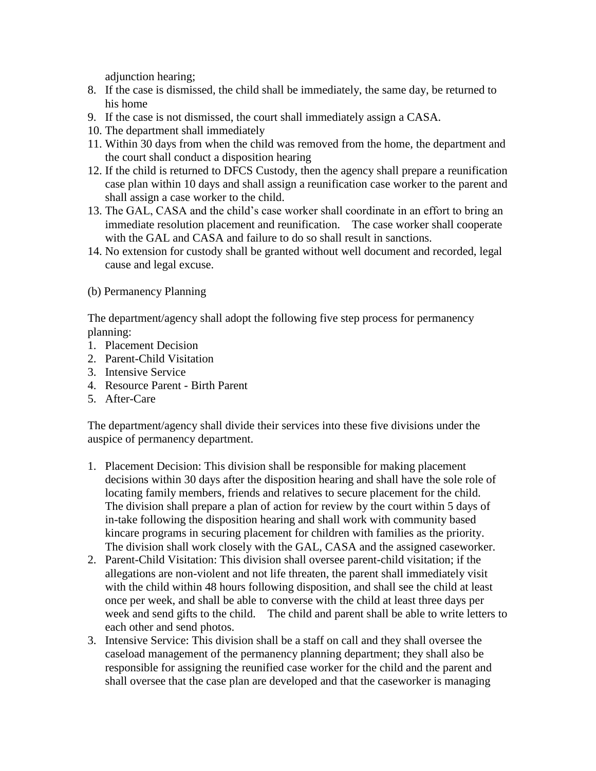adjunction hearing;

8. If the case is dismissed, the child shall be immediately, the same day, be returned to his home
9. If the case is not dismissed, the court shall immediately assign a CASA.
10. The department shall immediately
11. Within 30 days from when the child was removed from the home, the department and the court shall conduct a disposition hearing
12. If the child is returned to DFCS Custody, then the agency shall prepare a reunification case plan within 10 days and shall assign a reunification case worker to the parent and shall assign a case worker to the child.
13. The GAL, CASA and the child's case worker shall coordinate in an effort to bring an immediate resolution placement and reunification. The case worker shall cooperate with the GAL and CASA and failure to do so shall result in sanctions.
14. No extension for custody shall be granted without well document and recorded, legal cause and legal excuse.

(b) Permanency Planning

The department/agency shall adopt the following five step process for permanency planning:

1. Placement Decision
2. Parent-Child Visitation
3. Intensive Service
4. Resource Parent - Birth Parent
5. After-Care

The department/agency shall divide their services into these five divisions under the auspice of permanency department.

1. Placement Decision: This division shall be responsible for making placement decisions within 30 days after the disposition hearing and shall have the sole role of locating family members, friends and relatives to secure placement for the child. The division shall prepare a plan of action for review by the court within 5 days of in-take following the disposition hearing and shall work with community based kincare programs in securing placement for children with families as the priority. The division shall work closely with the GAL, CASA and the assigned caseworker.
2. Parent-Child Visitation: This division shall oversee parent-child visitation; if the allegations are non-violent and not life threaten, the parent shall immediately visit with the child within 48 hours following disposition, and shall see the child at least once per week, and shall be able to converse with the child at least three days per week and send gifts to the child. The child and parent shall be able to write letters to each other and send photos.
3. Intensive Service: This division shall be a staff on call and they shall oversee the caseload management of the permanency planning department; they shall also be responsible for assigning the reunified case worker for the child and the parent and shall oversee that the case plan are developed and that the caseworker is managing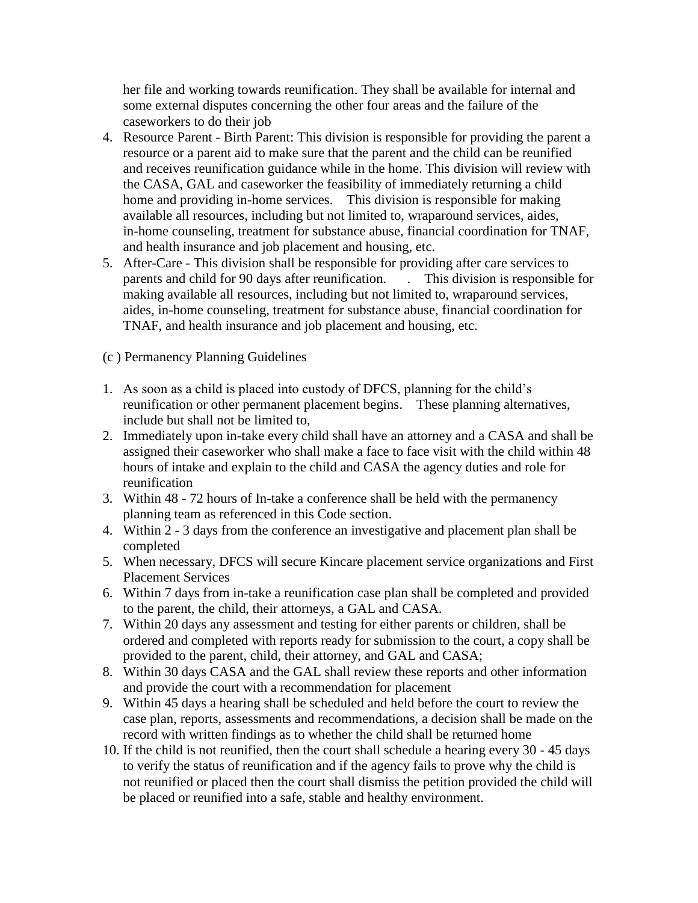her file and working towards reunification. They shall be available for internal and some external disputes concerning the other four areas and the failure of the caseworkers to do their job

4. Resource Parent - Birth Parent: This division is responsible for providing the parent a resource or a parent aid to make sure that the parent and the child can be reunified and receives reunification guidance while in the home. This division will review with the CASA, GAL and caseworker the feasibility of immediately returning a child home and providing in-home services. This division is responsible for making available all resources, including but not limited to, wraparound services, aides, in-home counseling, treatment for substance abuse, financial coordination for TNAF, and health insurance and job placement and housing, etc.
5. After-Care - This division shall be responsible for providing after care services to parents and child for 90 days after reunification. . This division is responsible for making available all resources, including but not limited to, wraparound services, aides, in-home counseling, treatment for substance abuse, financial coordination for TNAF, and health insurance and job placement and housing, etc.

(c ) Permanency Planning Guidelines

1. As soon as a child is placed into custody of DFCS, planning for the child's reunification or other permanent placement begins. These planning alternatives, include but shall not be limited to,
2. Immediately upon in-take every child shall have an attorney and a CASA and shall be assigned their caseworker who shall make a face to face visit with the child within 48 hours of intake and explain to the child and CASA the agency duties and role for reunification
3. Within 48 - 72 hours of In-take a conference shall be held with the permanency planning team as referenced in this Code section.
4. Within 2 - 3 days from the conference an investigative and placement plan shall be completed
5. When necessary, DFCS will secure Kincare placement service organizations and First Placement Services
6. Within 7 days from in-take a reunification case plan shall be completed and provided to the parent, the child, their attorneys, a GAL and CASA.
7. Within 20 days any assessment and testing for either parents or children, shall be ordered and completed with reports ready for submission to the court, a copy shall be provided to the parent, child, their attorney, and GAL and CASA;
8. Within 30 days CASA and the GAL shall review these reports and other information and provide the court with a recommendation for placement
9. Within 45 days a hearing shall be scheduled and held before the court to review the case plan, reports, assessments and recommendations, a decision shall be made on the record with written findings as to whether the child shall be returned home
10. If the child is not reunified, then the court shall schedule a hearing every 30 - 45 days to verify the status of reunification and if the agency fails to prove why the child is not reunified or placed then the court shall dismiss the petition provided the child will be placed or reunified into a safe, stable and healthy environment.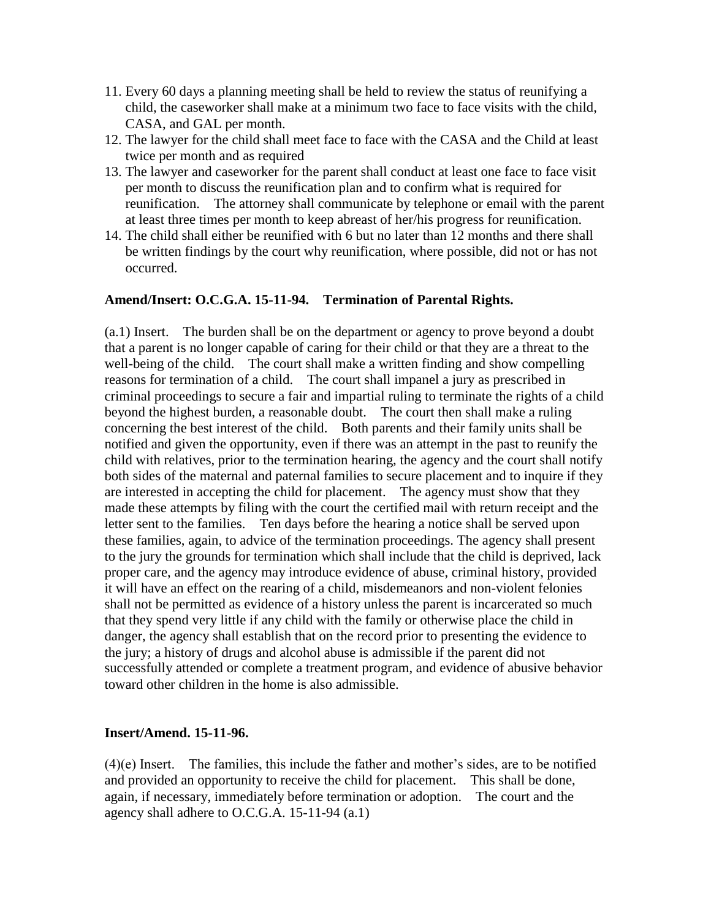11. Every 60 days a planning meeting shall be held to review the status of reunifying a child, the caseworker shall make at a minimum two face to face visits with the child, CASA, and GAL per month.
12. The lawyer for the child shall meet face to face with the CASA and the Child at least twice per month and as required
13. The lawyer and caseworker for the parent shall conduct at least one face to face visit per month to discuss the reunification plan and to confirm what is required for reunification. The attorney shall communicate by telephone or email with the parent at least three times per month to keep abreast of her/his progress for reunification.
14. The child shall either be reunified with 6 but no later than 12 months and there shall be written findings by the court why reunification, where possible, did not or has not occurred.

**Amend/Insert: O.C.G.A. 15-11-94. Termination of Parental Rights.**

(a.1) Insert. The burden shall be on the department or agency to prove beyond a doubt that a parent is no longer capable of caring for their child or that they are a threat to the well-being of the child. The court shall make a written finding and show compelling reasons for termination of a child. The court shall impanel a jury as prescribed in criminal proceedings to secure a fair and impartial ruling to terminate the rights of a child beyond the highest burden, a reasonable doubt. The court then shall make a ruling concerning the best interest of the child. Both parents and their family units shall be notified and given the opportunity, even if there was an attempt in the past to reunify the child with relatives, prior to the termination hearing, the agency and the court shall notify both sides of the maternal and paternal families to secure placement and to inquire if they are interested in accepting the child for placement. The agency must show that they made these attempts by filing with the court the certified mail with return receipt and the letter sent to the families. Ten days before the hearing a notice shall be served upon these families, again, to advice of the termination proceedings. The agency shall present to the jury the grounds for termination which shall include that the child is deprived, lack proper care, and the agency may introduce evidence of abuse, criminal history, provided it will have an effect on the rearing of a child, misdemeanors and non-violent felonies shall not be permitted as evidence of a history unless the parent is incarcerated so much that they spend very little if any child with the family or otherwise place the child in danger, the agency shall establish that on the record prior to presenting the evidence to the jury; a history of drugs and alcohol abuse is admissible if the parent did not successfully attended or complete a treatment program, and evidence of abusive behavior toward other children in the home is also admissible.

**Insert/Amend. 15-11-96.**

(4)(e) Insert. The families, this include the father and mother's sides, are to be notified and provided an opportunity to receive the child for placement. This shall be done, again, if necessary, immediately before termination or adoption. The court and the agency shall adhere to O.C.G.A. 15-11-94 (a.1)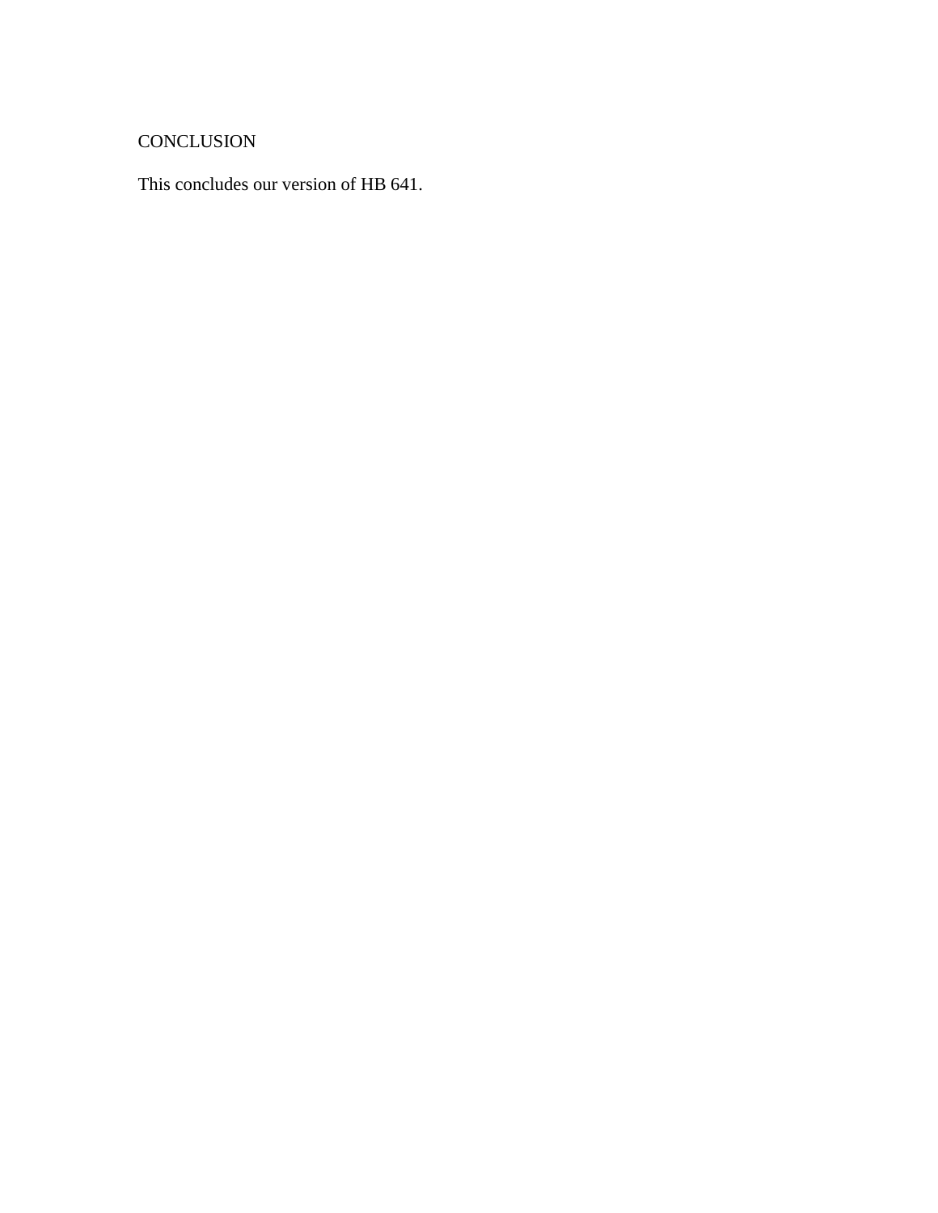CONCLUSION

This concludes our version of HB 641.